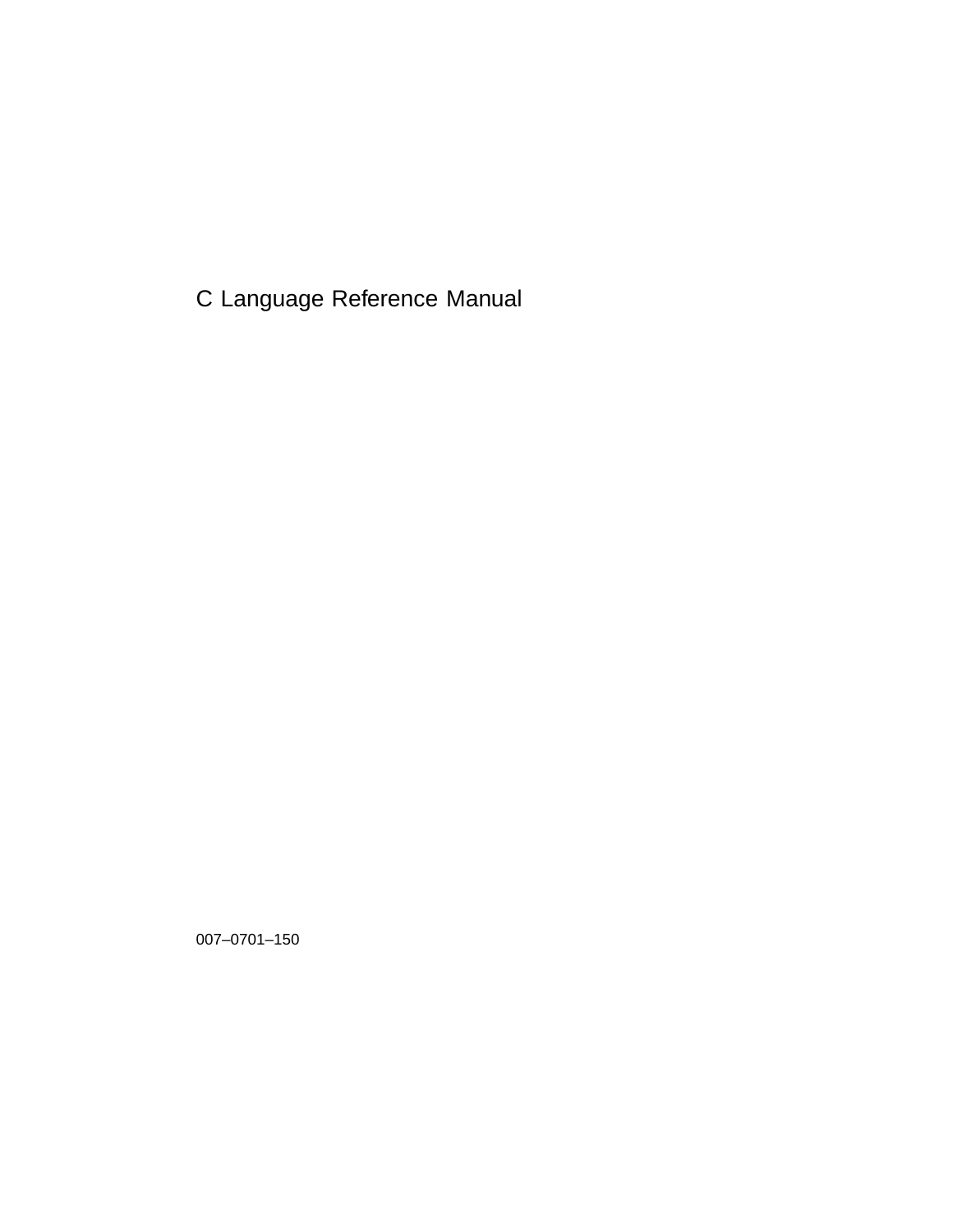# C Language Reference Manual

007–0701–150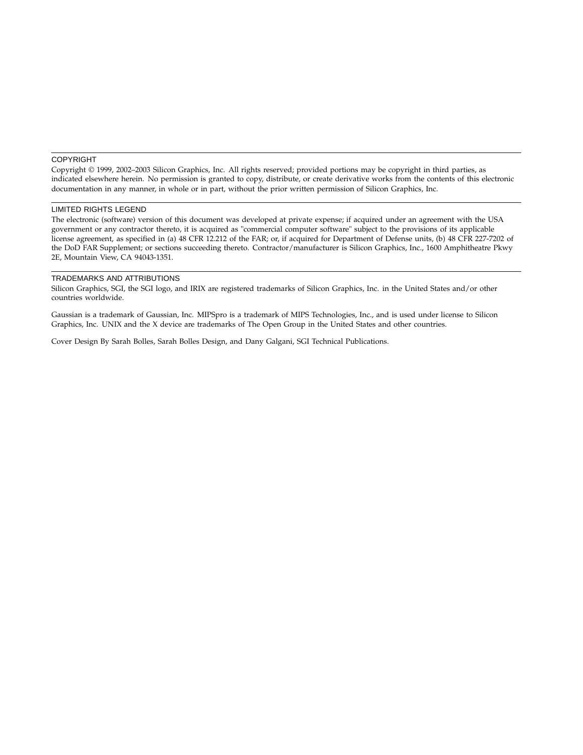## COPYRIGHT

Copyright © 1999, 2002–2003 Silicon Graphics, Inc. All rights reserved; provided portions may be copyright in third parties, as indicated elsewhere herein. No permission is granted to copy, distribute, or create derivative works from the contents of this electronic documentation in any manner, in whole or in part, without the prior written permission of Silicon Graphics, Inc.

## LIMITED RIGHTS LEGEND

The electronic (software) version of this document was developed at private expense; if acquired under an agreement with the USA government or any contractor thereto, it is acquired as "commercial computer software" subject to the provisions of its applicable license agreement, as specified in (a) 48 CFR 12.212 of the FAR; or, if acquired for Department of Defense units, (b) 48 CFR 227-7202 of the DoD FAR Supplement; or sections succeeding thereto. Contractor/manufacturer is Silicon Graphics, Inc., 1600 Amphitheatre Pkwy 2E, Mountain View, CA 94043-1351.

## TRADEMARKS AND ATTRIBUTIONS

Silicon Graphics, SGI, the SGI logo, and IRIX are registered trademarks of Silicon Graphics, Inc. in the United States and/or other countries worldwide.

Gaussian is a trademark of Gaussian, Inc. MIPSpro is a trademark of MIPS Technologies, Inc., and is used under license to Silicon Graphics, Inc. UNIX and the X device are trademarks of The Open Group in the United States and other countries.

Cover Design By Sarah Bolles, Sarah Bolles Design, and Dany Galgani, SGI Technical Publications.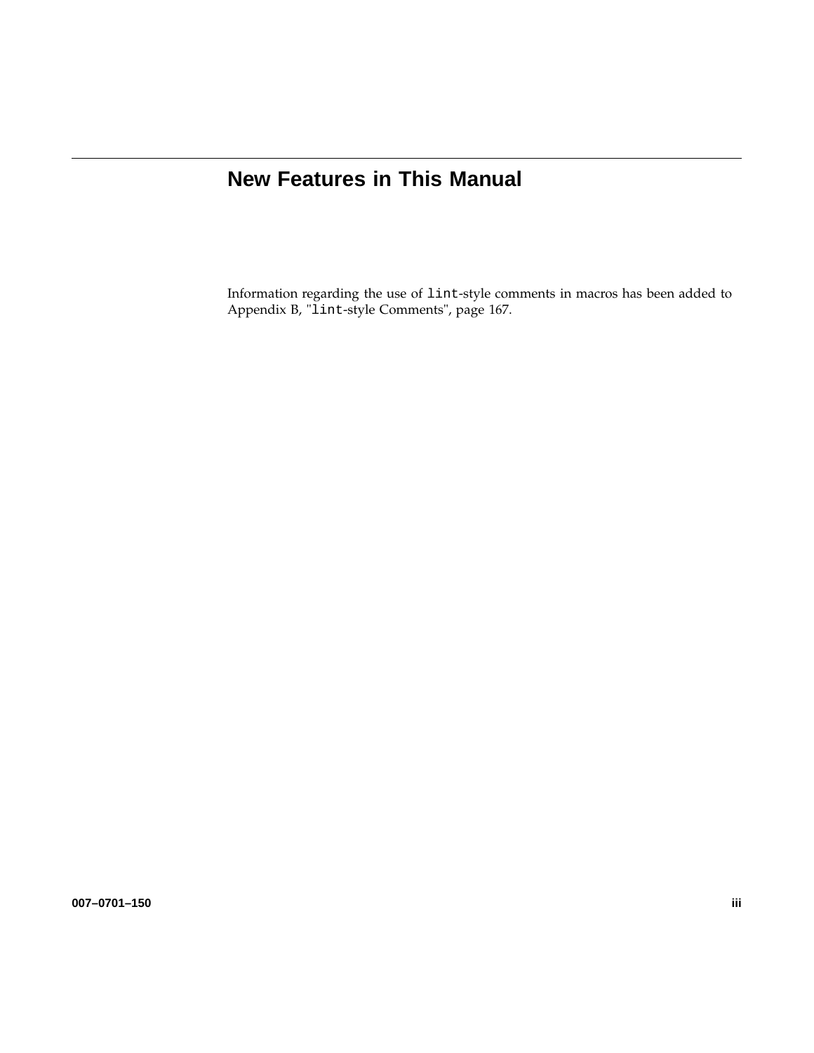# New Features in This Manual

Information regarding the use of `lint`-style comments in macros has been added to Appendix B, "`lint`-style Comments", page 167.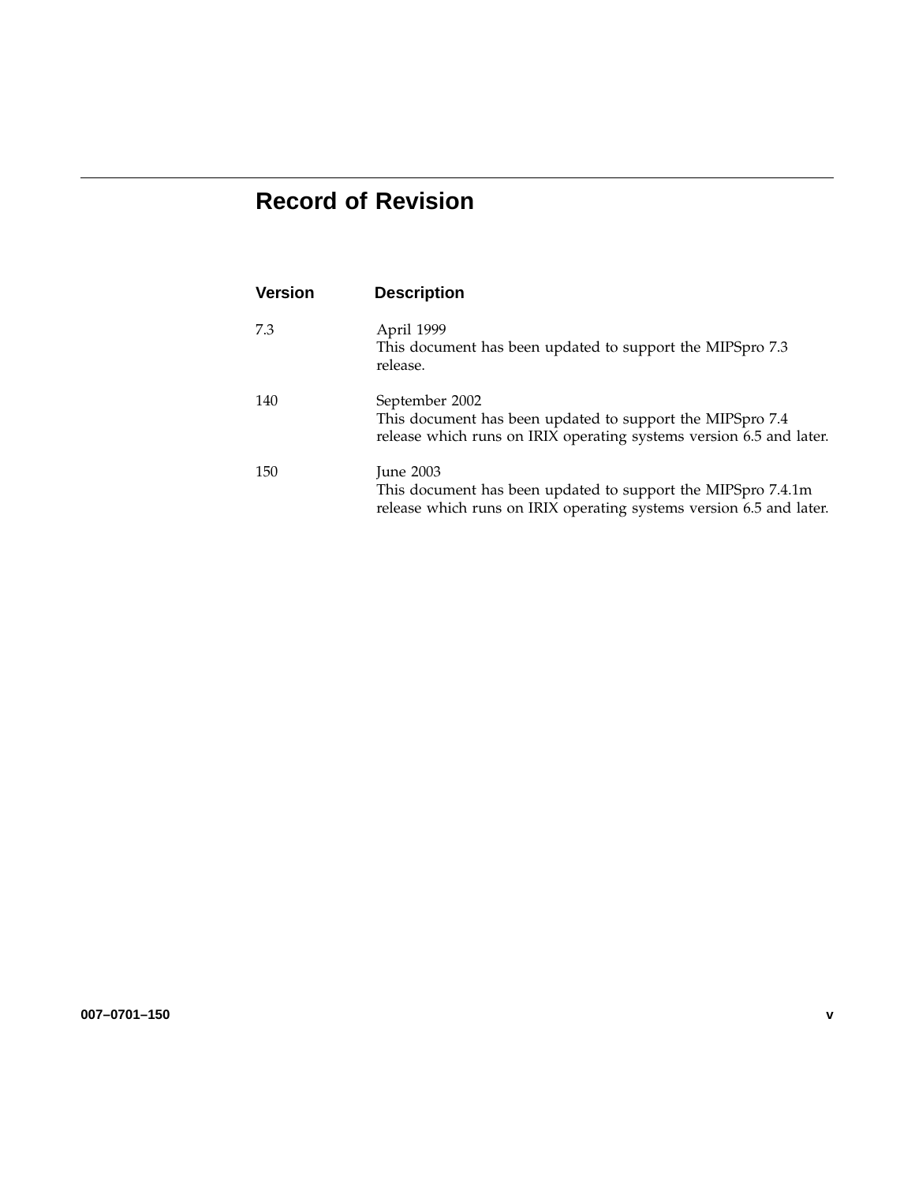# Record of Revision

| Version | Description |
| --- | --- |
| 7.3 | April 1999<br>This document has been updated to support the MIPSpro 7.3 release. |
| 140 | September 2002<br>This document has been updated to support the MIPSpro 7.4 release which runs on IRIX operating systems version 6.5 and later. |
| 150 | June 2003<br>This document has been updated to support the MIPSpro 7.4.1m release which runs on IRIX operating systems version 6.5 and later. |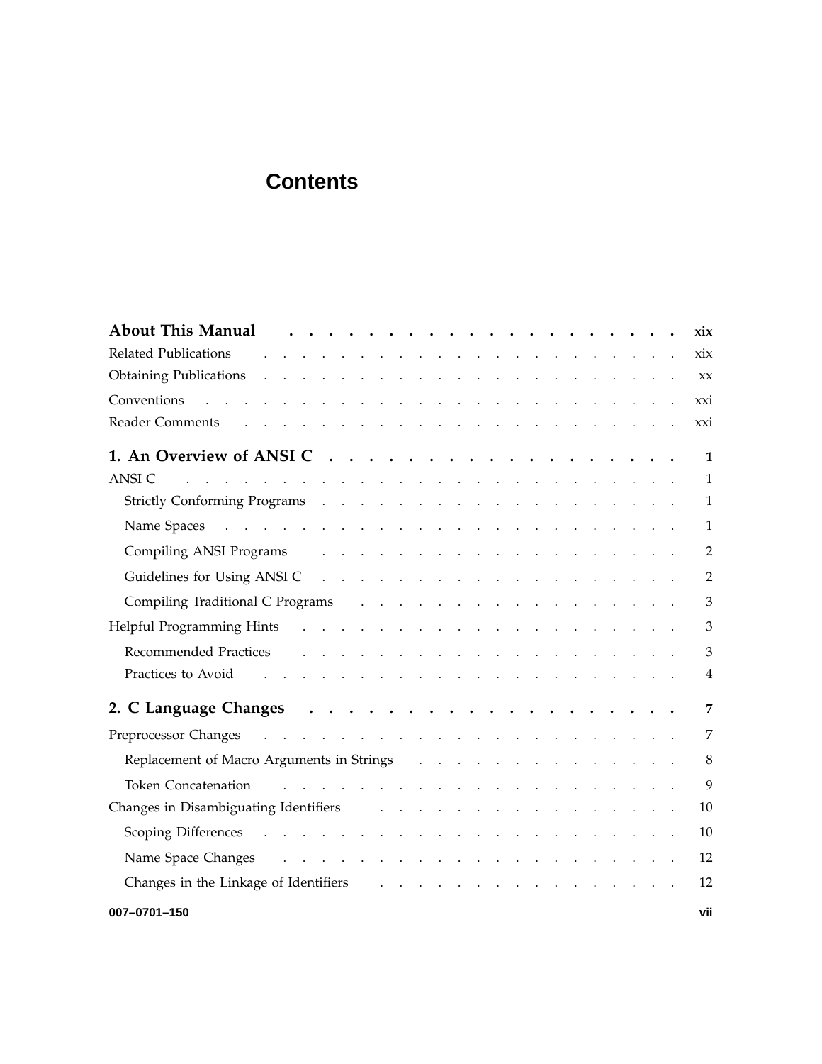# Contents

**About This Manual** . . . . . . . . . . . . . . . . . . . . . . **xix**

Related Publications . . . . . . . . . . . . . . . . . . . . . . xix

Obtaining Publications . . . . . . . . . . . . . . . . . . . . . . xx

Conventions . . . . . . . . . . . . . . . . . . . . . . xxi

Reader Comments . . . . . . . . . . . . . . . . . . . . . . xxi

**1. An Overview of ANSI C** . . . . . . . . . . . . . . . . . . . . **1**

ANSI C . . . . . . . . . . . . . . . . . . . . . . 1

  Strictly Conforming Programs . . . . . . . . . . . . . . . . . . . . 1

  Name Spaces . . . . . . . . . . . . . . . . . . . . . . 1

  Compiling ANSI Programs . . . . . . . . . . . . . . . . . . . . 2

  Guidelines for Using ANSI C . . . . . . . . . . . . . . . . . . . . 2

  Compiling Traditional C Programs . . . . . . . . . . . . . . . . . . . . 3

Helpful Programming Hints . . . . . . . . . . . . . . . . . . . . 3

  Recommended Practices . . . . . . . . . . . . . . . . . . . . 3

  Practices to Avoid . . . . . . . . . . . . . . . . . . . . 4

**2. C Language Changes** . . . . . . . . . . . . . . . . . . . . **7**

Preprocessor Changes . . . . . . . . . . . . . . . . . . . . 7

  Replacement of Macro Arguments in Strings . . . . . . . . . . . . . . 8

  Token Concatenation . . . . . . . . . . . . . . . . . . . . 9

Changes in Disambiguating Identifiers . . . . . . . . . . . . . . . . 10

  Scoping Differences . . . . . . . . . . . . . . . . . . . . 10

  Name Space Changes . . . . . . . . . . . . . . . . . . . . 12

  Changes in the Linkage of Identifiers . . . . . . . . . . . . . . . . 12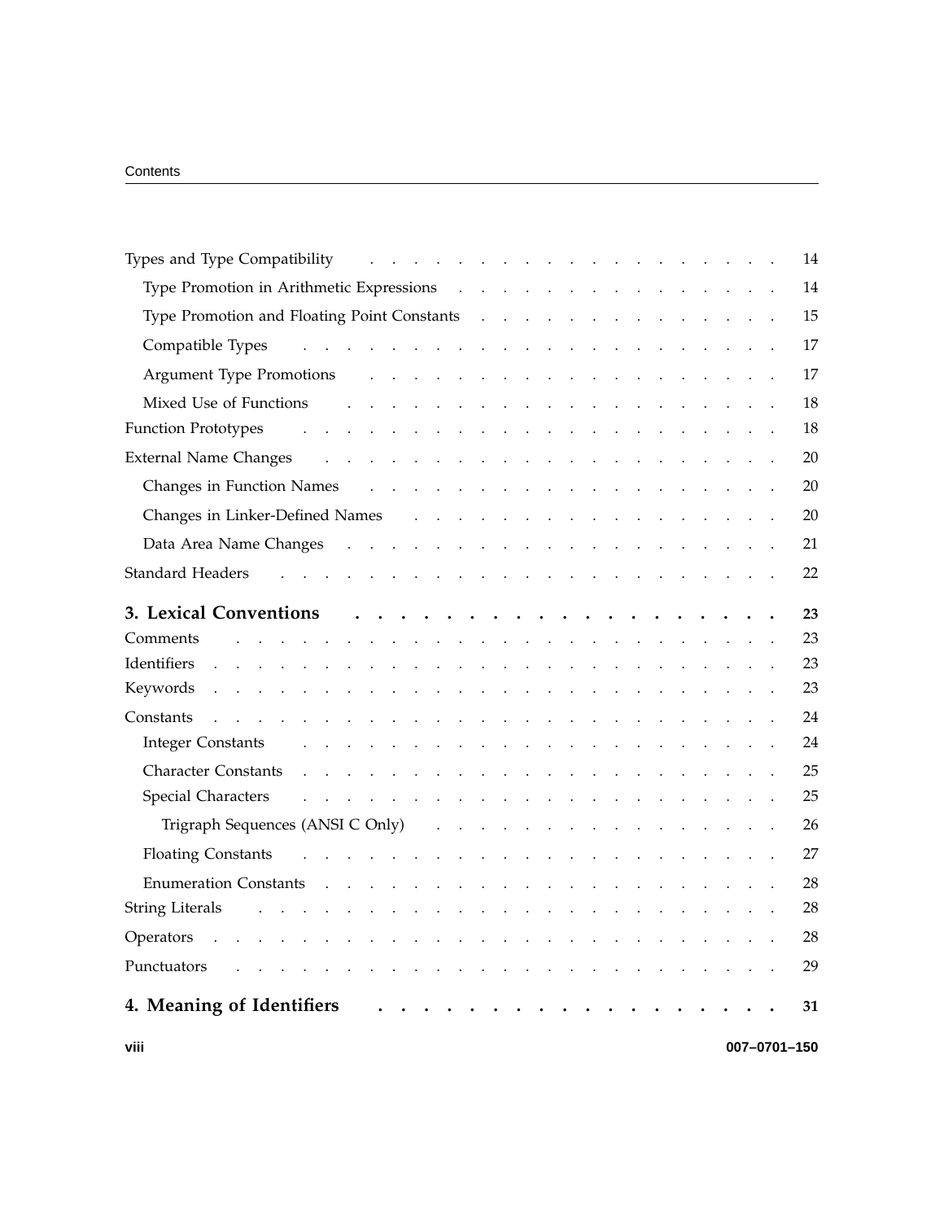Types and Type Compatibility . . . . . . . . . . . . . . . . . . . . 14

  Type Promotion in Arithmetic Expressions . . . . . . . . . . . . . . . 14

  Type Promotion and Floating Point Constants . . . . . . . . . . . . . . 15

  Compatible Types . . . . . . . . . . . . . . . . . . . . . . 17

  Argument Type Promotions . . . . . . . . . . . . . . . . . . . 17

  Mixed Use of Functions . . . . . . . . . . . . . . . . . . . . 18

Function Prototypes . . . . . . . . . . . . . . . . . . . . . . 18

External Name Changes . . . . . . . . . . . . . . . . . . . . . 20

  Changes in Function Names . . . . . . . . . . . . . . . . . . . 20

  Changes in Linker-Defined Names . . . . . . . . . . . . . . . . . 20

  Data Area Name Changes . . . . . . . . . . . . . . . . . . . . 21

Standard Headers . . . . . . . . . . . . . . . . . . . . . . . 22

**3. Lexical Conventions . . . . . . . . . . . . . . . . . . 23**

Comments . . . . . . . . . . . . . . . . . . . . . . . . . 23

Identifiers . . . . . . . . . . . . . . . . . . . . . . . . . 23

Keywords . . . . . . . . . . . . . . . . . . . . . . . . . 23

Constants . . . . . . . . . . . . . . . . . . . . . . . . . 24

  Integer Constants . . . . . . . . . . . . . . . . . . . . . . 24

  Character Constants . . . . . . . . . . . . . . . . . . . . . 25

  Special Characters . . . . . . . . . . . . . . . . . . . . . 25

    Trigraph Sequences (ANSI C Only) . . . . . . . . . . . . . . . . 26

  Floating Constants . . . . . . . . . . . . . . . . . . . . . 27

  Enumeration Constants . . . . . . . . . . . . . . . . . . . . 28

String Literals . . . . . . . . . . . . . . . . . . . . . . . 28

Operators . . . . . . . . . . . . . . . . . . . . . . . . . 28

Punctuators . . . . . . . . . . . . . . . . . . . . . . . . 29

**4. Meaning of Identifiers . . . . . . . . . . . . . . . . . . 31**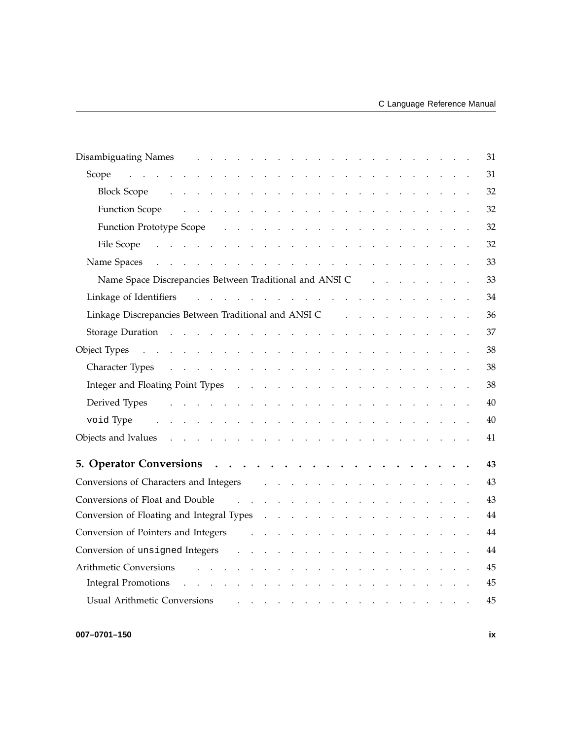Disambiguating Names . . . . . . . . . . . . . . . . . . . . . 31

- Scope . . . . . . . . . . . . . . . . . . . . . . . . 31
  - Block Scope . . . . . . . . . . . . . . . . . . . . . 32
  - Function Scope . . . . . . . . . . . . . . . . . . . . 32
  - Function Prototype Scope . . . . . . . . . . . . . . . . 32
  - File Scope . . . . . . . . . . . . . . . . . . . . . . 32
- Name Spaces . . . . . . . . . . . . . . . . . . . . . . 33
  - Name Space Discrepancies Between Traditional and ANSI C . . . . . . . . 33
- Linkage of Identifiers . . . . . . . . . . . . . . . . . . . 34
- Linkage Discrepancies Between Traditional and ANSI C . . . . . . . . . . 36
- Storage Duration . . . . . . . . . . . . . . . . . . . . . 37

Object Types . . . . . . . . . . . . . . . . . . . . . . . . 38

- Character Types . . . . . . . . . . . . . . . . . . . . . 38
- Integer and Floating Point Types . . . . . . . . . . . . . . . . 38
- Derived Types . . . . . . . . . . . . . . . . . . . . . 40
- `void` Type . . . . . . . . . . . . . . . . . . . . . . 40

Objects and lvalues . . . . . . . . . . . . . . . . . . . . . . 41

**5. Operator Conversions . . . . . . . . . . . . . . . . . . 43**

Conversions of Characters and Integers . . . . . . . . . . . . . . . 43

Conversions of Float and Double . . . . . . . . . . . . . . . . . 43

Conversion of Floating and Integral Types . . . . . . . . . . . . . . 44

Conversion of Pointers and Integers . . . . . . . . . . . . . . . . 44

Conversion of `unsigned` Integers . . . . . . . . . . . . . . . . . 44

Arithmetic Conversions . . . . . . . . . . . . . . . . . . . . 45

- Integral Promotions . . . . . . . . . . . . . . . . . . . . 45
- Usual Arithmetic Conversions . . . . . . . . . . . . . . . . . 45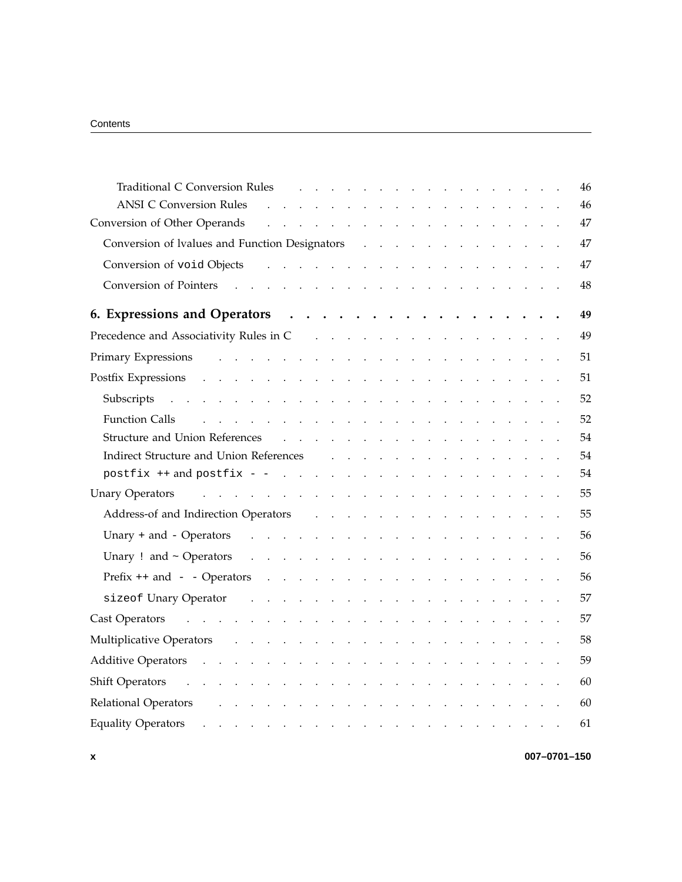Traditional C Conversion Rules . . . . . . . . . . . . . . . . . 46

ANSI C Conversion Rules . . . . . . . . . . . . . . . . . 46

Conversion of Other Operands . . . . . . . . . . . . . . . . . 47

Conversion of lvalues and Function Designators . . . . . . . . . . . . . . . . . 47

Conversion of `void` Objects . . . . . . . . . . . . . . . . . 47

Conversion of Pointers . . . . . . . . . . . . . . . . . 48

**6. Expressions and Operators . . . . . . . . . . . . . . . . . 49**

Precedence and Associativity Rules in C . . . . . . . . . . . . . . . . . 49

Primary Expressions . . . . . . . . . . . . . . . . . 51

Postfix Expressions . . . . . . . . . . . . . . . . . 51

Subscripts . . . . . . . . . . . . . . . . . 52

Function Calls . . . . . . . . . . . . . . . . . 52

Structure and Union References . . . . . . . . . . . . . . . . . 54

Indirect Structure and Union References . . . . . . . . . . . . . . . . . 54

`postfix ++` and `postfix - -` . . . . . . . . . . . . . . . . . 54

Unary Operators . . . . . . . . . . . . . . . . . 55

Address-of and Indirection Operators . . . . . . . . . . . . . . . . . 55

Unary `+` and `-` Operators . . . . . . . . . . . . . . . . . 56

Unary `!` and `~` Operators . . . . . . . . . . . . . . . . . 56

Prefix `++` and `- -` Operators . . . . . . . . . . . . . . . . . 56

`sizeof` Unary Operator . . . . . . . . . . . . . . . . . 57

Cast Operators . . . . . . . . . . . . . . . . . 57

Multiplicative Operators . . . . . . . . . . . . . . . . . 58

Additive Operators . . . . . . . . . . . . . . . . . 59

Shift Operators . . . . . . . . . . . . . . . . . 60

Relational Operators . . . . . . . . . . . . . . . . . 60

Equality Operators . . . . . . . . . . . . . . . . . 61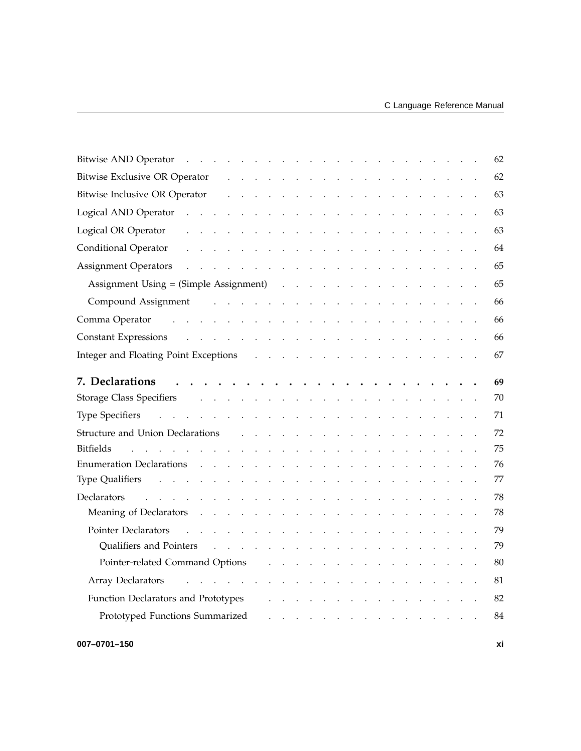Bitwise AND Operator . . . . . . . . . . . . . . . . . . . . . . 62

Bitwise Exclusive OR Operator . . . . . . . . . . . . . . . . . . . 62

Bitwise Inclusive OR Operator . . . . . . . . . . . . . . . . . . . 63

Logical AND Operator . . . . . . . . . . . . . . . . . . . . . . 63

Logical OR Operator . . . . . . . . . . . . . . . . . . . . . . 63

Conditional Operator . . . . . . . . . . . . . . . . . . . . . . 64

Assignment Operators . . . . . . . . . . . . . . . . . . . . . . 65

Assignment Using = (Simple Assignment) . . . . . . . . . . . . . . . 65

Compound Assignment . . . . . . . . . . . . . . . . . . . . . 66

Comma Operator . . . . . . . . . . . . . . . . . . . . . . . 66

Constant Expressions . . . . . . . . . . . . . . . . . . . . . . 66

Integer and Floating Point Exceptions . . . . . . . . . . . . . . . . . 67

**7. Declarations . . . . . . . . . . . . . . . . . . . . . . . 69**

Storage Class Specifiers . . . . . . . . . . . . . . . . . . . . . 70

Type Specifiers . . . . . . . . . . . . . . . . . . . . . . . . 71

Structure and Union Declarations . . . . . . . . . . . . . . . . . . 72

Bitfields . . . . . . . . . . . . . . . . . . . . . . . . . . 75

Enumeration Declarations . . . . . . . . . . . . . . . . . . . . . 76

Type Qualifiers . . . . . . . . . . . . . . . . . . . . . . . . 77

Declarators . . . . . . . . . . . . . . . . . . . . . . . . . 78

Meaning of Declarators . . . . . . . . . . . . . . . . . . . . . 78

Pointer Declarators . . . . . . . . . . . . . . . . . . . . . . 79

Qualifiers and Pointers . . . . . . . . . . . . . . . . . . . . 79

Pointer-related Command Options . . . . . . . . . . . . . . . . . 80

Array Declarators . . . . . . . . . . . . . . . . . . . . . . . 81

Function Declarators and Prototypes . . . . . . . . . . . . . . . . 82

Prototyped Functions Summarized . . . . . . . . . . . . . . . . . 84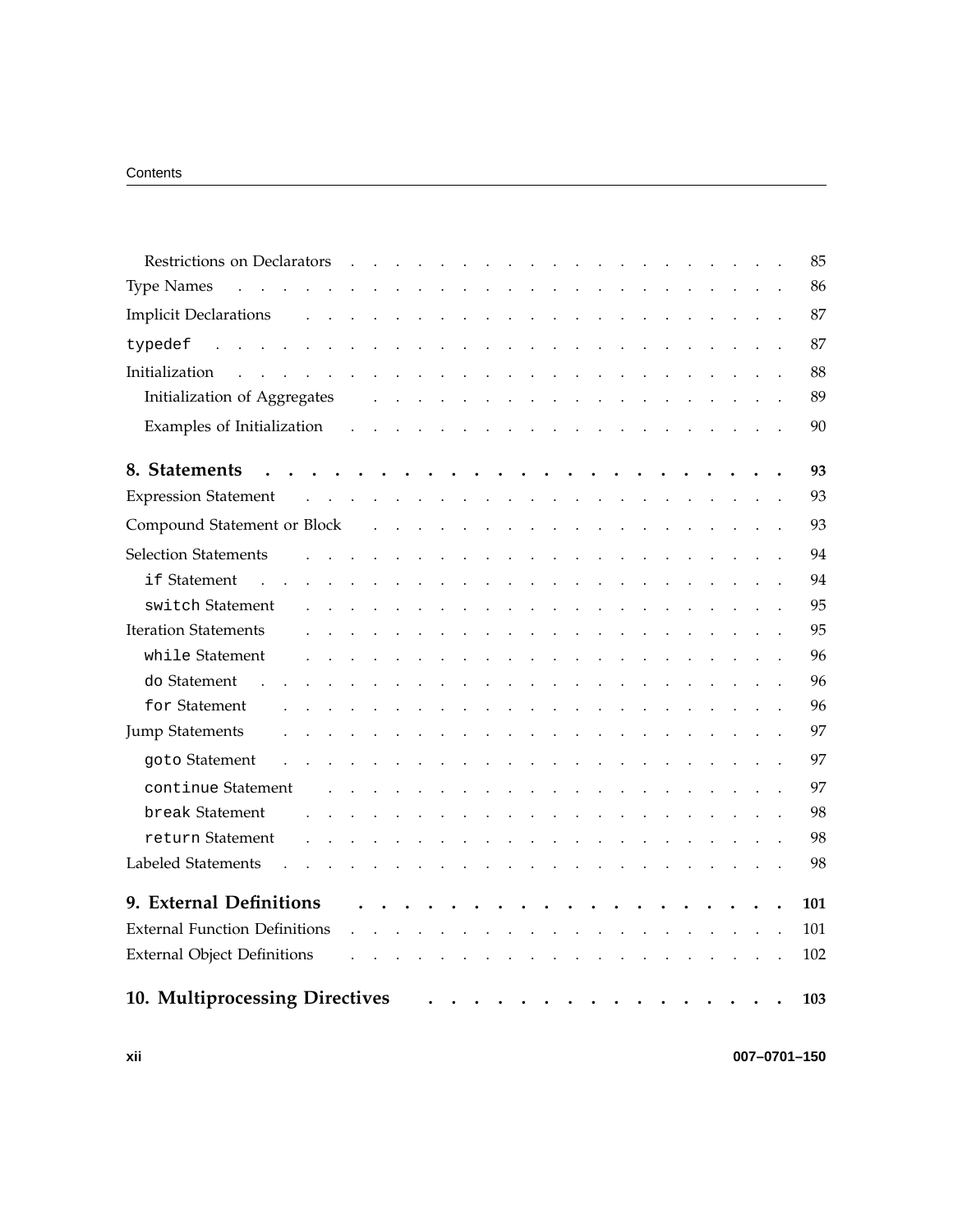Restrictions on Declarators . . . . . . . . . . . . . . . . . . . . . . 85

Type Names . . . . . . . . . . . . . . . . . . . . . . . . . 86

Implicit Declarations . . . . . . . . . . . . . . . . . . . . . . . 87

`typedef` . . . . . . . . . . . . . . . . . . . . . . . . . . 87

Initialization . . . . . . . . . . . . . . . . . . . . . . . . . 88

Initialization of Aggregates . . . . . . . . . . . . . . . . . . . . 89

Examples of Initialization . . . . . . . . . . . . . . . . . . . . 90

**8. Statements . . . . . . . . . . . . . . . . . . . . . . . 93**

Expression Statement . . . . . . . . . . . . . . . . . . . . . . 93

Compound Statement or Block . . . . . . . . . . . . . . . . . . . 93

Selection Statements . . . . . . . . . . . . . . . . . . . . . . 94

`if` Statement . . . . . . . . . . . . . . . . . . . . . . . . 94

`switch` Statement . . . . . . . . . . . . . . . . . . . . . . 95

Iteration Statements . . . . . . . . . . . . . . . . . . . . . . 95

`while` Statement . . . . . . . . . . . . . . . . . . . . . . 96

`do` Statement . . . . . . . . . . . . . . . . . . . . . . . . 96

`for` Statement . . . . . . . . . . . . . . . . . . . . . . . 96

Jump Statements . . . . . . . . . . . . . . . . . . . . . . . 97

`goto` Statement . . . . . . . . . . . . . . . . . . . . . . . 97

`continue` Statement . . . . . . . . . . . . . . . . . . . . . 97

`break` Statement . . . . . . . . . . . . . . . . . . . . . . 98

`return` Statement . . . . . . . . . . . . . . . . . . . . . . 98

Labeled Statements . . . . . . . . . . . . . . . . . . . . . . . 98

**9. External Definitions . . . . . . . . . . . . . . . . . . 101**

External Function Definitions . . . . . . . . . . . . . . . . . . . 101

External Object Definitions . . . . . . . . . . . . . . . . . . . . 102

**10. Multiprocessing Directives . . . . . . . . . . . . . . . . 103**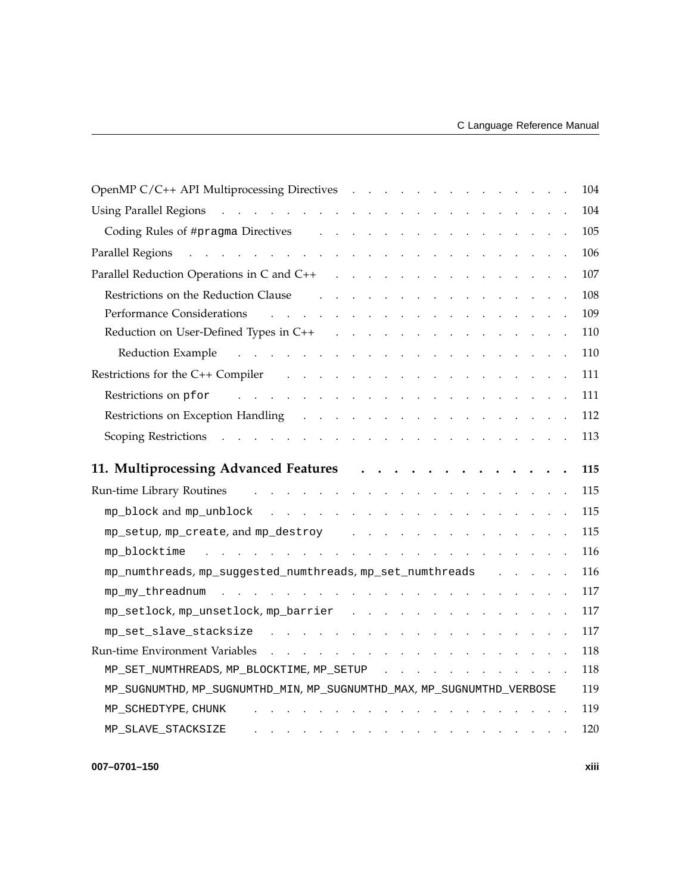OpenMP C/C++ API Multiprocessing Directives . . . . . . . . . . . . . . . 104

Using Parallel Regions . . . . . . . . . . . . . . . . . . . . . . . . 104

Coding Rules of #`pragma` Directives . . . . . . . . . . . . . . . . . 105

Parallel Regions . . . . . . . . . . . . . . . . . . . . . . . . . . 106

Parallel Reduction Operations in C and C++ . . . . . . . . . . . . . . . 107

Restrictions on the Reduction Clause . . . . . . . . . . . . . . . . . 108

Performance Considerations . . . . . . . . . . . . . . . . . . . . 109

Reduction on User-Defined Types in C++ . . . . . . . . . . . . . . . 110

Reduction Example . . . . . . . . . . . . . . . . . . . . . . 110

Restrictions for the C++ Compiler . . . . . . . . . . . . . . . . . . . 111

Restrictions on `pfor` . . . . . . . . . . . . . . . . . . . . . . 111

Restrictions on Exception Handling . . . . . . . . . . . . . . . . . 112

Scoping Restrictions . . . . . . . . . . . . . . . . . . . . . . . 113

**11. Multiprocessing Advanced Features . . . . . . . . . . . . . . 115**

Run-time Library Routines . . . . . . . . . . . . . . . . . . . . . 115

`mp_block` and `mp_unblock` . . . . . . . . . . . . . . . . . . . . 115

`mp_setup`, `mp_create`, and `mp_destroy` . . . . . . . . . . . . . . . 115

`mp_blocktime` . . . . . . . . . . . . . . . . . . . . . . . . 116

`mp_numthreads`, `mp_suggested_numthreads`, `mp_set_numthreads` . . . . . 116

`mp_my_threadnum` . . . . . . . . . . . . . . . . . . . . . . . 117

`mp_setlock`, `mp_unsetlock`, `mp_barrier` . . . . . . . . . . . . . . . 117

`mp_set_slave_stacksize` . . . . . . . . . . . . . . . . . . . . . 117

Run-time Environment Variables . . . . . . . . . . . . . . . . . . . 118

`MP_SET_NUMTHREADS`, `MP_BLOCKTIME`, `MP_SETUP` . . . . . . . . . . . . . 118

`MP_SUGNUMTHD`, `MP_SUGNUMTHD_MIN`, `MP_SUGNUMTHD_MAX`, `MP_SUGNUMTHD_VERBOSE` 119

`MP_SCHEDTYPE`, `CHUNK` . . . . . . . . . . . . . . . . . . . . . 119

`MP_SLAVE_STACKSIZE` . . . . . . . . . . . . . . . . . . . . . . 120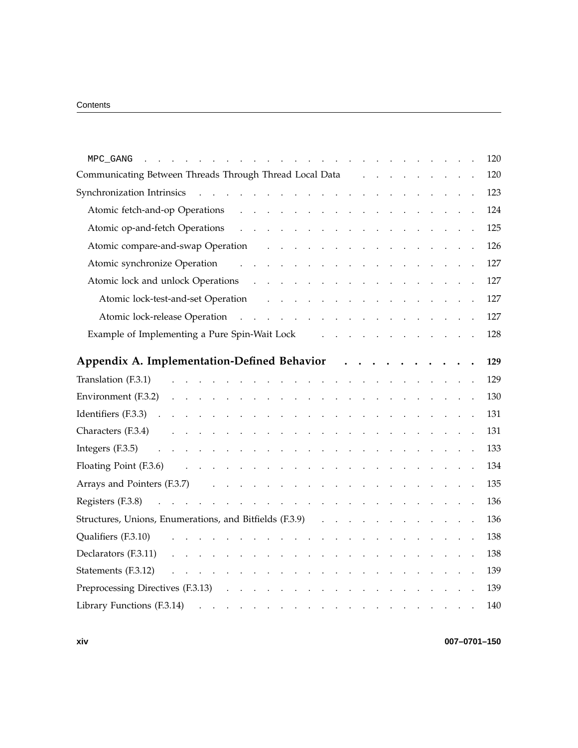- `MPC_GANG` . . . 120

Communicating Between Threads Through Thread Local Data . . . 120

Synchronization Intrinsics . . . 123

- Atomic fetch-and-op Operations . . . 124
- Atomic op-and-fetch Operations . . . 125
- Atomic compare-and-swap Operation . . . 126
- Atomic synchronize Operation . . . 127
- Atomic lock and unlock Operations . . . 127
  - Atomic lock-test-and-set Operation . . . 127
  - Atomic lock-release Operation . . . 127
- Example of Implementing a Pure Spin-Wait Lock . . . 128

**Appendix A. Implementation-Defined Behavior . . . 129**

Translation (F.3.1) . . . 129

Environment (F.3.2) . . . 130

Identifiers (F.3.3) . . . 131

Characters (F.3.4) . . . 131

Integers (F.3.5) . . . 133

Floating Point (F.3.6) . . . 134

Arrays and Pointers (F.3.7) . . . 135

Registers (F.3.8) . . . 136

Structures, Unions, Enumerations, and Bitfields (F.3.9) . . . 136

Qualifiers (F.3.10) . . . 138

Declarators (F.3.11) . . . 138

Statements (F.3.12) . . . 139

Preprocessing Directives (F.3.13) . . . 139

Library Functions (F.3.14) . . . 140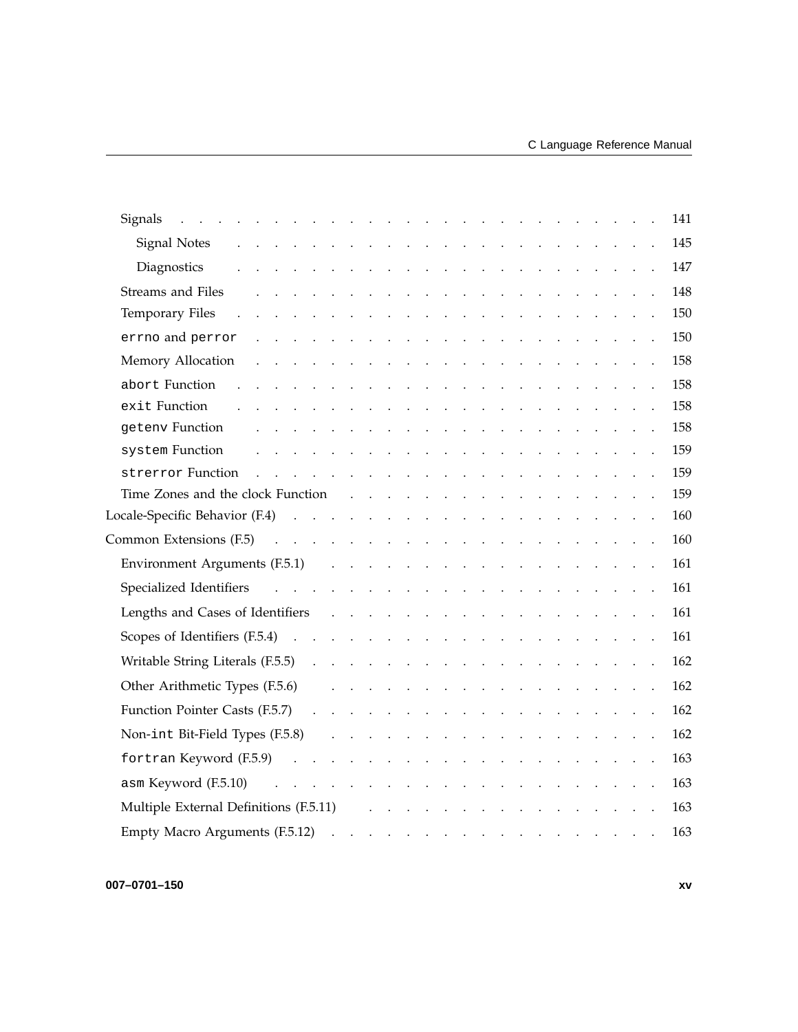- Signals . . . 141
  - Signal Notes . . . 145
  - Diagnostics . . . 147
- Streams and Files . . . 148
- Temporary Files . . . 150
- `errno` and `perror` . . . 150
- Memory Allocation . . . 158
- `abort` Function . . . 158
- `exit` Function . . . 158
- `getenv` Function . . . 158
- `system` Function . . . 159
- `strerror` Function . . . 159
- Time Zones and the clock Function . . . 159

Locale-Specific Behavior (F.4) . . . 160

Common Extensions (F.5) . . . 160

- Environment Arguments (F.5.1) . . . 161
- Specialized Identifiers . . . 161
- Lengths and Cases of Identifiers . . . 161
- Scopes of Identifiers (F.5.4) . . . 161
- Writable String Literals (F.5.5) . . . 162
- Other Arithmetic Types (F.5.6) . . . 162
- Function Pointer Casts (F.5.7) . . . 162
- Non-`int` Bit-Field Types (F.5.8) . . . 162
- `fortran` Keyword (F.5.9) . . . 163
- `asm` Keyword (F.5.10) . . . 163
- Multiple External Definitions (F.5.11) . . . 163
- Empty Macro Arguments (F.5.12) . . . 163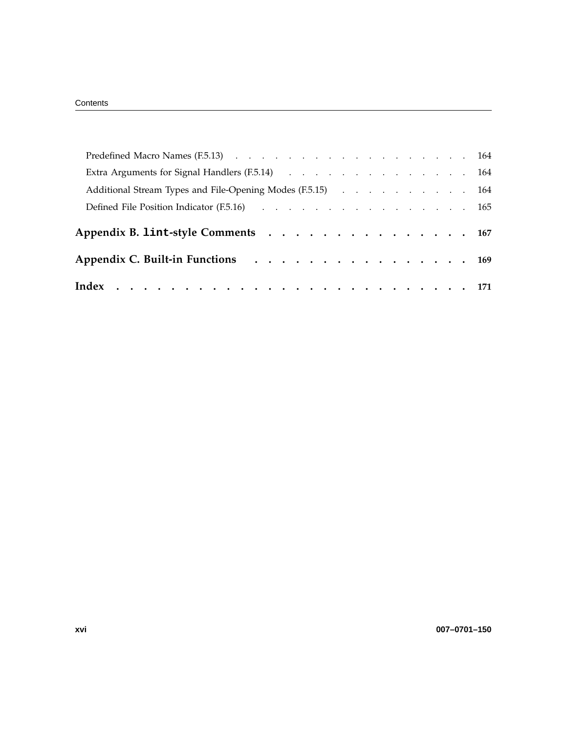Predefined Macro Names (F.5.13) . . . . . . . . . . . . . . . . . . 164

Extra Arguments for Signal Handlers (F.5.14) . . . . . . . . . . . . . . 164

Additional Stream Types and File-Opening Modes (F.5.15) . . . . . . . . . . 164

Defined File Position Indicator (F.5.16) . . . . . . . . . . . . . . . . 165

**Appendix B. `lint`-style Comments . . . . . . . . . . . . . . . 167**

**Appendix C. Built-in Functions . . . . . . . . . . . . . . . . 169**

**Index . . . . . . . . . . . . . . . . . . . . . . . . . . 171**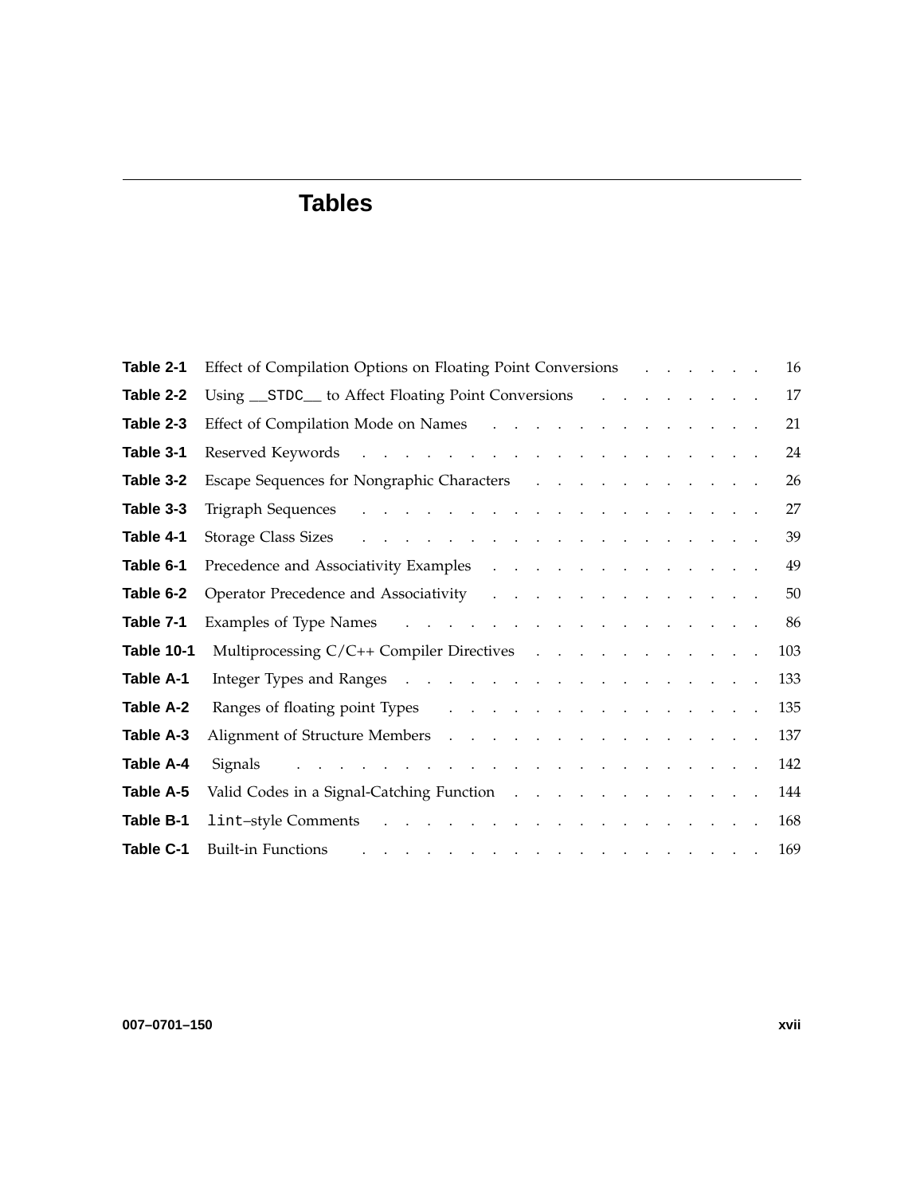# Tables

| | | |
|---|---|---|
| **Table 2-1** | Effect of Compilation Options on Floating Point Conversions | 16 |
| **Table 2-2** | Using `__STDC__` to Affect Floating Point Conversions | 17 |
| **Table 2-3** | Effect of Compilation Mode on Names | 21 |
| **Table 3-1** | Reserved Keywords | 24 |
| **Table 3-2** | Escape Sequences for Nongraphic Characters | 26 |
| **Table 3-3** | Trigraph Sequences | 27 |
| **Table 4-1** | Storage Class Sizes | 39 |
| **Table 6-1** | Precedence and Associativity Examples | 49 |
| **Table 6-2** | Operator Precedence and Associativity | 50 |
| **Table 7-1** | Examples of Type Names | 86 |
| **Table 10-1** | Multiprocessing C/C++ Compiler Directives | 103 |
| **Table A-1** | Integer Types and Ranges | 133 |
| **Table A-2** | Ranges of floating point Types | 135 |
| **Table A-3** | Alignment of Structure Members | 137 |
| **Table A-4** | Signals | 142 |
| **Table A-5** | Valid Codes in a Signal-Catching Function | 144 |
| **Table B-1** | `lint`–style Comments | 168 |
| **Table C-1** | Built-in Functions | 169 |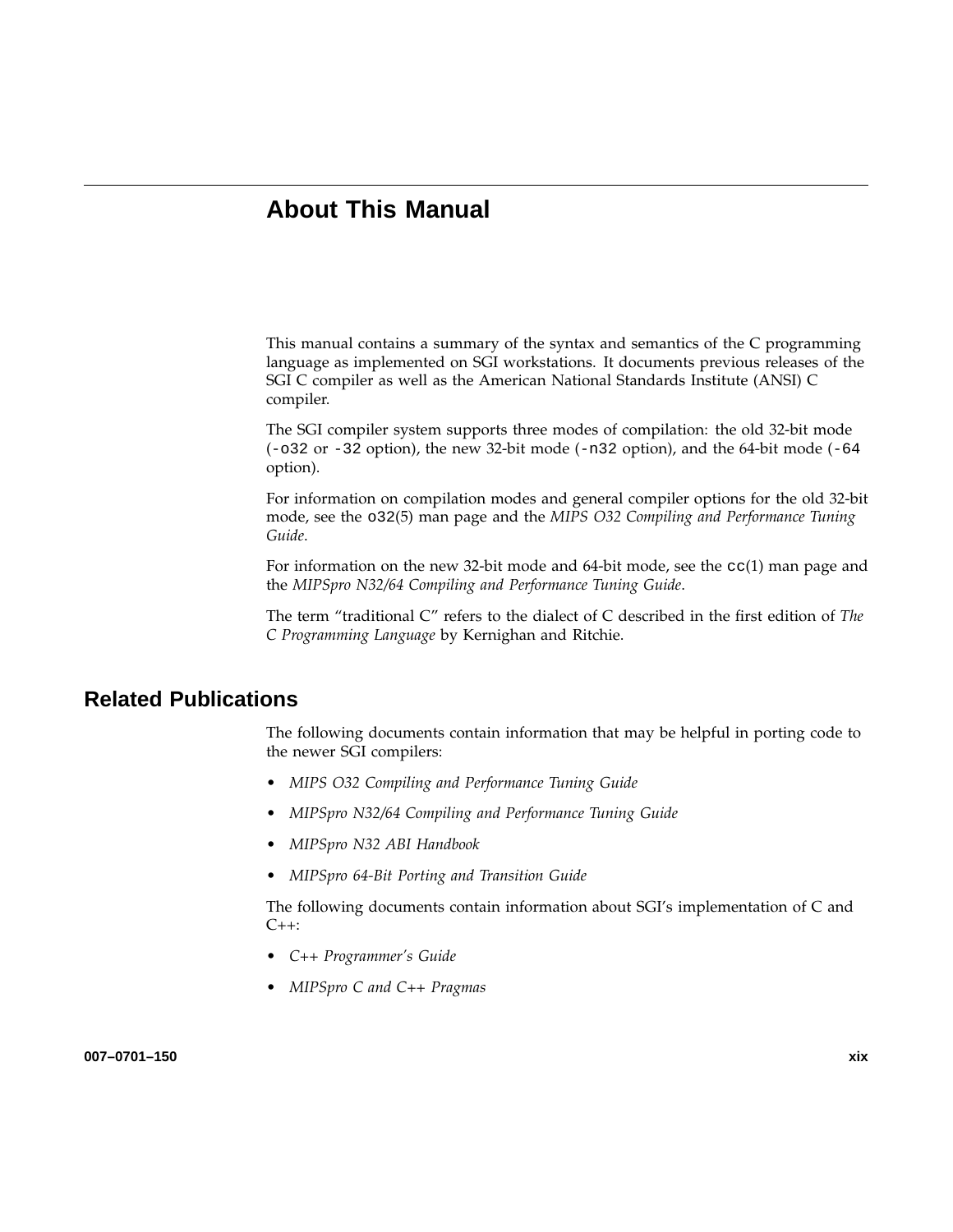# About This Manual

This manual contains a summary of the syntax and semantics of the C programming language as implemented on SGI workstations. It documents previous releases of the SGI C compiler as well as the American National Standards Institute (ANSI) C compiler.

The SGI compiler system supports three modes of compilation: the old 32-bit mode (`-o32` or `-32` option), the new 32-bit mode (`-n32` option), and the 64-bit mode (`-64` option).

For information on compilation modes and general compiler options for the old 32-bit mode, see the `o32`(5) man page and the *MIPS O32 Compiling and Performance Tuning Guide*.

For information on the new 32-bit mode and 64-bit mode, see the `cc`(1) man page and the *MIPSpro N32/64 Compiling and Performance Tuning Guide*.

The term "traditional C" refers to the dialect of C described in the first edition of *The C Programming Language* by Kernighan and Ritchie.

## Related Publications

The following documents contain information that may be helpful in porting code to the newer SGI compilers:

- *MIPS O32 Compiling and Performance Tuning Guide*
- *MIPSpro N32/64 Compiling and Performance Tuning Guide*
- *MIPSpro N32 ABI Handbook*
- *MIPSpro 64-Bit Porting and Transition Guide*

The following documents contain information about SGI's implementation of C and C++:

- *C++ Programmer's Guide*
- *MIPSpro C and C++ Pragmas*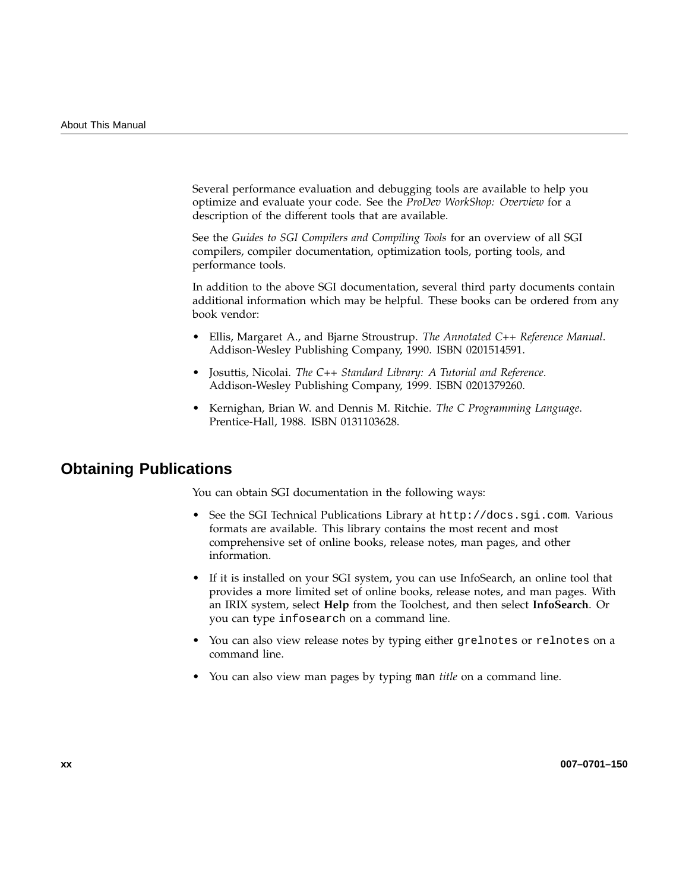Several performance evaluation and debugging tools are available to help you optimize and evaluate your code. See the *ProDev WorkShop: Overview* for a description of the different tools that are available.

See the *Guides to SGI Compilers and Compiling Tools* for an overview of all SGI compilers, compiler documentation, optimization tools, porting tools, and performance tools.

In addition to the above SGI documentation, several third party documents contain additional information which may be helpful. These books can be ordered from any book vendor:

- Ellis, Margaret A., and Bjarne Stroustrup. *The Annotated C++ Reference Manual*. Addison-Wesley Publishing Company, 1990. ISBN 0201514591.
- Josuttis, Nicolai. *The C++ Standard Library: A Tutorial and Reference*. Addison-Wesley Publishing Company, 1999. ISBN 0201379260.
- Kernighan, Brian W. and Dennis M. Ritchie. *The C Programming Language*. Prentice-Hall, 1988. ISBN 0131103628.

## Obtaining Publications

You can obtain SGI documentation in the following ways:

- See the SGI Technical Publications Library at `http://docs.sgi.com`. Various formats are available. This library contains the most recent and most comprehensive set of online books, release notes, man pages, and other information.
- If it is installed on your SGI system, you can use InfoSearch, an online tool that provides a more limited set of online books, release notes, and man pages. With an IRIX system, select **Help** from the Toolchest, and then select **InfoSearch**. Or you can type `infosearch` on a command line.
- You can also view release notes by typing either `grelnotes` or `relnotes` on a command line.
- You can also view man pages by typing `man` *title* on a command line.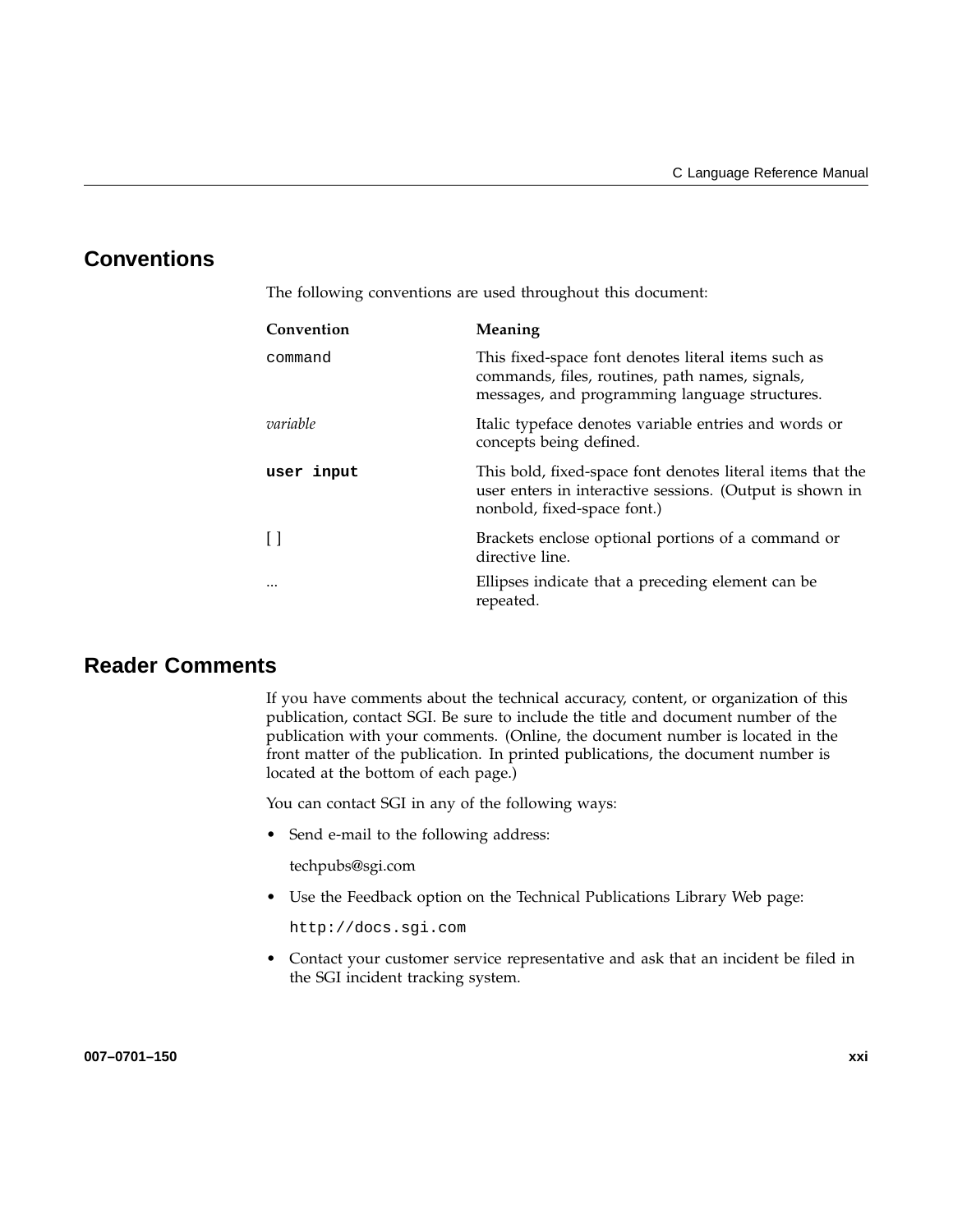## Conventions

The following conventions are used throughout this document:

| Convention | Meaning |
|---|---|
| `command` | This fixed-space font denotes literal items such as commands, files, routines, path names, signals, messages, and programming language structures. |
| *variable* | Italic typeface denotes variable entries and words or concepts being defined. |
| **`user input`** | This bold, fixed-space font denotes literal items that the user enters in interactive sessions. (Output is shown in nonbold, fixed-space font.) |
| [ ] | Brackets enclose optional portions of a command or directive line. |
| ... | Ellipses indicate that a preceding element can be repeated. |

## Reader Comments

If you have comments about the technical accuracy, content, or organization of this publication, contact SGI. Be sure to include the title and document number of the publication with your comments. (Online, the document number is located in the front matter of the publication. In printed publications, the document number is located at the bottom of each page.)

You can contact SGI in any of the following ways:

- Send e-mail to the following address:

  techpubs@sgi.com

- Use the Feedback option on the Technical Publications Library Web page:

  `http://docs.sgi.com`

- Contact your customer service representative and ask that an incident be filed in the SGI incident tracking system.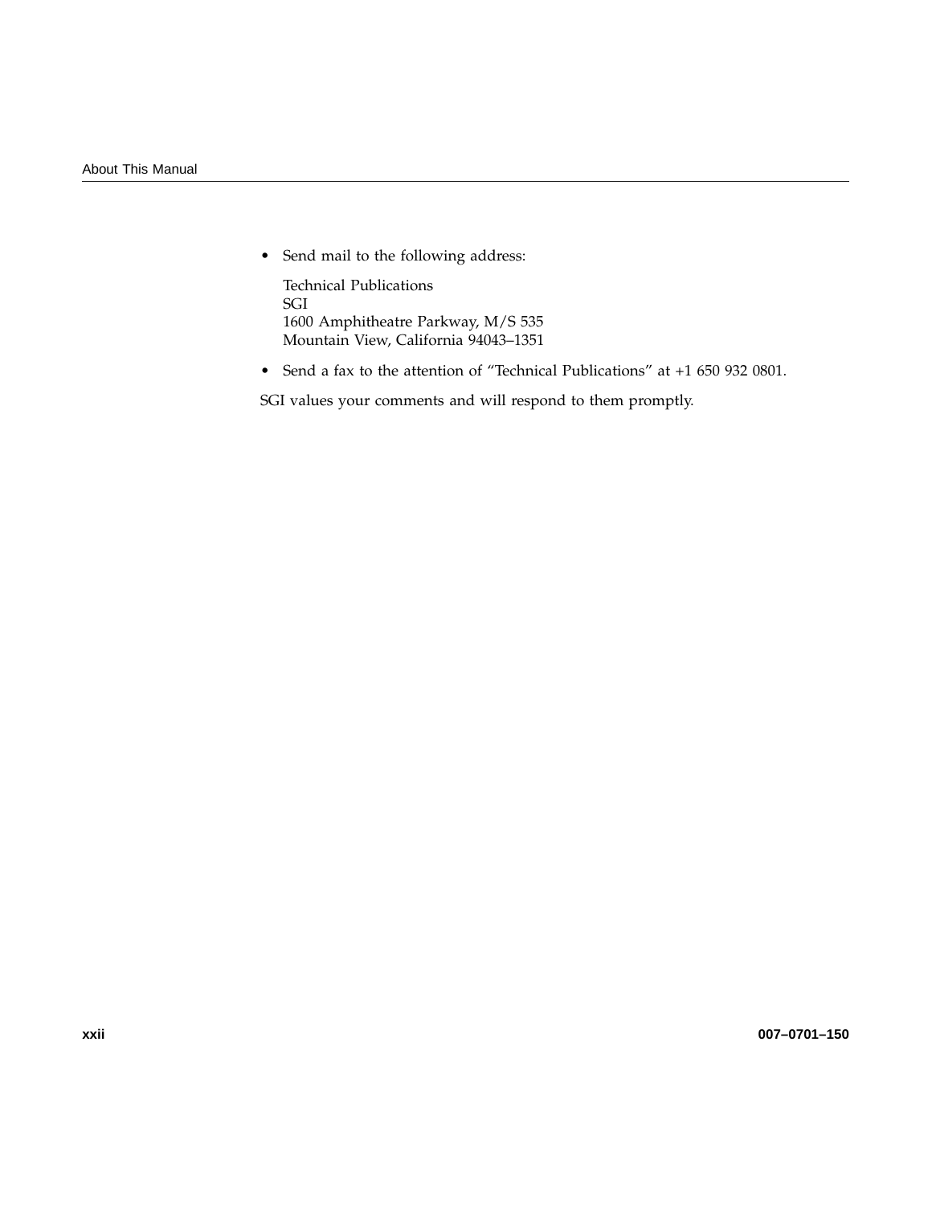- Send mail to the following address:

  Technical Publications
  SGI
  1600 Amphitheatre Parkway, M/S 535
  Mountain View, California 94043–1351

- Send a fax to the attention of “Technical Publications” at +1 650 932 0801.

SGI values your comments and will respond to them promptly.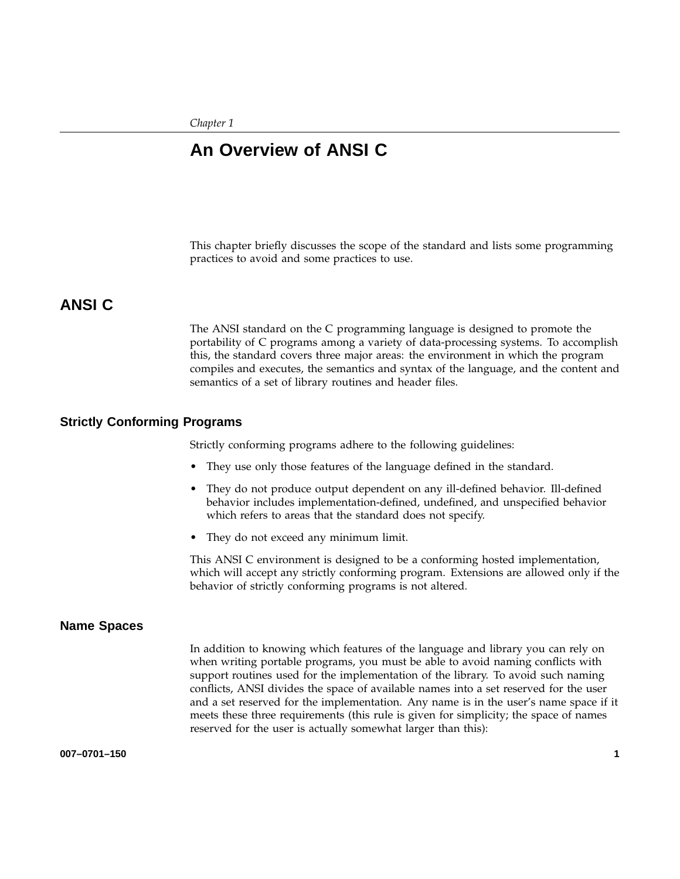*Chapter 1*

# An Overview of ANSI C

This chapter briefly discusses the scope of the standard and lists some programming practices to avoid and some practices to use.

## ANSI C

The ANSI standard on the C programming language is designed to promote the portability of C programs among a variety of data-processing systems. To accomplish this, the standard covers three major areas: the environment in which the program compiles and executes, the semantics and syntax of the language, and the content and semantics of a set of library routines and header files.

### Strictly Conforming Programs

Strictly conforming programs adhere to the following guidelines:

- They use only those features of the language defined in the standard.
- They do not produce output dependent on any ill-defined behavior. Ill-defined behavior includes implementation-defined, undefined, and unspecified behavior which refers to areas that the standard does not specify.
- They do not exceed any minimum limit.

This ANSI C environment is designed to be a conforming hosted implementation, which will accept any strictly conforming program. Extensions are allowed only if the behavior of strictly conforming programs is not altered.

### Name Spaces

In addition to knowing which features of the language and library you can rely on when writing portable programs, you must be able to avoid naming conflicts with support routines used for the implementation of the library. To avoid such naming conflicts, ANSI divides the space of available names into a set reserved for the user and a set reserved for the implementation. Any name is in the user's name space if it meets these three requirements (this rule is given for simplicity; the space of names reserved for the user is actually somewhat larger than this):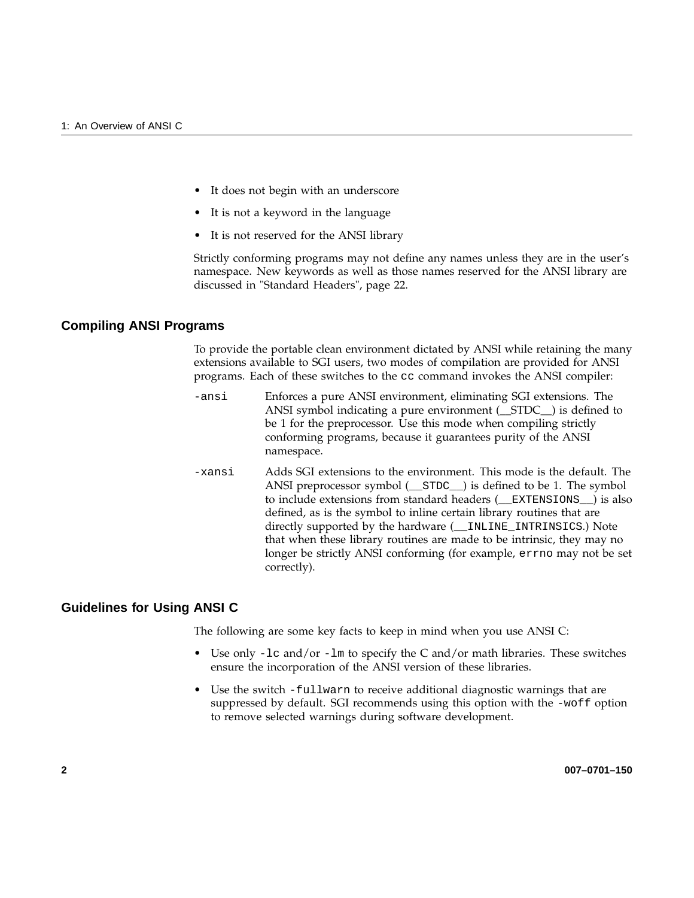- It does not begin with an underscore
- It is not a keyword in the language
- It is not reserved for the ANSI library

Strictly conforming programs may not define any names unless they are in the user's namespace. New keywords as well as those names reserved for the ANSI library are discussed in "Standard Headers", page 22.

## Compiling ANSI Programs

To provide the portable clean environment dictated by ANSI while retaining the many extensions available to SGI users, two modes of compilation are provided for ANSI programs. Each of these switches to the `cc` command invokes the ANSI compiler:

`-ansi` Enforces a pure ANSI environment, eliminating SGI extensions. The ANSI symbol indicating a pure environment (__STDC__) is defined to be 1 for the preprocessor. Use this mode when compiling strictly conforming programs, because it guarantees purity of the ANSI namespace.

`-xansi` Adds SGI extensions to the environment. This mode is the default. The ANSI preprocessor symbol (`__STDC__`) is defined to be 1. The symbol to include extensions from standard headers (`__EXTENSIONS__`) is also defined, as is the symbol to inline certain library routines that are directly supported by the hardware (`__INLINE_INTRINSICS`.) Note that when these library routines are made to be intrinsic, they may no longer be strictly ANSI conforming (for example, `errno` may not be set correctly).

## Guidelines for Using ANSI C

The following are some key facts to keep in mind when you use ANSI C:

- Use only `-lc` and/or `-lm` to specify the C and/or math libraries. These switches ensure the incorporation of the ANSI version of these libraries.
- Use the switch `-fullwarn` to receive additional diagnostic warnings that are suppressed by default. SGI recommends using this option with the `-woff` option to remove selected warnings during software development.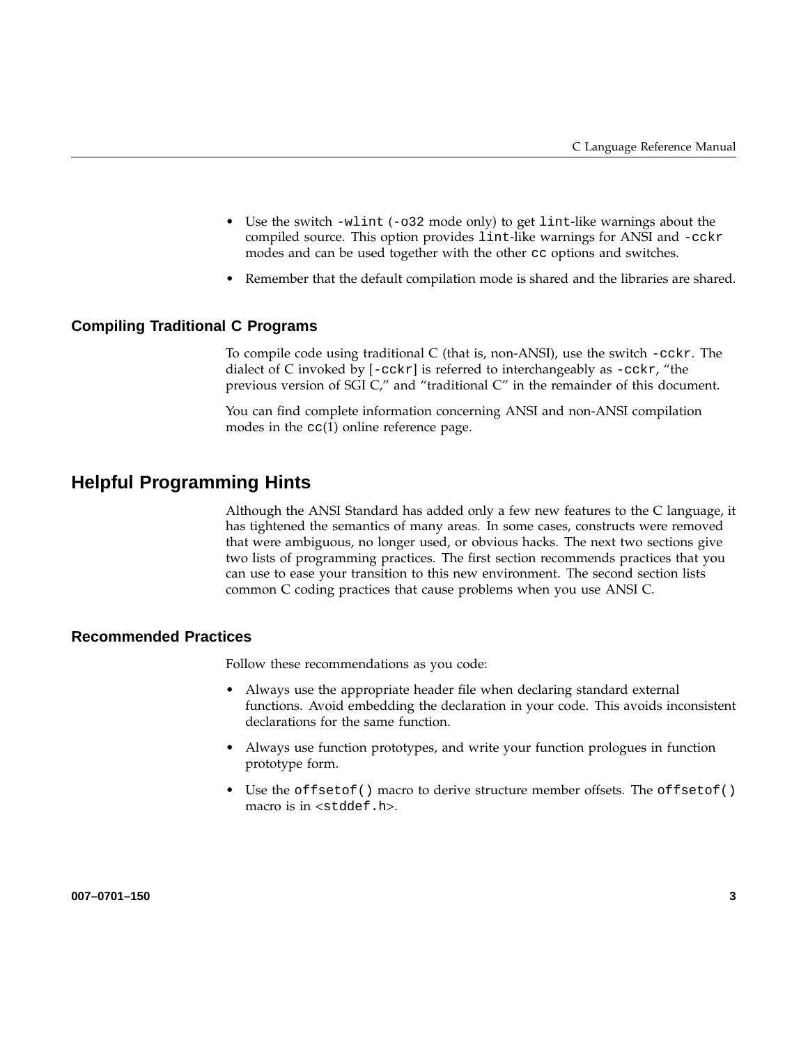- Use the switch `-wlint` (`-o32` mode only) to get `lint`-like warnings about the compiled source. This option provides `lint`-like warnings for ANSI and `-cckr` modes and can be used together with the other `cc` options and switches.
- Remember that the default compilation mode is shared and the libraries are shared.

### Compiling Traditional C Programs

To compile code using traditional C (that is, non-ANSI), use the switch `-cckr`. The dialect of C invoked by [`-cckr`] is referred to interchangeably as `-cckr`, "the previous version of SGI C," and "traditional C" in the remainder of this document.

You can find complete information concerning ANSI and non-ANSI compilation modes in the `cc`(1) online reference page.

## Helpful Programming Hints

Although the ANSI Standard has added only a few new features to the C language, it has tightened the semantics of many areas. In some cases, constructs were removed that were ambiguous, no longer used, or obvious hacks. The next two sections give two lists of programming practices. The first section recommends practices that you can use to ease your transition to this new environment. The second section lists common C coding practices that cause problems when you use ANSI C.

### Recommended Practices

Follow these recommendations as you code:

- Always use the appropriate header file when declaring standard external functions. Avoid embedding the declaration in your code. This avoids inconsistent declarations for the same function.
- Always use function prototypes, and write your function prologues in function prototype form.
- Use the `offsetof()` macro to derive structure member offsets. The `offsetof()` macro is in <`stddef.h`>.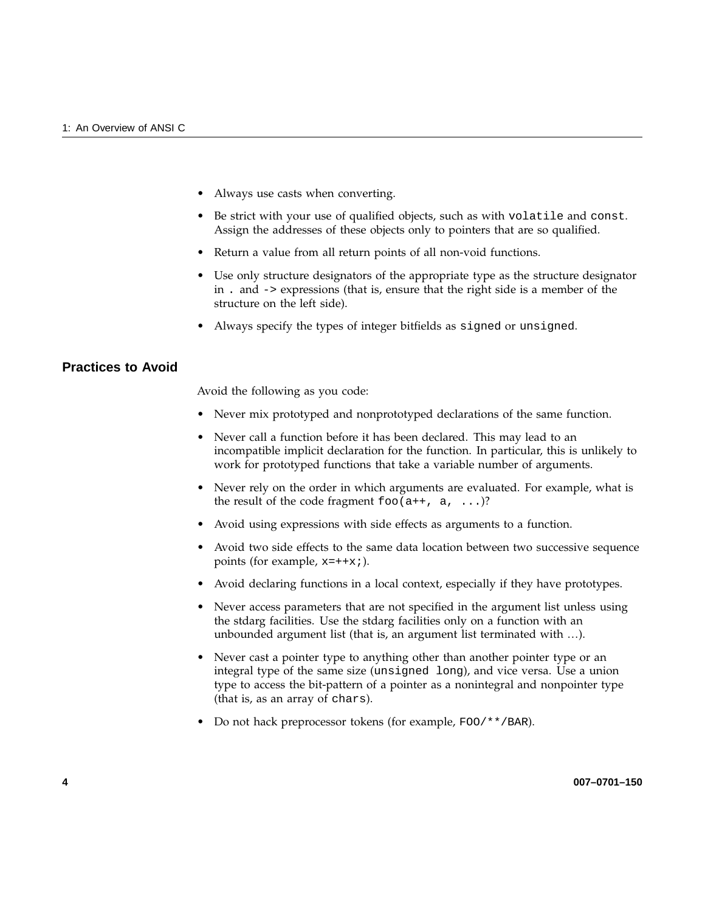- Always use casts when converting.
- Be strict with your use of qualified objects, such as with `volatile` and `const`. Assign the addresses of these objects only to pointers that are so qualified.
- Return a value from all return points of all non-void functions.
- Use only structure designators of the appropriate type as the structure designator in `.` and `->` expressions (that is, ensure that the right side is a member of the structure on the left side).
- Always specify the types of integer bitfields as `signed` or `unsigned`.

## Practices to Avoid

Avoid the following as you code:

- Never mix prototyped and nonprototyped declarations of the same function.
- Never call a function before it has been declared. This may lead to an incompatible implicit declaration for the function. In particular, this is unlikely to work for prototyped functions that take a variable number of arguments.
- Never rely on the order in which arguments are evaluated. For example, what is the result of the code fragment `foo(a++, a, ...)`?
- Avoid using expressions with side effects as arguments to a function.
- Avoid two side effects to the same data location between two successive sequence points (for example, `x=++x;`).
- Avoid declaring functions in a local context, especially if they have prototypes.
- Never access parameters that are not specified in the argument list unless using the stdarg facilities. Use the stdarg facilities only on a function with an unbounded argument list (that is, an argument list terminated with …).
- Never cast a pointer type to anything other than another pointer type or an integral type of the same size (`unsigned long`), and vice versa. Use a union type to access the bit-pattern of a pointer as a nonintegral and nonpointer type (that is, as an array of `chars`).
- Do not hack preprocessor tokens (for example, `FOO/**/BAR`).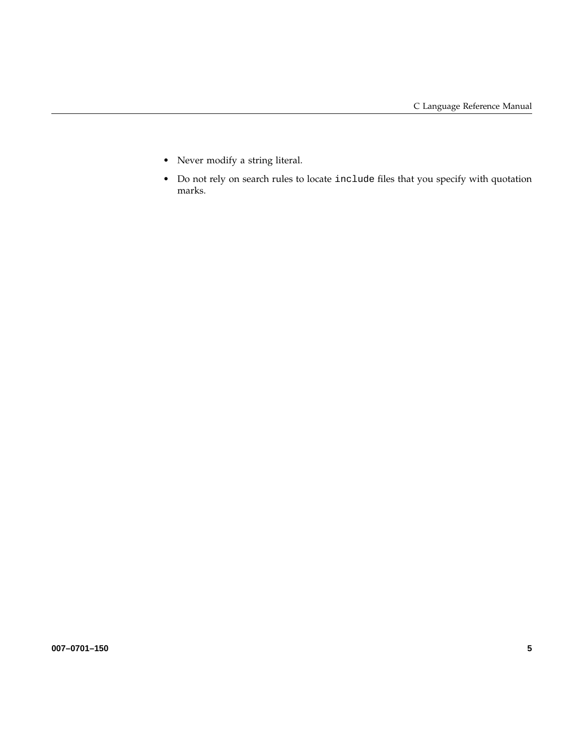- Never modify a string literal.
- Do not rely on search rules to locate `include` files that you specify with quotation marks.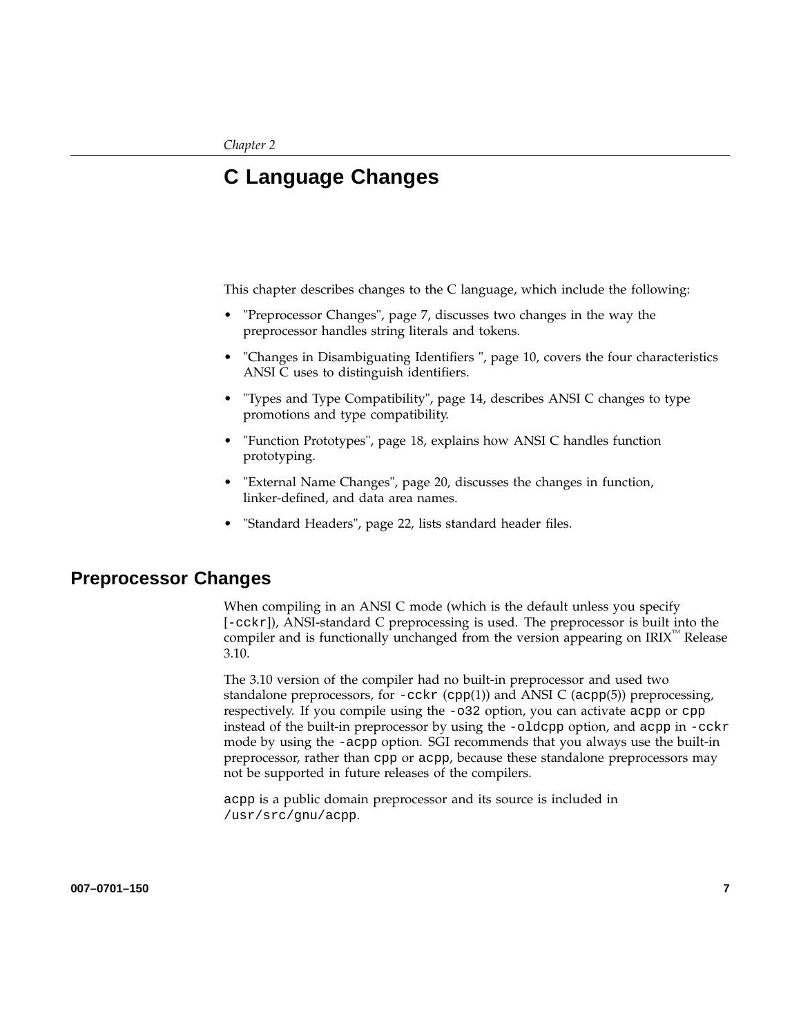*Chapter 2*

# C Language Changes

This chapter describes changes to the C language, which include the following:

- "Preprocessor Changes", page 7, discusses two changes in the way the preprocessor handles string literals and tokens.
- "Changes in Disambiguating Identifiers ", page 10, covers the four characteristics ANSI C uses to distinguish identifiers.
- "Types and Type Compatibility", page 14, describes ANSI C changes to type promotions and type compatibility.
- "Function Prototypes", page 18, explains how ANSI C handles function prototyping.
- "External Name Changes", page 20, discusses the changes in function, linker-defined, and data area names.
- "Standard Headers", page 22, lists standard header files.

## Preprocessor Changes

When compiling in an ANSI C mode (which is the default unless you specify [`-cckr`]), ANSI-standard C preprocessing is used. The preprocessor is built into the compiler and is functionally unchanged from the version appearing on IRIX™ Release 3.10.

The 3.10 version of the compiler had no built-in preprocessor and used two standalone preprocessors, for `-cckr` (`cpp`(1)) and ANSI C (`acpp`(5)) preprocessing, respectively. If you compile using the `-o32` option, you can activate `acpp` or `cpp` instead of the built-in preprocessor by using the `-oldcpp` option, and `acpp` in `-cckr` mode by using the `-acpp` option. SGI recommends that you always use the built-in preprocessor, rather than `cpp` or `acpp`, because these standalone preprocessors may not be supported in future releases of the compilers.

`acpp` is a public domain preprocessor and its source is included in `/usr/src/gnu/acpp`.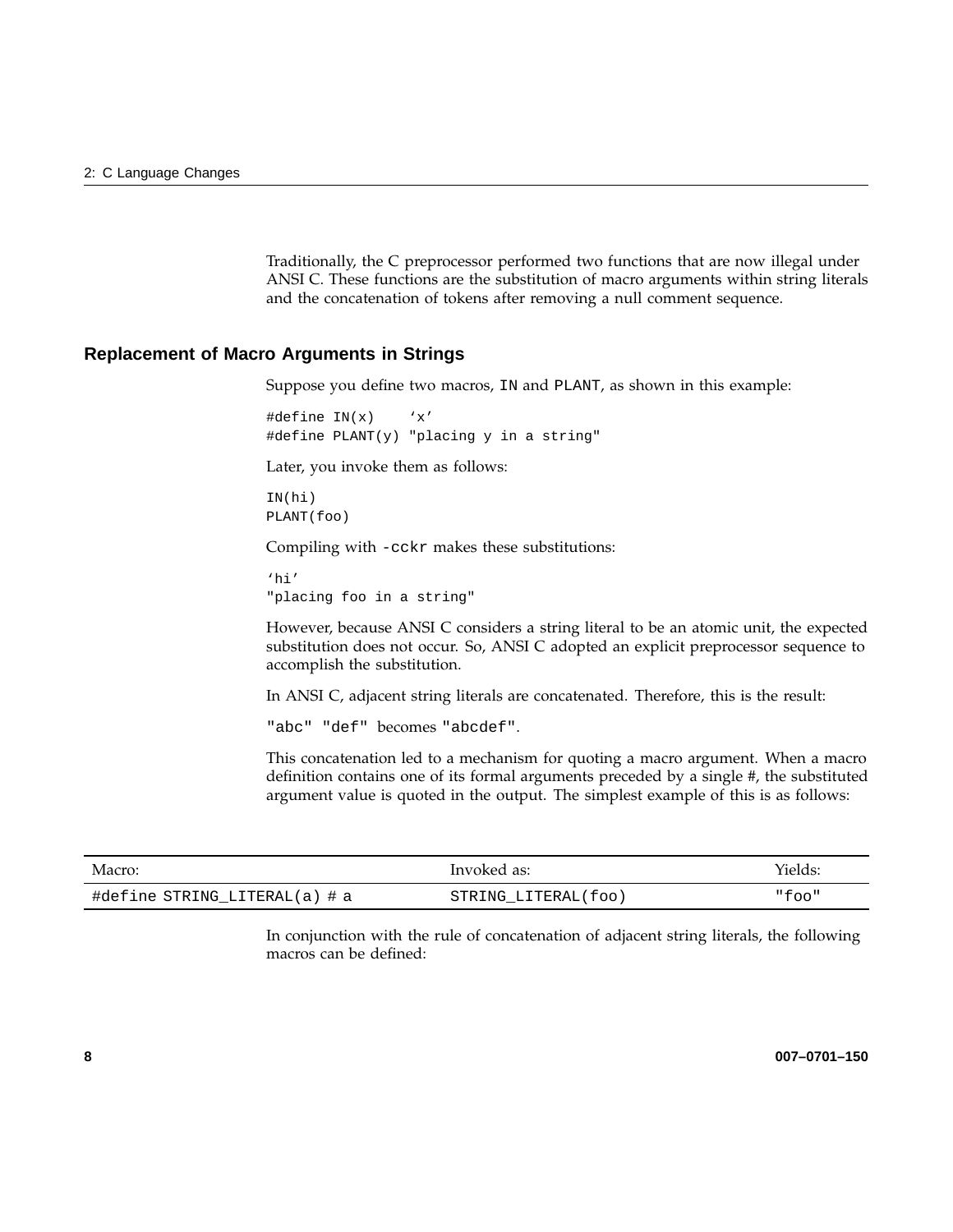Traditionally, the C preprocessor performed two functions that are now illegal under ANSI C. These functions are the substitution of macro arguments within string literals and the concatenation of tokens after removing a null comment sequence.

## Replacement of Macro Arguments in Strings

Suppose you define two macros, `IN` and `PLANT`, as shown in this example:

```
#define IN(x)    'x'
#define PLANT(y) "placing y in a string"
```

Later, you invoke them as follows:

```
IN(hi)
PLANT(foo)
```

Compiling with `-cckr` makes these substitutions:

```
'hi'
"placing foo in a string"
```

However, because ANSI C considers a string literal to be an atomic unit, the expected substitution does not occur. So, ANSI C adopted an explicit preprocessor sequence to accomplish the substitution.

In ANSI C, adjacent string literals are concatenated. Therefore, this is the result:

`"abc" "def"` becomes `"abcdef"`.

This concatenation led to a mechanism for quoting a macro argument. When a macro definition contains one of its formal arguments preceded by a single #, the substituted argument value is quoted in the output. The simplest example of this is as follows:

| Macro: | Invoked as: | Yields: |
|---|---|---|
| `#define STRING_LITERAL(a) # a` | `STRING_LITERAL(foo)` | `"foo"` |

In conjunction with the rule of concatenation of adjacent string literals, the following macros can be defined: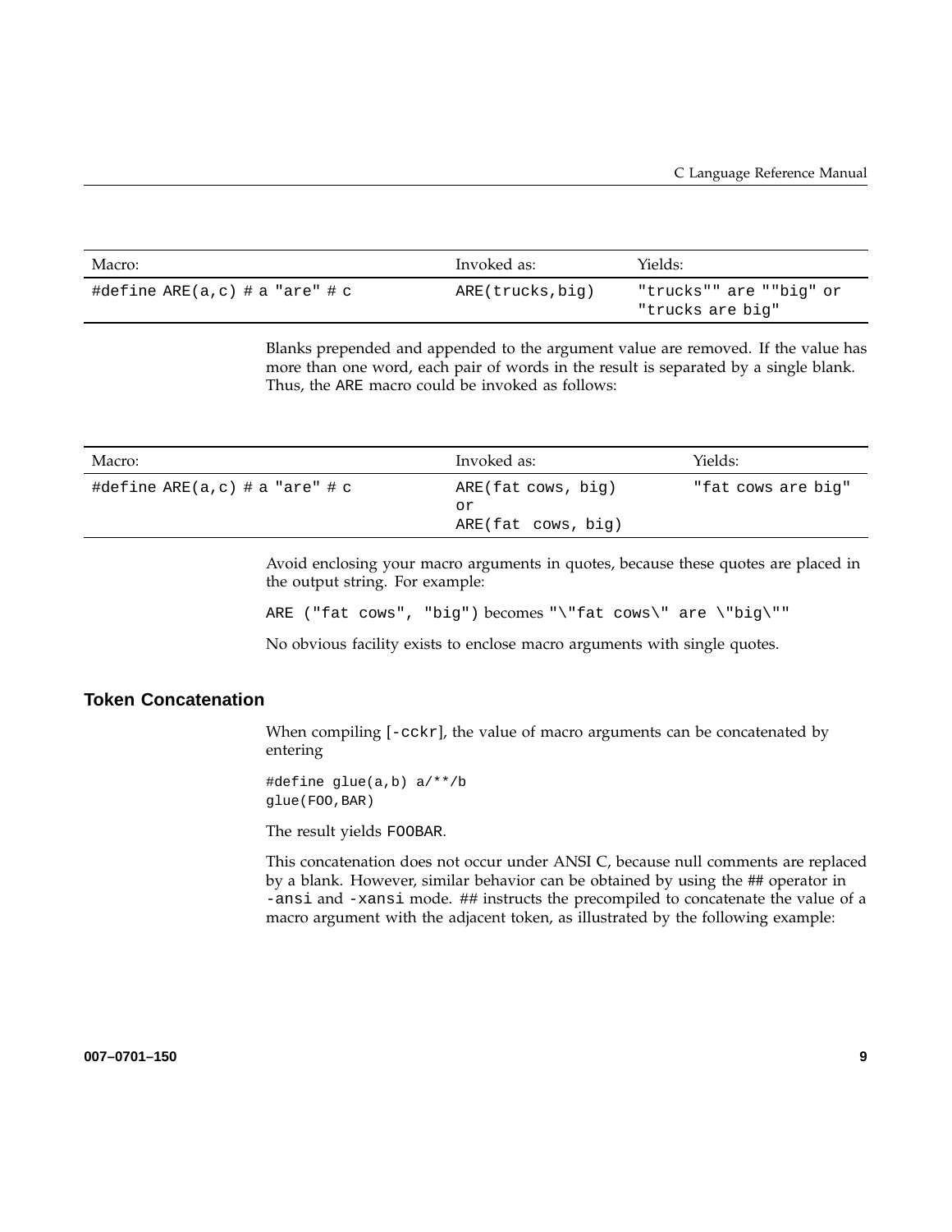| Macro: | Invoked as: | Yields: |
| --- | --- | --- |
| `#define ARE(a,c) # a "are" # c` | `ARE(trucks,big)` | `"trucks"" are ""big"` or `"trucks are big"` |

Blanks prepended and appended to the argument value are removed. If the value has more than one word, each pair of words in the result is separated by a single blank. Thus, the ARE macro could be invoked as follows:

| Macro: | Invoked as: | Yields: |
| --- | --- | --- |
| `#define ARE(a,c) # a "are" # c` | `ARE(fat cows, big)` or `ARE(fat  cows, big)` | `"fat cows are big"` |

Avoid enclosing your macro arguments in quotes, because these quotes are placed in the output string. For example:

`ARE ("fat cows", "big")` becomes `"\"fat cows\" are \"big\""`

No obvious facility exists to enclose macro arguments with single quotes.

## Token Concatenation

When compiling [`-cckr`], the value of macro arguments can be concatenated by entering

```
#define glue(a,b) a/**/b
glue(FOO,BAR)
```

The result yields FOOBAR.

This concatenation does not occur under ANSI C, because null comments are replaced by a blank. However, similar behavior can be obtained by using the ## operator in `-ansi` and `-xansi` mode. ## instructs the precompiled to concatenate the value of a macro argument with the adjacent token, as illustrated by the following example: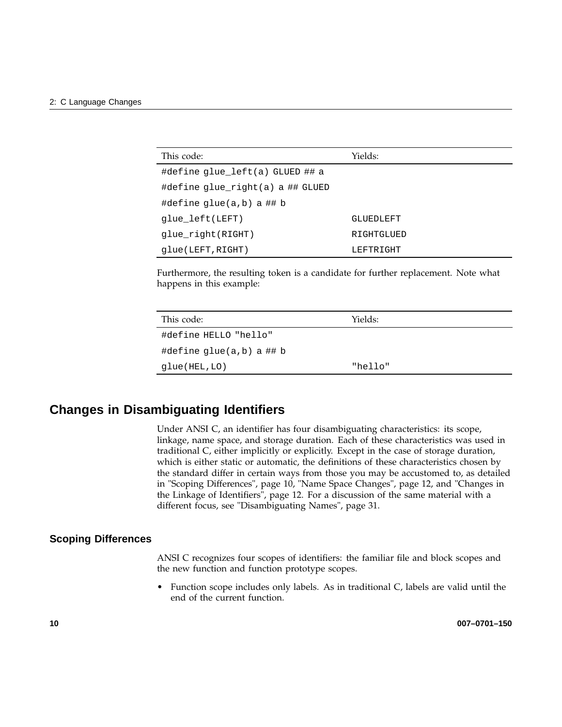| This code: | Yields: |
| --- | --- |
| `#define glue_left(a) GLUED ## a` | |
| `#define glue_right(a) a ## GLUED` | |
| `#define glue(a,b) a ## b` | |
| `glue_left(LEFT)` | `GLUEDLEFT` |
| `glue_right(RIGHT)` | `RIGHTGLUED` |
| `glue(LEFT,RIGHT)` | `LEFTRIGHT` |

Furthermore, the resulting token is a candidate for further replacement. Note what happens in this example:

| This code: | Yields: |
| --- | --- |
| `#define HELLO "hello"` | |
| `#define glue(a,b) a ## b` | |
| `glue(HEL,LO)` | `"hello"` |

## Changes in Disambiguating Identifiers

Under ANSI C, an identifier has four disambiguating characteristics: its scope, linkage, name space, and storage duration. Each of these characteristics was used in traditional C, either implicitly or explicitly. Except in the case of storage duration, which is either static or automatic, the definitions of these characteristics chosen by the standard differ in certain ways from those you may be accustomed to, as detailed in "Scoping Differences", page 10, "Name Space Changes", page 12, and "Changes in the Linkage of Identifiers", page 12. For a discussion of the same material with a different focus, see "Disambiguating Names", page 31.

### Scoping Differences

ANSI C recognizes four scopes of identifiers: the familiar file and block scopes and the new function and function prototype scopes.

- Function scope includes only labels. As in traditional C, labels are valid until the end of the current function.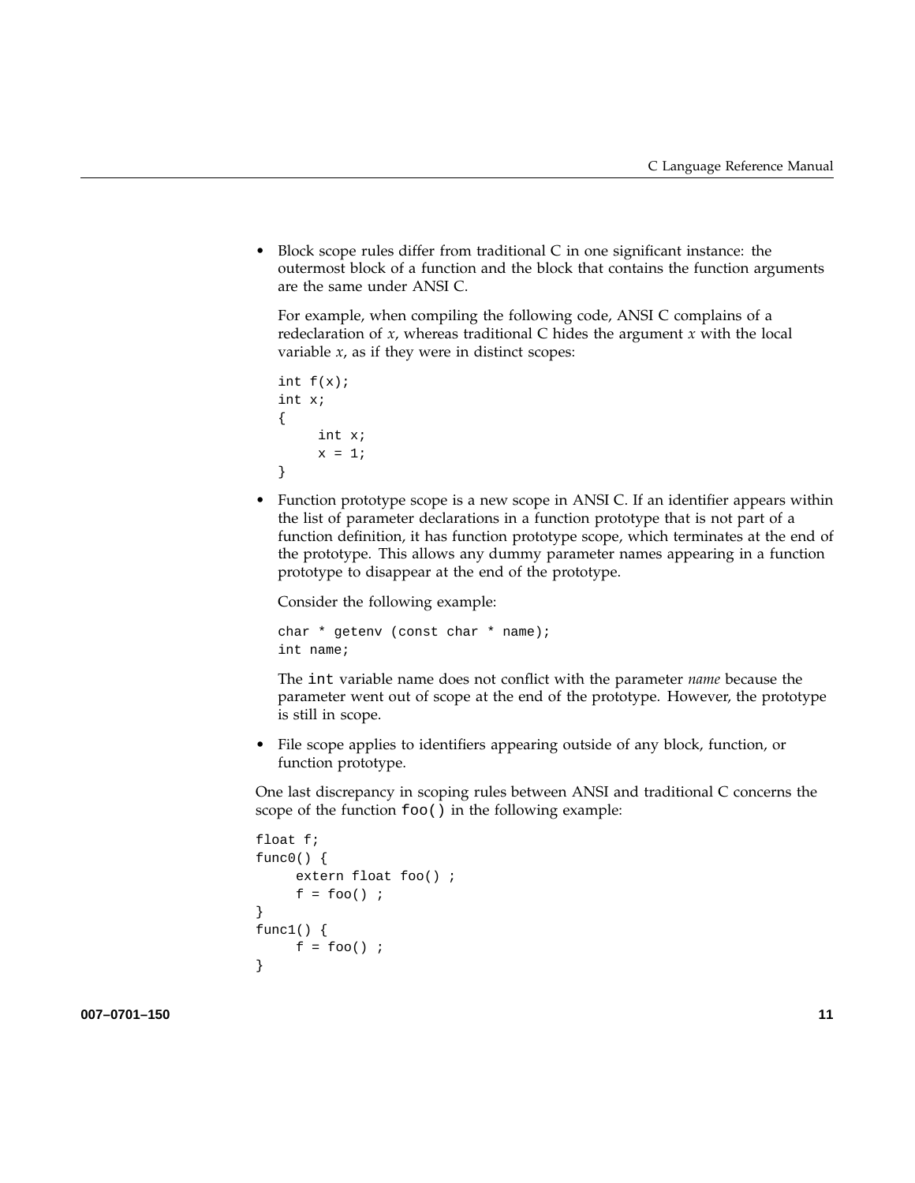- Block scope rules differ from traditional C in one significant instance: the outermost block of a function and the block that contains the function arguments are the same under ANSI C.

  For example, when compiling the following code, ANSI C complains of a redeclaration of *x*, whereas traditional C hides the argument *x* with the local variable *x*, as if they were in distinct scopes:

  ```
  int f(x);
  int x;
  {
       int x;
       x = 1;
  }
  ```

- Function prototype scope is a new scope in ANSI C. If an identifier appears within the list of parameter declarations in a function prototype that is not part of a function definition, it has function prototype scope, which terminates at the end of the prototype. This allows any dummy parameter names appearing in a function prototype to disappear at the end of the prototype.

  Consider the following example:

  ```
  char * getenv (const char * name);
  int name;
  ```

  The `int` variable name does not conflict with the parameter *name* because the parameter went out of scope at the end of the prototype. However, the prototype is still in scope.

- File scope applies to identifiers appearing outside of any block, function, or function prototype.

One last discrepancy in scoping rules between ANSI and traditional C concerns the scope of the function `foo()` in the following example:

```
float f;
func0() {
     extern float foo() ;
     f = foo() ;
}
func1() {
     f = foo() ;
}
```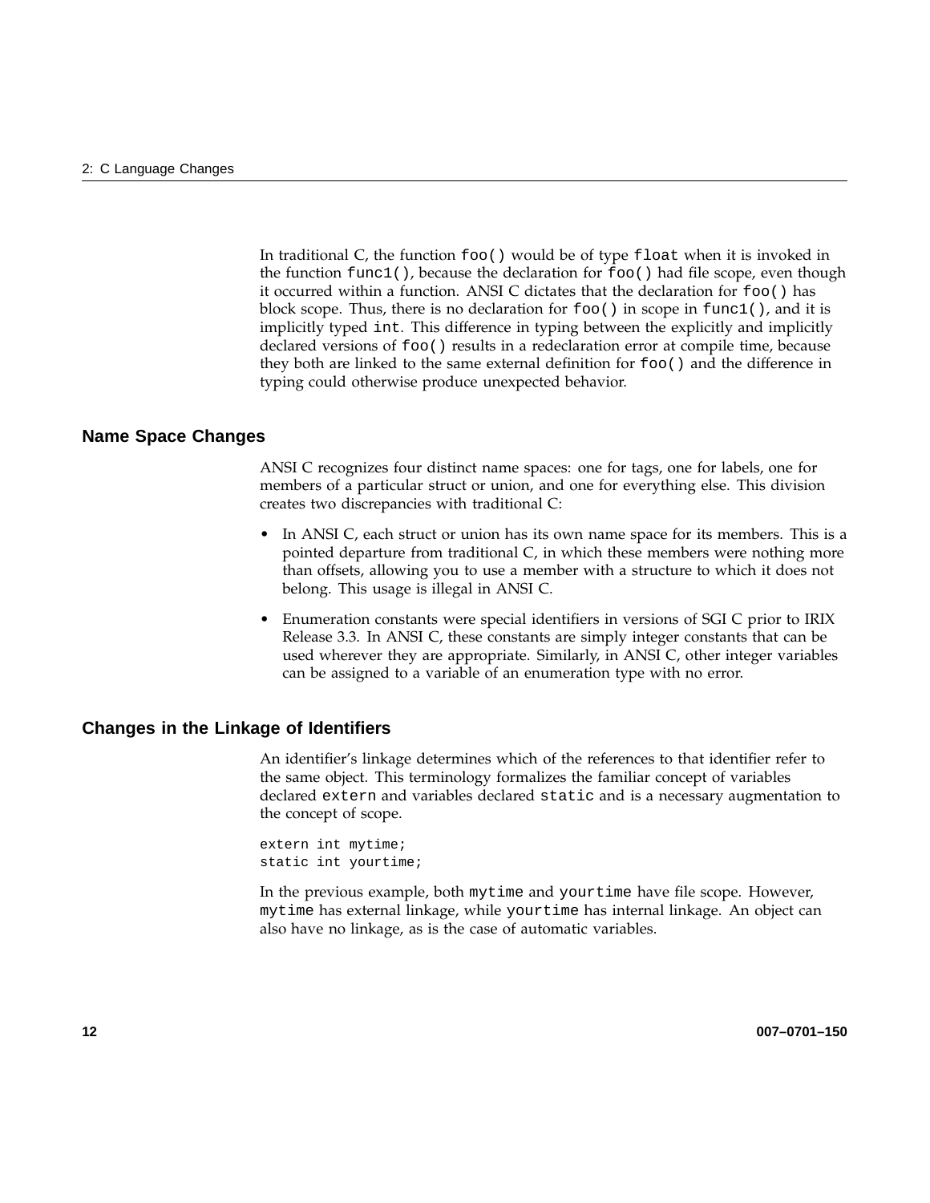In traditional C, the function `foo()` would be of type `float` when it is invoked in the function `func1()`, because the declaration for `foo()` had file scope, even though it occurred within a function. ANSI C dictates that the declaration for `foo()` has block scope. Thus, there is no declaration for `foo()` in scope in `func1()`, and it is implicitly typed `int`. This difference in typing between the explicitly and implicitly declared versions of `foo()` results in a redeclaration error at compile time, because they both are linked to the same external definition for `foo()` and the difference in typing could otherwise produce unexpected behavior.

## Name Space Changes

ANSI C recognizes four distinct name spaces: one for tags, one for labels, one for members of a particular struct or union, and one for everything else. This division creates two discrepancies with traditional C:

- In ANSI C, each struct or union has its own name space for its members. This is a pointed departure from traditional C, in which these members were nothing more than offsets, allowing you to use a member with a structure to which it does not belong. This usage is illegal in ANSI C.
- Enumeration constants were special identifiers in versions of SGI C prior to IRIX Release 3.3. In ANSI C, these constants are simply integer constants that can be used wherever they are appropriate. Similarly, in ANSI C, other integer variables can be assigned to a variable of an enumeration type with no error.

## Changes in the Linkage of Identifiers

An identifier's linkage determines which of the references to that identifier refer to the same object. This terminology formalizes the familiar concept of variables declared `extern` and variables declared `static` and is a necessary augmentation to the concept of scope.

```
extern int mytime;
static int yourtime;
```

In the previous example, both `mytime` and `yourtime` have file scope. However, `mytime` has external linkage, while `yourtime` has internal linkage. An object can also have no linkage, as is the case of automatic variables.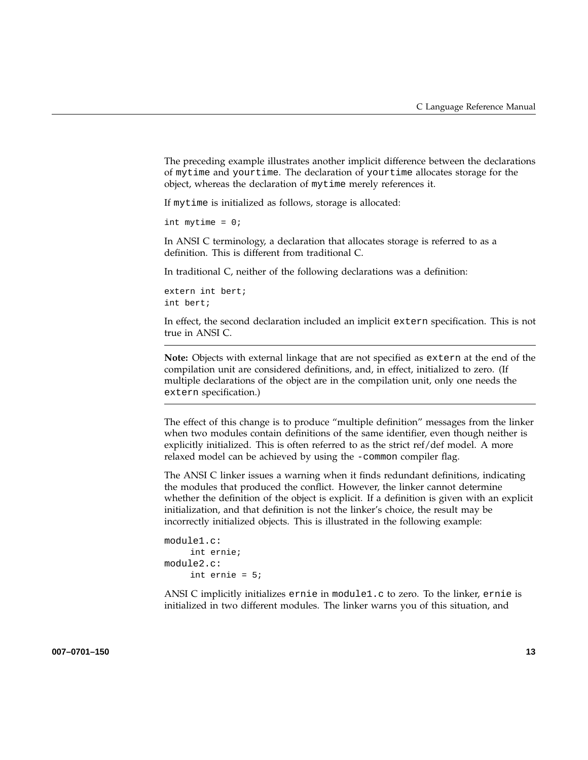The preceding example illustrates another implicit difference between the declarations of `mytime` and `yourtime`. The declaration of `yourtime` allocates storage for the object, whereas the declaration of `mytime` merely references it.

If `mytime` is initialized as follows, storage is allocated:

```
int mytime = 0;
```

In ANSI C terminology, a declaration that allocates storage is referred to as a definition. This is different from traditional C.

In traditional C, neither of the following declarations was a definition:

```
extern int bert;
int bert;
```

In effect, the second declaration included an implicit `extern` specification. This is not true in ANSI C.

---

**Note:** Objects with external linkage that are not specified as `extern` at the end of the compilation unit are considered definitions, and, in effect, initialized to zero. (If multiple declarations of the object are in the compilation unit, only one needs the `extern` specification.)

---

The effect of this change is to produce "multiple definition" messages from the linker when two modules contain definitions of the same identifier, even though neither is explicitly initialized. This is often referred to as the strict ref/def model. A more relaxed model can be achieved by using the `-common` compiler flag.

The ANSI C linker issues a warning when it finds redundant definitions, indicating the modules that produced the conflict. However, the linker cannot determine whether the definition of the object is explicit. If a definition is given with an explicit initialization, and that definition is not the linker's choice, the result may be incorrectly initialized objects. This is illustrated in the following example:

```
module1.c:
     int ernie;
module2.c:
     int ernie = 5;
```

ANSI C implicitly initializes `ernie` in `module1.c` to zero. To the linker, `ernie` is initialized in two different modules. The linker warns you of this situation, and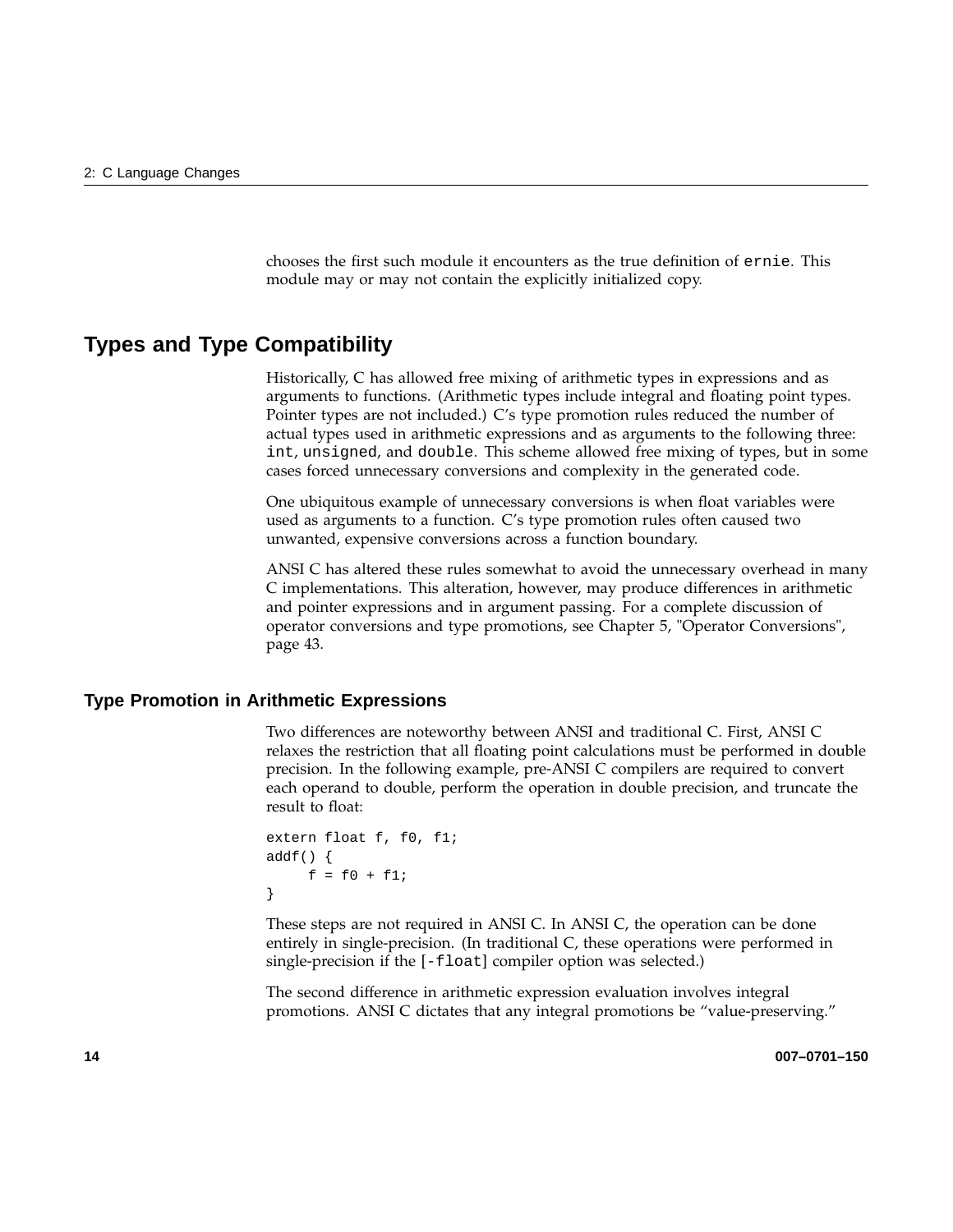chooses the first such module it encounters as the true definition of ernie. This module may or may not contain the explicitly initialized copy.

## Types and Type Compatibility

Historically, C has allowed free mixing of arithmetic types in expressions and as arguments to functions. (Arithmetic types include integral and floating point types. Pointer types are not included.) C's type promotion rules reduced the number of actual types used in arithmetic expressions and as arguments to the following three: int, unsigned, and double. This scheme allowed free mixing of types, but in some cases forced unnecessary conversions and complexity in the generated code.

One ubiquitous example of unnecessary conversions is when float variables were used as arguments to a function. C's type promotion rules often caused two unwanted, expensive conversions across a function boundary.

ANSI C has altered these rules somewhat to avoid the unnecessary overhead in many C implementations. This alteration, however, may produce differences in arithmetic and pointer expressions and in argument passing. For a complete discussion of operator conversions and type promotions, see Chapter 5, "Operator Conversions", page 43.

### Type Promotion in Arithmetic Expressions

Two differences are noteworthy between ANSI and traditional C. First, ANSI C relaxes the restriction that all floating point calculations must be performed in double precision. In the following example, pre-ANSI C compilers are required to convert each operand to double, perform the operation in double precision, and truncate the result to float:

```
extern float f, f0, f1;
addf() {
     f = f0 + f1;
}
```

These steps are not required in ANSI C. In ANSI C, the operation can be done entirely in single-precision. (In traditional C, these operations were performed in single-precision if the [-float] compiler option was selected.)

The second difference in arithmetic expression evaluation involves integral promotions. ANSI C dictates that any integral promotions be "value-preserving."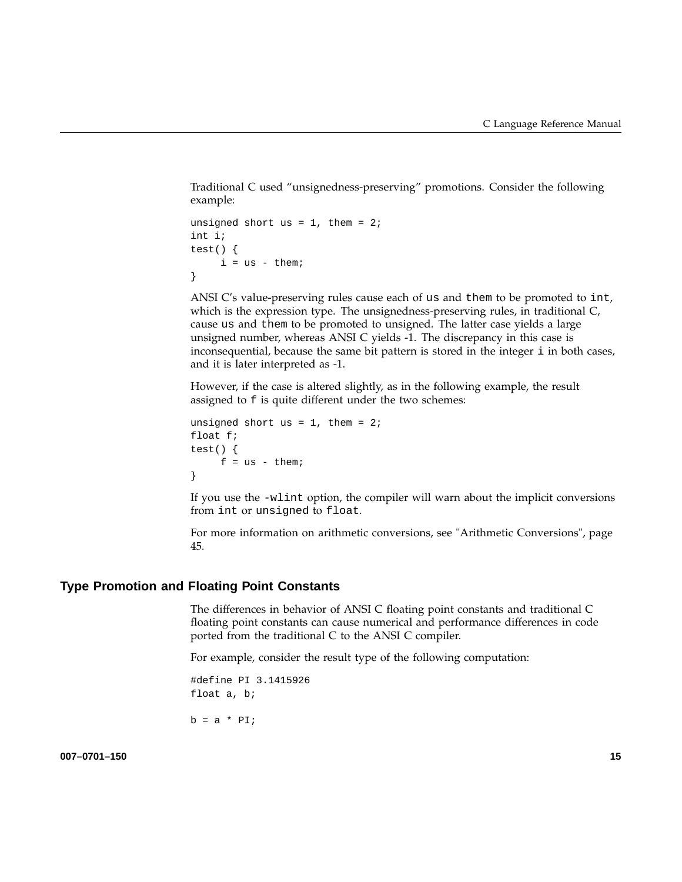Traditional C used “unsignedness-preserving” promotions. Consider the following example:

```
unsigned short us = 1, them = 2;
int i;
test() {
     i = us - them;
}
```

ANSI C’s value-preserving rules cause each of `us` and `them` to be promoted to `int`, which is the expression type. The unsignedness-preserving rules, in traditional C, cause `us` and `them` to be promoted to unsigned. The latter case yields a large unsigned number, whereas ANSI C yields -1. The discrepancy in this case is inconsequential, because the same bit pattern is stored in the integer `i` in both cases, and it is later interpreted as -1.

However, if the case is altered slightly, as in the following example, the result assigned to `f` is quite different under the two schemes:

```
unsigned short us = 1, them = 2;
float f;
test() {
     f = us - them;
}
```

If you use the `-wlint` option, the compiler will warn about the implicit conversions from `int` or `unsigned` to `float`.

For more information on arithmetic conversions, see "Arithmetic Conversions", page 45.

## Type Promotion and Floating Point Constants

The differences in behavior of ANSI C floating point constants and traditional C floating point constants can cause numerical and performance differences in code ported from the traditional C to the ANSI C compiler.

For example, consider the result type of the following computation:

```
#define PI 3.1415926
float a, b;

b = a * PI;
```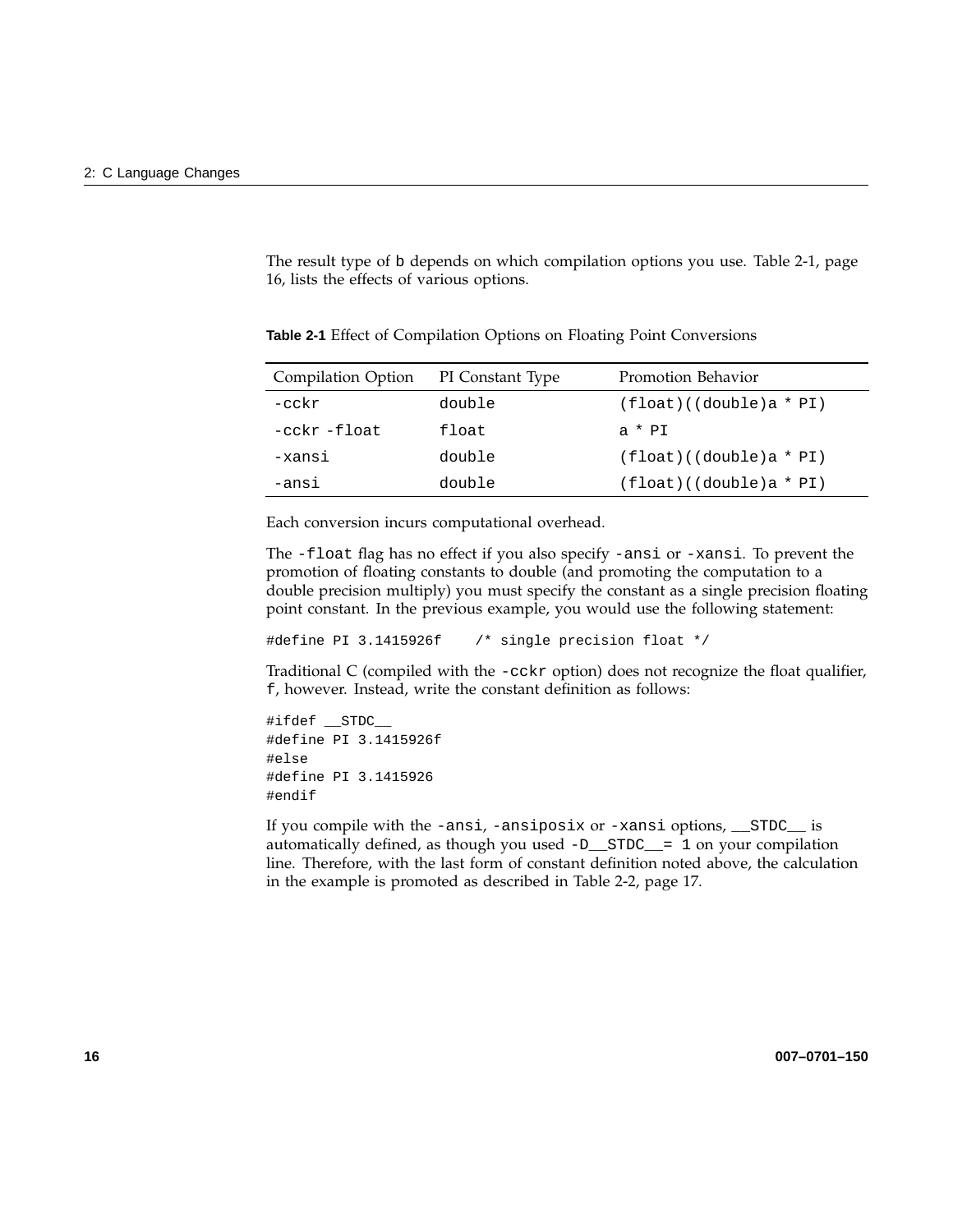The result type of b depends on which compilation options you use. Table 2-1, page 16, lists the effects of various options.

**Table 2-1** Effect of Compilation Options on Floating Point Conversions

| Compilation Option | PI Constant Type | Promotion Behavior |
|---|---|---|
| `-cckr` | `double` | `(float)((double)a * PI)` |
| `-cckr -float` | `float` | `a * PI` |
| `-xansi` | `double` | `(float)((double)a * PI)` |
| `-ansi` | `double` | `(float)((double)a * PI)` |

Each conversion incurs computational overhead.

The `-float` flag has no effect if you also specify `-ansi` or `-xansi`. To prevent the promotion of floating constants to double (and promoting the computation to a double precision multiply) you must specify the constant as a single precision floating point constant. In the previous example, you would use the following statement:

```
#define PI 3.1415926f    /* single precision float */
```

Traditional C (compiled with the `-cckr` option) does not recognize the float qualifier, `f`, however. Instead, write the constant definition as follows:

```
#ifdef __STDC__
#define PI 3.1415926f
#else
#define PI 3.1415926
#endif
```

If you compile with the `-ansi`, `-ansiposix` or `-xansi` options, `__STDC__` is automatically defined, as though you used `-D__STDC__= 1` on your compilation line. Therefore, with the last form of constant definition noted above, the calculation in the example is promoted as described in Table 2-2, page 17.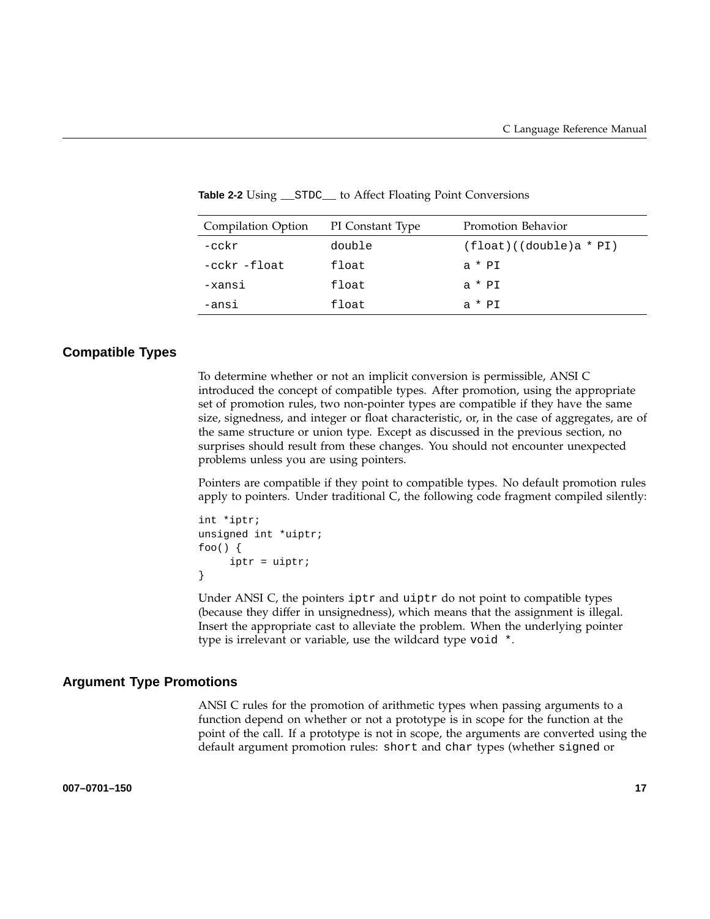**Table 2-2** Using `__STDC__` to Affect Floating Point Conversions

| Compilation Option | PI Constant Type | Promotion Behavior |
|---|---|---|
| `-cckr` | `double` | `(float)((double)a * PI)` |
| `-cckr -float` | `float` | `a * PI` |
| `-xansi` | `float` | `a * PI` |
| `-ansi` | `float` | `a * PI` |

## Compatible Types

To determine whether or not an implicit conversion is permissible, ANSI C introduced the concept of compatible types. After promotion, using the appropriate set of promotion rules, two non-pointer types are compatible if they have the same size, signedness, and integer or float characteristic, or, in the case of aggregates, are of the same structure or union type. Except as discussed in the previous section, no surprises should result from these changes. You should not encounter unexpected problems unless you are using pointers.

Pointers are compatible if they point to compatible types. No default promotion rules apply to pointers. Under traditional C, the following code fragment compiled silently:

```
int *iptr;
unsigned int *uiptr;
foo() {
     iptr = uiptr;
}
```

Under ANSI C, the pointers `iptr` and `uiptr` do not point to compatible types (because they differ in unsignedness), which means that the assignment is illegal. Insert the appropriate cast to alleviate the problem. When the underlying pointer type is irrelevant or variable, use the wildcard type `void *`.

## Argument Type Promotions

ANSI C rules for the promotion of arithmetic types when passing arguments to a function depend on whether or not a prototype is in scope for the function at the point of the call. If a prototype is not in scope, the arguments are converted using the default argument promotion rules: `short` and `char` types (whether `signed` or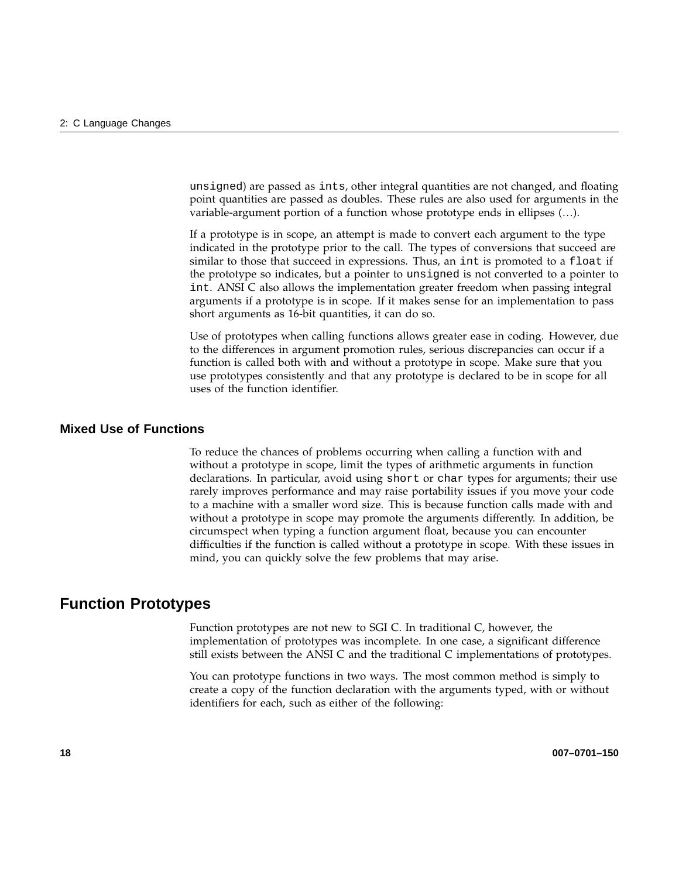`unsigned`) are passed as `ints`, other integral quantities are not changed, and floating point quantities are passed as doubles. These rules are also used for arguments in the variable-argument portion of a function whose prototype ends in ellipses (…).

If a prototype is in scope, an attempt is made to convert each argument to the type indicated in the prototype prior to the call. The types of conversions that succeed are similar to those that succeed in expressions. Thus, an `int` is promoted to a `float` if the prototype so indicates, but a pointer to `unsigned` is not converted to a pointer to `int`. ANSI C also allows the implementation greater freedom when passing integral arguments if a prototype is in scope. If it makes sense for an implementation to pass short arguments as 16-bit quantities, it can do so.

Use of prototypes when calling functions allows greater ease in coding. However, due to the differences in argument promotion rules, serious discrepancies can occur if a function is called both with and without a prototype in scope. Make sure that you use prototypes consistently and that any prototype is declared to be in scope for all uses of the function identifier.

### Mixed Use of Functions

To reduce the chances of problems occurring when calling a function with and without a prototype in scope, limit the types of arithmetic arguments in function declarations. In particular, avoid using `short` or `char` types for arguments; their use rarely improves performance and may raise portability issues if you move your code to a machine with a smaller word size. This is because function calls made with and without a prototype in scope may promote the arguments differently. In addition, be circumspect when typing a function argument float, because you can encounter difficulties if the function is called without a prototype in scope. With these issues in mind, you can quickly solve the few problems that may arise.

## Function Prototypes

Function prototypes are not new to SGI C. In traditional C, however, the implementation of prototypes was incomplete. In one case, a significant difference still exists between the ANSI C and the traditional C implementations of prototypes.

You can prototype functions in two ways. The most common method is simply to create a copy of the function declaration with the arguments typed, with or without identifiers for each, such as either of the following: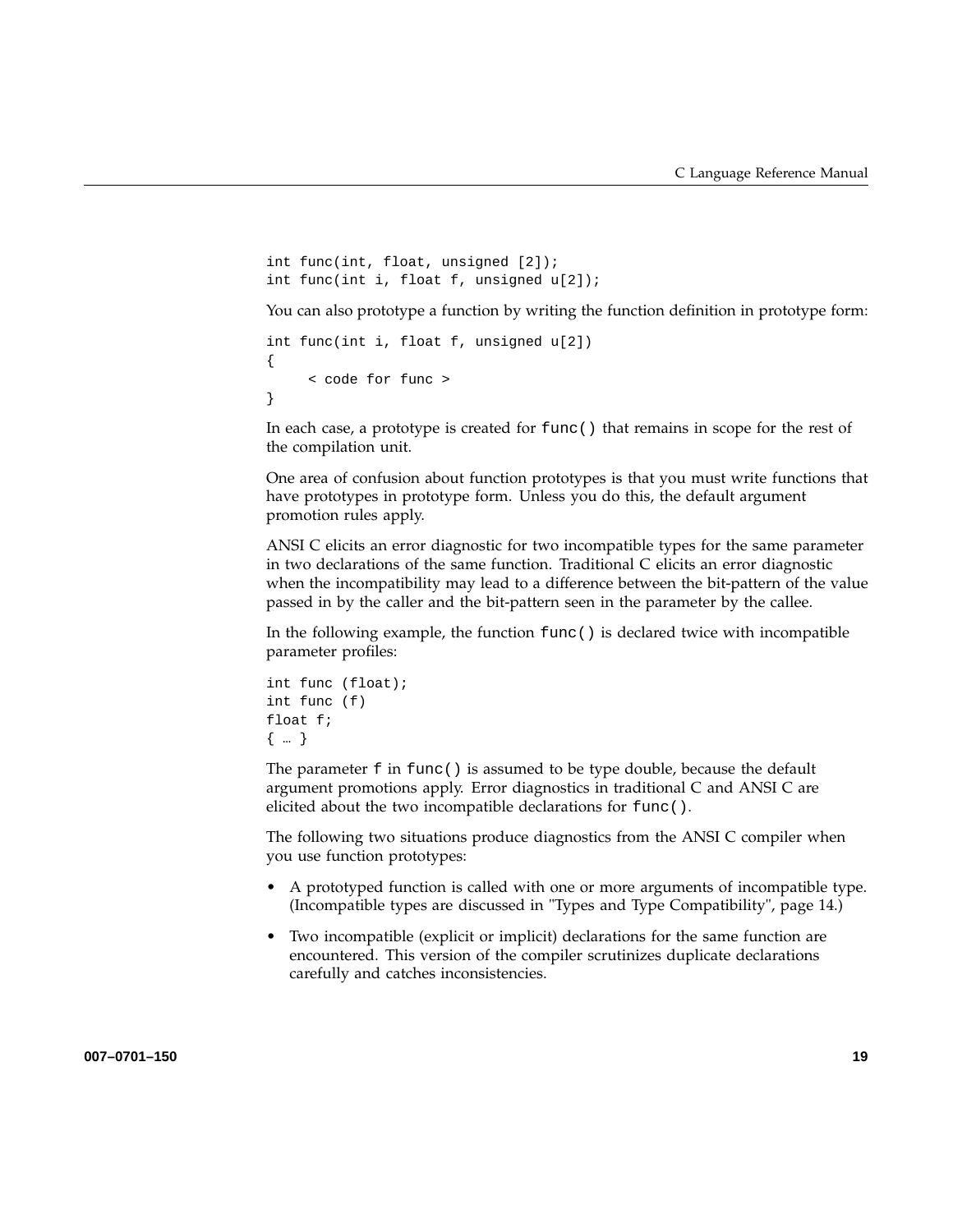```
int func(int, float, unsigned [2]);
int func(int i, float f, unsigned u[2]);
```

You can also prototype a function by writing the function definition in prototype form:

```
int func(int i, float f, unsigned u[2])
{
     < code for func >
}
```

In each case, a prototype is created for `func()` that remains in scope for the rest of the compilation unit.

One area of confusion about function prototypes is that you must write functions that have prototypes in prototype form. Unless you do this, the default argument promotion rules apply.

ANSI C elicits an error diagnostic for two incompatible types for the same parameter in two declarations of the same function. Traditional C elicits an error diagnostic when the incompatibility may lead to a difference between the bit-pattern of the value passed in by the caller and the bit-pattern seen in the parameter by the callee.

In the following example, the function `func()` is declared twice with incompatible parameter profiles:

```
int func (float);
int func (f)
float f;
{ … }
```

The parameter `f` in `func()` is assumed to be type double, because the default argument promotions apply. Error diagnostics in traditional C and ANSI C are elicited about the two incompatible declarations for `func()`.

The following two situations produce diagnostics from the ANSI C compiler when you use function prototypes:

- A prototyped function is called with one or more arguments of incompatible type. (Incompatible types are discussed in "Types and Type Compatibility", page 14.)
- Two incompatible (explicit or implicit) declarations for the same function are encountered. This version of the compiler scrutinizes duplicate declarations carefully and catches inconsistencies.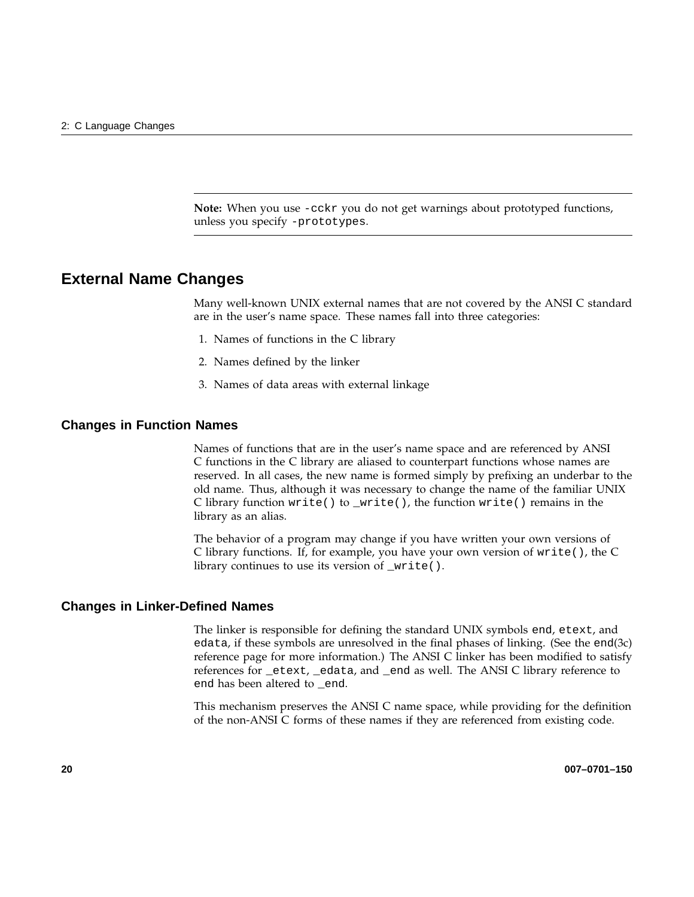---

**Note:** When you use `-cckr` you do not get warnings about prototyped functions, unless you specify `-prototypes`.

---

## External Name Changes

Many well-known UNIX external names that are not covered by the ANSI C standard are in the user's name space. These names fall into three categories:

1. Names of functions in the C library
2. Names defined by the linker
3. Names of data areas with external linkage

### Changes in Function Names

Names of functions that are in the user's name space and are referenced by ANSI C functions in the C library are aliased to counterpart functions whose names are reserved. In all cases, the new name is formed simply by prefixing an underbar to the old name. Thus, although it was necessary to change the name of the familiar UNIX C library function `write()` to `_write()`, the function `write()` remains in the library as an alias.

The behavior of a program may change if you have written your own versions of C library functions. If, for example, you have your own version of `write()`, the C library continues to use its version of `_write()`.

### Changes in Linker-Defined Names

The linker is responsible for defining the standard UNIX symbols `end`, `etext`, and `edata`, if these symbols are unresolved in the final phases of linking. (See the `end`(3c) reference page for more information.) The ANSI C linker has been modified to satisfy references for `_etext`, `_edata`, and `_end` as well. The ANSI C library reference to `end` has been altered to `_end`.

This mechanism preserves the ANSI C name space, while providing for the definition of the non-ANSI C forms of these names if they are referenced from existing code.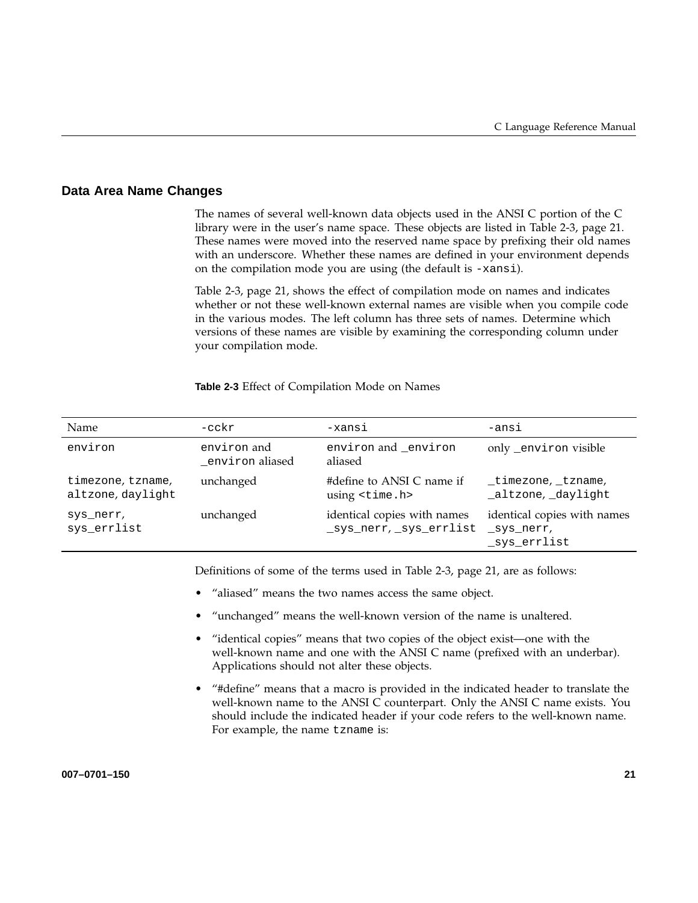## Data Area Name Changes

The names of several well-known data objects used in the ANSI C portion of the C library were in the user's name space. These objects are listed in Table 2-3, page 21. These names were moved into the reserved name space by prefixing their old names with an underscore. Whether these names are defined in your environment depends on the compilation mode you are using (the default is `-xansi`).

Table 2-3, page 21, shows the effect of compilation mode on names and indicates whether or not these well-known external names are visible when you compile code in the various modes. The left column has three sets of names. Determine which versions of these names are visible by examining the corresponding column under your compilation mode.

**Table 2-3** Effect of Compilation Mode on Names

| Name | `-cckr` | `-xansi` | `-ansi` |
|---|---|---|---|
| `environ` | `environ` and `_environ` aliased | `environ` and `_environ` aliased | only `_environ` visible |
| `timezone`, `tzname`, `altzone`, `daylight` | unchanged | #define to ANSI C name if using `<time.h>` | `_timezone`, `_tzname`, `_altzone`, `_daylight` |
| `sys_nerr`, `sys_errlist` | unchanged | identical copies with names `_sys_nerr`, `_sys_errlist` | identical copies with names `_sys_nerr`, `_sys_errlist` |

Definitions of some of the terms used in Table 2-3, page 21, are as follows:

- "aliased" means the two names access the same object.
- "unchanged" means the well-known version of the name is unaltered.
- "identical copies" means that two copies of the object exist—one with the well-known name and one with the ANSI C name (prefixed with an underbar). Applications should not alter these objects.
- "#define" means that a macro is provided in the indicated header to translate the well-known name to the ANSI C counterpart. Only the ANSI C name exists. You should include the indicated header if your code refers to the well-known name. For example, the name `tzname` is: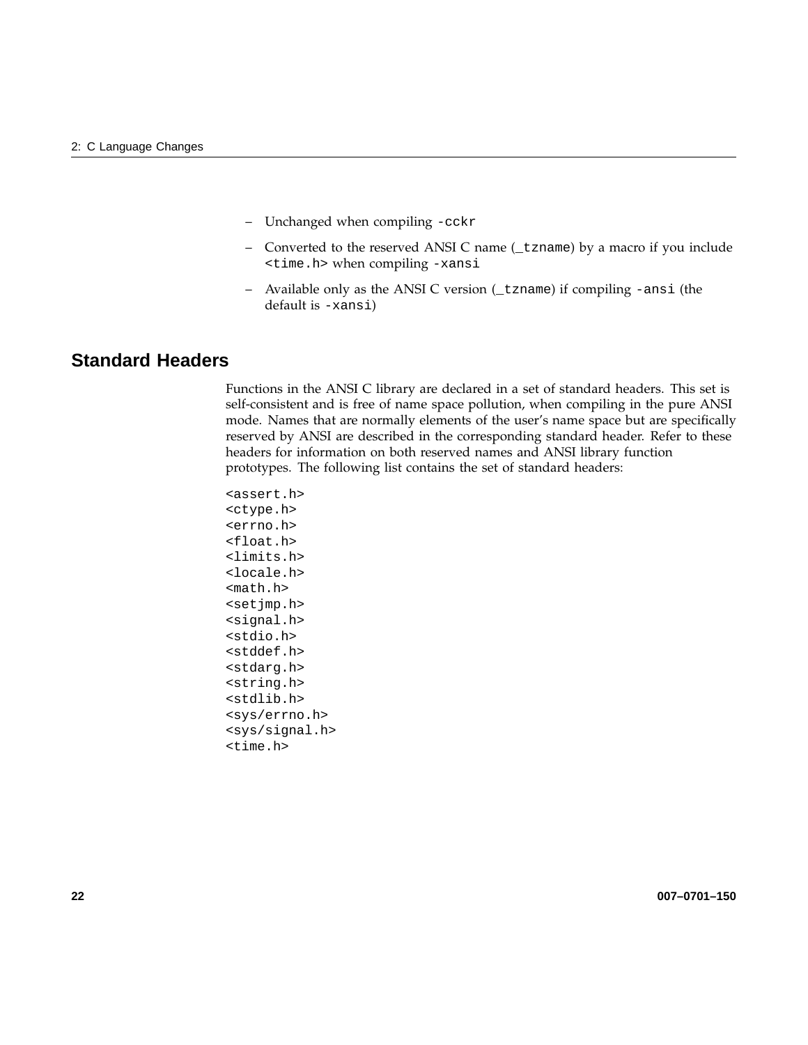- Unchanged when compiling `-cckr`
- Converted to the reserved ANSI C name (`_tzname`) by a macro if you include `<time.h>` when compiling `-xansi`
- Available only as the ANSI C version (`_tzname`) if compiling `-ansi` (the default is `-xansi`)

## Standard Headers

Functions in the ANSI C library are declared in a set of standard headers. This set is self-consistent and is free of name space pollution, when compiling in the pure ANSI mode. Names that are normally elements of the user's name space but are specifically reserved by ANSI are described in the corresponding standard header. Refer to these headers for information on both reserved names and ANSI library function prototypes. The following list contains the set of standard headers:

```
<assert.h>
<ctype.h>
<errno.h>
<float.h>
<limits.h>
<locale.h>
<math.h>
<setjmp.h>
<signal.h>
<stdio.h>
<stddef.h>
<stdarg.h>
<string.h>
<stdlib.h>
<sys/errno.h>
<sys/signal.h>
<time.h>
```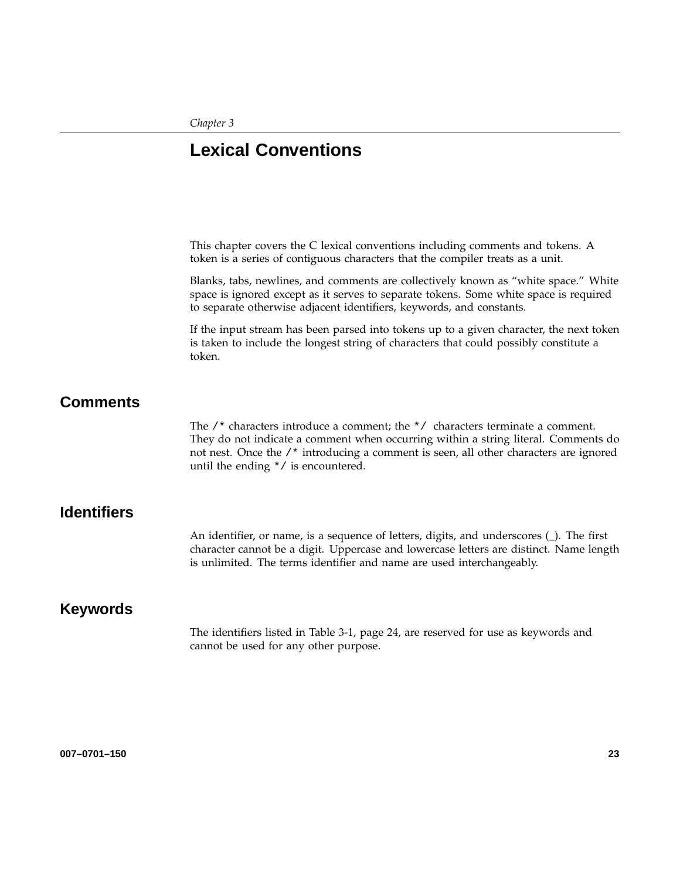*Chapter 3*

# Lexical Conventions

This chapter covers the C lexical conventions including comments and tokens. A token is a series of contiguous characters that the compiler treats as a unit.

Blanks, tabs, newlines, and comments are collectively known as “white space.” White space is ignored except as it serves to separate tokens. Some white space is required to separate otherwise adjacent identifiers, keywords, and constants.

If the input stream has been parsed into tokens up to a given character, the next token is taken to include the longest string of characters that could possibly constitute a token.

## Comments

The `/*` characters introduce a comment; the `*/` characters terminate a comment. They do not indicate a comment when occurring within a string literal. Comments do not nest. Once the `/*` introducing a comment is seen, all other characters are ignored until the ending `*/` is encountered.

## Identifiers

An identifier, or name, is a sequence of letters, digits, and underscores (_). The first character cannot be a digit. Uppercase and lowercase letters are distinct. Name length is unlimited. The terms identifier and name are used interchangeably.

## Keywords

The identifiers listed in Table 3-1, page 24, are reserved for use as keywords and cannot be used for any other purpose.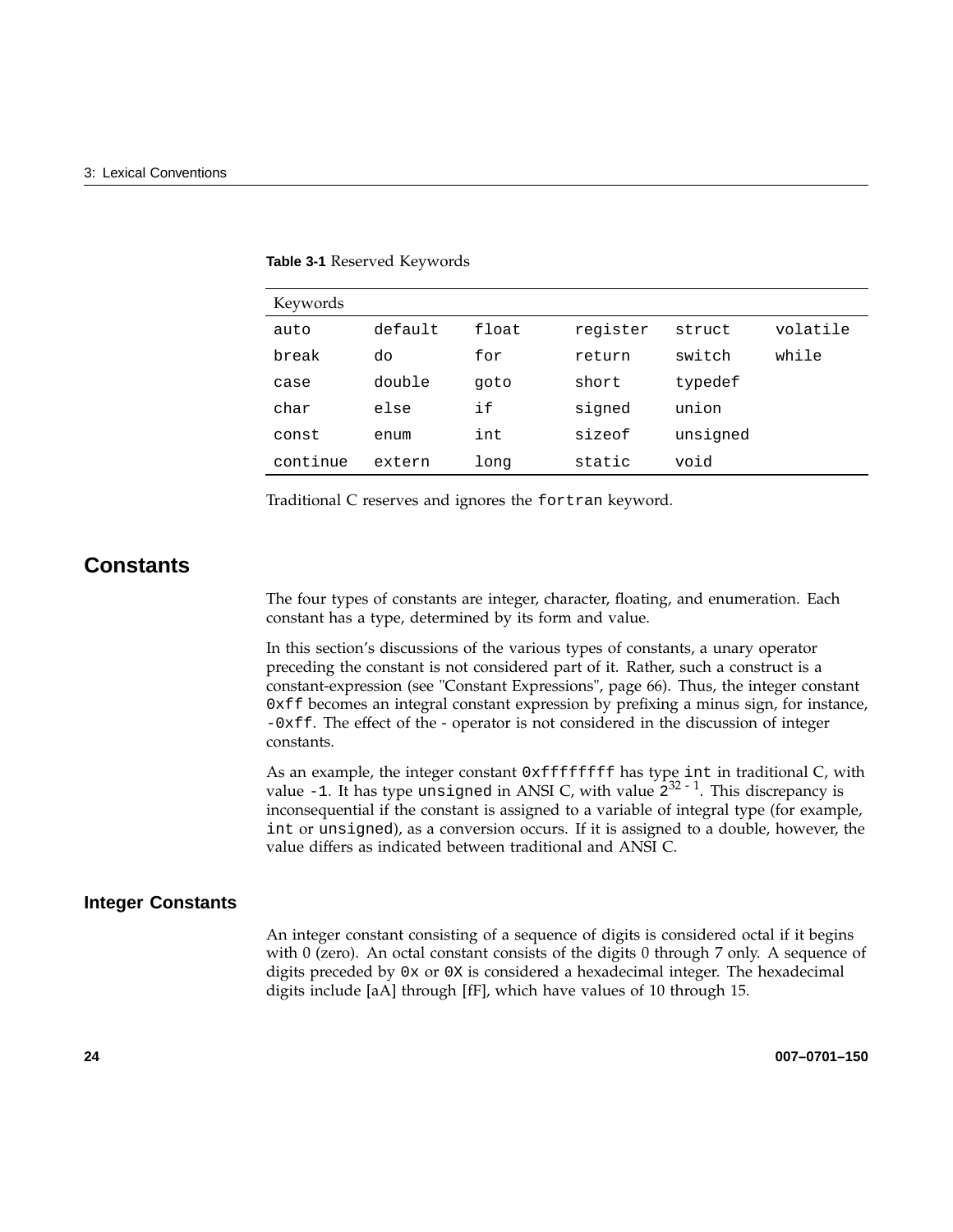**Table 3-1** Reserved Keywords

| Keywords | | | | | |
|---|---|---|---|---|---|
| auto | default | float | register | struct | volatile |
| break | do | for | return | switch | while |
| case | double | goto | short | typedef | |
| char | else | if | signed | union | |
| const | enum | int | sizeof | unsigned | |
| continue | extern | long | static | void | |

Traditional C reserves and ignores the `fortran` keyword.

## Constants

The four types of constants are integer, character, floating, and enumeration. Each constant has a type, determined by its form and value.

In this section's discussions of the various types of constants, a unary operator preceding the constant is not considered part of it. Rather, such a construct is a constant-expression (see "Constant Expressions", page 66). Thus, the integer constant `0xff` becomes an integral constant expression by prefixing a minus sign, for instance, `-0xff`. The effect of the - operator is not considered in the discussion of integer constants.

As an example, the integer constant `0xffffffff` has type `int` in traditional C, with value `-1`. It has type `unsigned` in ANSI C, with value $2^{32-1}$. This discrepancy is inconsequential if the constant is assigned to a variable of integral type (for example, `int` or `unsigned`), as a conversion occurs. If it is assigned to a double, however, the value differs as indicated between traditional and ANSI C.

### Integer Constants

An integer constant consisting of a sequence of digits is considered octal if it begins with 0 (zero). An octal constant consists of the digits 0 through 7 only. A sequence of digits preceded by `0x` or `0X` is considered a hexadecimal integer. The hexadecimal digits include [aA] through [fF], which have values of 10 through 15.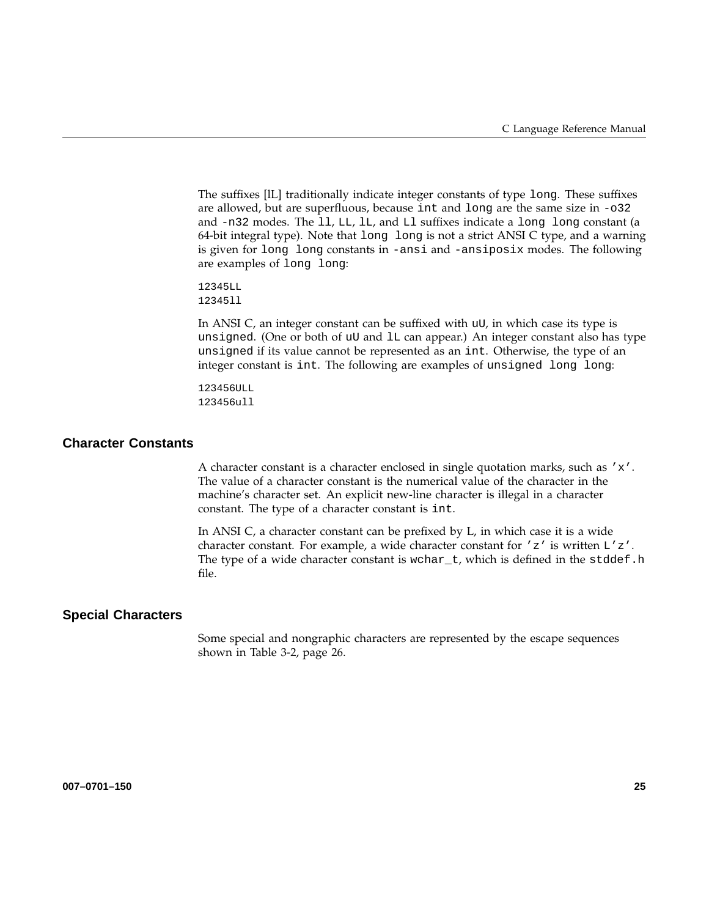The suffixes [lL] traditionally indicate integer constants of type `long`. These suffixes are allowed, but are superfluous, because `int` and `long` are the same size in `-o32` and `-n32` modes. The `ll`, `LL`, `lL`, and `Ll` suffixes indicate a `long long` constant (a 64-bit integral type). Note that `long long` is not a strict ANSI C type, and a warning is given for `long long` constants in `-ansi` and `-ansiposix` modes. The following are examples of `long long`:

```
12345LL
12345ll
```

In ANSI C, an integer constant can be suffixed with `uU`, in which case its type is `unsigned`. (One or both of `uU` and `lL` can appear.) An integer constant also has type `unsigned` if its value cannot be represented as an `int`. Otherwise, the type of an integer constant is `int`. The following are examples of `unsigned long long`:

```
123456ULL
123456ull
```

## Character Constants

A character constant is a character enclosed in single quotation marks, such as `'x'`. The value of a character constant is the numerical value of the character in the machine's character set. An explicit new-line character is illegal in a character constant. The type of a character constant is `int`.

In ANSI C, a character constant can be prefixed by L, in which case it is a wide character constant. For example, a wide character constant for `'z'` is written `L'z'`. The type of a wide character constant is `wchar_t`, which is defined in the `stddef.h` file.

## Special Characters

Some special and nongraphic characters are represented by the escape sequences shown in Table 3-2, page 26.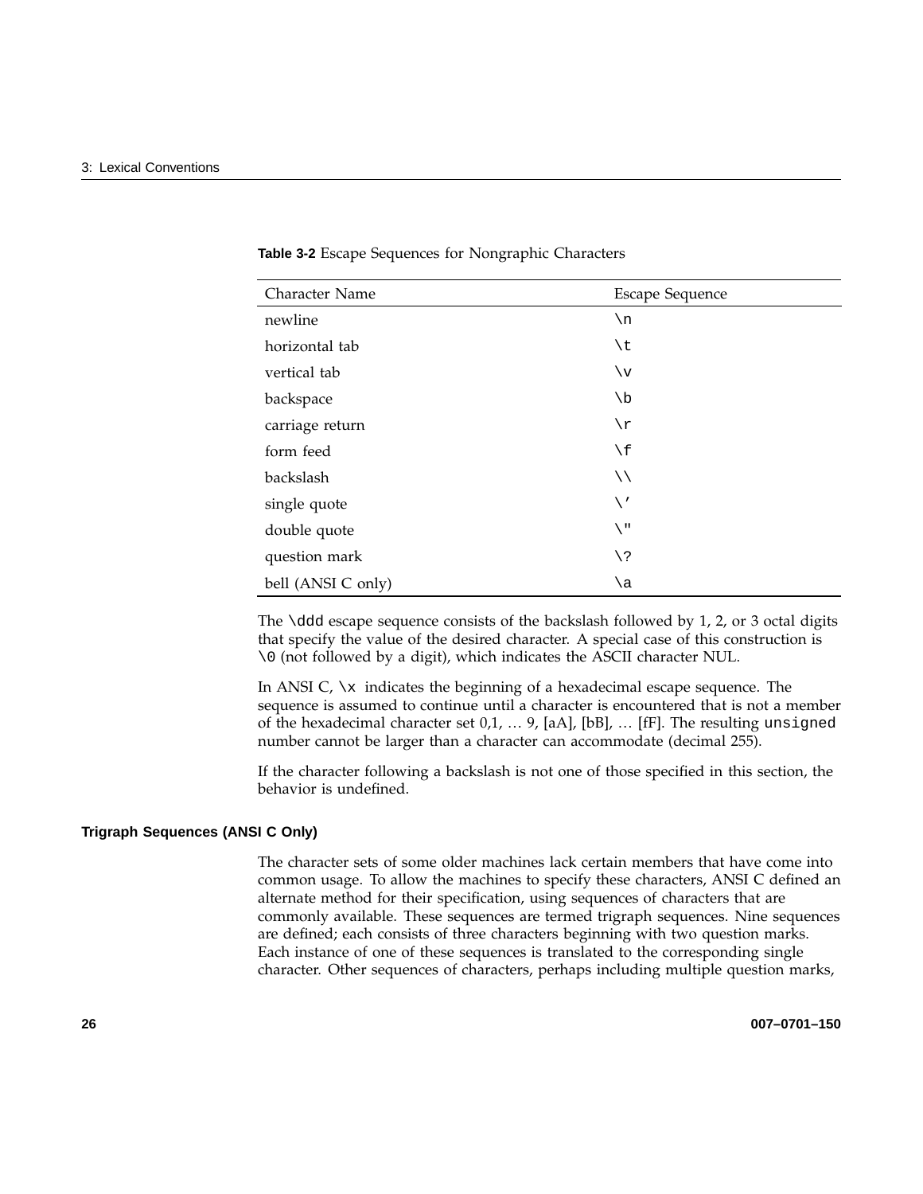**Table 3-2** Escape Sequences for Nongraphic Characters

| Character Name | Escape Sequence |
|---|---|
| newline | `\n` |
| horizontal tab | `\t` |
| vertical tab | `\v` |
| backspace | `\b` |
| carriage return | `\r` |
| form feed | `\f` |
| backslash | `\\` |
| single quote | `\'` |
| double quote | `\"` |
| question mark | `\?` |
| bell (ANSI C only) | `\a` |

The `\ddd` escape sequence consists of the backslash followed by 1, 2, or 3 octal digits that specify the value of the desired character. A special case of this construction is `\0` (not followed by a digit), which indicates the ASCII character NUL.

In ANSI C, `\x` indicates the beginning of a hexadecimal escape sequence. The sequence is assumed to continue until a character is encountered that is not a member of the hexadecimal character set 0,1, … 9, [aA], [bB], … [fF]. The resulting `unsigned` number cannot be larger than a character can accommodate (decimal 255).

If the character following a backslash is not one of those specified in this section, the behavior is undefined.

### Trigraph Sequences (ANSI C Only)

The character sets of some older machines lack certain members that have come into common usage. To allow the machines to specify these characters, ANSI C defined an alternate method for their specification, using sequences of characters that are commonly available. These sequences are termed trigraph sequences. Nine sequences are defined; each consists of three characters beginning with two question marks. Each instance of one of these sequences is translated to the corresponding single character. Other sequences of characters, perhaps including multiple question marks,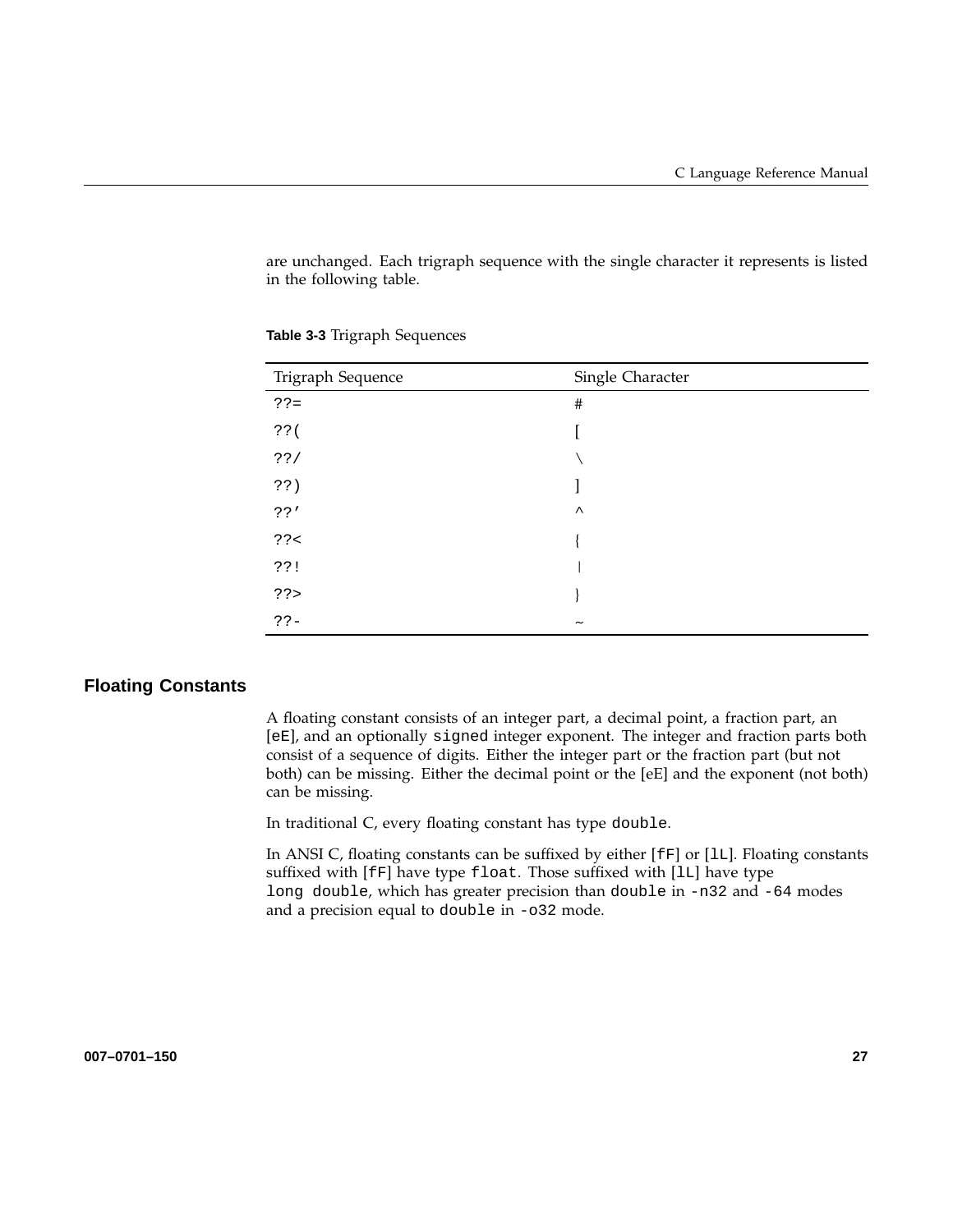are unchanged. Each trigraph sequence with the single character it represents is listed in the following table.

**Table 3-3** Trigraph Sequences

| Trigraph Sequence | Single Character |
| --- | --- |
| `??=` | # |
| `??(` | [ |
| `??/` | \ |
| `??)` | ] |
| `??'` | ^ |
| `??<` | { |
| `??!` | \| |
| `??>` | } |
| `??-` | ~ |

## Floating Constants

A floating constant consists of an integer part, a decimal point, a fraction part, an [`eE`], and an optionally `signed` integer exponent. The integer and fraction parts both consist of a sequence of digits. Either the integer part or the fraction part (but not both) can be missing. Either the decimal point or the [eE] and the exponent (not both) can be missing.

In traditional C, every floating constant has type `double`.

In ANSI C, floating constants can be suffixed by either [`fF`] or [`lL`]. Floating constants suffixed with [`fF`] have type `float`. Those suffixed with [`lL`] have type `long double`, which has greater precision than `double` in `-n32` and `-64` modes and a precision equal to `double` in `-o32` mode.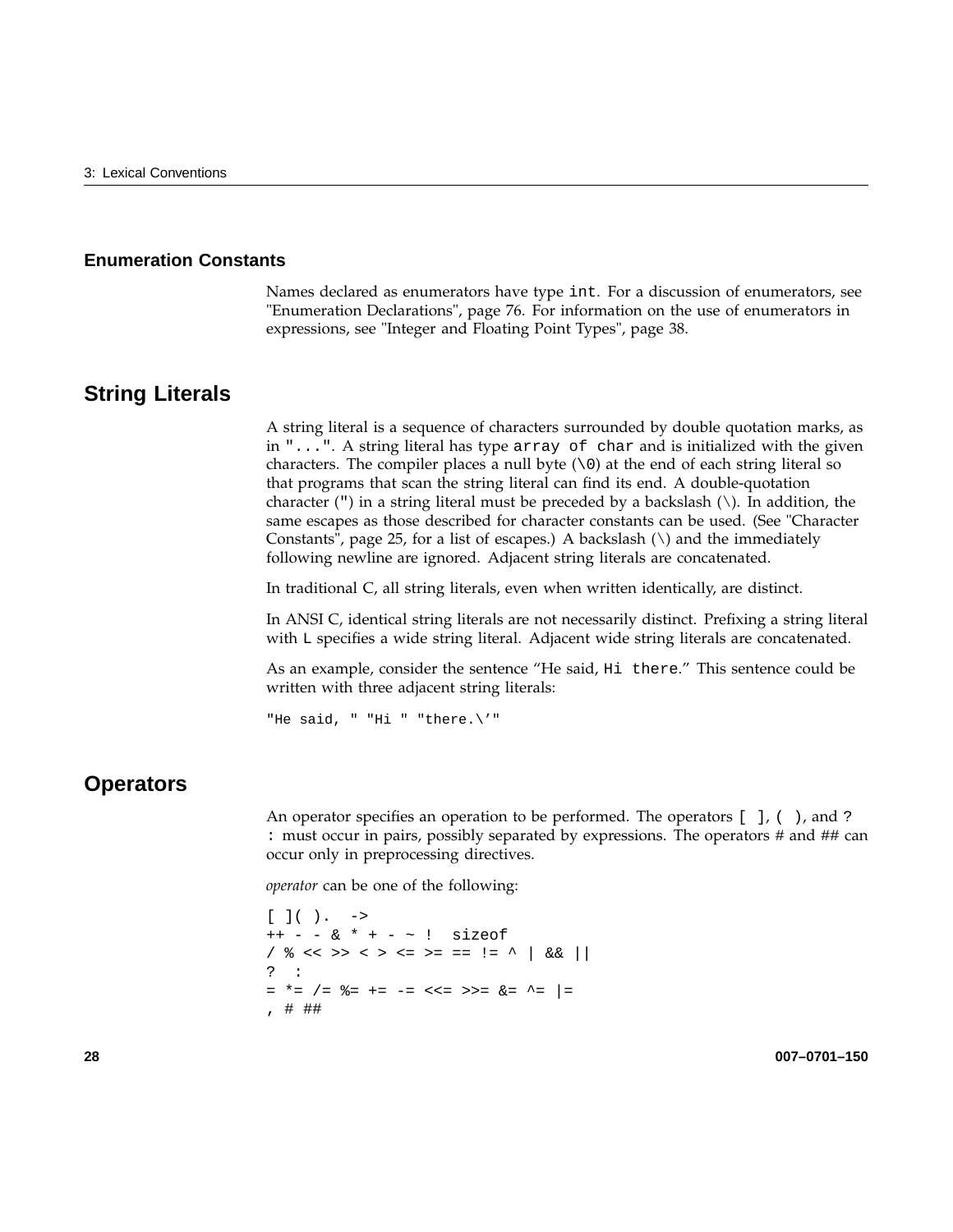### Enumeration Constants

Names declared as enumerators have type `int`. For a discussion of enumerators, see "Enumeration Declarations", page 76. For information on the use of enumerators in expressions, see "Integer and Floating Point Types", page 38.

## String Literals

A string literal is a sequence of characters surrounded by double quotation marks, as in `"..."`. A string literal has type `array of char` and is initialized with the given characters. The compiler places a null byte (`\0`) at the end of each string literal so that programs that scan the string literal can find its end. A double-quotation character (`"`) in a string literal must be preceded by a backslash (\). In addition, the same escapes as those described for character constants can be used. (See "Character Constants", page 25, for a list of escapes.) A backslash (\) and the immediately following newline are ignored. Adjacent string literals are concatenated.

In traditional C, all string literals, even when written identically, are distinct.

In ANSI C, identical string literals are not necessarily distinct. Prefixing a string literal with `L` specifies a wide string literal. Adjacent wide string literals are concatenated.

As an example, consider the sentence “He said, `Hi there`.” This sentence could be written with three adjacent string literals:

```
"He said, " "Hi " "there.\'"
```

## Operators

An operator specifies an operation to be performed. The operators `[ ]`, `( )`, and `? :` must occur in pairs, possibly separated by expressions. The operators # and ## can occur only in preprocessing directives.

*operator* can be one of the following:

```
[ ]( ).  ->
++ - - & * + - ~ !  sizeof
/ % << >> < > <= >= == != ^ | && ||
?  :
= *= /= %= += -= <<= >>= &= ^= |=
, # ##
```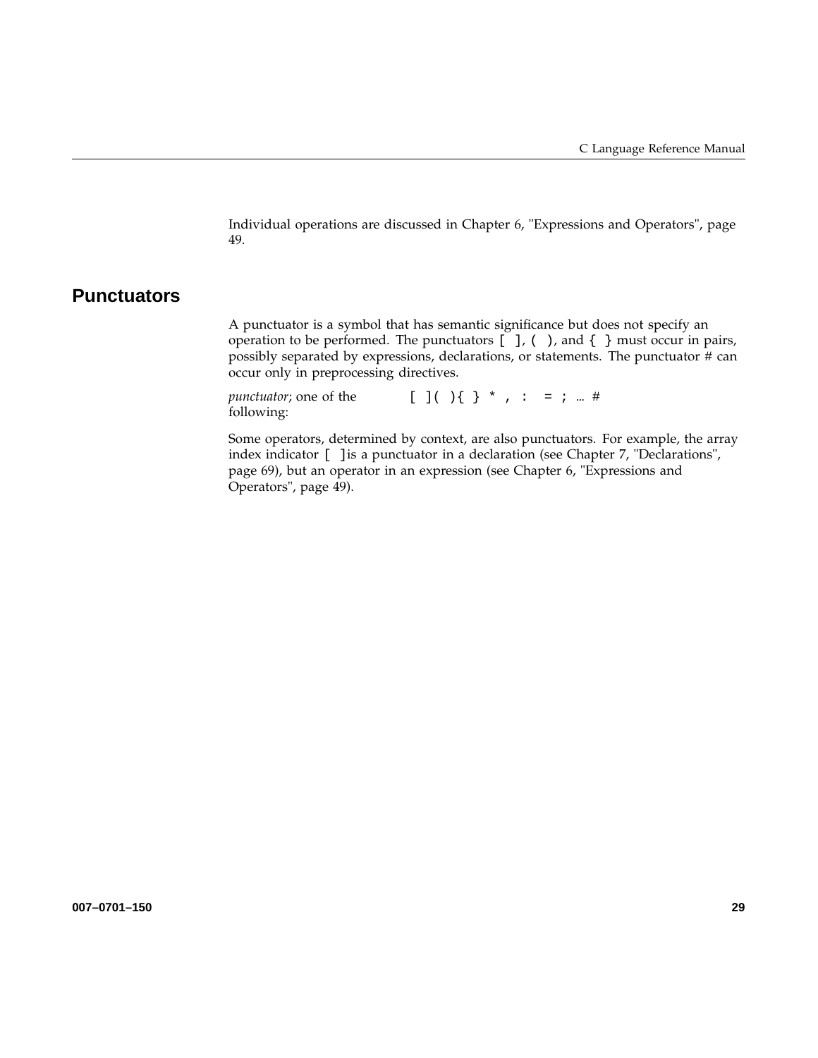Individual operations are discussed in Chapter 6, "Expressions and Operators", page 49.

## Punctuators

A punctuator is a symbol that has semantic significance but does not specify an operation to be performed. The punctuators `[ ]`, `( )`, and `{ }` must occur in pairs, possibly separated by expressions, declarations, or statements. The punctuator # can occur only in preprocessing directives.

*punctuator*; one of the following: `[ ] ( ) { } * , : = ; ... #`

Some operators, determined by context, are also punctuators. For example, the array index indicator `[ ]` is a punctuator in a declaration (see Chapter 7, "Declarations", page 69), but an operator in an expression (see Chapter 6, "Expressions and Operators", page 49).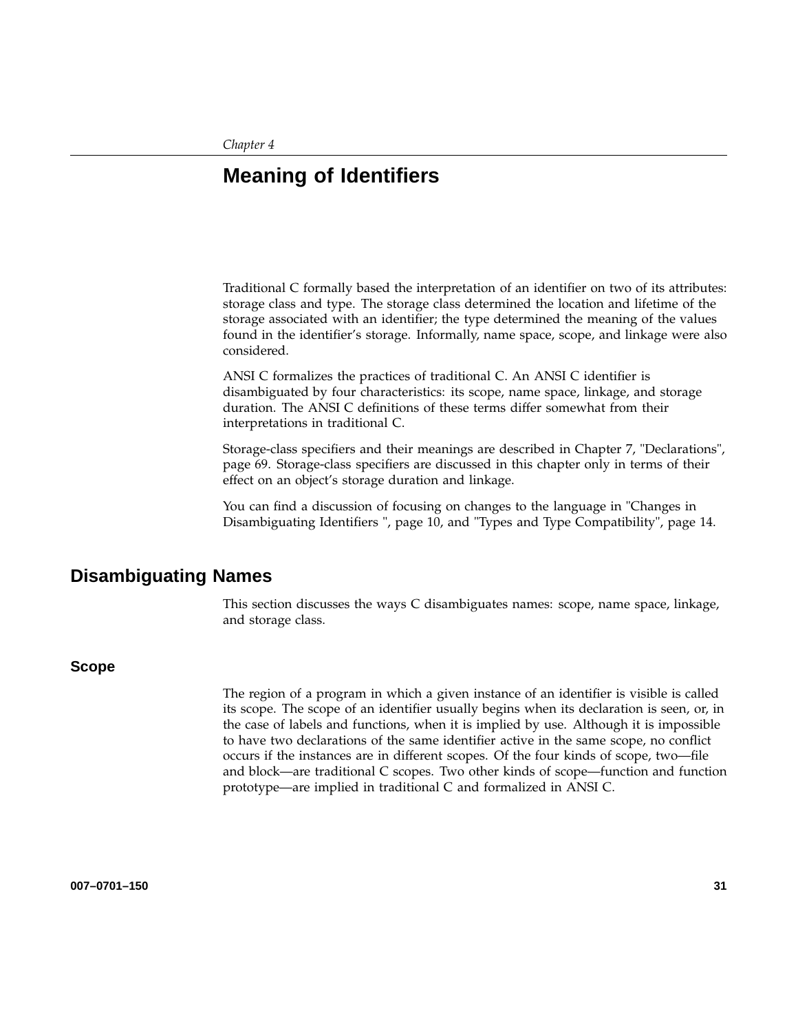*Chapter 4*

# Meaning of Identifiers

Traditional C formally based the interpretation of an identifier on two of its attributes: storage class and type. The storage class determined the location and lifetime of the storage associated with an identifier; the type determined the meaning of the values found in the identifier's storage. Informally, name space, scope, and linkage were also considered.

ANSI C formalizes the practices of traditional C. An ANSI C identifier is disambiguated by four characteristics: its scope, name space, linkage, and storage duration. The ANSI C definitions of these terms differ somewhat from their interpretations in traditional C.

Storage-class specifiers and their meanings are described in Chapter 7, "Declarations", page 69. Storage-class specifiers are discussed in this chapter only in terms of their effect on an object's storage duration and linkage.

You can find a discussion of focusing on changes to the language in "Changes in Disambiguating Identifiers ", page 10, and "Types and Type Compatibility", page 14.

## Disambiguating Names

This section discusses the ways C disambiguates names: scope, name space, linkage, and storage class.

### Scope

The region of a program in which a given instance of an identifier is visible is called its scope. The scope of an identifier usually begins when its declaration is seen, or, in the case of labels and functions, when it is implied by use. Although it is impossible to have two declarations of the same identifier active in the same scope, no conflict occurs if the instances are in different scopes. Of the four kinds of scope, two—file and block—are traditional C scopes. Two other kinds of scope—function and function prototype—are implied in traditional C and formalized in ANSI C.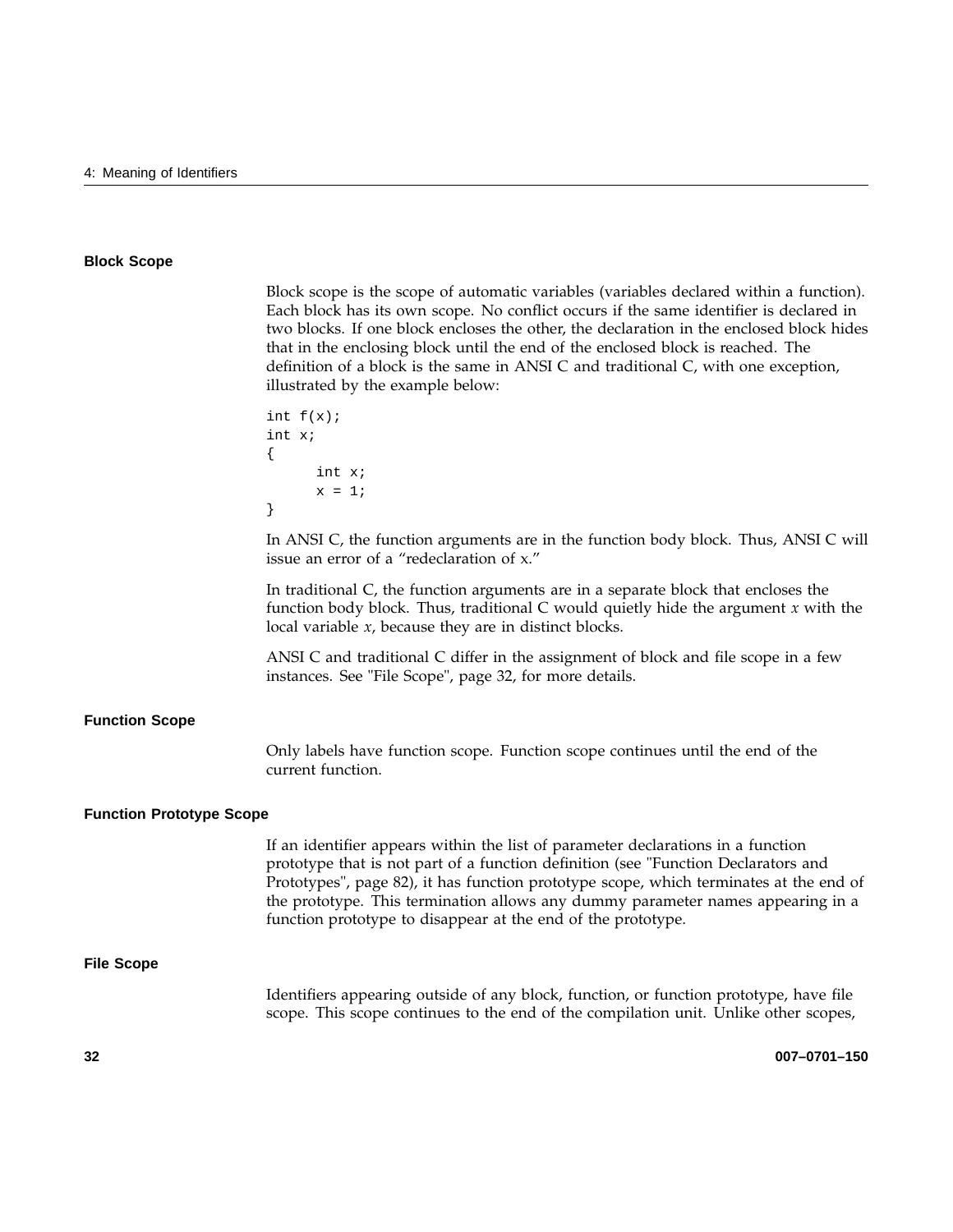### Block Scope

Block scope is the scope of automatic variables (variables declared within a function). Each block has its own scope. No conflict occurs if the same identifier is declared in two blocks. If one block encloses the other, the declaration in the enclosed block hides that in the enclosing block until the end of the enclosed block is reached. The definition of a block is the same in ANSI C and traditional C, with one exception, illustrated by the example below:

```
int f(x);
int x;
{
      int x;
      x = 1;
}
```

In ANSI C, the function arguments are in the function body block. Thus, ANSI C will issue an error of a "redeclaration of x."

In traditional C, the function arguments are in a separate block that encloses the function body block. Thus, traditional C would quietly hide the argument *x* with the local variable *x*, because they are in distinct blocks.

ANSI C and traditional C differ in the assignment of block and file scope in a few instances. See "File Scope", page 32, for more details.

### Function Scope

Only labels have function scope. Function scope continues until the end of the current function.

### Function Prototype Scope

If an identifier appears within the list of parameter declarations in a function prototype that is not part of a function definition (see "Function Declarators and Prototypes", page 82), it has function prototype scope, which terminates at the end of the prototype. This termination allows any dummy parameter names appearing in a function prototype to disappear at the end of the prototype.

### File Scope

Identifiers appearing outside of any block, function, or function prototype, have file scope. This scope continues to the end of the compilation unit. Unlike other scopes,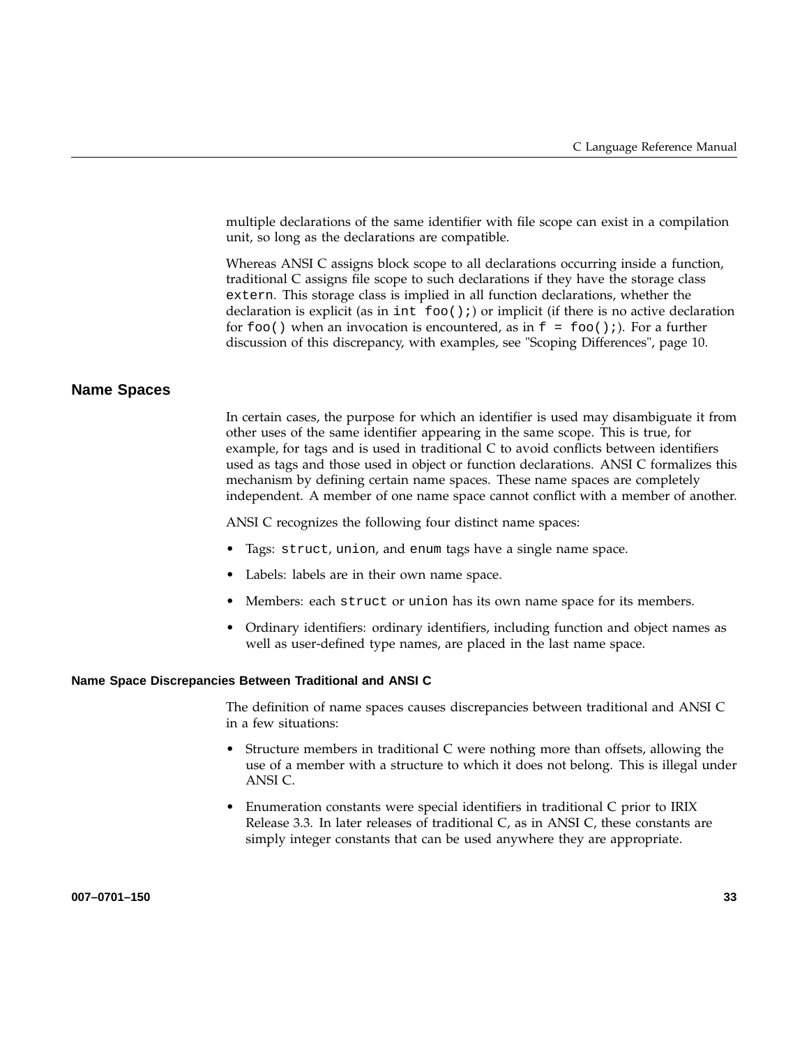multiple declarations of the same identifier with file scope can exist in a compilation unit, so long as the declarations are compatible.

Whereas ANSI C assigns block scope to all declarations occurring inside a function, traditional C assigns file scope to such declarations if they have the storage class `extern`. This storage class is implied in all function declarations, whether the declaration is explicit (as in `int foo();`) or implicit (if there is no active declaration for `foo()` when an invocation is encountered, as in `f = foo();`). For a further discussion of this discrepancy, with examples, see "Scoping Differences", page 10.

## Name Spaces

In certain cases, the purpose for which an identifier is used may disambiguate it from other uses of the same identifier appearing in the same scope. This is true, for example, for tags and is used in traditional C to avoid conflicts between identifiers used as tags and those used in object or function declarations. ANSI C formalizes this mechanism by defining certain name spaces. These name spaces are completely independent. A member of one name space cannot conflict with a member of another.

ANSI C recognizes the following four distinct name spaces:

- Tags: `struct`, `union`, and `enum` tags have a single name space.
- Labels: labels are in their own name space.
- Members: each `struct` or `union` has its own name space for its members.
- Ordinary identifiers: ordinary identifiers, including function and object names as well as user-defined type names, are placed in the last name space.

### Name Space Discrepancies Between Traditional and ANSI C

The definition of name spaces causes discrepancies between traditional and ANSI C in a few situations:

- Structure members in traditional C were nothing more than offsets, allowing the use of a member with a structure to which it does not belong. This is illegal under ANSI C.
- Enumeration constants were special identifiers in traditional C prior to IRIX Release 3.3. In later releases of traditional C, as in ANSI C, these constants are simply integer constants that can be used anywhere they are appropriate.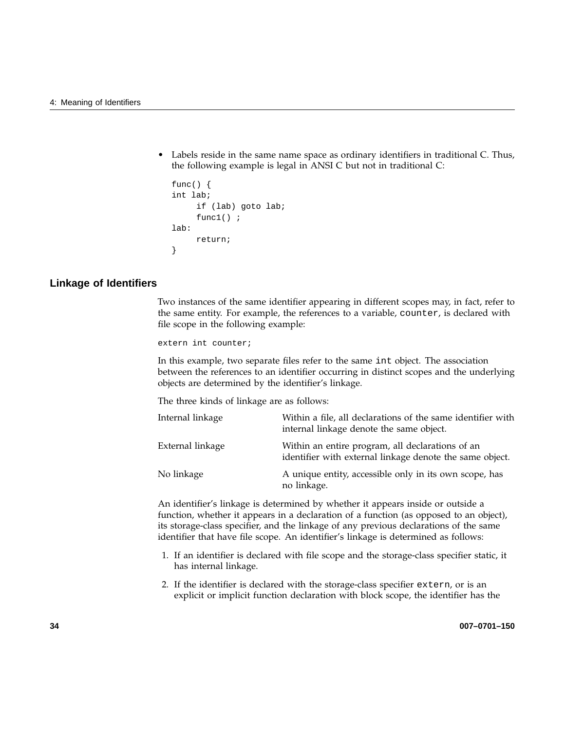- Labels reside in the same name space as ordinary identifiers in traditional C. Thus, the following example is legal in ANSI C but not in traditional C:

```
func() {
int lab;
     if (lab) goto lab;
     func1() ;
lab:
     return;
}
```

## Linkage of Identifiers

Two instances of the same identifier appearing in different scopes may, in fact, refer to the same entity. For example, the references to a variable, `counter`, is declared with file scope in the following example:

```
extern int counter;
```

In this example, two separate files refer to the same `int` object. The association between the references to an identifier occurring in distinct scopes and the underlying objects are determined by the identifier's linkage.

The three kinds of linkage are as follows:

| | |
|---|---|
| Internal linkage | Within a file, all declarations of the same identifier with internal linkage denote the same object. |
| External linkage | Within an entire program, all declarations of an identifier with external linkage denote the same object. |
| No linkage | A unique entity, accessible only in its own scope, has no linkage. |

An identifier's linkage is determined by whether it appears inside or outside a function, whether it appears in a declaration of a function (as opposed to an object), its storage-class specifier, and the linkage of any previous declarations of the same identifier that have file scope. An identifier's linkage is determined as follows:

1. If an identifier is declared with file scope and the storage-class specifier static, it has internal linkage.
2. If the identifier is declared with the storage-class specifier `extern`, or is an explicit or implicit function declaration with block scope, the identifier has the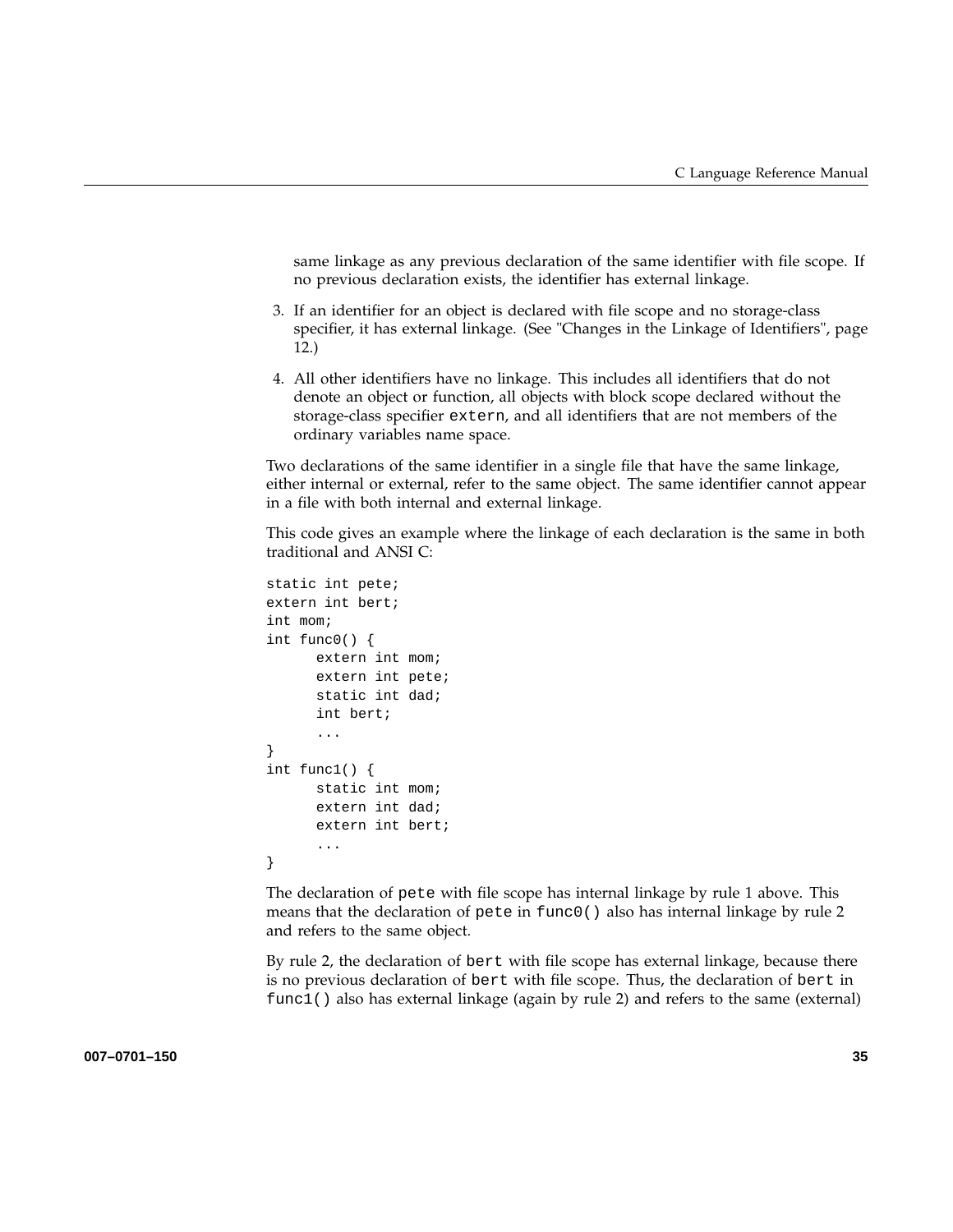same linkage as any previous declaration of the same identifier with file scope. If no previous declaration exists, the identifier has external linkage.

3. If an identifier for an object is declared with file scope and no storage-class specifier, it has external linkage. (See "Changes in the Linkage of Identifiers", page 12.)

4. All other identifiers have no linkage. This includes all identifiers that do not denote an object or function, all objects with block scope declared without the storage-class specifier `extern`, and all identifiers that are not members of the ordinary variables name space.

Two declarations of the same identifier in a single file that have the same linkage, either internal or external, refer to the same object. The same identifier cannot appear in a file with both internal and external linkage.

This code gives an example where the linkage of each declaration is the same in both traditional and ANSI C:

```
static int pete;
extern int bert;
int mom;
int func0() {
      extern int mom;
      extern int pete;
      static int dad;
      int bert;
      ...
}
int func1() {
      static int mom;
      extern int dad;
      extern int bert;
      ...
}
```

The declaration of `pete` with file scope has internal linkage by rule 1 above. This means that the declaration of `pete` in `func0()` also has internal linkage by rule 2 and refers to the same object.

By rule 2, the declaration of `bert` with file scope has external linkage, because there is no previous declaration of `bert` with file scope. Thus, the declaration of `bert` in `func1()` also has external linkage (again by rule 2) and refers to the same (external)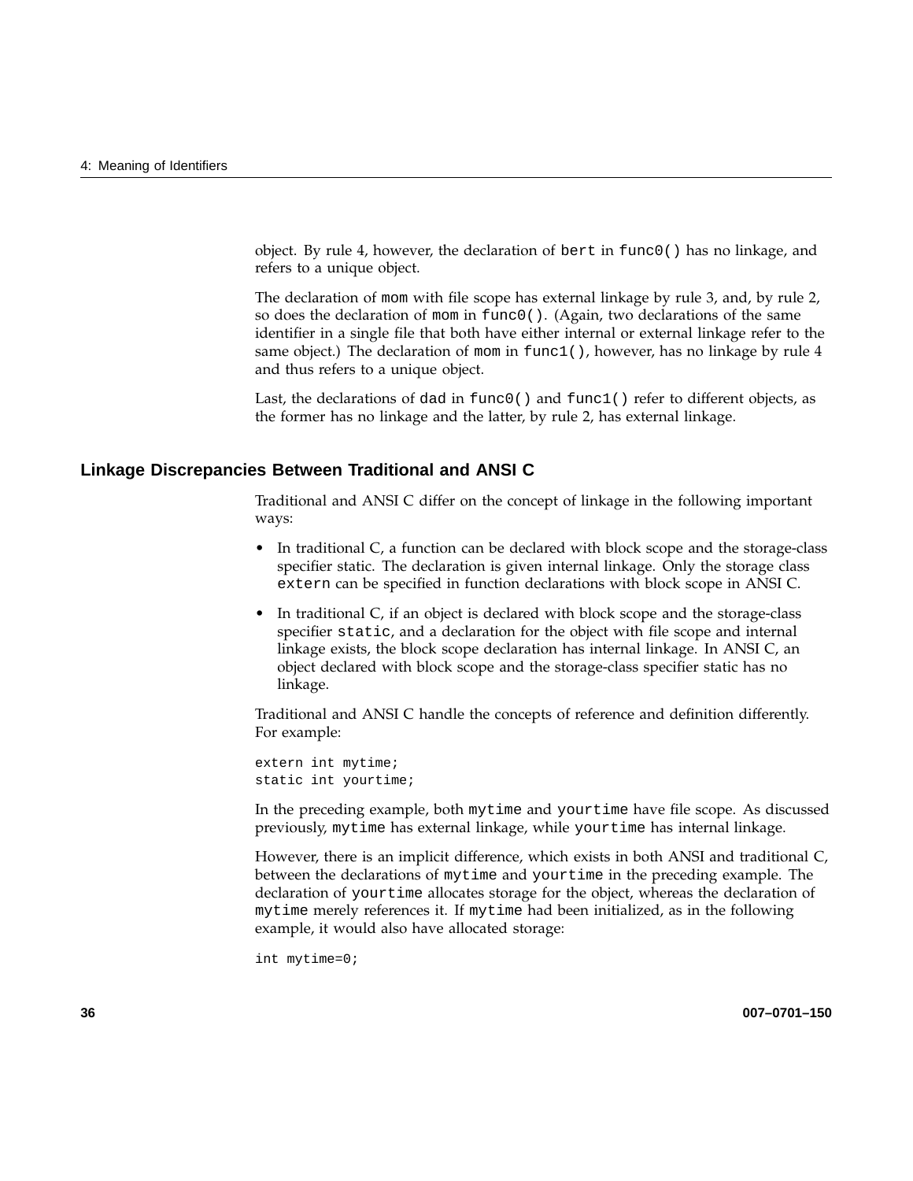object. By rule 4, however, the declaration of `bert` in `func0()` has no linkage, and refers to a unique object.

The declaration of `mom` with file scope has external linkage by rule 3, and, by rule 2, so does the declaration of `mom` in `func0()`. (Again, two declarations of the same identifier in a single file that both have either internal or external linkage refer to the same object.) The declaration of `mom` in `func1()`, however, has no linkage by rule 4 and thus refers to a unique object.

Last, the declarations of `dad` in `func0()` and `func1()` refer to different objects, as the former has no linkage and the latter, by rule 2, has external linkage.

## Linkage Discrepancies Between Traditional and ANSI C

Traditional and ANSI C differ on the concept of linkage in the following important ways:

- In traditional C, a function can be declared with block scope and the storage-class specifier static. The declaration is given internal linkage. Only the storage class `extern` can be specified in function declarations with block scope in ANSI C.
- In traditional C, if an object is declared with block scope and the storage-class specifier `static`, and a declaration for the object with file scope and internal linkage exists, the block scope declaration has internal linkage. In ANSI C, an object declared with block scope and the storage-class specifier static has no linkage.

Traditional and ANSI C handle the concepts of reference and definition differently. For example:

```
extern int mytime;
static int yourtime;
```

In the preceding example, both `mytime` and `yourtime` have file scope. As discussed previously, `mytime` has external linkage, while `yourtime` has internal linkage.

However, there is an implicit difference, which exists in both ANSI and traditional C, between the declarations of `mytime` and `yourtime` in the preceding example. The declaration of `yourtime` allocates storage for the object, whereas the declaration of `mytime` merely references it. If `mytime` had been initialized, as in the following example, it would also have allocated storage:

```
int mytime=0;
```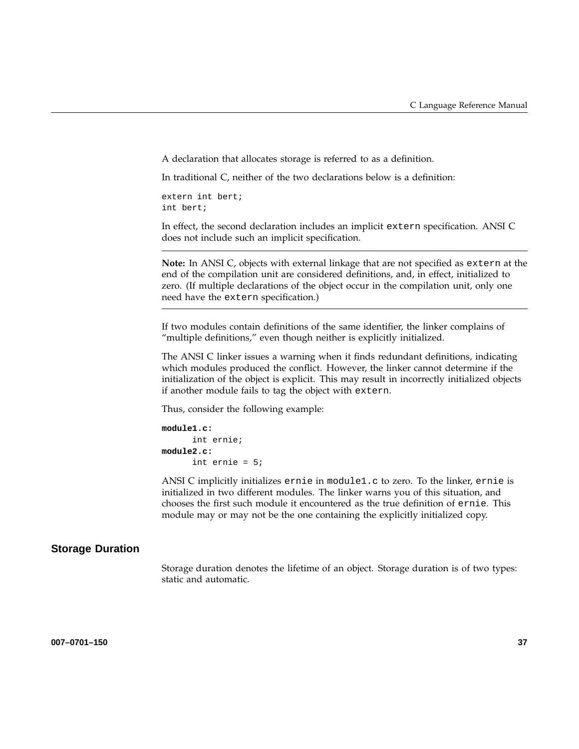A declaration that allocates storage is referred to as a definition.

In traditional C, neither of the two declarations below is a definition:

```
extern int bert;
int bert;
```

In effect, the second declaration includes an implicit `extern` specification. ANSI C does not include such an implicit specification.

---

**Note:** In ANSI C, objects with external linkage that are not specified as `extern` at the end of the compilation unit are considered definitions, and, in effect, initialized to zero. (If multiple declarations of the object occur in the compilation unit, only one need have the `extern` specification.)

---

If two modules contain definitions of the same identifier, the linker complains of "multiple definitions," even though neither is explicitly initialized.

The ANSI C linker issues a warning when it finds redundant definitions, indicating which modules produced the conflict. However, the linker cannot determine if the initialization of the object is explicit. This may result in incorrectly initialized objects if another module fails to tag the object with `extern`.

Thus, consider the following example:

```
module1.c:
      int ernie;
module2.c:
      int ernie = 5;
```

ANSI C implicitly initializes `ernie` in `module1.c` to zero. To the linker, `ernie` is initialized in two different modules. The linker warns you of this situation, and chooses the first such module it encountered as the true definition of `ernie`. This module may or may not be the one containing the explicitly initialized copy.

## Storage Duration

Storage duration denotes the lifetime of an object. Storage duration is of two types: static and automatic.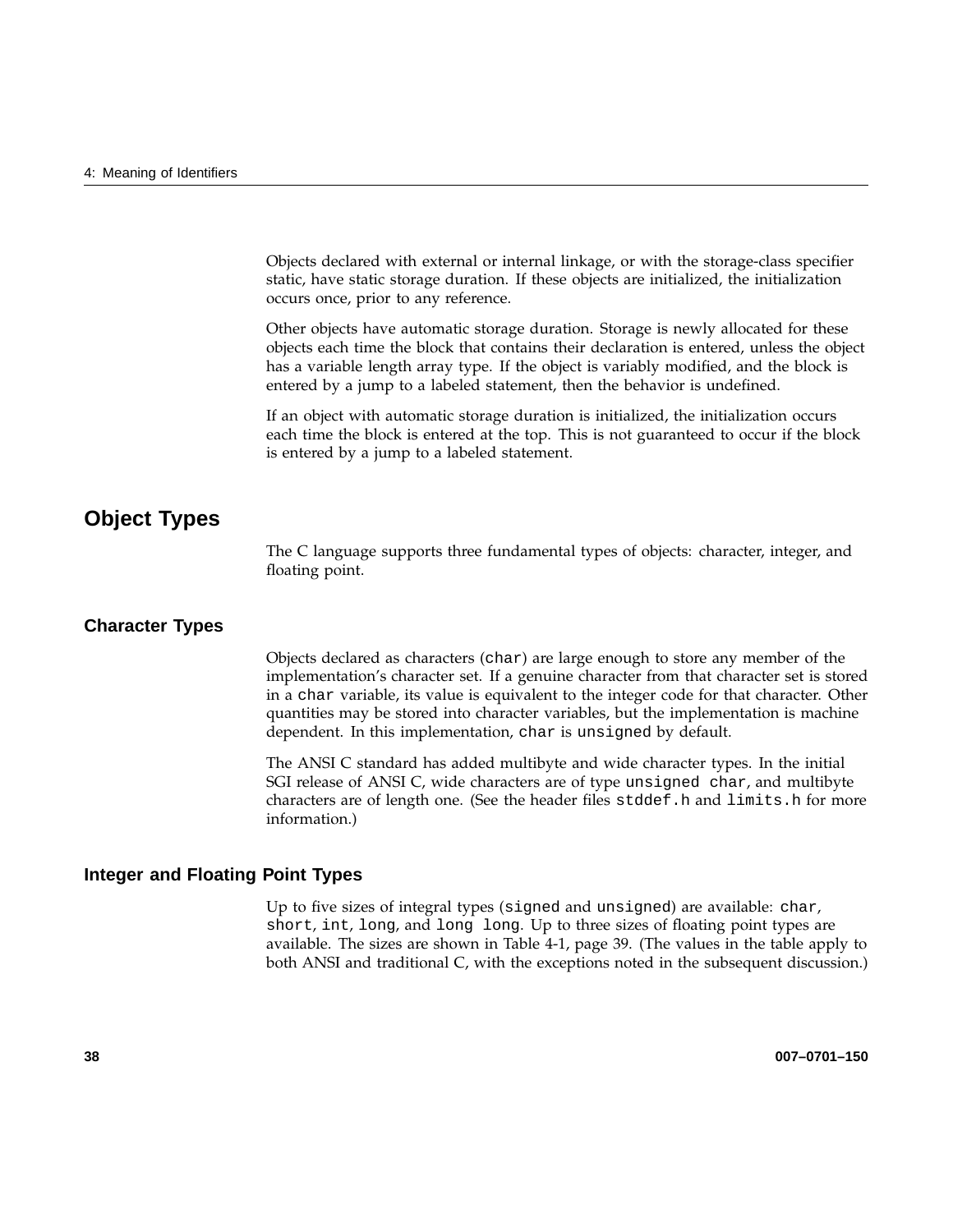Objects declared with external or internal linkage, or with the storage-class specifier static, have static storage duration. If these objects are initialized, the initialization occurs once, prior to any reference.

Other objects have automatic storage duration. Storage is newly allocated for these objects each time the block that contains their declaration is entered, unless the object has a variable length array type. If the object is variably modified, and the block is entered by a jump to a labeled statement, then the behavior is undefined.

If an object with automatic storage duration is initialized, the initialization occurs each time the block is entered at the top. This is not guaranteed to occur if the block is entered by a jump to a labeled statement.

## Object Types

The C language supports three fundamental types of objects: character, integer, and floating point.

### Character Types

Objects declared as characters (`char`) are large enough to store any member of the implementation's character set. If a genuine character from that character set is stored in a `char` variable, its value is equivalent to the integer code for that character. Other quantities may be stored into character variables, but the implementation is machine dependent. In this implementation, `char` is `unsigned` by default.

The ANSI C standard has added multibyte and wide character types. In the initial SGI release of ANSI C, wide characters are of type `unsigned char`, and multibyte characters are of length one. (See the header files `stddef.h` and `limits.h` for more information.)

### Integer and Floating Point Types

Up to five sizes of integral types (`signed` and `unsigned`) are available: `char`, `short`, `int`, `long`, and `long long`. Up to three sizes of floating point types are available. The sizes are shown in Table 4-1, page 39. (The values in the table apply to both ANSI and traditional C, with the exceptions noted in the subsequent discussion.)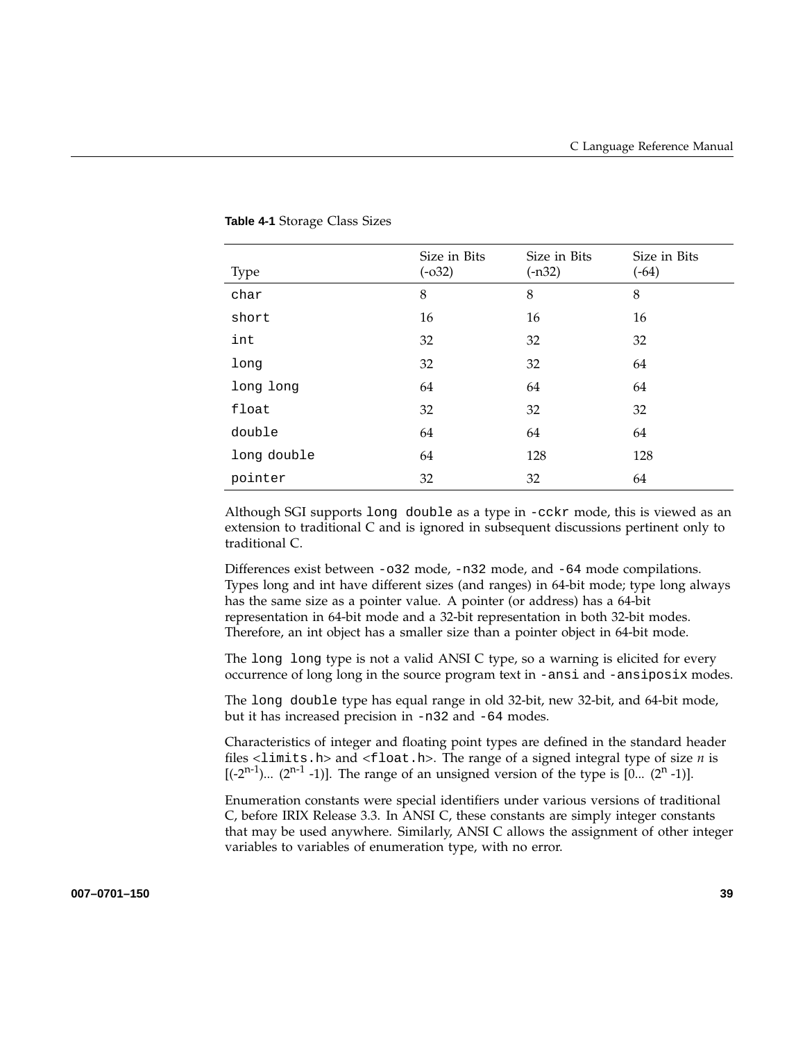**Table 4-1** Storage Class Sizes

| Type | Size in Bits (-o32) | Size in Bits (-n32) | Size in Bits (-64) |
| --- | --- | --- | --- |
| `char` | 8 | 8 | 8 |
| `short` | 16 | 16 | 16 |
| `int` | 32 | 32 | 32 |
| `long` | 32 | 32 | 64 |
| `long long` | 64 | 64 | 64 |
| `float` | 32 | 32 | 32 |
| `double` | 64 | 64 | 64 |
| `long double` | 64 | 128 | 128 |
| `pointer` | 32 | 32 | 64 |

Although SGI supports `long double` as a type in `-cckr` mode, this is viewed as an extension to traditional C and is ignored in subsequent discussions pertinent only to traditional C.

Differences exist between `-o32` mode, `-n32` mode, and `-64` mode compilations. Types long and int have different sizes (and ranges) in 64-bit mode; type long always has the same size as a pointer value. A pointer (or address) has a 64-bit representation in 64-bit mode and a 32-bit representation in both 32-bit modes. Therefore, an int object has a smaller size than a pointer object in 64-bit mode.

The `long long` type is not a valid ANSI C type, so a warning is elicited for every occurrence of long long in the source program text in `-ansi` and `-ansiposix` modes.

The `long double` type has equal range in old 32-bit, new 32-bit, and 64-bit mode, but it has increased precision in `-n32` and `-64` modes.

Characteristics of integer and floating point types are defined in the standard header files <`limits.h`> and <`float.h`>. The range of a signed integral type of size *n* is $[(-2^{n-1}) ... (2^{n-1} -1)]$. The range of an unsigned version of the type is $[0... (2^{n} -1)]$.

Enumeration constants were special identifiers under various versions of traditional C, before IRIX Release 3.3. In ANSI C, these constants are simply integer constants that may be used anywhere. Similarly, ANSI C allows the assignment of other integer variables to variables of enumeration type, with no error.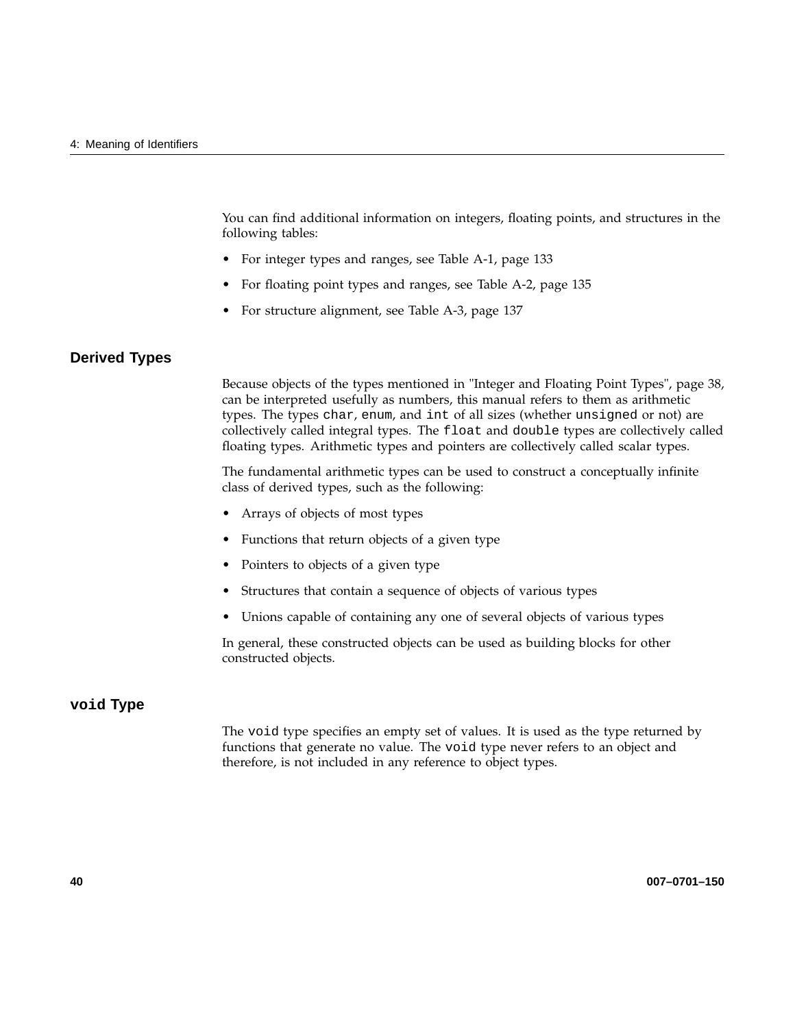You can find additional information on integers, floating points, and structures in the following tables:

- For integer types and ranges, see Table A-1, page 133
- For floating point types and ranges, see Table A-2, page 135
- For structure alignment, see Table A-3, page 137

## Derived Types

Because objects of the types mentioned in "Integer and Floating Point Types", page 38, can be interpreted usefully as numbers, this manual refers to them as arithmetic types. The types `char`, `enum`, and `int` of all sizes (whether `unsigned` or not) are collectively called integral types. The `float` and `double` types are collectively called floating types. Arithmetic types and pointers are collectively called scalar types.

The fundamental arithmetic types can be used to construct a conceptually infinite class of derived types, such as the following:

- Arrays of objects of most types
- Functions that return objects of a given type
- Pointers to objects of a given type
- Structures that contain a sequence of objects of various types
- Unions capable of containing any one of several objects of various types

In general, these constructed objects can be used as building blocks for other constructed objects.

## `void` Type

The `void` type specifies an empty set of values. It is used as the type returned by functions that generate no value. The `void` type never refers to an object and therefore, is not included in any reference to object types.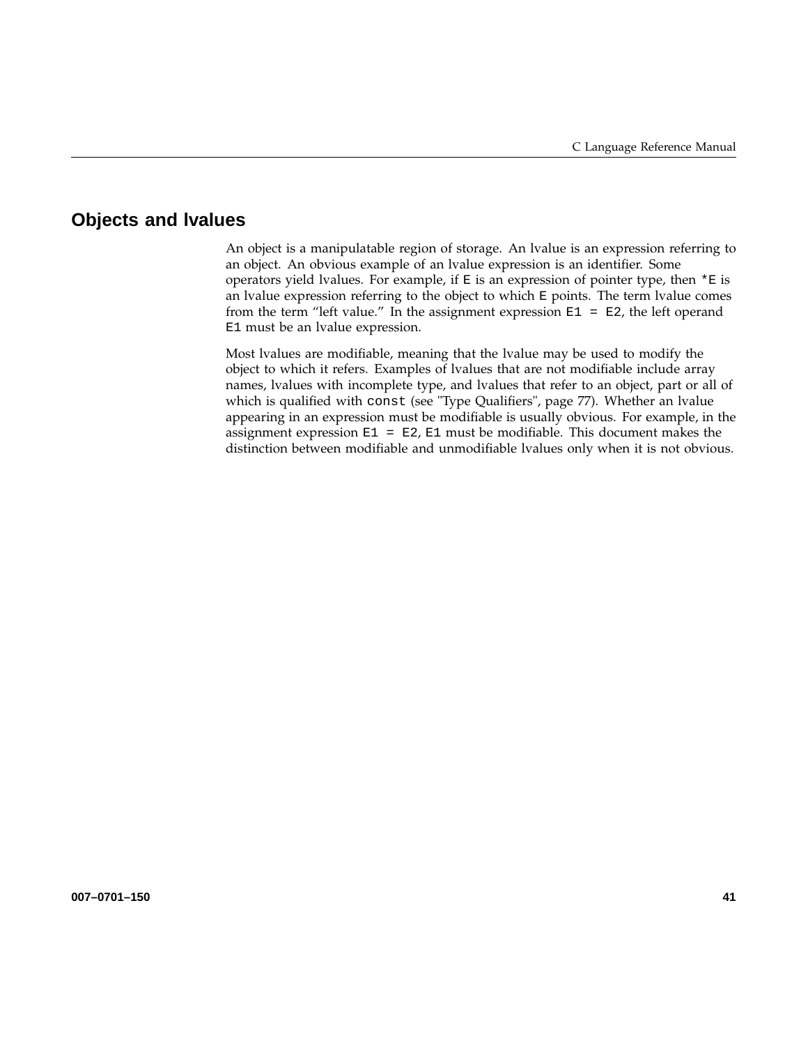## Objects and lvalues

An object is a manipulatable region of storage. An lvalue is an expression referring to an object. An obvious example of an lvalue expression is an identifier. Some operators yield lvalues. For example, if `E` is an expression of pointer type, then `*E` is an lvalue expression referring to the object to which `E` points. The term lvalue comes from the term "left value." In the assignment expression `E1 = E2`, the left operand `E1` must be an lvalue expression.

Most lvalues are modifiable, meaning that the lvalue may be used to modify the object to which it refers. Examples of lvalues that are not modifiable include array names, lvalues with incomplete type, and lvalues that refer to an object, part or all of which is qualified with `const` (see "Type Qualifiers", page 77). Whether an lvalue appearing in an expression must be modifiable is usually obvious. For example, in the assignment expression `E1 = E2`, `E1` must be modifiable. This document makes the distinction between modifiable and unmodifiable lvalues only when it is not obvious.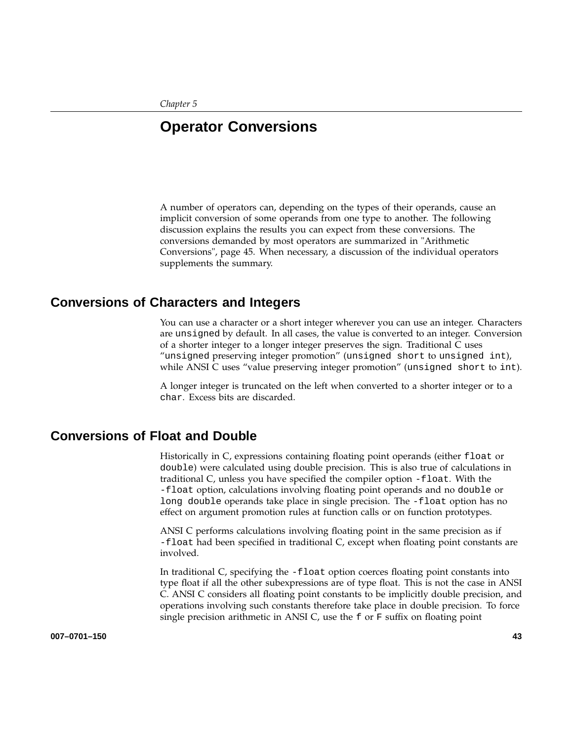*Chapter 5*

# Operator Conversions

A number of operators can, depending on the types of their operands, cause an implicit conversion of some operands from one type to another. The following discussion explains the results you can expect from these conversions. The conversions demanded by most operators are summarized in "Arithmetic Conversions", page 45. When necessary, a discussion of the individual operators supplements the summary.

## Conversions of Characters and Integers

You can use a character or a short integer wherever you can use an integer. Characters are `unsigned` by default. In all cases, the value is converted to an integer. Conversion of a shorter integer to a longer integer preserves the sign. Traditional C uses "`unsigned` preserving integer promotion" (`unsigned short` to `unsigned int`), while ANSI C uses "value preserving integer promotion" (`unsigned short` to `int`).

A longer integer is truncated on the left when converted to a shorter integer or to a `char`. Excess bits are discarded.

## Conversions of Float and Double

Historically in C, expressions containing floating point operands (either `float` or `double`) were calculated using double precision. This is also true of calculations in traditional C, unless you have specified the compiler option `-float`. With the `-float` option, calculations involving floating point operands and no `double` or `long double` operands take place in single precision. The `-float` option has no effect on argument promotion rules at function calls or on function prototypes.

ANSI C performs calculations involving floating point in the same precision as if `-float` had been specified in traditional C, except when floating point constants are involved.

In traditional C, specifying the `-float` option coerces floating point constants into type float if all the other subexpressions are of type float. This is not the case in ANSI C. ANSI C considers all floating point constants to be implicitly double precision, and operations involving such constants therefore take place in double precision. To force single precision arithmetic in ANSI C, use the `f` or `F` suffix on floating point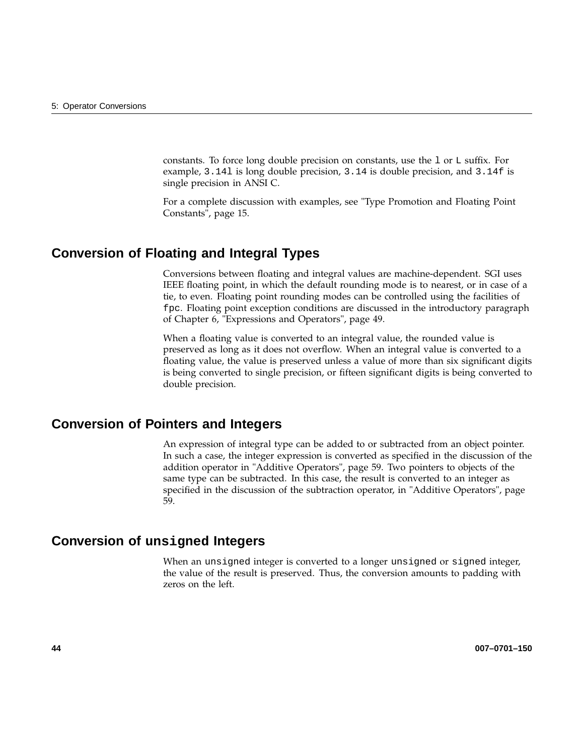constants. To force long double precision on constants, use the `l` or `L` suffix. For example, `3.14l` is long double precision, `3.14` is double precision, and `3.14f` is single precision in ANSI C.

For a complete discussion with examples, see "Type Promotion and Floating Point Constants", page 15.

## Conversion of Floating and Integral Types

Conversions between floating and integral values are machine-dependent. SGI uses IEEE floating point, in which the default rounding mode is to nearest, or in case of a tie, to even. Floating point rounding modes can be controlled using the facilities of `fpc`. Floating point exception conditions are discussed in the introductory paragraph of Chapter 6, "Expressions and Operators", page 49.

When a floating value is converted to an integral value, the rounded value is preserved as long as it does not overflow. When an integral value is converted to a floating value, the value is preserved unless a value of more than six significant digits is being converted to single precision, or fifteen significant digits is being converted to double precision.

## Conversion of Pointers and Integers

An expression of integral type can be added to or subtracted from an object pointer. In such a case, the integer expression is converted as specified in the discussion of the addition operator in "Additive Operators", page 59. Two pointers to objects of the same type can be subtracted. In this case, the result is converted to an integer as specified in the discussion of the subtraction operator, in "Additive Operators", page 59.

## Conversion of `unsigned` Integers

When an `unsigned` integer is converted to a longer `unsigned` or `signed` integer, the value of the result is preserved. Thus, the conversion amounts to padding with zeros on the left.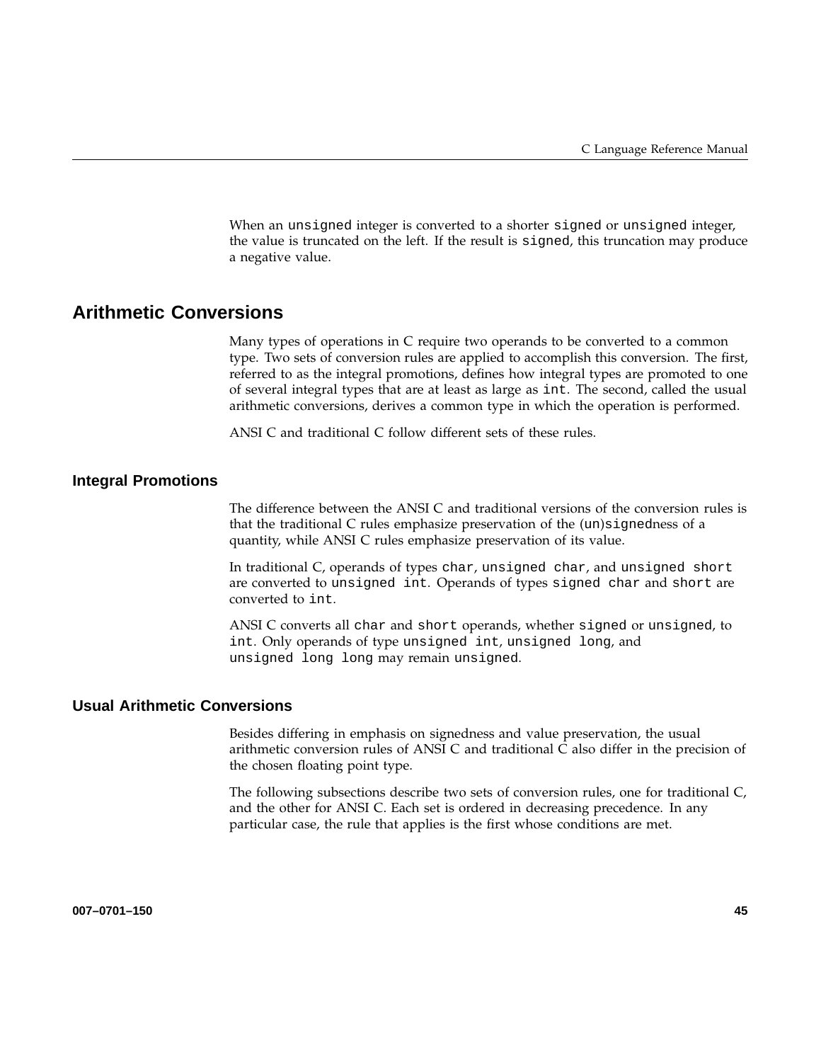When an `unsigned` integer is converted to a shorter `signed` or `unsigned` integer, the value is truncated on the left. If the result is `signed`, this truncation may produce a negative value.

## Arithmetic Conversions

Many types of operations in C require two operands to be converted to a common type. Two sets of conversion rules are applied to accomplish this conversion. The first, referred to as the integral promotions, defines how integral types are promoted to one of several integral types that are at least as large as `int`. The second, called the usual arithmetic conversions, derives a common type in which the operation is performed.

ANSI C and traditional C follow different sets of these rules.

### Integral Promotions

The difference between the ANSI C and traditional versions of the conversion rules is that the traditional C rules emphasize preservation of the (`un`)`signed`ness of a quantity, while ANSI C rules emphasize preservation of its value.

In traditional C, operands of types `char`, `unsigned char`, and `unsigned short` are converted to `unsigned int`. Operands of types `signed char` and `short` are converted to `int`.

ANSI C converts all `char` and `short` operands, whether `signed` or `unsigned`, to `int`. Only operands of type `unsigned int`, `unsigned long`, and `unsigned long long` may remain `unsigned`.

### Usual Arithmetic Conversions

Besides differing in emphasis on signedness and value preservation, the usual arithmetic conversion rules of ANSI C and traditional C also differ in the precision of the chosen floating point type.

The following subsections describe two sets of conversion rules, one for traditional C, and the other for ANSI C. Each set is ordered in decreasing precedence. In any particular case, the rule that applies is the first whose conditions are met.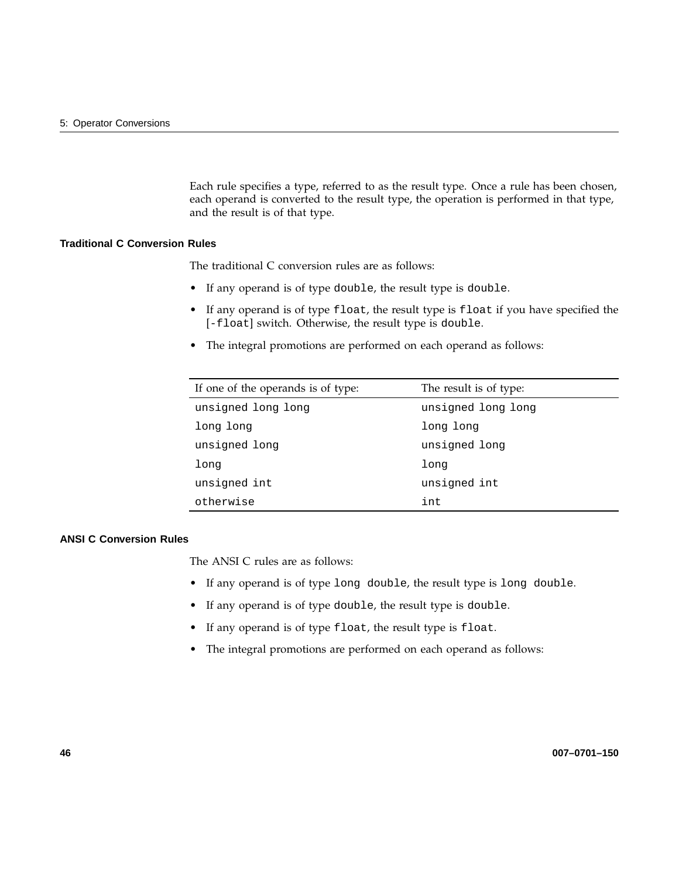Each rule specifies a type, referred to as the result type. Once a rule has been chosen, each operand is converted to the result type, the operation is performed in that type, and the result is of that type.

### Traditional C Conversion Rules

The traditional C conversion rules are as follows:

- If any operand is of type `double`, the result type is `double`.
- If any operand is of type `float`, the result type is `float` if you have specified the [`-float`] switch. Otherwise, the result type is `double`.
- The integral promotions are performed on each operand as follows:

| If one of the operands is of type: | The result is of type: |
|---|---|
| `unsigned long long` | `unsigned long long` |
| `long long` | `long long` |
| `unsigned long` | `unsigned long` |
| `long` | `long` |
| `unsigned int` | `unsigned int` |
| `otherwise` | `int` |

### ANSI C Conversion Rules

The ANSI C rules are as follows:

- If any operand is of type `long double`, the result type is `long double`.
- If any operand is of type `double`, the result type is `double`.
- If any operand is of type `float`, the result type is `float`.
- The integral promotions are performed on each operand as follows: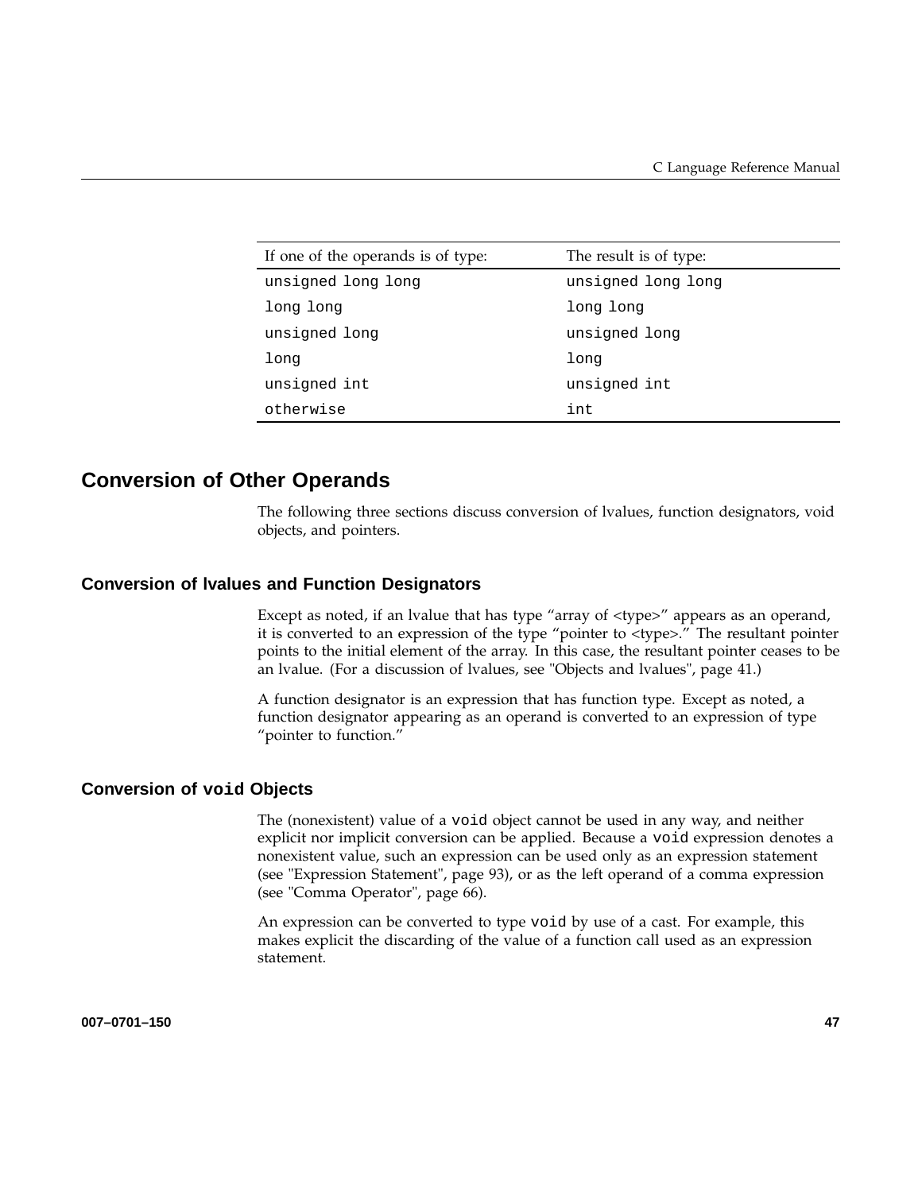| If one of the operands is of type: | The result is of type: |
| --- | --- |
| `unsigned long long` | `unsigned long long` |
| `long long` | `long long` |
| `unsigned long` | `unsigned long` |
| `long` | `long` |
| `unsigned int` | `unsigned int` |
| `otherwise` | `int` |

## Conversion of Other Operands

The following three sections discuss conversion of lvalues, function designators, void objects, and pointers.

### Conversion of lvalues and Function Designators

Except as noted, if an lvalue that has type "array of <type>" appears as an operand, it is converted to an expression of the type "pointer to <type>." The resultant pointer points to the initial element of the array. In this case, the resultant pointer ceases to be an lvalue. (For a discussion of lvalues, see "Objects and lvalues", page 41.)

A function designator is an expression that has function type. Except as noted, a function designator appearing as an operand is converted to an expression of type "pointer to function."

### Conversion of `void` Objects

The (nonexistent) value of a `void` object cannot be used in any way, and neither explicit nor implicit conversion can be applied. Because a `void` expression denotes a nonexistent value, such an expression can be used only as an expression statement (see "Expression Statement", page 93), or as the left operand of a comma expression (see "Comma Operator", page 66).

An expression can be converted to type `void` by use of a cast. For example, this makes explicit the discarding of the value of a function call used as an expression statement.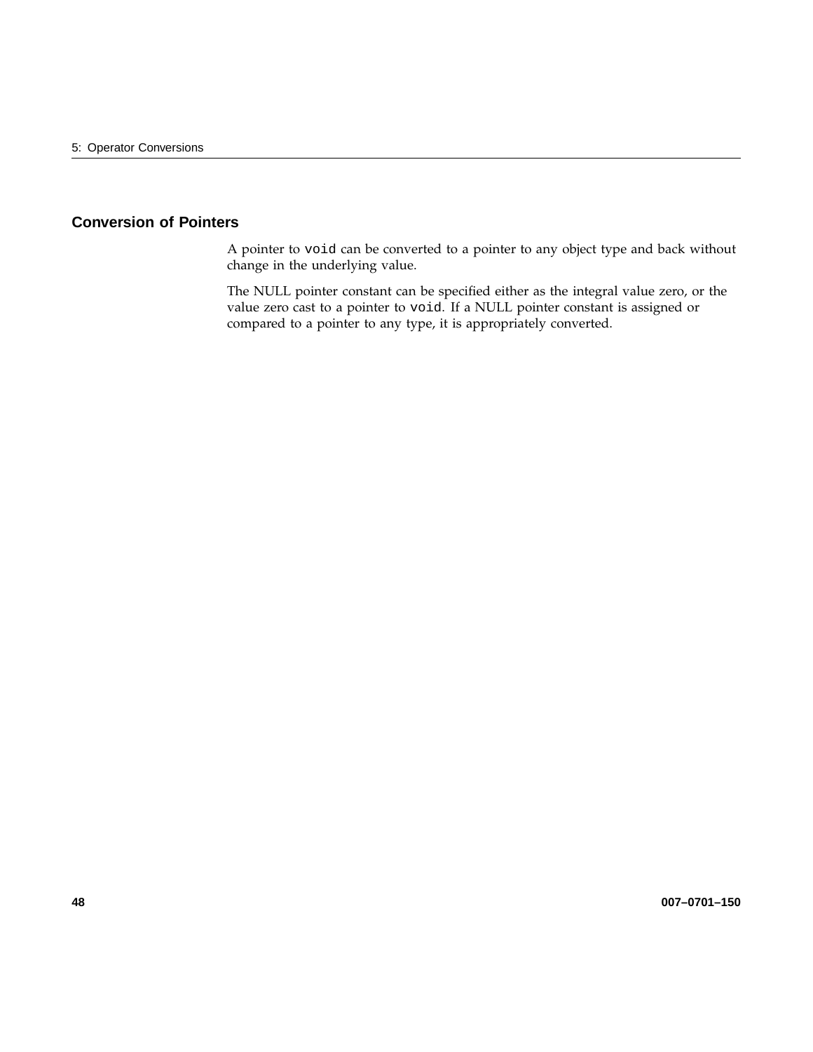## Conversion of Pointers

A pointer to `void` can be converted to a pointer to any object type and back without change in the underlying value.

The NULL pointer constant can be specified either as the integral value zero, or the value zero cast to a pointer to `void`. If a NULL pointer constant is assigned or compared to a pointer to any type, it is appropriately converted.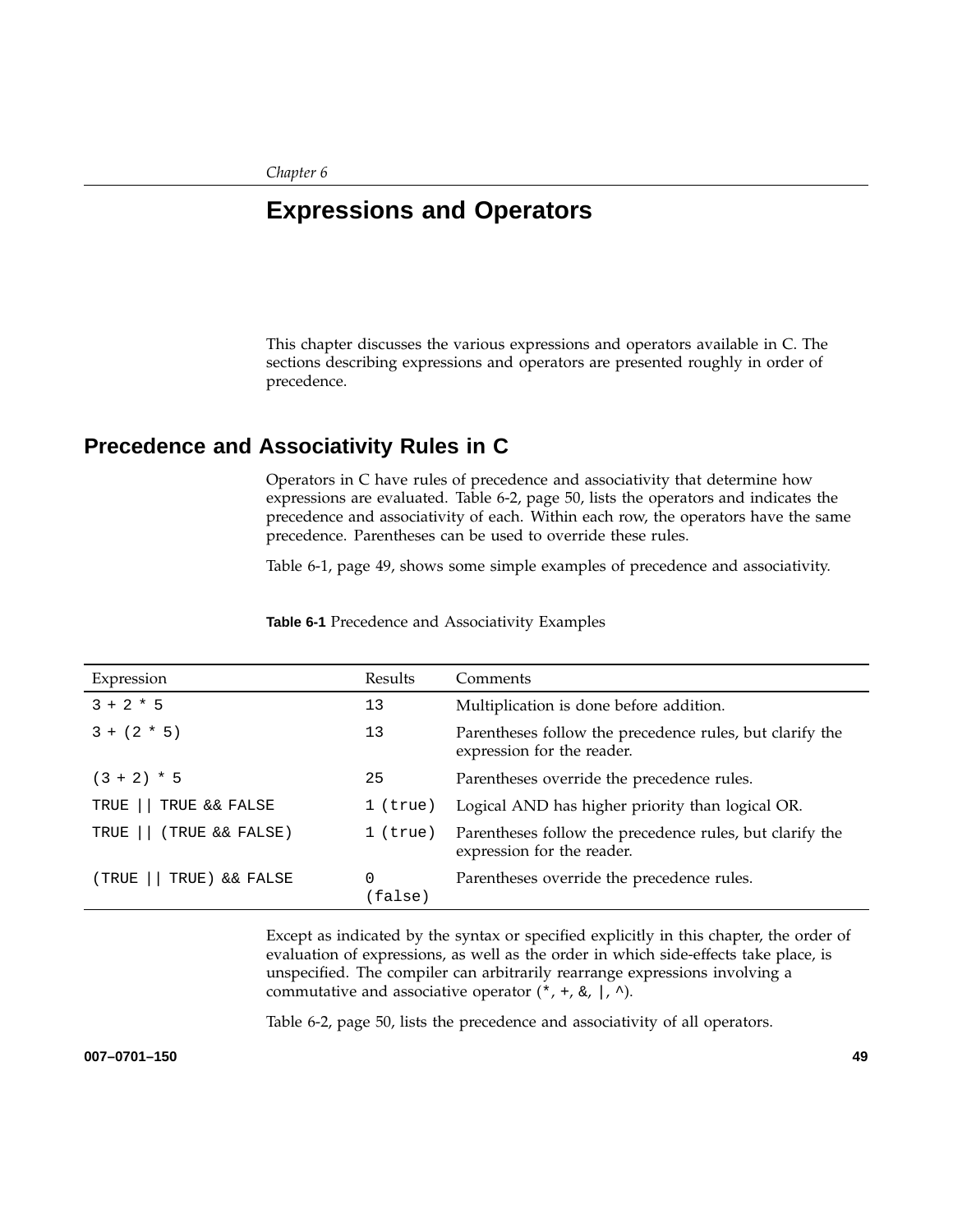*Chapter 6*

# Expressions and Operators

This chapter discusses the various expressions and operators available in C. The sections describing expressions and operators are presented roughly in order of precedence.

## Precedence and Associativity Rules in C

Operators in C have rules of precedence and associativity that determine how expressions are evaluated. Table 6-2, page 50, lists the operators and indicates the precedence and associativity of each. Within each row, the operators have the same precedence. Parentheses can be used to override these rules.

Table 6-1, page 49, shows some simple examples of precedence and associativity.

**Table 6-1** Precedence and Associativity Examples

| Expression | Results | Comments |
|---|---|---|
| `3 + 2 * 5` | `13` | Multiplication is done before addition. |
| `3 + (2 * 5)` | `13` | Parentheses follow the precedence rules, but clarify the expression for the reader. |
| `(3 + 2) * 5` | `25` | Parentheses override the precedence rules. |
| `TRUE \|\| TRUE && FALSE` | `1 (true)` | Logical AND has higher priority than logical OR. |
| `TRUE \|\| (TRUE && FALSE)` | `1 (true)` | Parentheses follow the precedence rules, but clarify the expression for the reader. |
| `(TRUE \|\| TRUE) && FALSE` | `0 (false)` | Parentheses override the precedence rules. |

Except as indicated by the syntax or specified explicitly in this chapter, the order of evaluation of expressions, as well as the order in which side-effects take place, is unspecified. The compiler can arbitrarily rearrange expressions involving a commutative and associative operator (`*`, `+`, `&`, `|`, `^`).

Table 6-2, page 50, lists the precedence and associativity of all operators.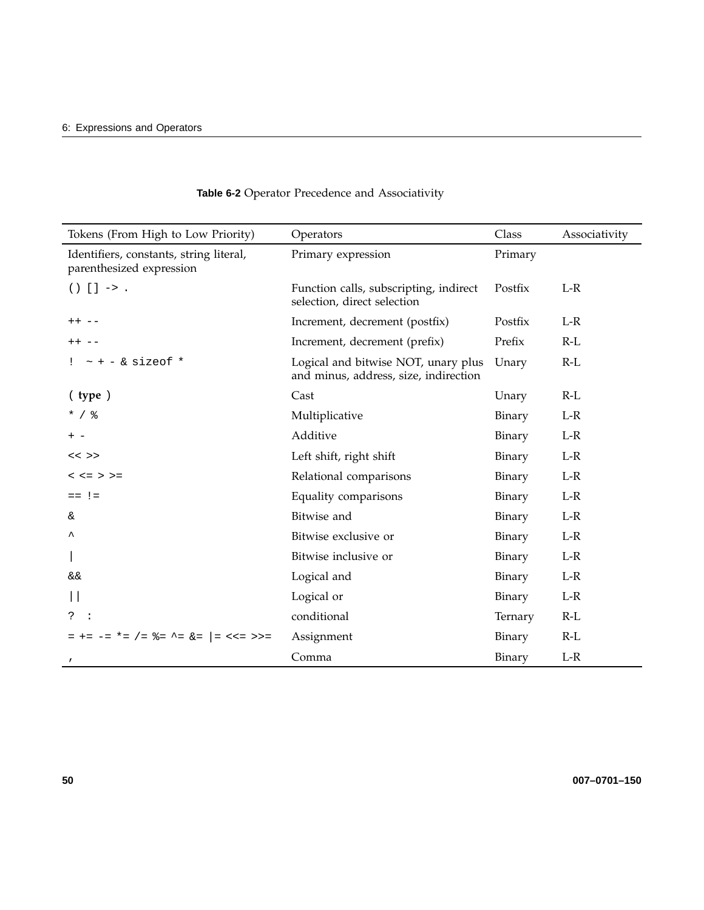**Table 6-2** Operator Precedence and Associativity

| Tokens (From High to Low Priority) | Operators | Class | Associativity |
|---|---|---|---|
| Identifiers, constants, string literal, parenthesized expression | Primary expression | Primary | |
| () [] -> . | Function calls, subscripting, indirect selection, direct selection | Postfix | L-R |
| ++ -- | Increment, decrement (postfix) | Postfix | L-R |
| ++ -- | Increment, decrement (prefix) | Prefix | R-L |
| ! ~ + - & sizeof * | Logical and bitwise NOT, unary plus and minus, address, size, indirection | Unary | R-L |
| ( **type** ) | Cast | Unary | R-L |
| * / % | Multiplicative | Binary | L-R |
| + - | Additive | Binary | L-R |
| << >> | Left shift, right shift | Binary | L-R |
| < <= > >= | Relational comparisons | Binary | L-R |
| == != | Equality comparisons | Binary | L-R |
| & | Bitwise and | Binary | L-R |
| ^ | Bitwise exclusive or | Binary | L-R |
| \| | Bitwise inclusive or | Binary | L-R |
| && | Logical and | Binary | L-R |
| \|\| | Logical or | Binary | L-R |
| ? : | conditional | Ternary | R-L |
| = += -= *= /= %= ^= &= \|= <<= >>= | Assignment | Binary | R-L |
| , | Comma | Binary | L-R |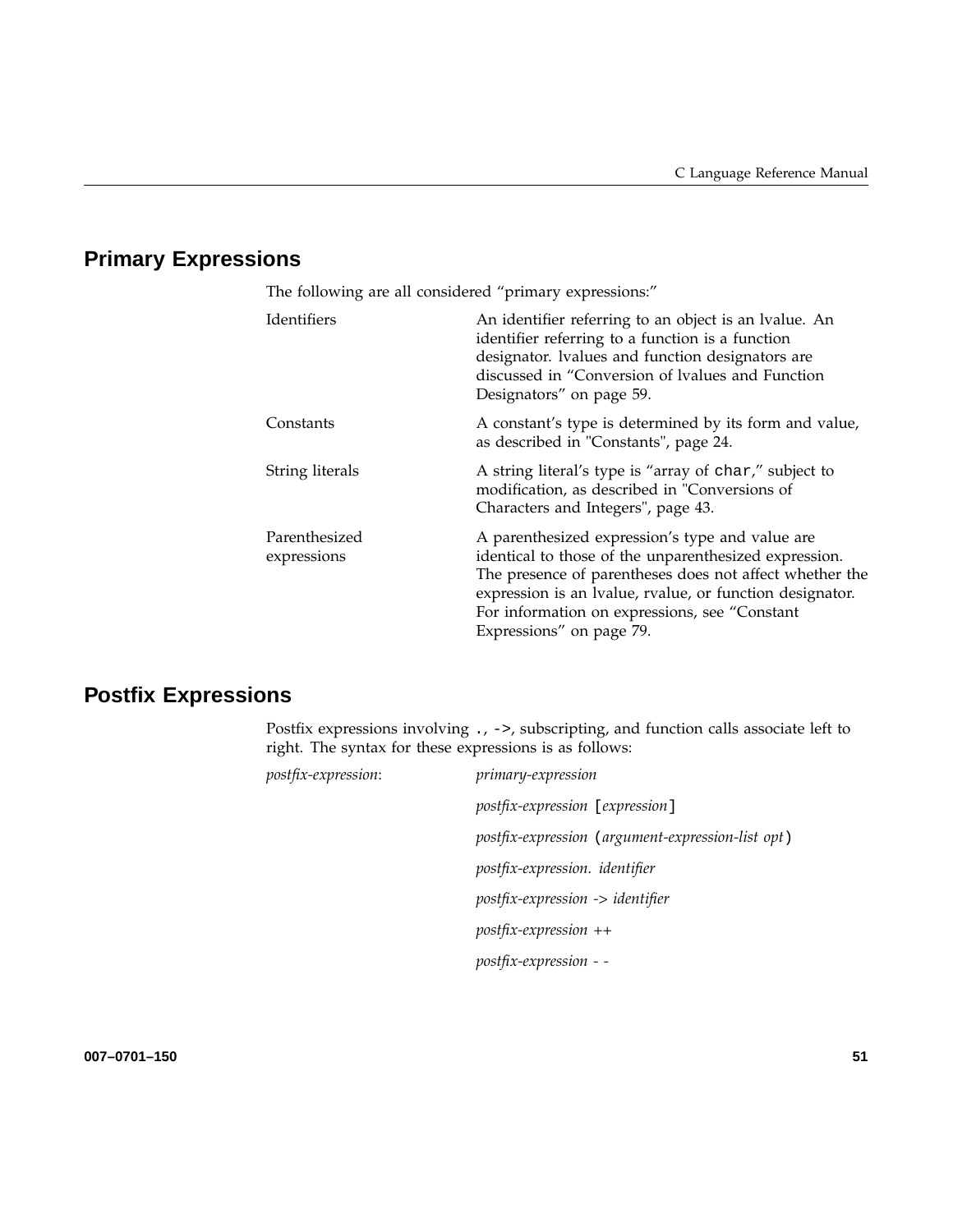## Primary Expressions

The following are all considered “primary expressions:”

| | |
|---|---|
| Identifiers | An identifier referring to an object is an lvalue. An identifier referring to a function is a function designator. lvalues and function designators are discussed in “Conversion of lvalues and Function Designators” on page 59. |
| Constants | A constant’s type is determined by its form and value, as described in "Constants", page 24. |
| String literals | A string literal’s type is “array of `char`,” subject to modification, as described in "Conversions of Characters and Integers", page 43. |
| Parenthesized expressions | A parenthesized expression’s type and value are identical to those of the unparenthesized expression. The presence of parentheses does not affect whether the expression is an lvalue, rvalue, or function designator. For information on expressions, see “Constant Expressions” on page 79. |

## Postfix Expressions

Postfix expressions involving `.`, `->`, subscripting, and function calls associate left to right. The syntax for these expressions is as follows:

*postfix-expression*: *primary-expression*

*postfix-expression* [*expression*]

*postfix-expression* (*argument-expression-list opt*)

*postfix-expression. identifier*

*postfix-expression* -> *identifier*

*postfix-expression* ++

*postfix-expression* - -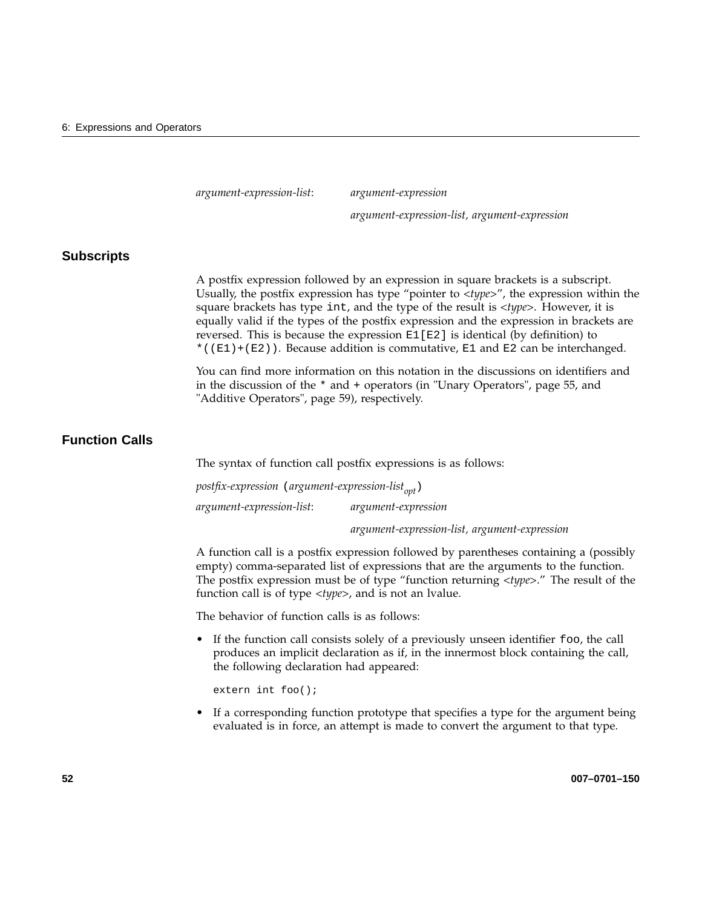*argument-expression-list*: *argument-expression*

*argument-expression-list, argument-expression*

## Subscripts

A postfix expression followed by an expression in square brackets is a subscript. Usually, the postfix expression has type "pointer to <*type*>", the expression within the square brackets has type `int`, and the type of the result is <*type*>. However, it is equally valid if the types of the postfix expression and the expression in brackets are reversed. This is because the expression `E1[E2]` is identical (by definition) to `*((E1)+(E2))`. Because addition is commutative, `E1` and `E2` can be interchanged.

You can find more information on this notation in the discussions on identifiers and in the discussion of the `*` and `+` operators (in "Unary Operators", page 55, and "Additive Operators", page 59), respectively.

## Function Calls

The syntax of function call postfix expressions is as follows:

*postfix-expression* (*argument-expression-list*$_{opt}$)

*argument-expression-list*: *argument-expression*

*argument-expression-list, argument-expression*

A function call is a postfix expression followed by parentheses containing a (possibly empty) comma-separated list of expressions that are the arguments to the function. The postfix expression must be of type "function returning <*type*>." The result of the function call is of type <*type*>, and is not an lvalue.

The behavior of function calls is as follows:

- If the function call consists solely of a previously unseen identifier `foo`, the call produces an implicit declaration as if, in the innermost block containing the call, the following declaration had appeared:

```
extern int foo();
```

- If a corresponding function prototype that specifies a type for the argument being evaluated is in force, an attempt is made to convert the argument to that type.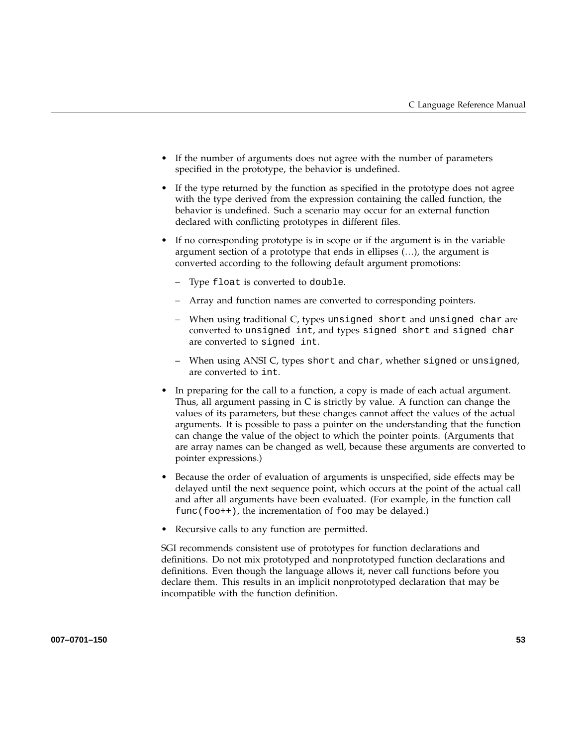- If the number of arguments does not agree with the number of parameters specified in the prototype, the behavior is undefined.
- If the type returned by the function as specified in the prototype does not agree with the type derived from the expression containing the called function, the behavior is undefined. Such a scenario may occur for an external function declared with conflicting prototypes in different files.
- If no corresponding prototype is in scope or if the argument is in the variable argument section of a prototype that ends in ellipses (…), the argument is converted according to the following default argument promotions:
  - Type `float` is converted to `double`.
  - Array and function names are converted to corresponding pointers.
  - When using traditional C, types `unsigned short` and `unsigned char` are converted to `unsigned int`, and types `signed short` and `signed char` are converted to `signed int`.
  - When using ANSI C, types `short` and `char`, whether `signed` or `unsigned`, are converted to `int`.
- In preparing for the call to a function, a copy is made of each actual argument. Thus, all argument passing in C is strictly by value. A function can change the values of its parameters, but these changes cannot affect the values of the actual arguments. It is possible to pass a pointer on the understanding that the function can change the value of the object to which the pointer points. (Arguments that are array names can be changed as well, because these arguments are converted to pointer expressions.)
- Because the order of evaluation of arguments is unspecified, side effects may be delayed until the next sequence point, which occurs at the point of the actual call and after all arguments have been evaluated. (For example, in the function call `func(foo++)`, the incrementation of `foo` may be delayed.)
- Recursive calls to any function are permitted.

SGI recommends consistent use of prototypes for function declarations and definitions. Do not mix prototyped and nonprototyped function declarations and definitions. Even though the language allows it, never call functions before you declare them. This results in an implicit nonprototyped declaration that may be incompatible with the function definition.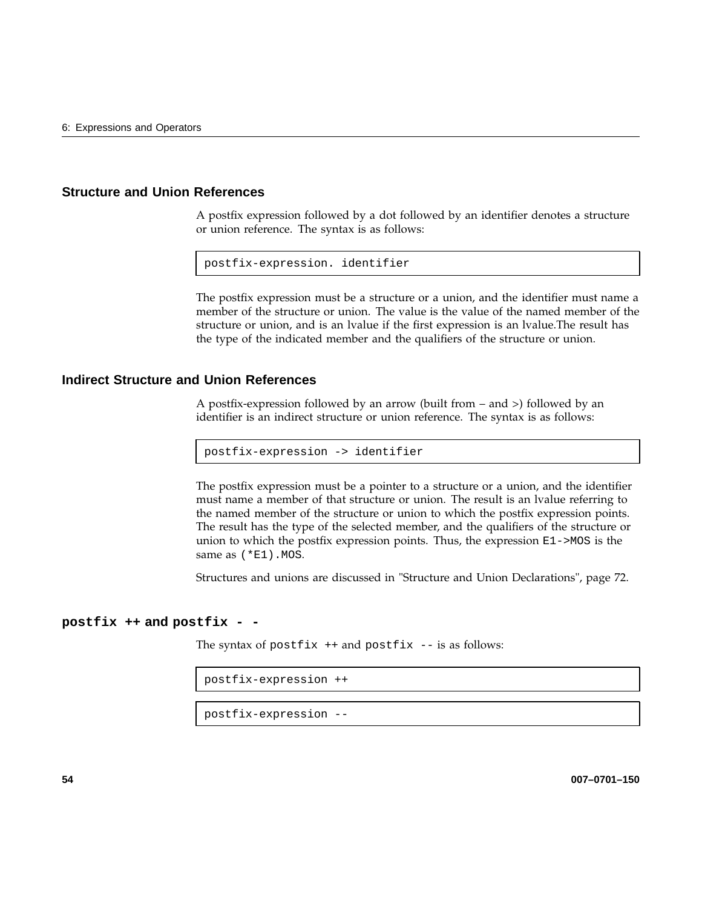## Structure and Union References

A postfix expression followed by a dot followed by an identifier denotes a structure or union reference. The syntax is as follows:

```
postfix-expression. identifier
```

The postfix expression must be a structure or a union, and the identifier must name a member of the structure or union. The value is the value of the named member of the structure or union, and is an lvalue if the first expression is an lvalue.The result has the type of the indicated member and the qualifiers of the structure or union.

## Indirect Structure and Union References

A postfix-expression followed by an arrow (built from – and >) followed by an identifier is an indirect structure or union reference. The syntax is as follows:

```
postfix-expression -> identifier
```

The postfix expression must be a pointer to a structure or a union, and the identifier must name a member of that structure or union. The result is an lvalue referring to the named member of the structure or union to which the postfix expression points. The result has the type of the selected member, and the qualifiers of the structure or union to which the postfix expression points. Thus, the expression `E1->MOS` is the same as `(*E1).MOS`.

Structures and unions are discussed in "Structure and Union Declarations", page 72.

## postfix ++ and postfix - -

The syntax of `postfix ++` and `postfix --` is as follows:

```
postfix-expression ++
```

```
postfix-expression --
```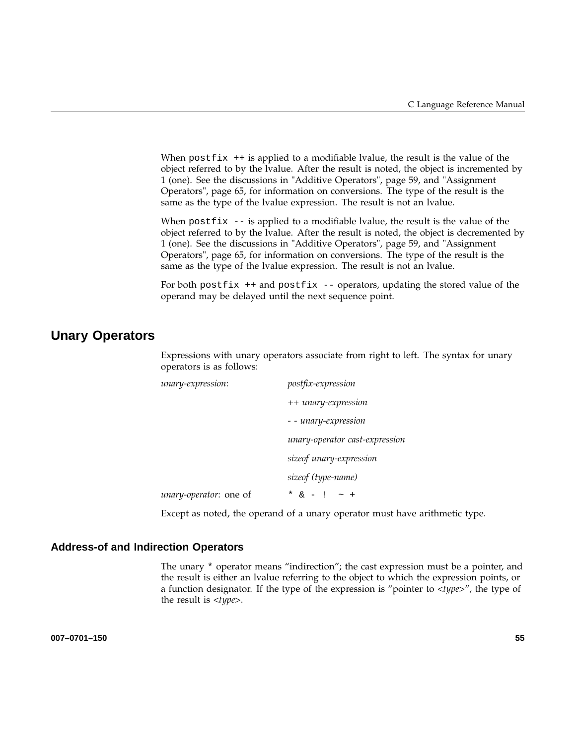When `postfix ++` is applied to a modifiable lvalue, the result is the value of the object referred to by the lvalue. After the result is noted, the object is incremented by 1 (one). See the discussions in "Additive Operators", page 59, and "Assignment Operators", page 65, for information on conversions. The type of the result is the same as the type of the lvalue expression. The result is not an lvalue.

When `postfix --` is applied to a modifiable lvalue, the result is the value of the object referred to by the lvalue. After the result is noted, the object is decremented by 1 (one). See the discussions in "Additive Operators", page 59, and "Assignment Operators", page 65, for information on conversions. The type of the result is the same as the type of the lvalue expression. The result is not an lvalue.

For both `postfix ++` and `postfix --` operators, updating the stored value of the operand may be delayed until the next sequence point.

## Unary Operators

Expressions with unary operators associate from right to left. The syntax for unary operators is as follows:

| | |
|---|---|
| *unary-expression*: | *postfix-expression* |
| | ++ *unary-expression* |
| | - - *unary-expression* |
| | *unary-operator cast-expression* |
| | *sizeof unary-expression* |
| | *sizeof (type-name)* |
| *unary-operator*: one of | `* & - ! ~ +` |

Except as noted, the operand of a unary operator must have arithmetic type.

### Address-of and Indirection Operators

The unary `*` operator means "indirection"; the cast expression must be a pointer, and the result is either an lvalue referring to the object to which the expression points, or a function designator. If the type of the expression is "pointer to <*type*>", the type of the result is <*type*>.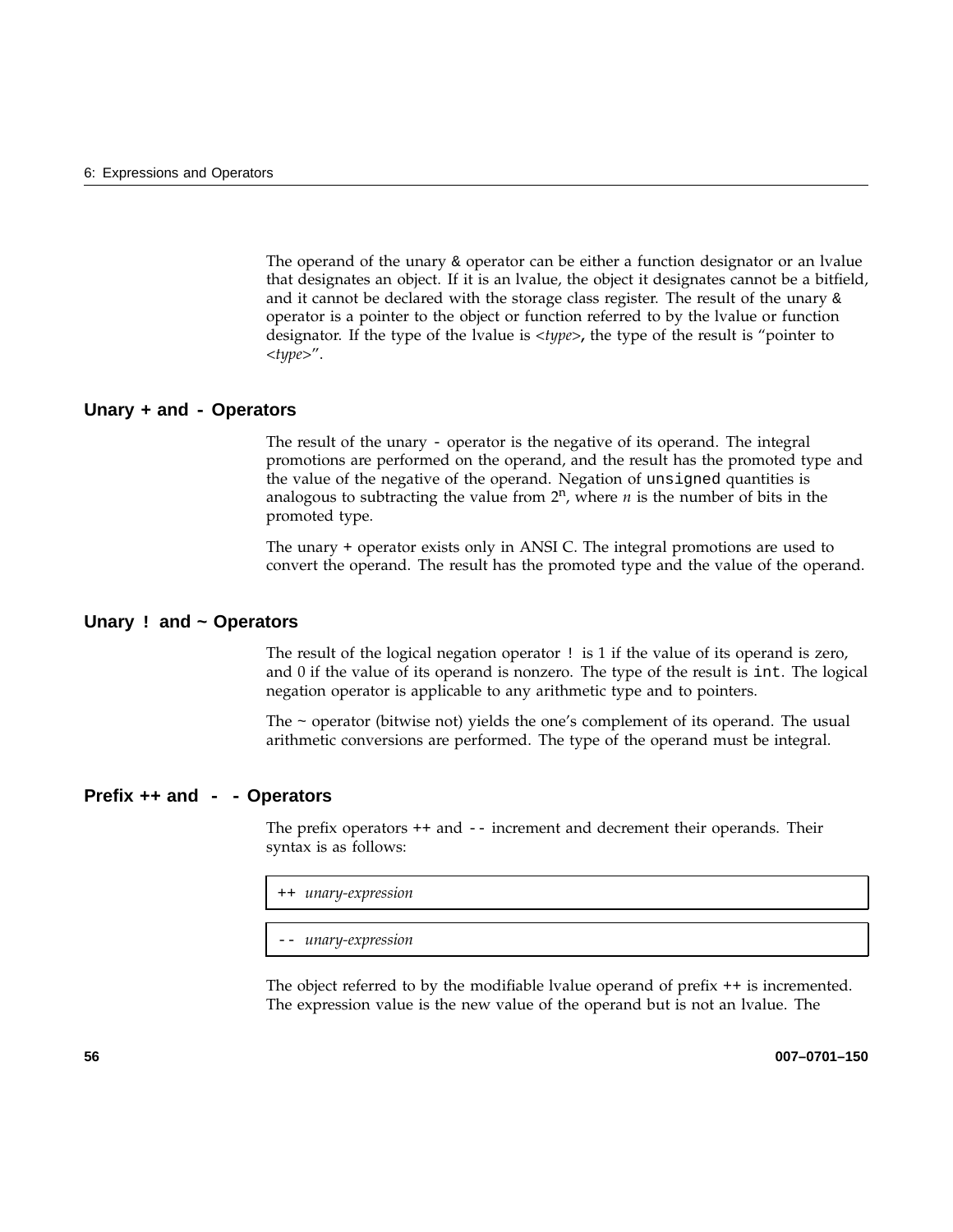The operand of the unary & operator can be either a function designator or an lvalue that designates an object. If it is an lvalue, the object it designates cannot be a bitfield, and it cannot be declared with the storage class register. The result of the unary & operator is a pointer to the object or function referred to by the lvalue or function designator. If the type of the lvalue is <*type*>, the type of the result is "pointer to <*type*>".

## Unary + and - Operators

The result of the unary - operator is the negative of its operand. The integral promotions are performed on the operand, and the result has the promoted type and the value of the negative of the operand. Negation of `unsigned` quantities is analogous to subtracting the value from $2^n$, where $n$ is the number of bits in the promoted type.

The unary + operator exists only in ANSI C. The integral promotions are used to convert the operand. The result has the promoted type and the value of the operand.

## Unary ! and ~ Operators

The result of the logical negation operator ! is 1 if the value of its operand is zero, and 0 if the value of its operand is nonzero. The type of the result is `int`. The logical negation operator is applicable to any arithmetic type and to pointers.

The ~ operator (bitwise not) yields the one's complement of its operand. The usual arithmetic conversions are performed. The type of the operand must be integral.

## Prefix ++ and - - Operators

The prefix operators ++ and -- increment and decrement their operands. Their syntax is as follows:

```
++ unary-expression
```

```
-- unary-expression
```

The object referred to by the modifiable lvalue operand of prefix ++ is incremented. The expression value is the new value of the operand but is not an lvalue. The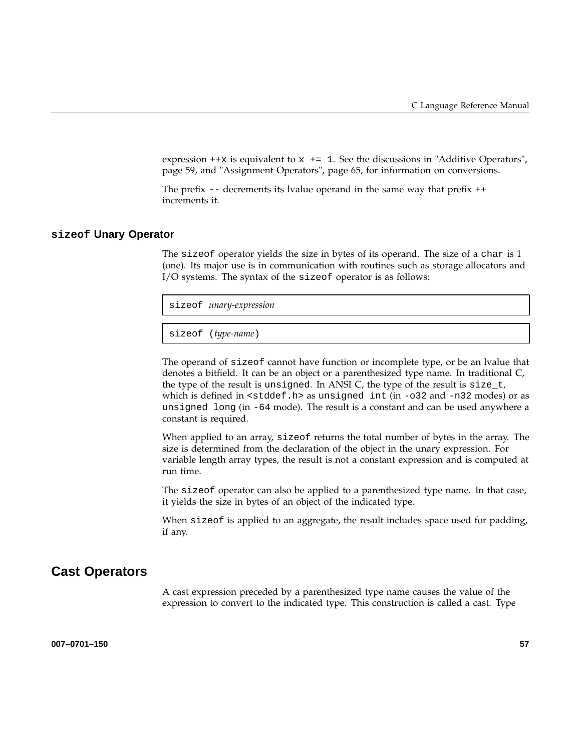expression `++x` is equivalent to `x += 1`. See the discussions in "Additive Operators", page 59, and "Assignment Operators", page 65, for information on conversions.

The prefix `--` decrements its lvalue operand in the same way that prefix `++` increments it.

### `sizeof` Unary Operator

The `sizeof` operator yields the size in bytes of its operand. The size of a `char` is 1 (one). Its major use is in communication with routines such as storage allocators and I/O systems. The syntax of the `sizeof` operator is as follows:

```
sizeof unary-expression
```

```
sizeof (type-name)
```

The operand of `sizeof` cannot have function or incomplete type, or be an lvalue that denotes a bitfield. It can be an object or a parenthesized type name. In traditional C, the type of the result is `unsigned`. In ANSI C, the type of the result is `size_t`, which is defined in `<stddef.h>` as `unsigned int` (in `-o32` and `-n32` modes) or as `unsigned long` (in `-64` mode). The result is a constant and can be used anywhere a constant is required.

When applied to an array, `sizeof` returns the total number of bytes in the array. The size is determined from the declaration of the object in the unary expression. For variable length array types, the result is not a constant expression and is computed at run time.

The `sizeof` operator can also be applied to a parenthesized type name. In that case, it yields the size in bytes of an object of the indicated type.

When `sizeof` is applied to an aggregate, the result includes space used for padding, if any.

## Cast Operators

A cast expression preceded by a parenthesized type name causes the value of the expression to convert to the indicated type. This construction is called a cast. Type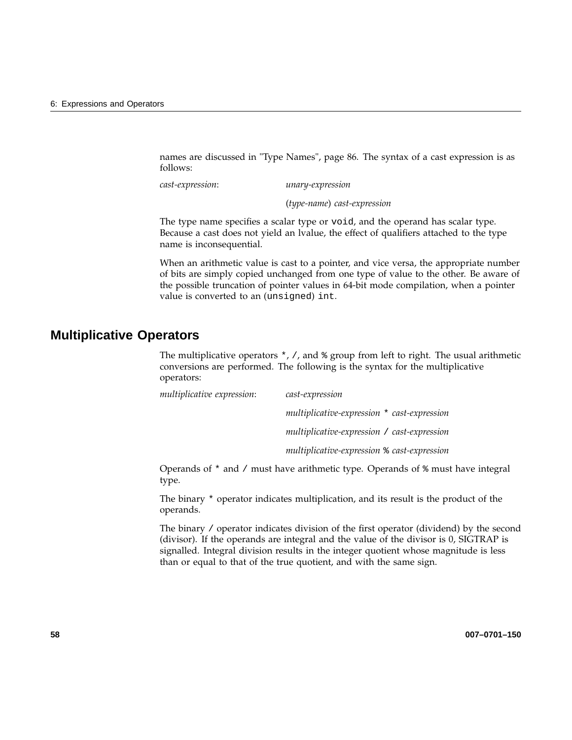names are discussed in "Type Names", page 86. The syntax of a cast expression is as follows:

*cast-expression*: *unary-expression*

(*type-name*) *cast-expression*

The type name specifies a scalar type or `void`, and the operand has scalar type. Because a cast does not yield an lvalue, the effect of qualifiers attached to the type name is inconsequential.

When an arithmetic value is cast to a pointer, and vice versa, the appropriate number of bits are simply copied unchanged from one type of value to the other. Be aware of the possible truncation of pointer values in 64-bit mode compilation, when a pointer value is converted to an (`unsigned`) `int`.

## Multiplicative Operators

The multiplicative operators `*`, `/`, and `%` group from left to right. The usual arithmetic conversions are performed. The following is the syntax for the multiplicative operators:

*multiplicative expression*: *cast-expression*

*multiplicative-expression* `*` *cast-expression*

*multiplicative-expression* `/` *cast-expression*

*multiplicative-expression* `%` *cast-expression*

Operands of `*` and `/` must have arithmetic type. Operands of `%` must have integral type.

The binary `*` operator indicates multiplication, and its result is the product of the operands.

The binary `/` operator indicates division of the first operator (dividend) by the second (divisor). If the operands are integral and the value of the divisor is 0, SIGTRAP is signalled. Integral division results in the integer quotient whose magnitude is less than or equal to that of the true quotient, and with the same sign.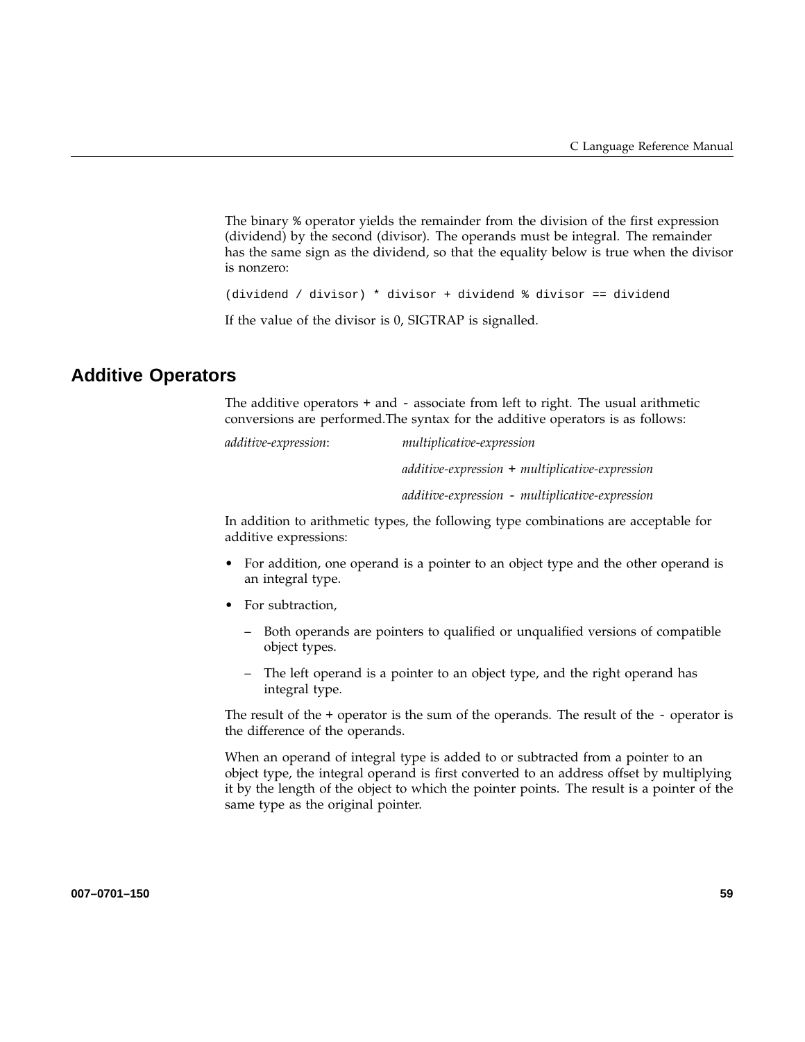The binary `%` operator yields the remainder from the division of the first expression (dividend) by the second (divisor). The operands must be integral. The remainder has the same sign as the dividend, so that the equality below is true when the divisor is nonzero:

```
(dividend / divisor) * divisor + dividend % divisor == dividend
```

If the value of the divisor is 0, SIGTRAP is signalled.

## Additive Operators

The additive operators `+` and `-` associate from left to right. The usual arithmetic conversions are performed.The syntax for the additive operators is as follows:

*additive-expression*: *multiplicative-expression*

*additive-expression* `+` *multiplicative-expression*

*additive-expression* `-` *multiplicative-expression*

In addition to arithmetic types, the following type combinations are acceptable for additive expressions:

- For addition, one operand is a pointer to an object type and the other operand is an integral type.
- For subtraction,
  - Both operands are pointers to qualified or unqualified versions of compatible object types.
  - The left operand is a pointer to an object type, and the right operand has integral type.

The result of the `+` operator is the sum of the operands. The result of the `-` operator is the difference of the operands.

When an operand of integral type is added to or subtracted from a pointer to an object type, the integral operand is first converted to an address offset by multiplying it by the length of the object to which the pointer points. The result is a pointer of the same type as the original pointer.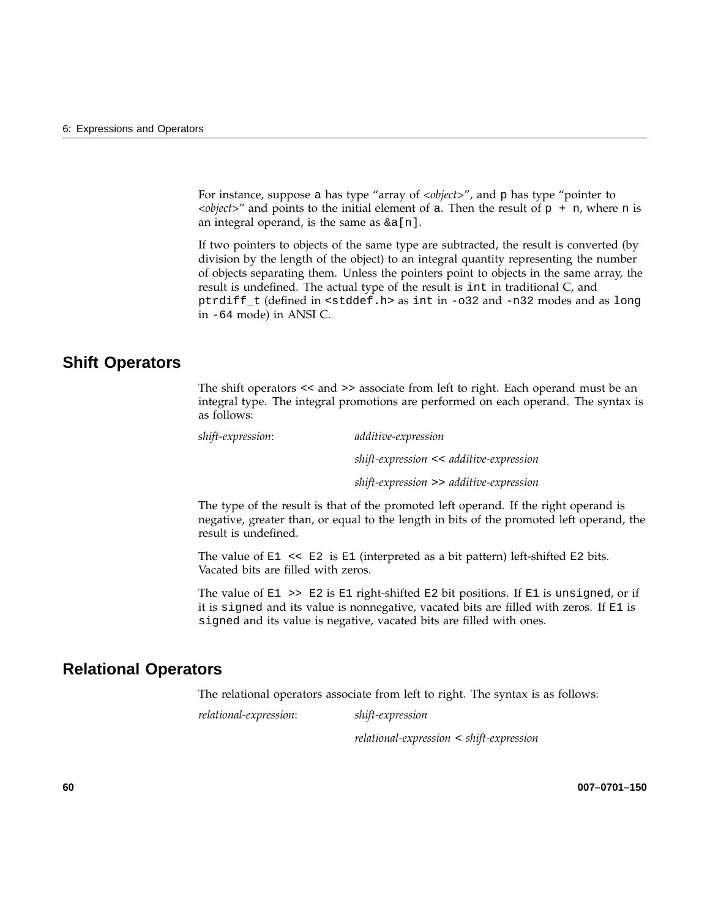For instance, suppose `a` has type "array of *<object>*", and `p` has type "pointer to *<object>*" and points to the initial element of `a`. Then the result of `p + n`, where `n` is an integral operand, is the same as `&a[n]`.

If two pointers to objects of the same type are subtracted, the result is converted (by division by the length of the object) to an integral quantity representing the number of objects separating them. Unless the pointers point to objects in the same array, the result is undefined. The actual type of the result is `int` in traditional C, and `ptrdiff_t` (defined in `<stddef.h>` as `int` in `-o32` and `-n32` modes and as `long` in `-64` mode) in ANSI C.

## Shift Operators

The shift operators `<<` and `>>` associate from left to right. Each operand must be an integral type. The integral promotions are performed on each operand. The syntax is as follows:

*shift-expression*: *additive-expression*

*shift-expression* `<<` *additive-expression*

*shift-expression* `>>` *additive-expression*

The type of the result is that of the promoted left operand. If the right operand is negative, greater than, or equal to the length in bits of the promoted left operand, the result is undefined.

The value of `E1 << E2` is `E1` (interpreted as a bit pattern) left-shifted `E2` bits. Vacated bits are filled with zeros.

The value of `E1 >> E2` is `E1` right-shifted `E2` bit positions. If `E1` is `unsigned`, or if it is `signed` and its value is nonnegative, vacated bits are filled with zeros. If `E1` is `signed` and its value is negative, vacated bits are filled with ones.

## Relational Operators

The relational operators associate from left to right. The syntax is as follows:

*relational-expression*: *shift-expression*

*relational-expression* `<` *shift-expression*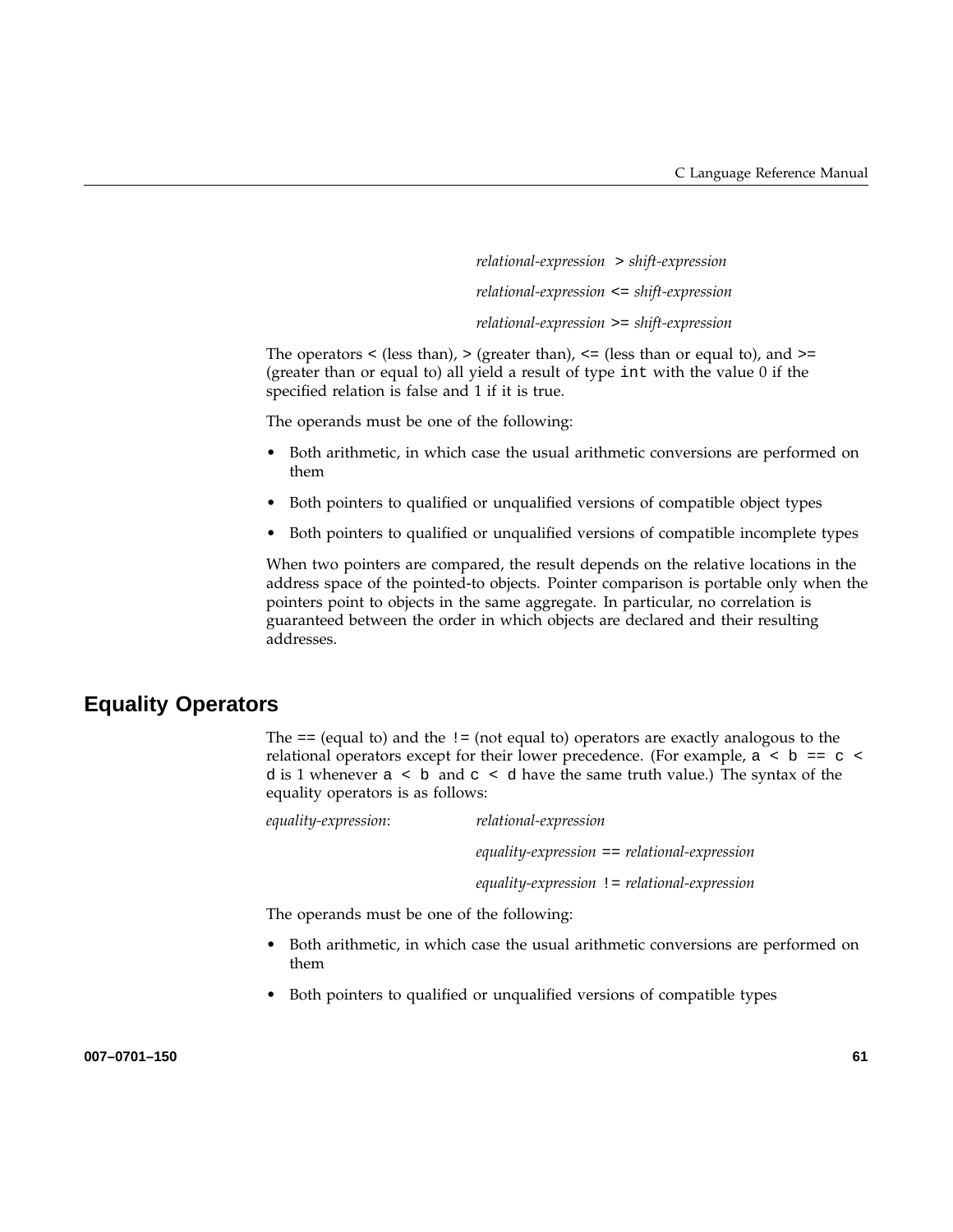*relational-expression* `>` *shift-expression*

*relational-expression* `<=` *shift-expression*

*relational-expression* `>=` *shift-expression*

The operators `<` (less than), `>` (greater than), `<=` (less than or equal to), and `>=` (greater than or equal to) all yield a result of type `int` with the value 0 if the specified relation is false and 1 if it is true.

The operands must be one of the following:

- Both arithmetic, in which case the usual arithmetic conversions are performed on them
- Both pointers to qualified or unqualified versions of compatible object types
- Both pointers to qualified or unqualified versions of compatible incomplete types

When two pointers are compared, the result depends on the relative locations in the address space of the pointed-to objects. Pointer comparison is portable only when the pointers point to objects in the same aggregate. In particular, no correlation is guaranteed between the order in which objects are declared and their resulting addresses.

## Equality Operators

The `==` (equal to) and the `!=` (not equal to) operators are exactly analogous to the relational operators except for their lower precedence. (For example, `a < b == c < d` is 1 whenever `a < b` and `c < d` have the same truth value.) The syntax of the equality operators is as follows:

*equality-expression*: *relational-expression*

*equality-expression* `==` *relational-expression*

*equality-expression* `!=` *relational-expression*

The operands must be one of the following:

- Both arithmetic, in which case the usual arithmetic conversions are performed on them
- Both pointers to qualified or unqualified versions of compatible types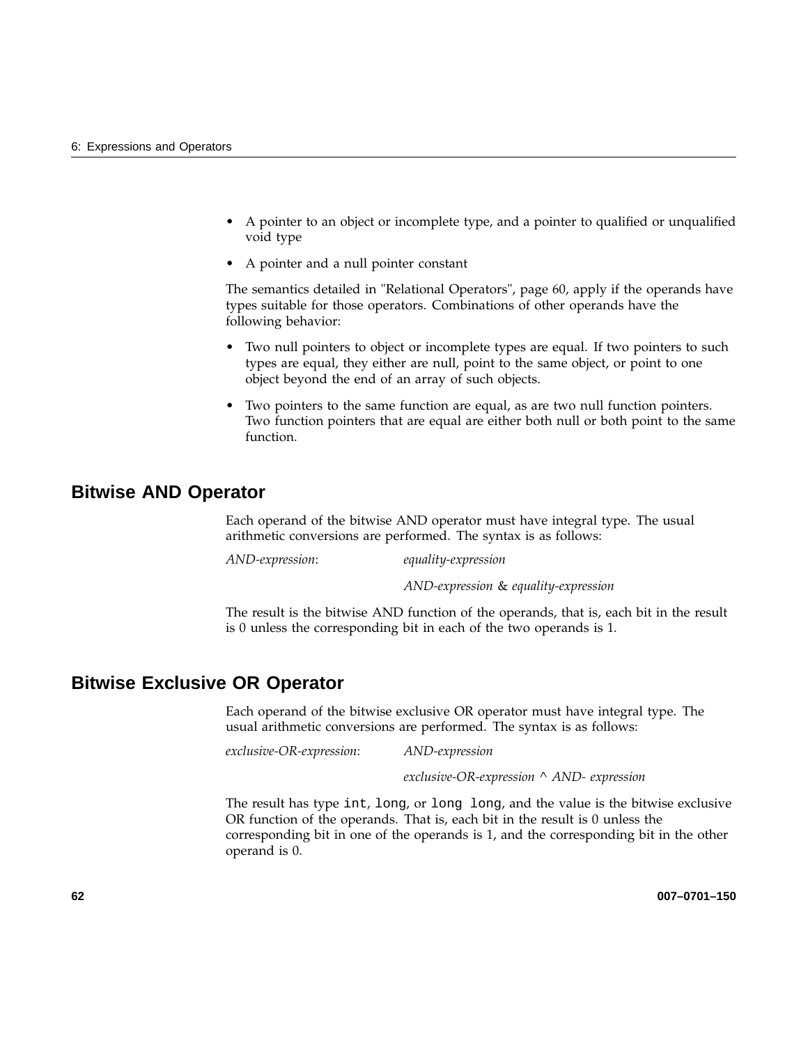- A pointer to an object or incomplete type, and a pointer to qualified or unqualified void type
- A pointer and a null pointer constant

The semantics detailed in "Relational Operators", page 60, apply if the operands have types suitable for those operators. Combinations of other operands have the following behavior:

- Two null pointers to object or incomplete types are equal. If two pointers to such types are equal, they either are null, point to the same object, or point to one object beyond the end of an array of such objects.
- Two pointers to the same function are equal, as are two null function pointers. Two function pointers that are equal are either both null or both point to the same function.

## Bitwise AND Operator

Each operand of the bitwise AND operator must have integral type. The usual arithmetic conversions are performed. The syntax is as follows:

*AND-expression*: *equality-expression*

*AND-expression* & *equality-expression*

The result is the bitwise AND function of the operands, that is, each bit in the result is 0 unless the corresponding bit in each of the two operands is 1.

## Bitwise Exclusive OR Operator

Each operand of the bitwise exclusive OR operator must have integral type. The usual arithmetic conversions are performed. The syntax is as follows:

*exclusive-OR-expression*: *AND-expression*

*exclusive-OR-expression* ^ *AND- expression*

The result has type `int`, `long`, or `long long`, and the value is the bitwise exclusive OR function of the operands. That is, each bit in the result is 0 unless the corresponding bit in one of the operands is 1, and the corresponding bit in the other operand is 0.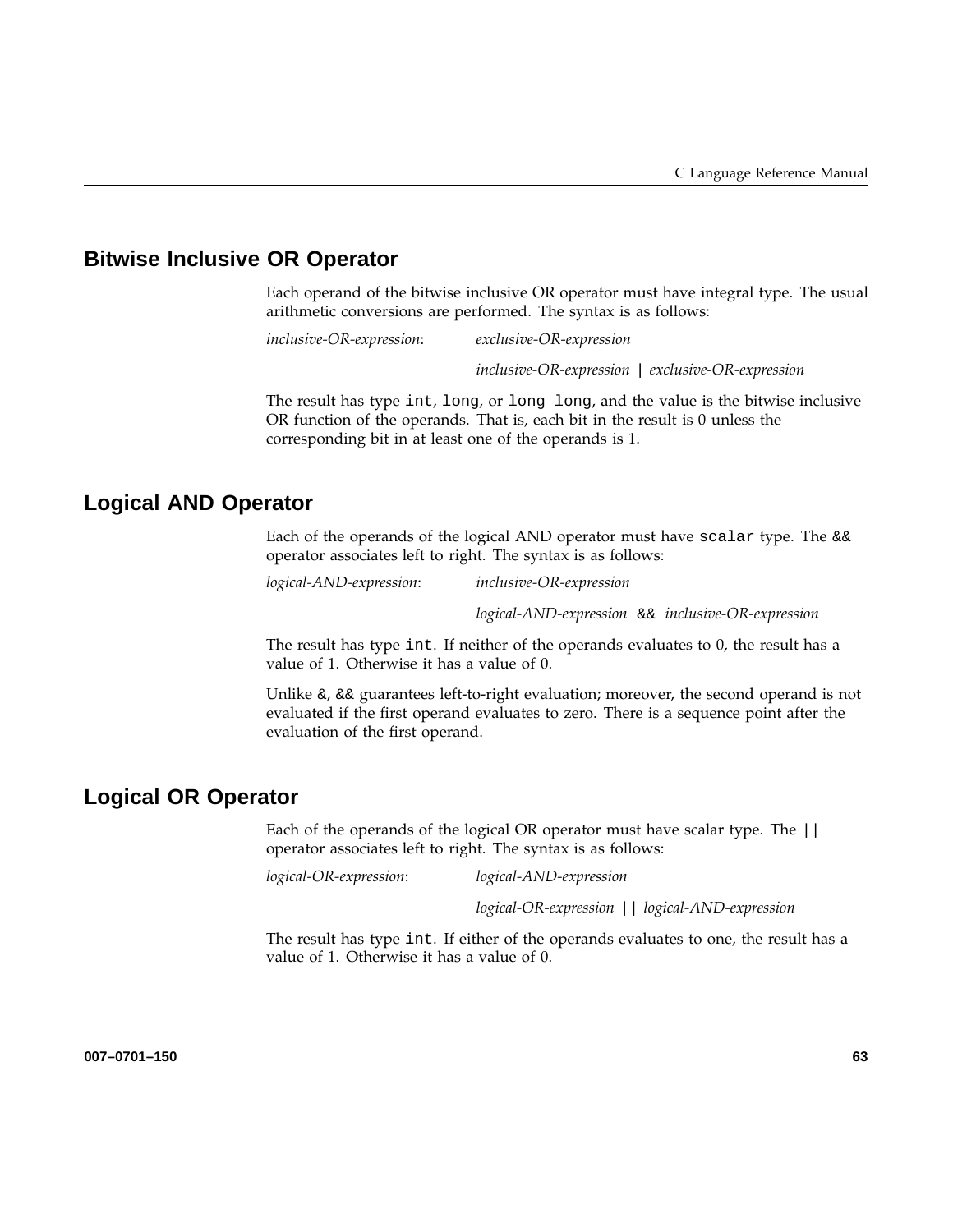## Bitwise Inclusive OR Operator

Each operand of the bitwise inclusive OR operator must have integral type. The usual arithmetic conversions are performed. The syntax is as follows:

*inclusive-OR-expression*: *exclusive-OR-expression*

*inclusive-OR-expression* `|` *exclusive-OR-expression*

The result has type `int`, `long`, or `long long`, and the value is the bitwise inclusive OR function of the operands. That is, each bit in the result is 0 unless the corresponding bit in at least one of the operands is 1.

## Logical AND Operator

Each of the operands of the logical AND operator must have `scalar` type. The `&&` operator associates left to right. The syntax is as follows:

*logical-AND-expression*: *inclusive-OR-expression*

*logical-AND-expression* `&&` *inclusive-OR-expression*

The result has type `int`. If neither of the operands evaluates to 0, the result has a value of 1. Otherwise it has a value of 0.

Unlike `&`, `&&` guarantees left-to-right evaluation; moreover, the second operand is not evaluated if the first operand evaluates to zero. There is a sequence point after the evaluation of the first operand.

## Logical OR Operator

Each of the operands of the logical OR operator must have scalar type. The `||` operator associates left to right. The syntax is as follows:

*logical-OR-expression*: *logical-AND-expression*

*logical-OR-expression* `||` *logical-AND-expression*

The result has type `int`. If either of the operands evaluates to one, the result has a value of 1. Otherwise it has a value of 0.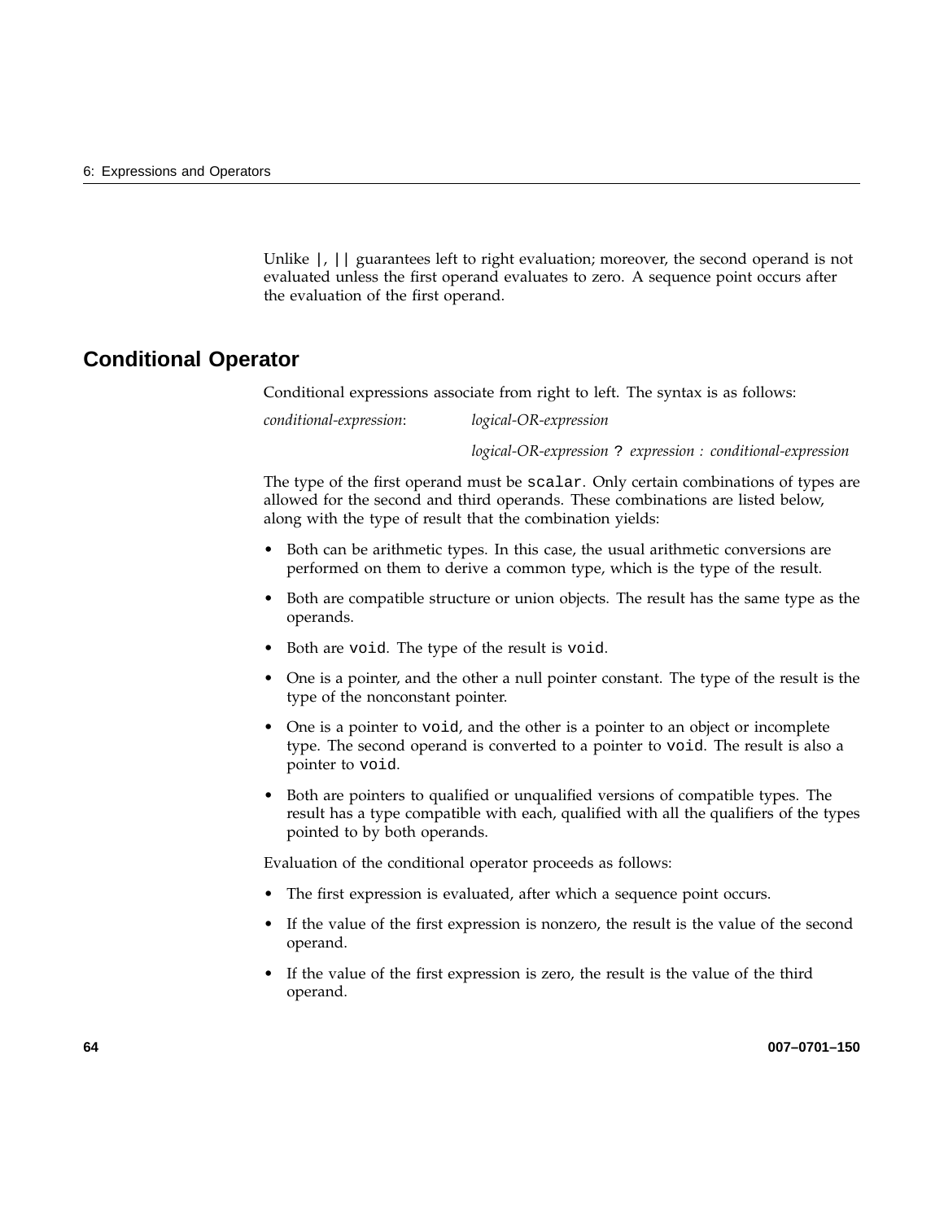Unlike `|`, `||` guarantees left to right evaluation; moreover, the second operand is not evaluated unless the first operand evaluates to zero. A sequence point occurs after the evaluation of the first operand.

## Conditional Operator

Conditional expressions associate from right to left. The syntax is as follows:

*conditional-expression*: *logical-OR-expression*

*logical-OR-expression* `?` *expression : conditional-expression*

The type of the first operand must be `scalar`. Only certain combinations of types are allowed for the second and third operands. These combinations are listed below, along with the type of result that the combination yields:

- Both can be arithmetic types. In this case, the usual arithmetic conversions are performed on them to derive a common type, which is the type of the result.
- Both are compatible structure or union objects. The result has the same type as the operands.
- Both are `void`. The type of the result is `void`.
- One is a pointer, and the other a null pointer constant. The type of the result is the type of the nonconstant pointer.
- One is a pointer to `void`, and the other is a pointer to an object or incomplete type. The second operand is converted to a pointer to `void`. The result is also a pointer to `void`.
- Both are pointers to qualified or unqualified versions of compatible types. The result has a type compatible with each, qualified with all the qualifiers of the types pointed to by both operands.

Evaluation of the conditional operator proceeds as follows:

- The first expression is evaluated, after which a sequence point occurs.
- If the value of the first expression is nonzero, the result is the value of the second operand.
- If the value of the first expression is zero, the result is the value of the third operand.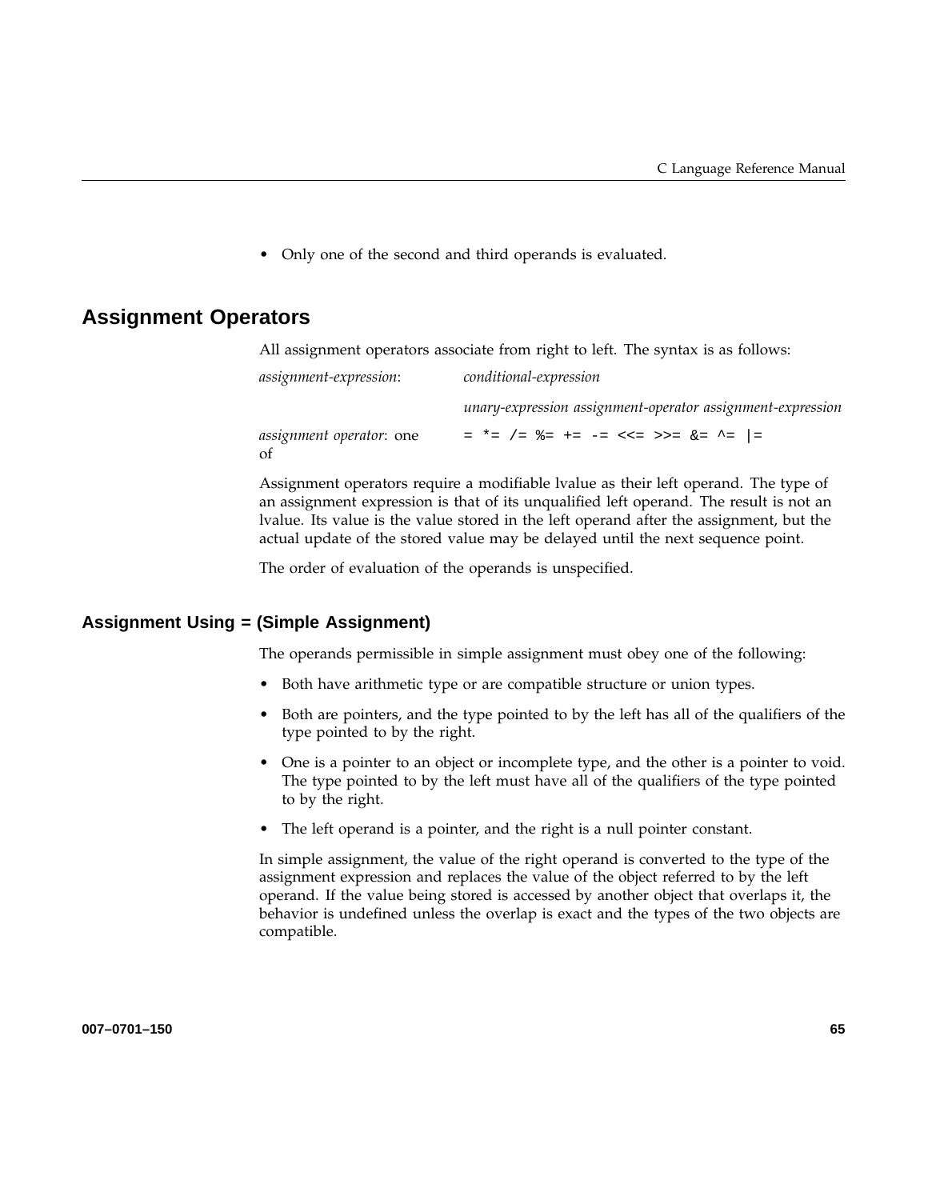- Only one of the second and third operands is evaluated.

## Assignment Operators

All assignment operators associate from right to left. The syntax is as follows:

*assignment-expression*: *conditional-expression*

*unary-expression assignment-operator assignment-expression*

*assignment operator*: one of `= *= /= %= += -= <<= >>= &= ^= |=`

Assignment operators require a modifiable lvalue as their left operand. The type of an assignment expression is that of its unqualified left operand. The result is not an lvalue. Its value is the value stored in the left operand after the assignment, but the actual update of the stored value may be delayed until the next sequence point.

The order of evaluation of the operands is unspecified.

### Assignment Using = (Simple Assignment)

The operands permissible in simple assignment must obey one of the following:

- Both have arithmetic type or are compatible structure or union types.
- Both are pointers, and the type pointed to by the left has all of the qualifiers of the type pointed to by the right.
- One is a pointer to an object or incomplete type, and the other is a pointer to void. The type pointed to by the left must have all of the qualifiers of the type pointed to by the right.
- The left operand is a pointer, and the right is a null pointer constant.

In simple assignment, the value of the right operand is converted to the type of the assignment expression and replaces the value of the object referred to by the left operand. If the value being stored is accessed by another object that overlaps it, the behavior is undefined unless the overlap is exact and the types of the two objects are compatible.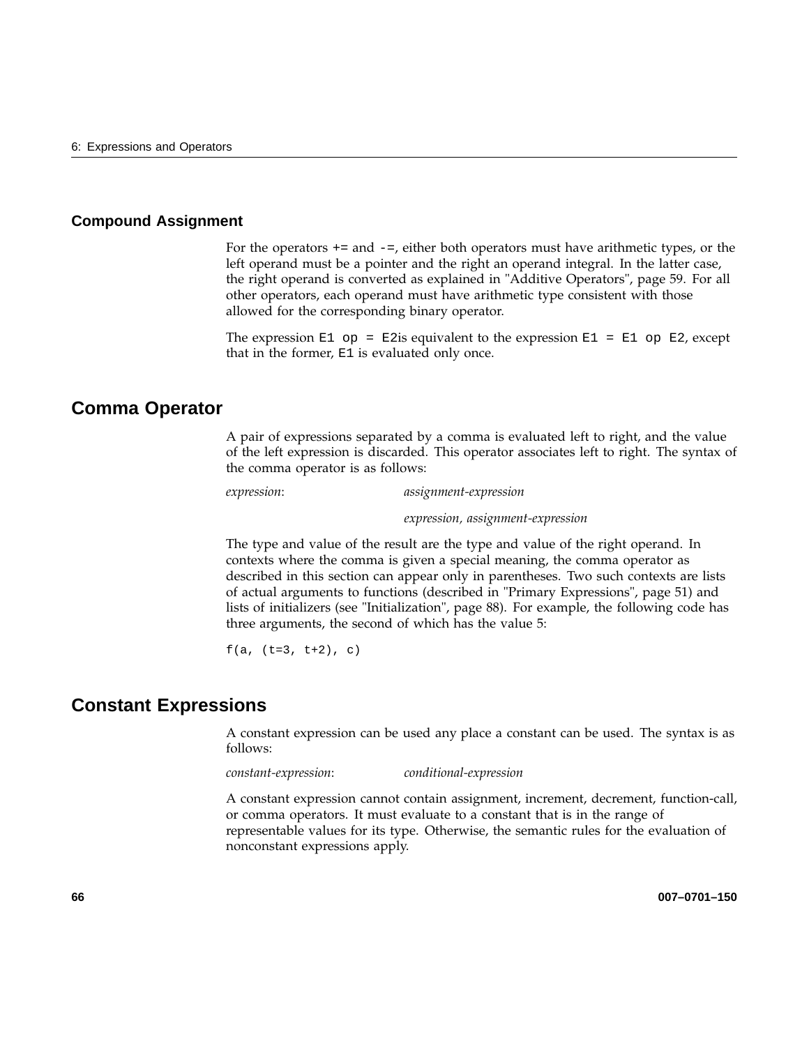### Compound Assignment

For the operators `+=` and `-=`, either both operators must have arithmetic types, or the left operand must be a pointer and the right an operand integral. In the latter case, the right operand is converted as explained in "Additive Operators", page 59. For all other operators, each operand must have arithmetic type consistent with those allowed for the corresponding binary operator.

The expression `E1 op = E2`is equivalent to the expression `E1 = E1 op E2`, except that in the former, `E1` is evaluated only once.

## Comma Operator

A pair of expressions separated by a comma is evaluated left to right, and the value of the left expression is discarded. This operator associates left to right. The syntax of the comma operator is as follows:

*expression*: *assignment-expression*

*expression, assignment-expression*

The type and value of the result are the type and value of the right operand. In contexts where the comma is given a special meaning, the comma operator as described in this section can appear only in parentheses. Two such contexts are lists of actual arguments to functions (described in "Primary Expressions", page 51) and lists of initializers (see "Initialization", page 88). For example, the following code has three arguments, the second of which has the value 5:

```
f(a, (t=3, t+2), c)
```

## Constant Expressions

A constant expression can be used any place a constant can be used. The syntax is as follows:

*constant-expression*: *conditional-expression*

A constant expression cannot contain assignment, increment, decrement, function-call, or comma operators. It must evaluate to a constant that is in the range of representable values for its type. Otherwise, the semantic rules for the evaluation of nonconstant expressions apply.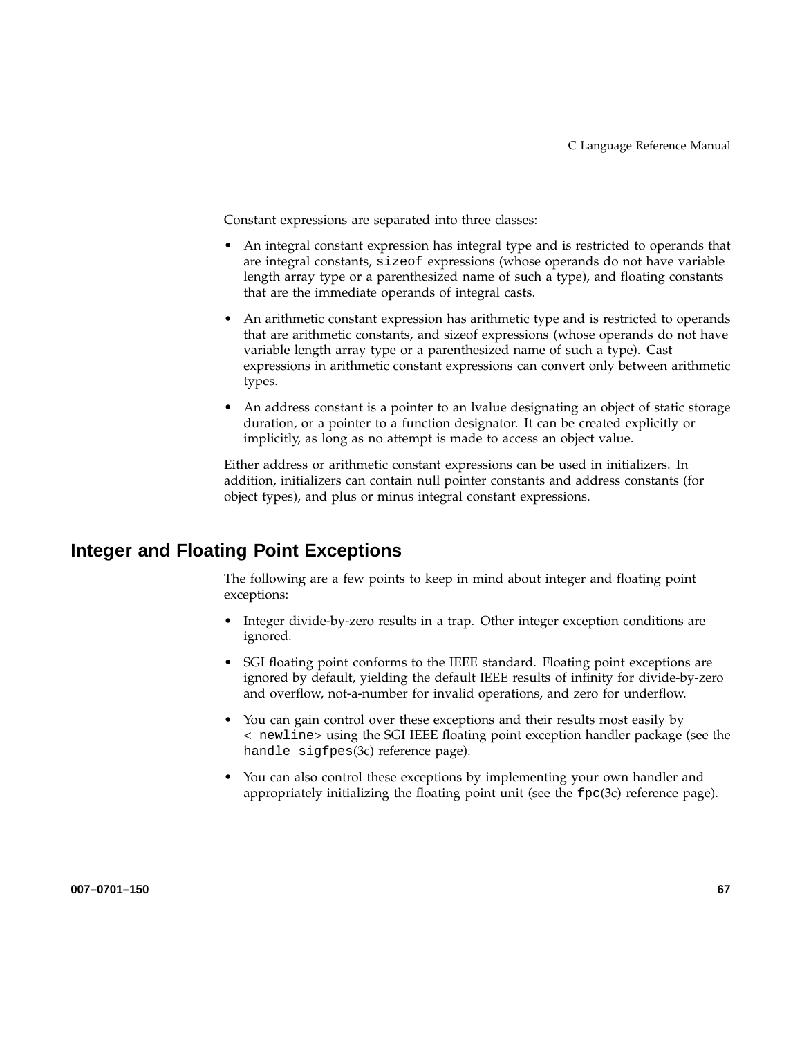Constant expressions are separated into three classes:

- An integral constant expression has integral type and is restricted to operands that are integral constants, `sizeof` expressions (whose operands do not have variable length array type or a parenthesized name of such a type), and floating constants that are the immediate operands of integral casts.
- An arithmetic constant expression has arithmetic type and is restricted to operands that are arithmetic constants, and sizeof expressions (whose operands do not have variable length array type or a parenthesized name of such a type). Cast expressions in arithmetic constant expressions can convert only between arithmetic types.
- An address constant is a pointer to an lvalue designating an object of static storage duration, or a pointer to a function designator. It can be created explicitly or implicitly, as long as no attempt is made to access an object value.

Either address or arithmetic constant expressions can be used in initializers. In addition, initializers can contain null pointer constants and address constants (for object types), and plus or minus integral constant expressions.

## Integer and Floating Point Exceptions

The following are a few points to keep in mind about integer and floating point exceptions:

- Integer divide-by-zero results in a trap. Other integer exception conditions are ignored.
- SGI floating point conforms to the IEEE standard. Floating point exceptions are ignored by default, yielding the default IEEE results of infinity for divide-by-zero and overflow, not-a-number for invalid operations, and zero for underflow.
- You can gain control over these exceptions and their results most easily by <`_newline`> using the SGI IEEE floating point exception handler package (see the `handle_sigfpes`(3c) reference page).
- You can also control these exceptions by implementing your own handler and appropriately initializing the floating point unit (see the `fpc`(3c) reference page).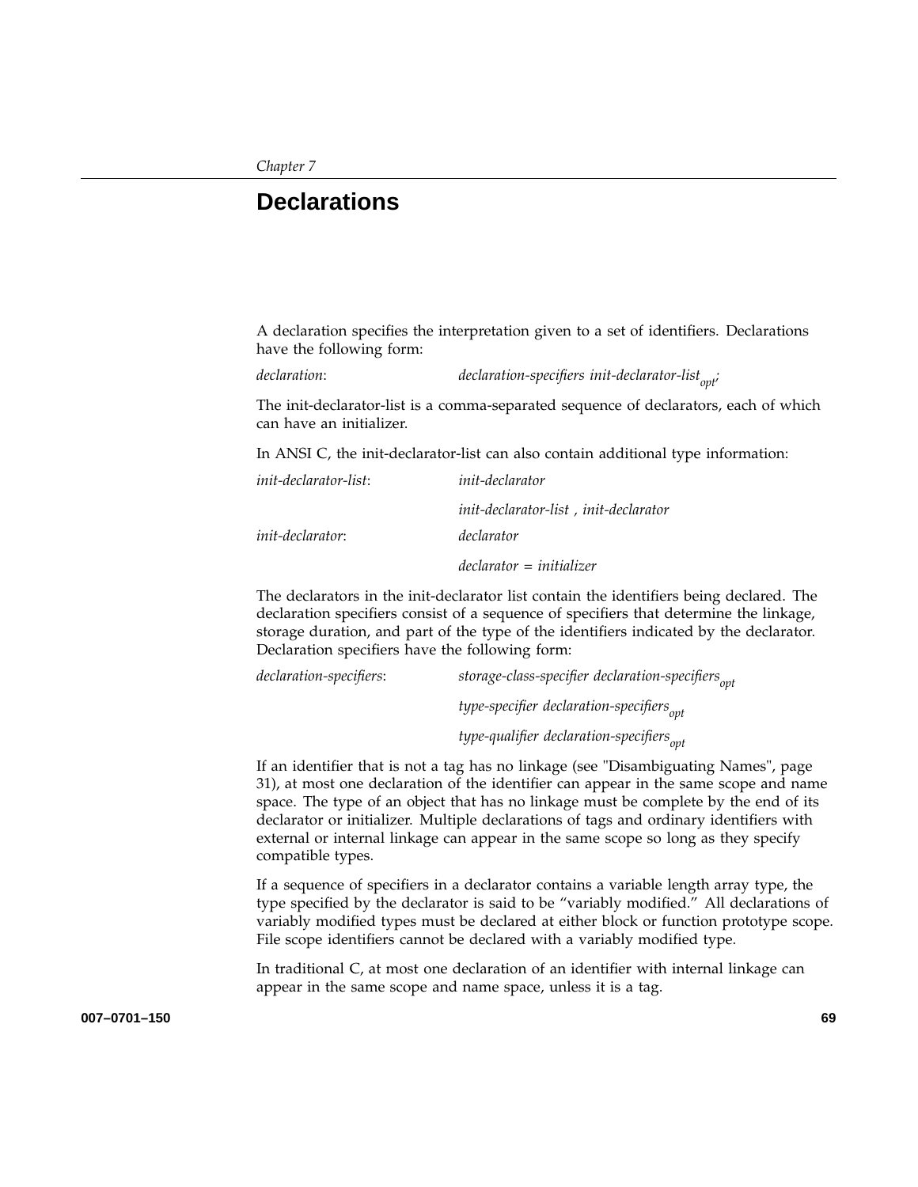Chapter 7

# Declarations

A declaration specifies the interpretation given to a set of identifiers. Declarations have the following form:

*declaration*: *declaration-specifiers init-declarator-list*$_{opt}$*;*

The init-declarator-list is a comma-separated sequence of declarators, each of which can have an initializer.

In ANSI C, the init-declarator-list can also contain additional type information:

*init-declarator-list*: *init-declarator*

*init-declarator-list , init-declarator*

*init-declarator*: *declarator*

*declarator = initializer*

The declarators in the init-declarator list contain the identifiers being declared. The declaration specifiers consist of a sequence of specifiers that determine the linkage, storage duration, and part of the type of the identifiers indicated by the declarator. Declaration specifiers have the following form:

*declaration-specifiers*: *storage-class-specifier declaration-specifiers*$_{opt}$

*type-specifier declaration-specifiers*$_{opt}$

*type-qualifier declaration-specifiers*$_{opt}$

If an identifier that is not a tag has no linkage (see "Disambiguating Names", page 31), at most one declaration of the identifier can appear in the same scope and name space. The type of an object that has no linkage must be complete by the end of its declarator or initializer. Multiple declarations of tags and ordinary identifiers with external or internal linkage can appear in the same scope so long as they specify compatible types.

If a sequence of specifiers in a declarator contains a variable length array type, the type specified by the declarator is said to be "variably modified." All declarations of variably modified types must be declared at either block or function prototype scope. File scope identifiers cannot be declared with a variably modified type.

In traditional C, at most one declaration of an identifier with internal linkage can appear in the same scope and name space, unless it is a tag.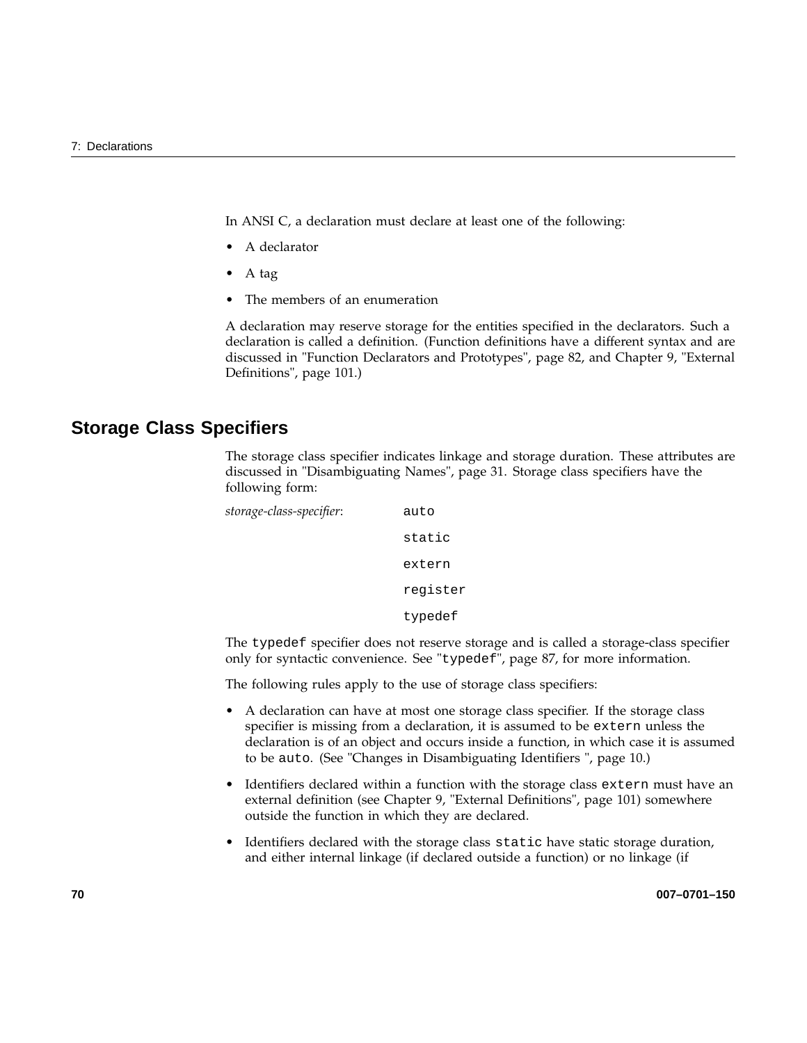In ANSI C, a declaration must declare at least one of the following:

- A declarator
- A tag
- The members of an enumeration

A declaration may reserve storage for the entities specified in the declarators. Such a declaration is called a definition. (Function definitions have a different syntax and are discussed in "Function Declarators and Prototypes", page 82, and Chapter 9, "External Definitions", page 101.)

## Storage Class Specifiers

The storage class specifier indicates linkage and storage duration. These attributes are discussed in "Disambiguating Names", page 31. Storage class specifiers have the following form:

*storage-class-specifier*:

```
auto
static
extern
register
typedef
```

The `typedef` specifier does not reserve storage and is called a storage-class specifier only for syntactic convenience. See "`typedef`", page 87, for more information.

The following rules apply to the use of storage class specifiers:

- A declaration can have at most one storage class specifier. If the storage class specifier is missing from a declaration, it is assumed to be `extern` unless the declaration is of an object and occurs inside a function, in which case it is assumed to be `auto`. (See "Changes in Disambiguating Identifiers ", page 10.)
- Identifiers declared within a function with the storage class `extern` must have an external definition (see Chapter 9, "External Definitions", page 101) somewhere outside the function in which they are declared.
- Identifiers declared with the storage class `static` have static storage duration, and either internal linkage (if declared outside a function) or no linkage (if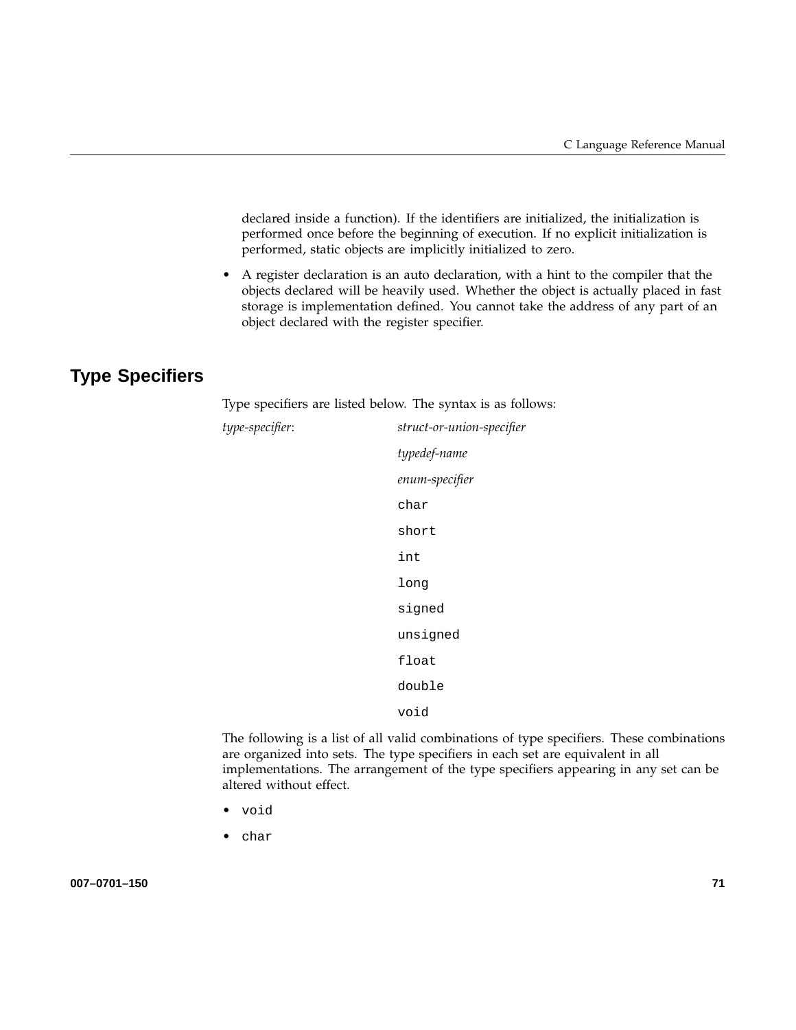declared inside a function). If the identifiers are initialized, the initialization is performed once before the beginning of execution. If no explicit initialization is performed, static objects are implicitly initialized to zero.

- A register declaration is an auto declaration, with a hint to the compiler that the objects declared will be heavily used. Whether the object is actually placed in fast storage is implementation defined. You cannot take the address of any part of an object declared with the register specifier.

## Type Specifiers

Type specifiers are listed below. The syntax is as follows:

*type-specifier*: *struct-or-union-specifier*

*typedef-name*

*enum-specifier*

`char`

`short`

`int`

`long`

`signed`

`unsigned`

`float`

`double`

`void`

The following is a list of all valid combinations of type specifiers. These combinations are organized into sets. The type specifiers in each set are equivalent in all implementations. The arrangement of the type specifiers appearing in any set can be altered without effect.

- `void`
- `char`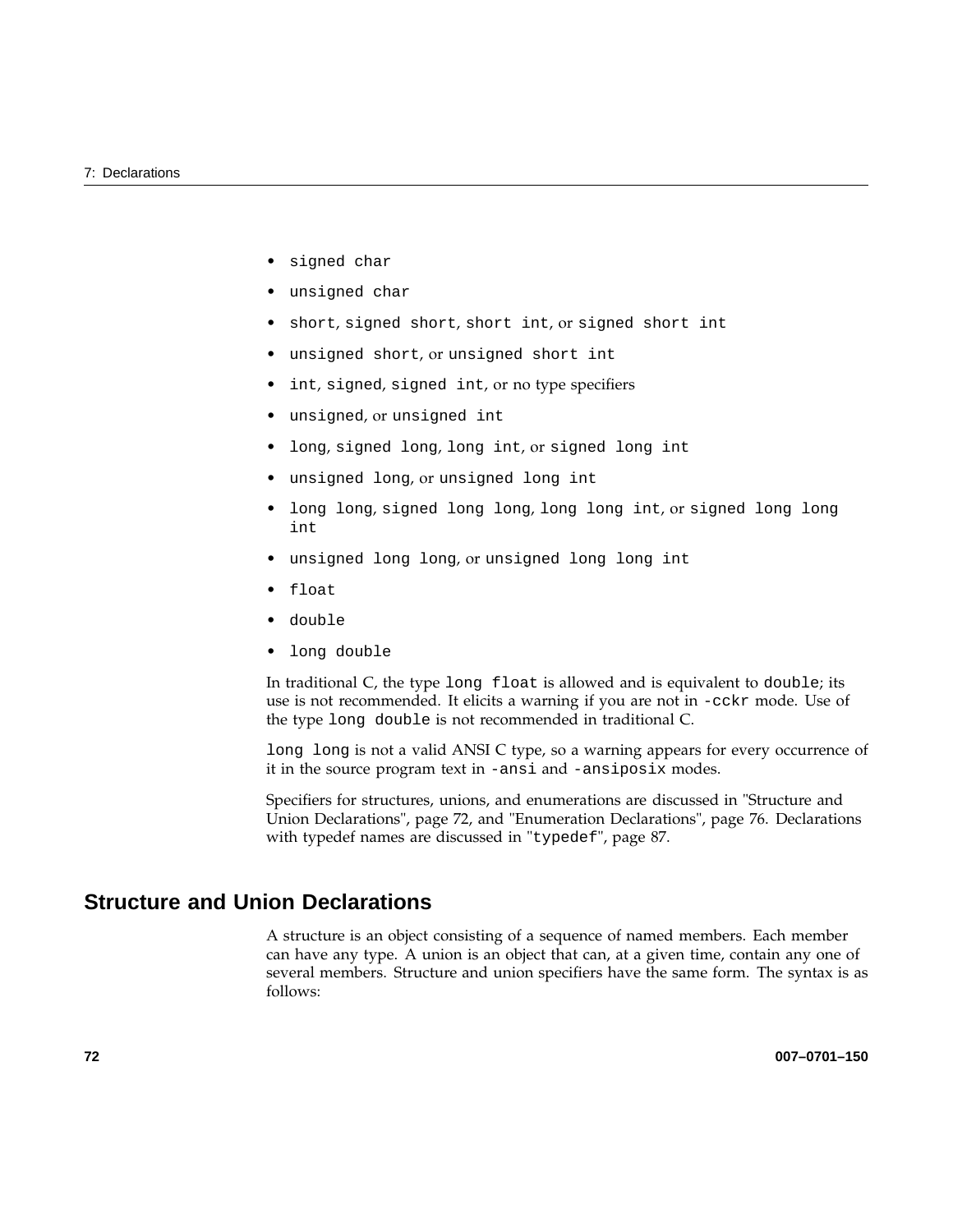- `signed char`
- `unsigned char`
- `short`, `signed short`, `short int`, or `signed short int`
- `unsigned short`, or `unsigned short int`
- `int`, `signed`, `signed int`, or no type specifiers
- `unsigned`, or `unsigned int`
- `long`, `signed long`, `long int`, or `signed long int`
- `unsigned long`, or `unsigned long int`
- `long long`, `signed long long`, `long long int`, or `signed long long int`
- `unsigned long long`, or `unsigned long long int`
- `float`
- `double`
- `long double`

In traditional C, the type `long float` is allowed and is equivalent to `double`; its use is not recommended. It elicits a warning if you are not in `-cckr` mode. Use of the type `long double` is not recommended in traditional C.

`long long` is not a valid ANSI C type, so a warning appears for every occurrence of it in the source program text in `-ansi` and `-ansiposix` modes.

Specifiers for structures, unions, and enumerations are discussed in "Structure and Union Declarations", page 72, and "Enumeration Declarations", page 76. Declarations with typedef names are discussed in "`typedef`", page 87.

## Structure and Union Declarations

A structure is an object consisting of a sequence of named members. Each member can have any type. A union is an object that can, at a given time, contain any one of several members. Structure and union specifiers have the same form. The syntax is as follows: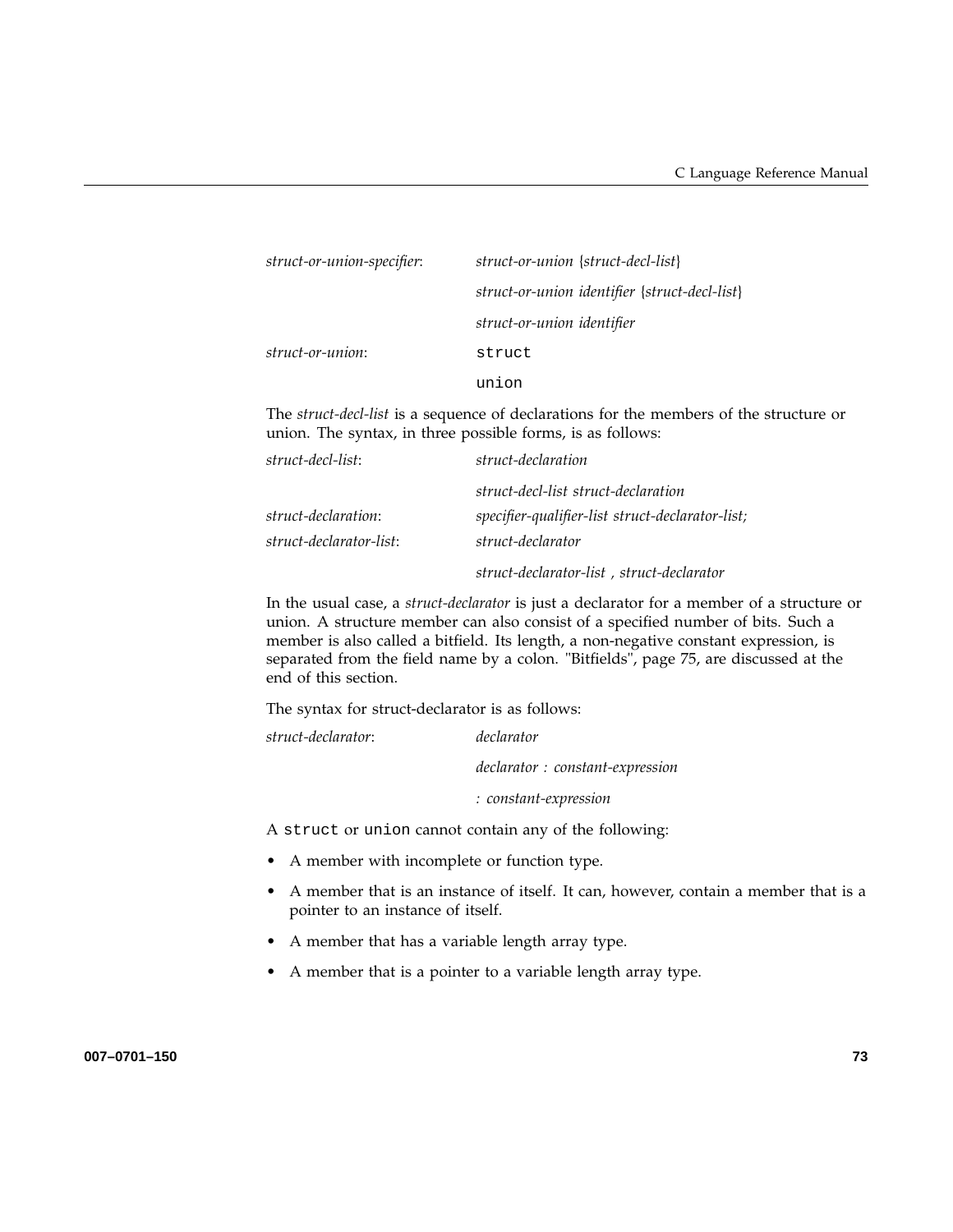| | |
|---|---|
| *struct-or-union-specifier*: | *struct-or-union* {*struct-decl-list*} |
| | *struct-or-union identifier* {*struct-decl-list*} |
| | *struct-or-union identifier* |
| *struct-or-union*: | `struct` |
| | `union` |

The *struct-decl-list* is a sequence of declarations for the members of the structure or union. The syntax, in three possible forms, is as follows:

| | |
|---|---|
| *struct-decl-list*: | *struct-declaration* |
| | *struct-decl-list struct-declaration* |
| *struct-declaration*: | *specifier-qualifier-list struct-declarator-list;* |
| *struct-declarator-list*: | *struct-declarator* |
| | *struct-declarator-list , struct-declarator* |

In the usual case, a *struct-declarator* is just a declarator for a member of a structure or union. A structure member can also consist of a specified number of bits. Such a member is also called a bitfield. Its length, a non-negative constant expression, is separated from the field name by a colon. "Bitfields", page 75, are discussed at the end of this section.

The syntax for struct-declarator is as follows:

| | |
|---|---|
| *struct-declarator*: | *declarator* |
| | *declarator : constant-expression* |
| | *: constant-expression* |

A `struct` or `union` cannot contain any of the following:

- A member with incomplete or function type.
- A member that is an instance of itself. It can, however, contain a member that is a pointer to an instance of itself.
- A member that has a variable length array type.
- A member that is a pointer to a variable length array type.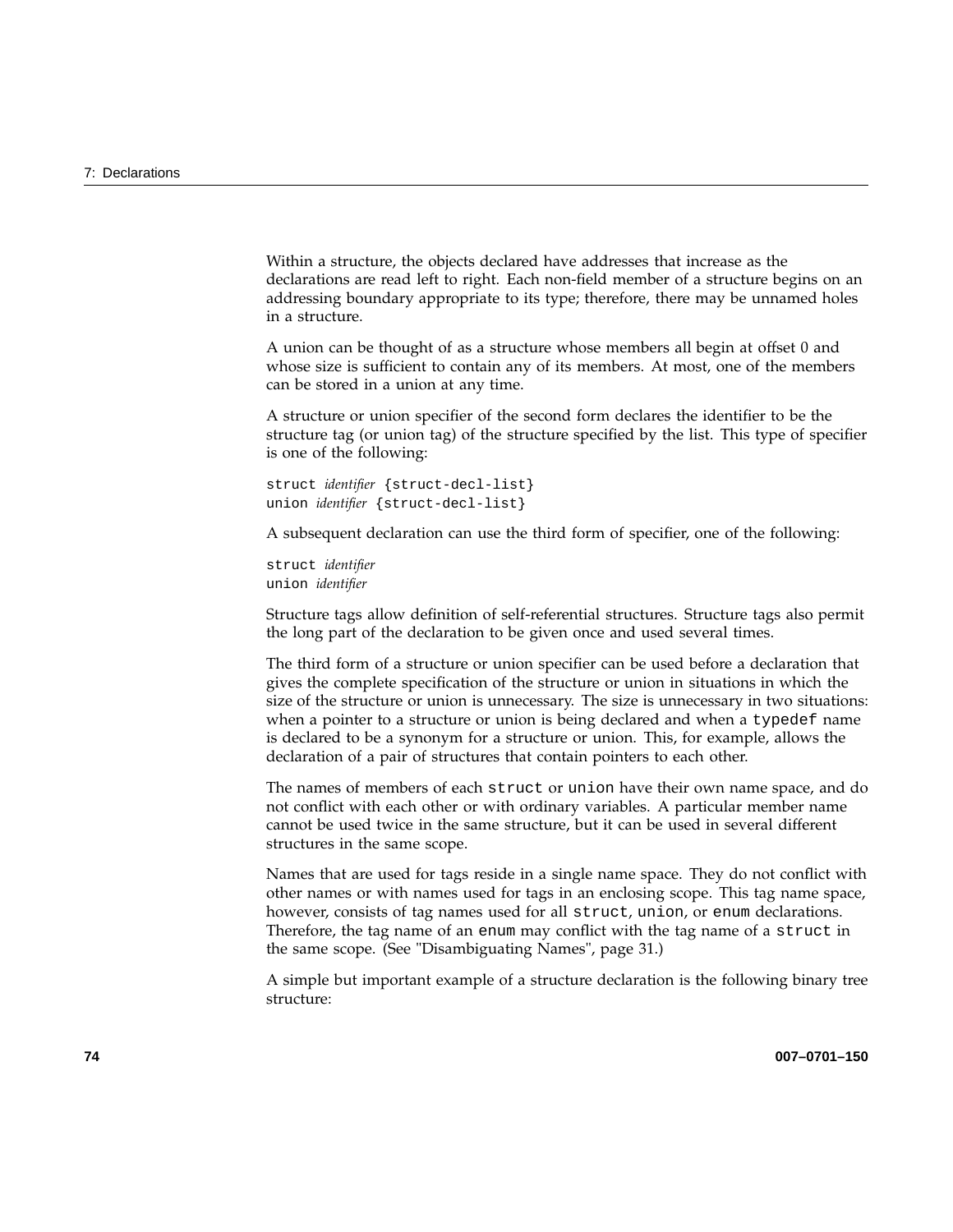Within a structure, the objects declared have addresses that increase as the declarations are read left to right. Each non-field member of a structure begins on an addressing boundary appropriate to its type; therefore, there may be unnamed holes in a structure.

A union can be thought of as a structure whose members all begin at offset 0 and whose size is sufficient to contain any of its members. At most, one of the members can be stored in a union at any time.

A structure or union specifier of the second form declares the identifier to be the structure tag (or union tag) of the structure specified by the list. This type of specifier is one of the following:

```
struct identifier {struct-decl-list}
union identifier {struct-decl-list}
```

A subsequent declaration can use the third form of specifier, one of the following:

```
struct identifier
union identifier
```

Structure tags allow definition of self-referential structures. Structure tags also permit the long part of the declaration to be given once and used several times.

The third form of a structure or union specifier can be used before a declaration that gives the complete specification of the structure or union in situations in which the size of the structure or union is unnecessary. The size is unnecessary in two situations: when a pointer to a structure or union is being declared and when a `typedef` name is declared to be a synonym for a structure or union. This, for example, allows the declaration of a pair of structures that contain pointers to each other.

The names of members of each `struct` or `union` have their own name space, and do not conflict with each other or with ordinary variables. A particular member name cannot be used twice in the same structure, but it can be used in several different structures in the same scope.

Names that are used for tags reside in a single name space. They do not conflict with other names or with names used for tags in an enclosing scope. This tag name space, however, consists of tag names used for all `struct`, `union`, or `enum` declarations. Therefore, the tag name of an `enum` may conflict with the tag name of a `struct` in the same scope. (See "Disambiguating Names", page 31.)

A simple but important example of a structure declaration is the following binary tree structure: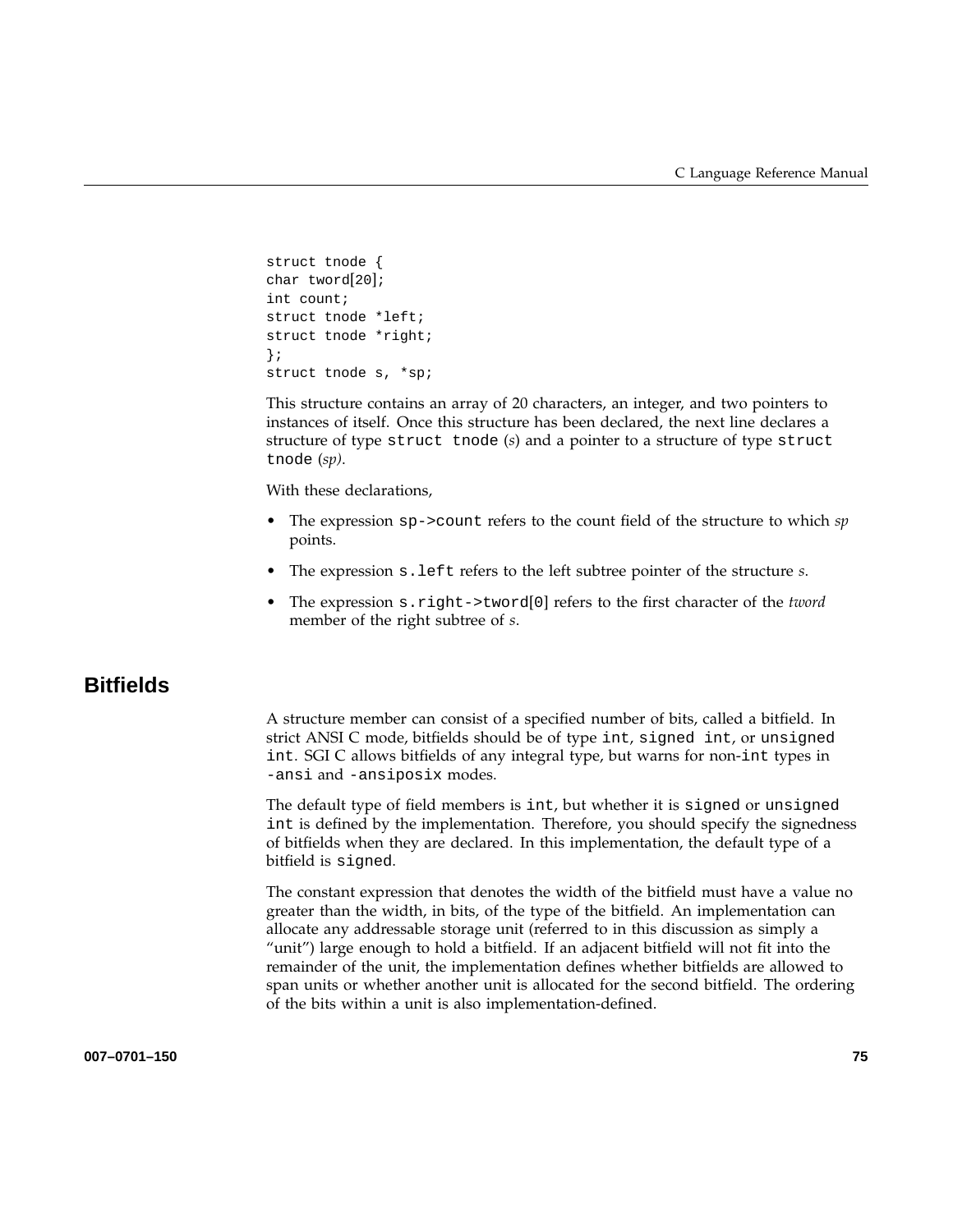```
struct tnode {
char tword[20];
int count;
struct tnode *left;
struct tnode *right;
};
struct tnode s, *sp;
```

This structure contains an array of 20 characters, an integer, and two pointers to instances of itself. Once this structure has been declared, the next line declares a structure of type `struct tnode` (*s*) and a pointer to a structure of type `struct tnode` (*sp)*.

With these declarations,

- The expression `sp->count` refers to the count field of the structure to which *sp* points.
- The expression `s.left` refers to the left subtree pointer of the structure *s*.
- The expression `s.right->tword[0]` refers to the first character of the *tword* member of the right subtree of *s*.

## Bitfields

A structure member can consist of a specified number of bits, called a bitfield. In strict ANSI C mode, bitfields should be of type `int`, `signed int`, or `unsigned int`. SGI C allows bitfields of any integral type, but warns for non-`int` types in `-ansi` and `-ansiposix` modes.

The default type of field members is `int`, but whether it is `signed` or `unsigned int` is defined by the implementation. Therefore, you should specify the signedness of bitfields when they are declared. In this implementation, the default type of a bitfield is `signed`.

The constant expression that denotes the width of the bitfield must have a value no greater than the width, in bits, of the type of the bitfield. An implementation can allocate any addressable storage unit (referred to in this discussion as simply a "unit") large enough to hold a bitfield. If an adjacent bitfield will not fit into the remainder of the unit, the implementation defines whether bitfields are allowed to span units or whether another unit is allocated for the second bitfield. The ordering of the bits within a unit is also implementation-defined.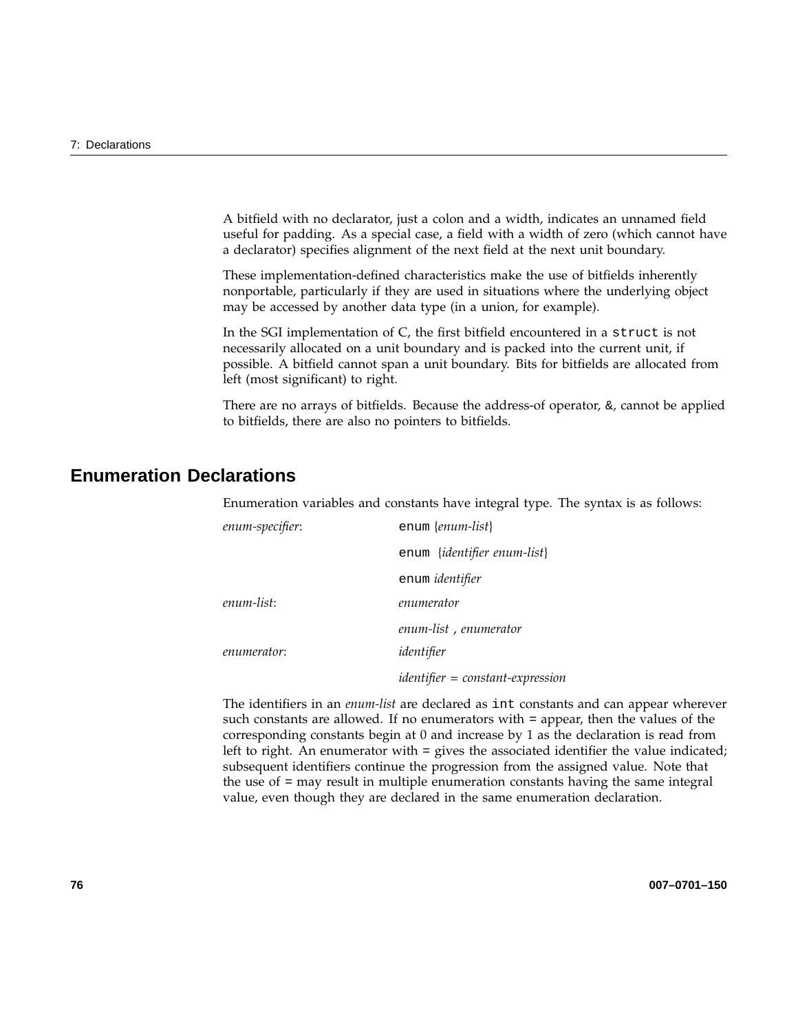A bitfield with no declarator, just a colon and a width, indicates an unnamed field useful for padding. As a special case, a field with a width of zero (which cannot have a declarator) specifies alignment of the next field at the next unit boundary.

These implementation-defined characteristics make the use of bitfields inherently nonportable, particularly if they are used in situations where the underlying object may be accessed by another data type (in a union, for example).

In the SGI implementation of C, the first bitfield encountered in a `struct` is not necessarily allocated on a unit boundary and is packed into the current unit, if possible. A bitfield cannot span a unit boundary. Bits for bitfields are allocated from left (most significant) to right.

There are no arrays of bitfields. Because the address-of operator, `&`, cannot be applied to bitfields, there are also no pointers to bitfields.

## Enumeration Declarations

Enumeration variables and constants have integral type. The syntax is as follows:

| | |
|---|---|
| *enum-specifier*: | `enum` {*enum-list*} |
| | `enum` {*identifier enum-list*} |
| | `enum` *identifier* |
| *enum-list*: | *enumerator* |
| | *enum-list* , *enumerator* |
| *enumerator*: | *identifier* |
| | *identifier* = *constant-expression* |

The identifiers in an *enum-list* are declared as `int` constants and can appear wherever such constants are allowed. If no enumerators with = appear, then the values of the corresponding constants begin at 0 and increase by 1 as the declaration is read from left to right. An enumerator with = gives the associated identifier the value indicated; subsequent identifiers continue the progression from the assigned value. Note that the use of = may result in multiple enumeration constants having the same integral value, even though they are declared in the same enumeration declaration.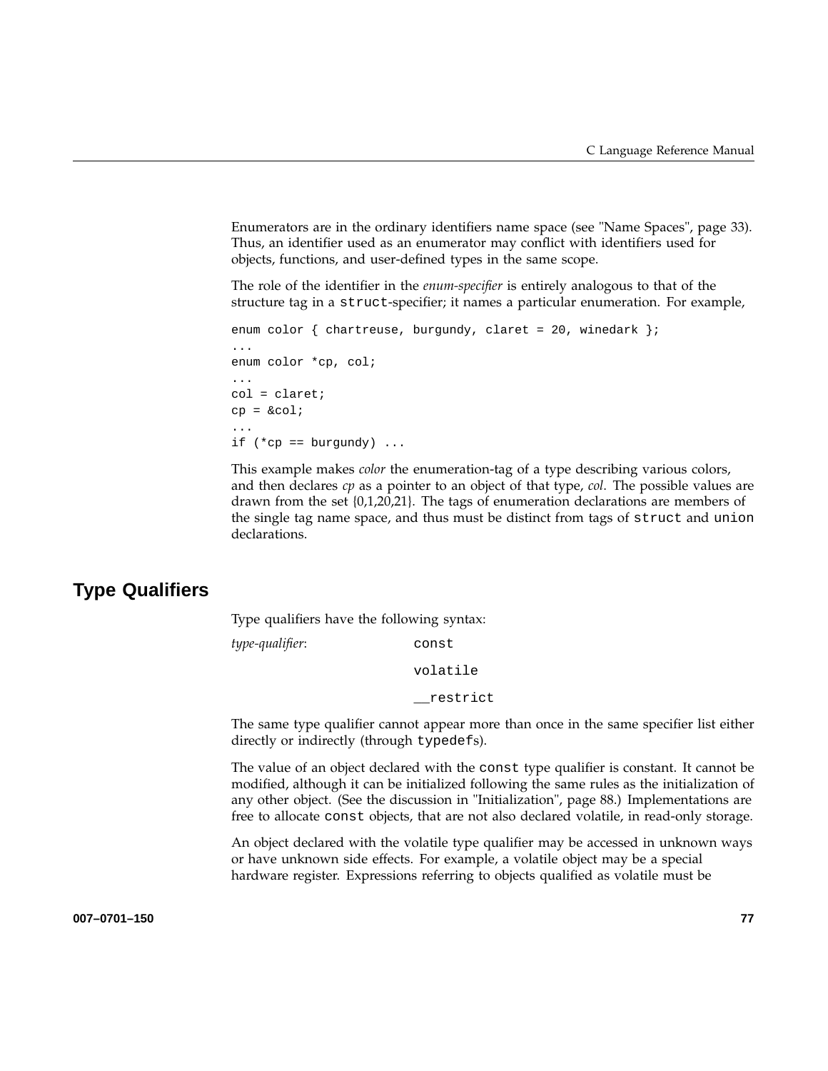Enumerators are in the ordinary identifiers name space (see "Name Spaces", page 33). Thus, an identifier used as an enumerator may conflict with identifiers used for objects, functions, and user-defined types in the same scope.

The role of the identifier in the *enum-specifier* is entirely analogous to that of the structure tag in a `struct`-specifier; it names a particular enumeration. For example,

```
enum color { chartreuse, burgundy, claret = 20, winedark };
...
enum color *cp, col;
...
col = claret;
cp = &col;
...
if (*cp == burgundy) ...
```

This example makes *color* the enumeration-tag of a type describing various colors, and then declares *cp* as a pointer to an object of that type, *col*. The possible values are drawn from the set {0,1,20,21}. The tags of enumeration declarations are members of the single tag name space, and thus must be distinct from tags of `struct` and `union` declarations.

## Type Qualifiers

Type qualifiers have the following syntax:

*type-qualifier*: `const`

`volatile`

`__restrict`

The same type qualifier cannot appear more than once in the same specifier list either directly or indirectly (through `typedef`s).

The value of an object declared with the `const` type qualifier is constant. It cannot be modified, although it can be initialized following the same rules as the initialization of any other object. (See the discussion in "Initialization", page 88.) Implementations are free to allocate `const` objects, that are not also declared volatile, in read-only storage.

An object declared with the volatile type qualifier may be accessed in unknown ways or have unknown side effects. For example, a volatile object may be a special hardware register. Expressions referring to objects qualified as volatile must be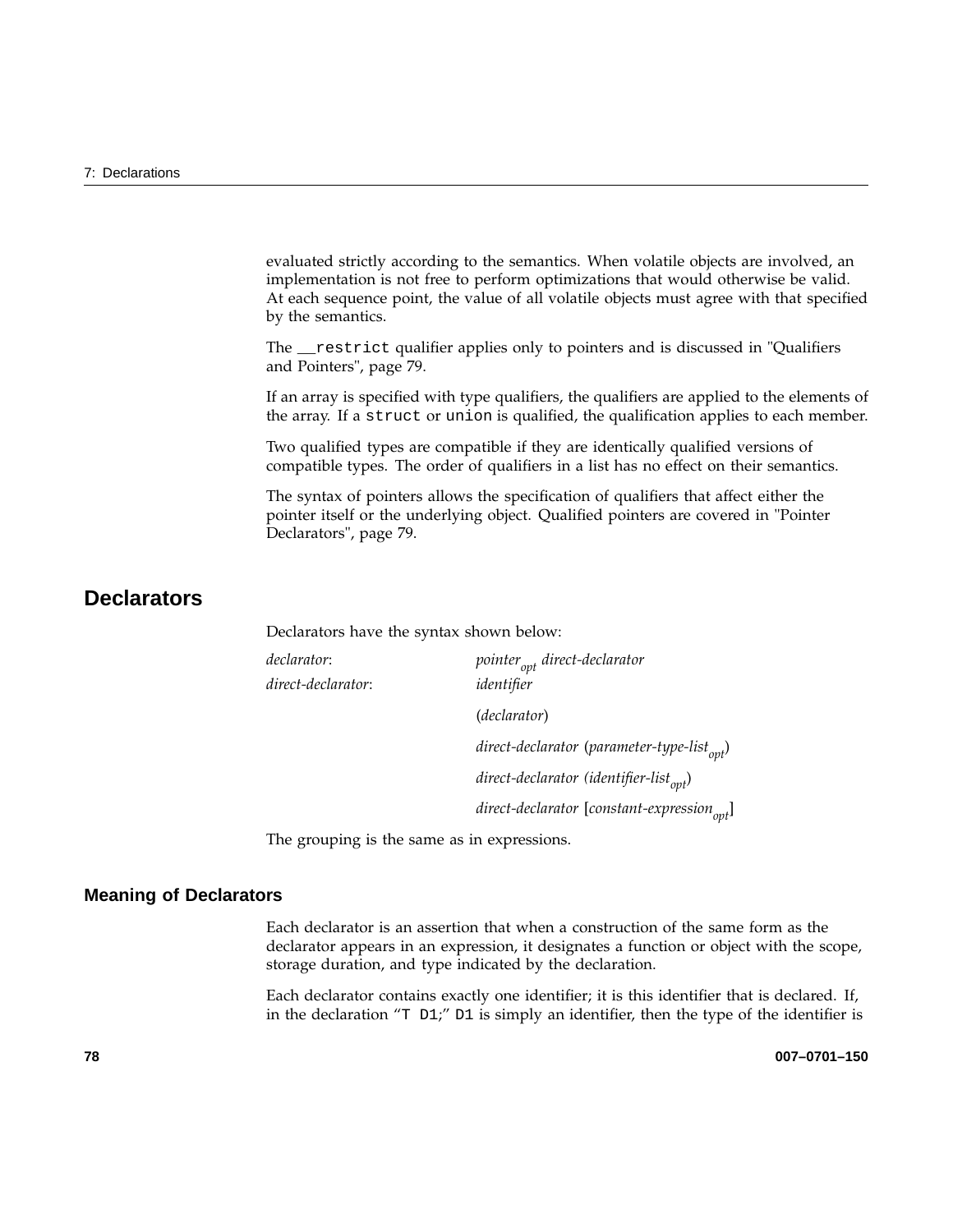evaluated strictly according to the semantics. When volatile objects are involved, an implementation is not free to perform optimizations that would otherwise be valid. At each sequence point, the value of all volatile objects must agree with that specified by the semantics.

The `__restrict` qualifier applies only to pointers and is discussed in "Qualifiers and Pointers", page 79.

If an array is specified with type qualifiers, the qualifiers are applied to the elements of the array. If a `struct` or `union` is qualified, the qualification applies to each member.

Two qualified types are compatible if they are identically qualified versions of compatible types. The order of qualifiers in a list has no effect on their semantics.

The syntax of pointers allows the specification of qualifiers that affect either the pointer itself or the underlying object. Qualified pointers are covered in "Pointer Declarators", page 79.

## Declarators

Declarators have the syntax shown below:

| | |
|---|---|
| *declarator*: | *pointer*$_{opt}$ *direct-declarator* |
| *direct-declarator*: | *identifier* |
| | (*declarator*) |
| | *direct-declarator* (*parameter-type-list*$_{opt}$) |
| | *direct-declarator (identifier-list*$_{opt}$) |
| | *direct-declarator* [*constant-expression*$_{opt}$] |

The grouping is the same as in expressions.

### Meaning of Declarators

Each declarator is an assertion that when a construction of the same form as the declarator appears in an expression, it designates a function or object with the scope, storage duration, and type indicated by the declaration.

Each declarator contains exactly one identifier; it is this identifier that is declared. If, in the declaration "`T D1`;" `D1` is simply an identifier, then the type of the identifier is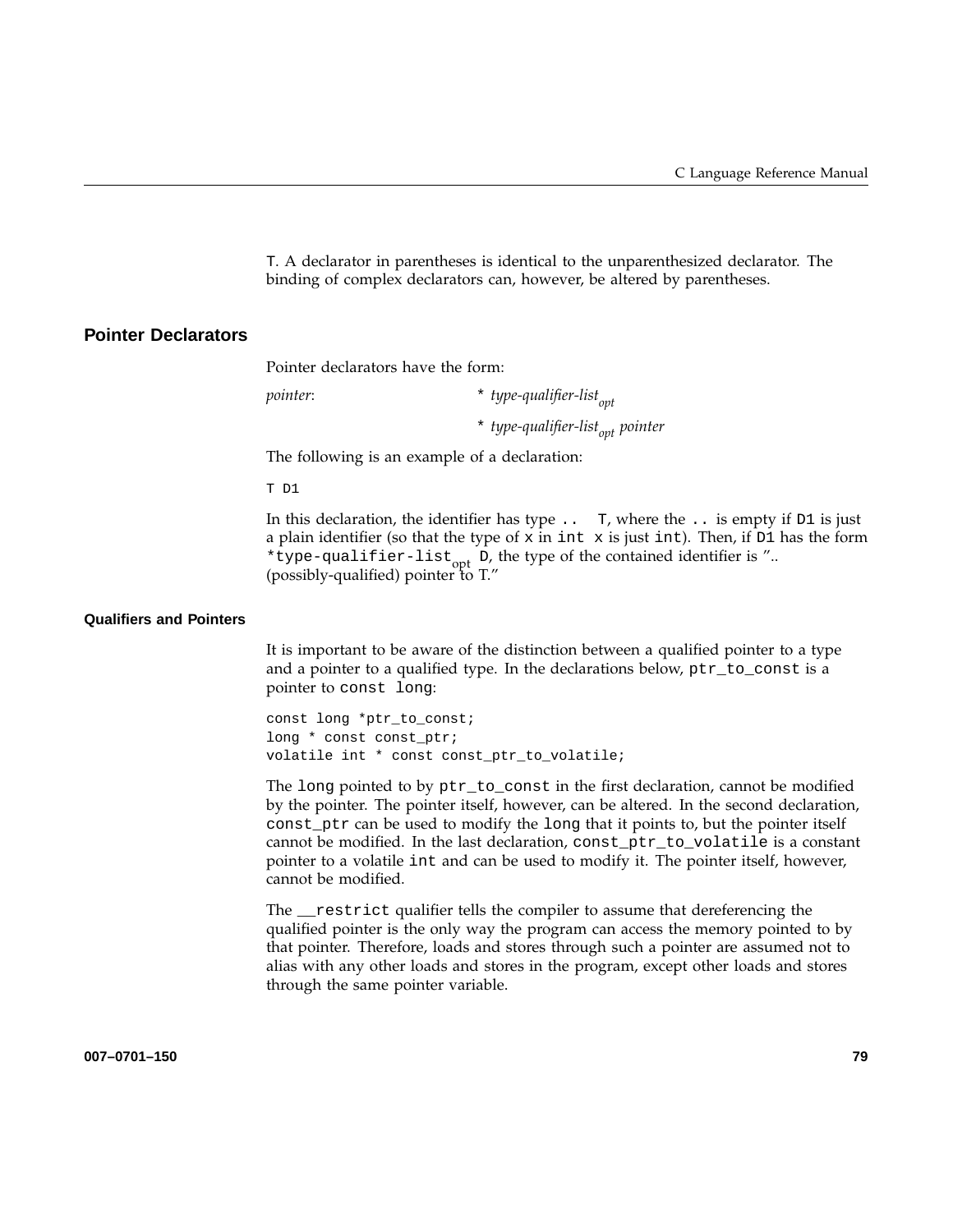`T`. A declarator in parentheses is identical to the unparenthesized declarator. The binding of complex declarators can, however, be altered by parentheses.

## Pointer Declarators

Pointer declarators have the form:

*pointer*: `*` *type-qualifier-list$_{opt}$*

`*` *type-qualifier-list$_{opt}$ pointer*

The following is an example of a declaration:

```
T D1
```

In this declaration, the identifier has type `..  T`, where the `..` is empty if `D1` is just a plain identifier (so that the type of `x` in `int x` is just `int`). Then, if `D1` has the form `*type-qualifier-list`$_{opt}$ `D`, the type of the contained identifier is ".. (possibly-qualified) pointer to T."

### Qualifiers and Pointers

It is important to be aware of the distinction between a qualified pointer to a type and a pointer to a qualified type. In the declarations below, `ptr_to_const` is a pointer to `const long`:

```
const long *ptr_to_const;
long * const const_ptr;
volatile int * const const_ptr_to_volatile;
```

The `long` pointed to by `ptr_to_const` in the first declaration, cannot be modified by the pointer. The pointer itself, however, can be altered. In the second declaration, `const_ptr` can be used to modify the `long` that it points to, but the pointer itself cannot be modified. In the last declaration, `const_ptr_to_volatile` is a constant pointer to a volatile `int` and can be used to modify it. The pointer itself, however, cannot be modified.

The `__restrict` qualifier tells the compiler to assume that dereferencing the qualified pointer is the only way the program can access the memory pointed to by that pointer. Therefore, loads and stores through such a pointer are assumed not to alias with any other loads and stores in the program, except other loads and stores through the same pointer variable.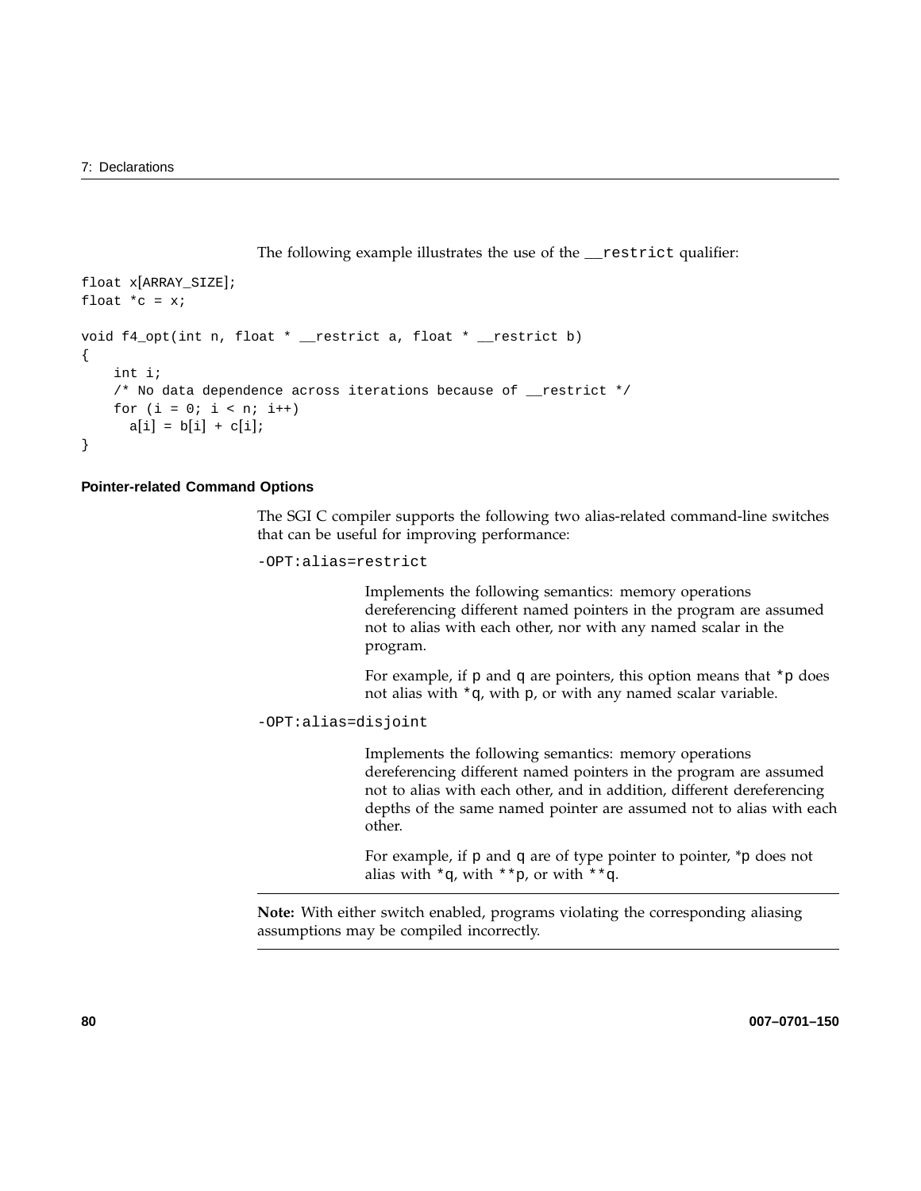The following example illustrates the use of the `__restrict` qualifier:

```
float x[ARRAY_SIZE];
float *c = x;

void f4_opt(int n, float * __restrict a, float * __restrict b)
{
    int i;
    /* No data dependence across iterations because of __restrict */
    for (i = 0; i < n; i++)
      a[i] = b[i] + c[i];
}
```

### Pointer-related Command Options

The SGI C compiler supports the following two alias-related command-line switches that can be useful for improving performance:

`-OPT:alias=restrict`

Implements the following semantics: memory operations dereferencing different named pointers in the program are assumed not to alias with each other, nor with any named scalar in the program.

For example, if `p` and `q` are pointers, this option means that `*p` does not alias with `*q`, with `p`, or with any named scalar variable.

`-OPT:alias=disjoint`

Implements the following semantics: memory operations dereferencing different named pointers in the program are assumed not to alias with each other, and in addition, different dereferencing depths of the same named pointer are assumed not to alias with each other.

For example, if `p` and `q` are of type pointer to pointer, `*p` does not alias with `*q`, with `**p`, or with `**q`.

**Note:** With either switch enabled, programs violating the corresponding aliasing assumptions may be compiled incorrectly.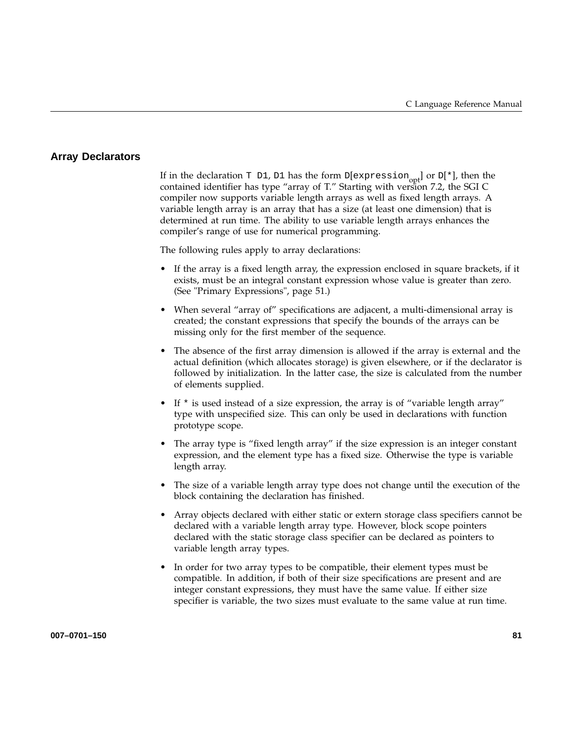## Array Declarators

If in the declaration `T D1`, `D1` has the form `D[expression`$_{opt}$`]` or `D[*]`, then the contained identifier has type "array of T." Starting with version 7.2, the SGI C compiler now supports variable length arrays as well as fixed length arrays. A variable length array is an array that has a size (at least one dimension) that is determined at run time. The ability to use variable length arrays enhances the compiler's range of use for numerical programming.

The following rules apply to array declarations:

- If the array is a fixed length array, the expression enclosed in square brackets, if it exists, must be an integral constant expression whose value is greater than zero. (See "Primary Expressions", page 51.)
- When several "array of" specifications are adjacent, a multi-dimensional array is created; the constant expressions that specify the bounds of the arrays can be missing only for the first member of the sequence.
- The absence of the first array dimension is allowed if the array is external and the actual definition (which allocates storage) is given elsewhere, or if the declarator is followed by initialization. In the latter case, the size is calculated from the number of elements supplied.
- If `*` is used instead of a size expression, the array is of "variable length array" type with unspecified size. This can only be used in declarations with function prototype scope.
- The array type is "fixed length array" if the size expression is an integer constant expression, and the element type has a fixed size. Otherwise the type is variable length array.
- The size of a variable length array type does not change until the execution of the block containing the declaration has finished.
- Array objects declared with either static or extern storage class specifiers cannot be declared with a variable length array type. However, block scope pointers declared with the static storage class specifier can be declared as pointers to variable length array types.
- In order for two array types to be compatible, their element types must be compatible. In addition, if both of their size specifications are present and are integer constant expressions, they must have the same value. If either size specifier is variable, the two sizes must evaluate to the same value at run time.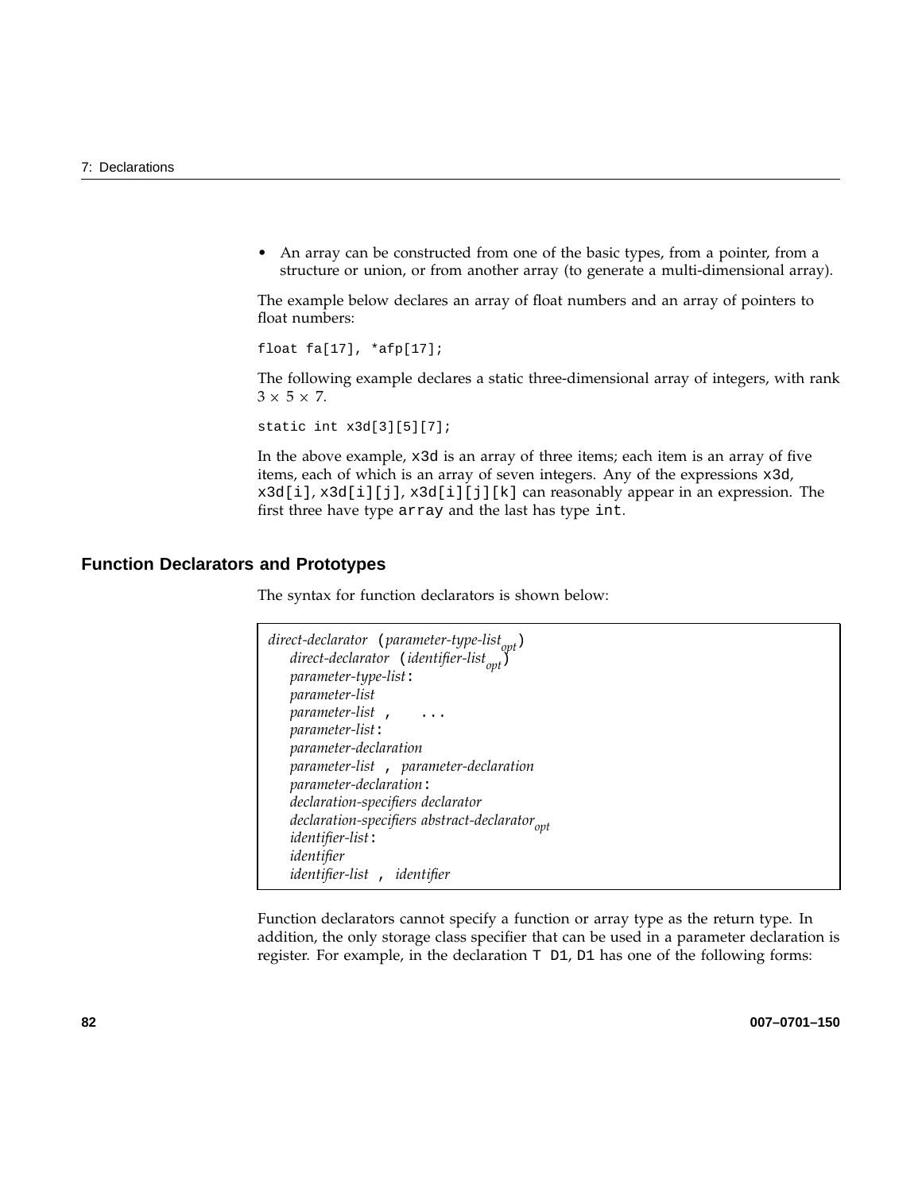- An array can be constructed from one of the basic types, from a pointer, from a structure or union, or from another array (to generate a multi-dimensional array).

The example below declares an array of float numbers and an array of pointers to float numbers:

```
float fa[17], *afp[17];
```

The following example declares a static three-dimensional array of integers, with rank $3 \times 5 \times 7$.

```
static int x3d[3][5][7];
```

In the above example, `x3d` is an array of three items; each item is an array of five items, each of which is an array of seven integers. Any of the expressions `x3d`, `x3d[i]`, `x3d[i][j]`, `x3d[i][j][k]` can reasonably appear in an expression. The first three have type `array` and the last has type `int`.

## Function Declarators and Prototypes

The syntax for function declarators is shown below:

*direct-declarator* `(`*parameter-type-list*$_{opt}$`)`
&nbsp;&nbsp;&nbsp;&nbsp;*direct-declarator* `(`*identifier-list*$_{opt}$`)`
&nbsp;&nbsp;&nbsp;&nbsp;*parameter-type-list*`:`
&nbsp;&nbsp;&nbsp;&nbsp;*parameter-list*
&nbsp;&nbsp;&nbsp;&nbsp;*parameter-list* `,` `...`
&nbsp;&nbsp;&nbsp;&nbsp;*parameter-list*`:`
&nbsp;&nbsp;&nbsp;&nbsp;*parameter-declaration*
&nbsp;&nbsp;&nbsp;&nbsp;*parameter-list* `,` *parameter-declaration*
&nbsp;&nbsp;&nbsp;&nbsp;*parameter-declaration*`:`
&nbsp;&nbsp;&nbsp;&nbsp;*declaration-specifiers declarator*
&nbsp;&nbsp;&nbsp;&nbsp;*declaration-specifiers abstract-declarator*$_{opt}$
&nbsp;&nbsp;&nbsp;&nbsp;*identifier-list*`:`
&nbsp;&nbsp;&nbsp;&nbsp;*identifier*
&nbsp;&nbsp;&nbsp;&nbsp;*identifier-list* `,` *identifier*

Function declarators cannot specify a function or array type as the return type. In addition, the only storage class specifier that can be used in a parameter declaration is register. For example, in the declaration `T D1`, `D1` has one of the following forms: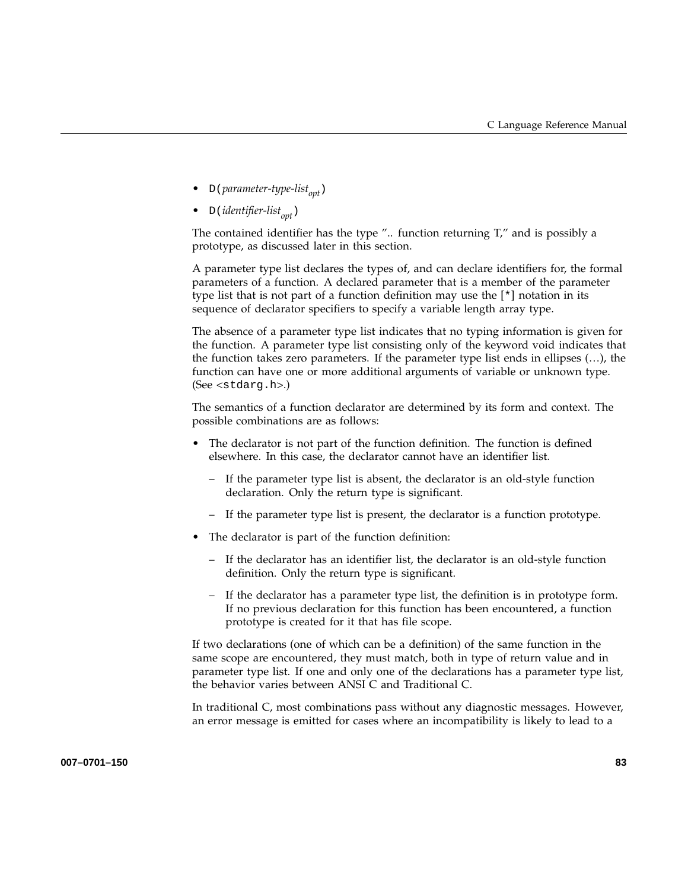- `D(`*parameter-type-list*$_{opt}$`)`
- `D(`*identifier-list*$_{opt}$`)`

The contained identifier has the type ".. function returning T," and is possibly a prototype, as discussed later in this section.

A parameter type list declares the types of, and can declare identifiers for, the formal parameters of a function. A declared parameter that is a member of the parameter type list that is not part of a function definition may use the `[*]` notation in its sequence of declarator specifiers to specify a variable length array type.

The absence of a parameter type list indicates that no typing information is given for the function. A parameter type list consisting only of the keyword void indicates that the function takes zero parameters. If the parameter type list ends in ellipses (…), the function can have one or more additional arguments of variable or unknown type. (See <`stdarg.h`>.)

The semantics of a function declarator are determined by its form and context. The possible combinations are as follows:

- The declarator is not part of the function definition. The function is defined elsewhere. In this case, the declarator cannot have an identifier list.
  - If the parameter type list is absent, the declarator is an old-style function declaration. Only the return type is significant.
  - If the parameter type list is present, the declarator is a function prototype.
- The declarator is part of the function definition:
  - If the declarator has an identifier list, the declarator is an old-style function definition. Only the return type is significant.
  - If the declarator has a parameter type list, the definition is in prototype form. If no previous declaration for this function has been encountered, a function prototype is created for it that has file scope.

If two declarations (one of which can be a definition) of the same function in the same scope are encountered, they must match, both in type of return value and in parameter type list. If one and only one of the declarations has a parameter type list, the behavior varies between ANSI C and Traditional C.

In traditional C, most combinations pass without any diagnostic messages. However, an error message is emitted for cases where an incompatibility is likely to lead to a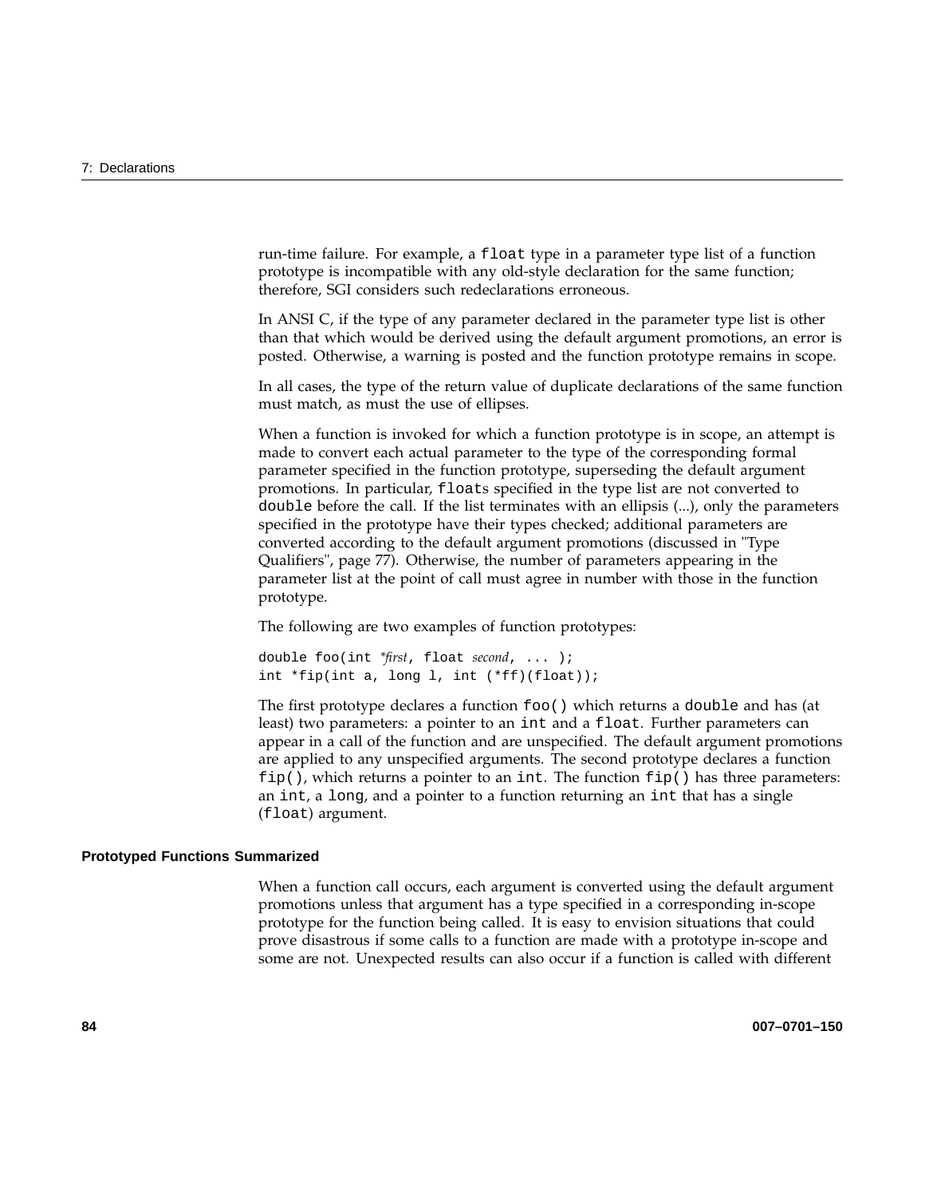run-time failure. For example, a `float` type in a parameter type list of a function prototype is incompatible with any old-style declaration for the same function; therefore, SGI considers such redeclarations erroneous.

In ANSI C, if the type of any parameter declared in the parameter type list is other than that which would be derived using the default argument promotions, an error is posted. Otherwise, a warning is posted and the function prototype remains in scope.

In all cases, the type of the return value of duplicate declarations of the same function must match, as must the use of ellipses.

When a function is invoked for which a function prototype is in scope, an attempt is made to convert each actual parameter to the type of the corresponding formal parameter specified in the function prototype, superseding the default argument promotions. In particular, `float`s specified in the type list are not converted to `double` before the call. If the list terminates with an ellipsis (...), only the parameters specified in the prototype have their types checked; additional parameters are converted according to the default argument promotions (discussed in "Type Qualifiers", page 77). Otherwise, the number of parameters appearing in the parameter list at the point of call must agree in number with those in the function prototype.

The following are two examples of function prototypes:

```
double foo(int *first, float second, ... );
int *fip(int a, long l, int (*ff)(float));
```

The first prototype declares a function `foo()` which returns a `double` and has (at least) two parameters: a pointer to an `int` and a `float`. Further parameters can appear in a call of the function and are unspecified. The default argument promotions are applied to any unspecified arguments. The second prototype declares a function `fip()`, which returns a pointer to an `int`. The function `fip()` has three parameters: an `int`, a `long`, and a pointer to a function returning an `int` that has a single (`float`) argument.

#### Prototyped Functions Summarized

When a function call occurs, each argument is converted using the default argument promotions unless that argument has a type specified in a corresponding in-scope prototype for the function being called. It is easy to envision situations that could prove disastrous if some calls to a function are made with a prototype in-scope and some are not. Unexpected results can also occur if a function is called with different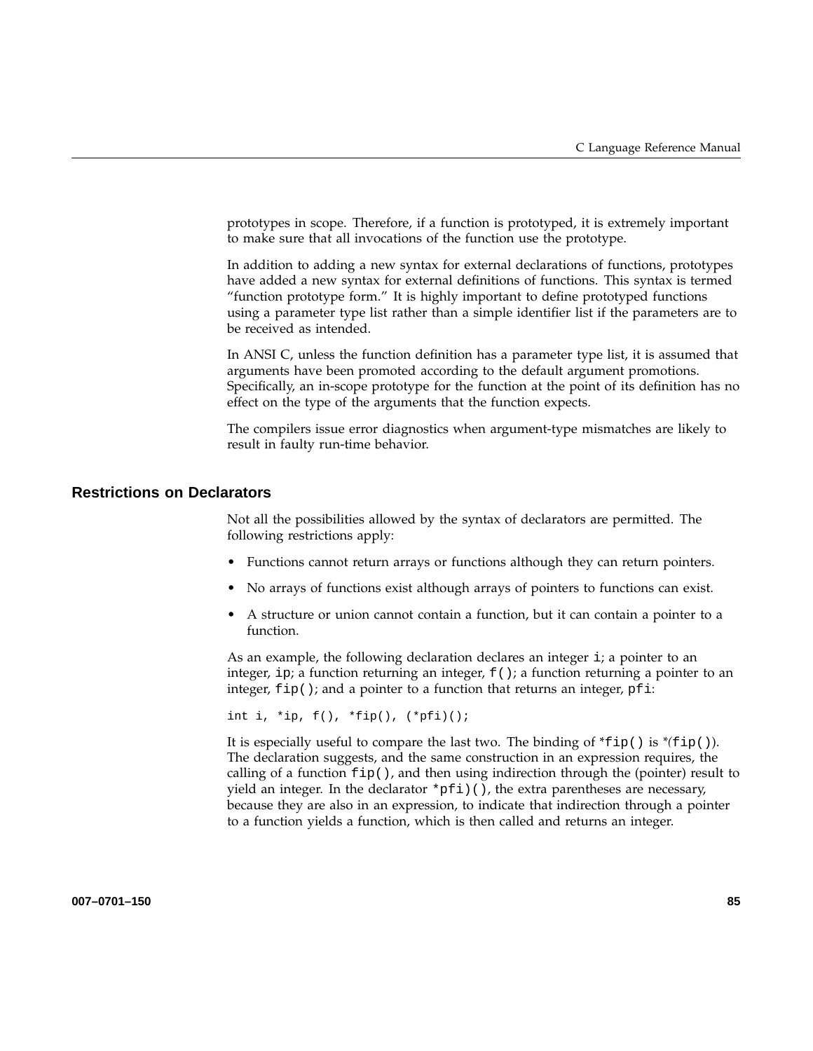prototypes in scope. Therefore, if a function is prototyped, it is extremely important to make sure that all invocations of the function use the prototype.

In addition to adding a new syntax for external declarations of functions, prototypes have added a new syntax for external definitions of functions. This syntax is termed "function prototype form." It is highly important to define prototyped functions using a parameter type list rather than a simple identifier list if the parameters are to be received as intended.

In ANSI C, unless the function definition has a parameter type list, it is assumed that arguments have been promoted according to the default argument promotions. Specifically, an in-scope prototype for the function at the point of its definition has no effect on the type of the arguments that the function expects.

The compilers issue error diagnostics when argument-type mismatches are likely to result in faulty run-time behavior.

## Restrictions on Declarators

Not all the possibilities allowed by the syntax of declarators are permitted. The following restrictions apply:

- Functions cannot return arrays or functions although they can return pointers.
- No arrays of functions exist although arrays of pointers to functions can exist.
- A structure or union cannot contain a function, but it can contain a pointer to a function.

As an example, the following declaration declares an integer `i`; a pointer to an integer, `ip`; a function returning an integer, `f()`; a function returning a pointer to an integer, `fip()`; and a pointer to a function that returns an integer, `pfi`:

```
int i, *ip, f(), *fip(), (*pfi)();
```

It is especially useful to compare the last two. The binding of `*fip()` is `*(fip())`. The declaration suggests, and the same construction in an expression requires, the calling of a function `fip()`, and then using indirection through the (pointer) result to yield an integer. In the declarator `*pfi)()`, the extra parentheses are necessary, because they are also in an expression, to indicate that indirection through a pointer to a function yields a function, which is then called and returns an integer.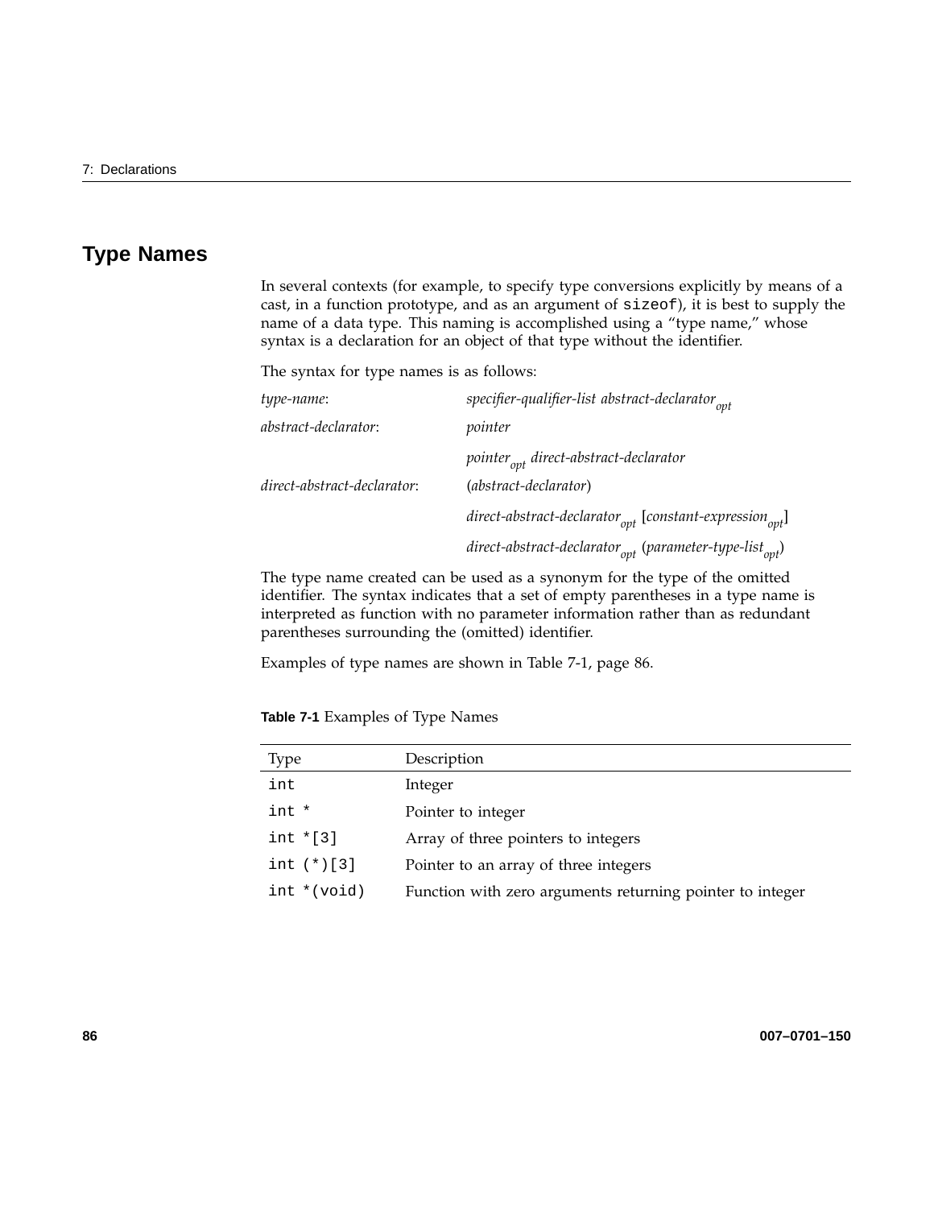## Type Names

In several contexts (for example, to specify type conversions explicitly by means of a cast, in a function prototype, and as an argument of `sizeof`), it is best to supply the name of a data type. This naming is accomplished using a "type name," whose syntax is a declaration for an object of that type without the identifier.

The syntax for type names is as follows:

*type-name*: *specifier-qualifier-list abstract-declarator*$_{opt}$

*abstract-declarator*: *pointer*

*pointer*$_{opt}$ *direct-abstract-declarator*

*direct-abstract-declarator*: (*abstract-declarator*)

*direct-abstract-declarator*$_{opt}$ [*constant-expression*$_{opt}$]

*direct-abstract-declarator*$_{opt}$ (*parameter-type-list*$_{opt}$)

The type name created can be used as a synonym for the type of the omitted identifier. The syntax indicates that a set of empty parentheses in a type name is interpreted as function with no parameter information rather than as redundant parentheses surrounding the (omitted) identifier.

Examples of type names are shown in Table 7-1, page 86.

**Table 7-1** Examples of Type Names

| Type | Description |
|---|---|
| `int` | Integer |
| `int *` | Pointer to integer |
| `int *[3]` | Array of three pointers to integers |
| `int (*)[3]` | Pointer to an array of three integers |
| `int *(void)` | Function with zero arguments returning pointer to integer |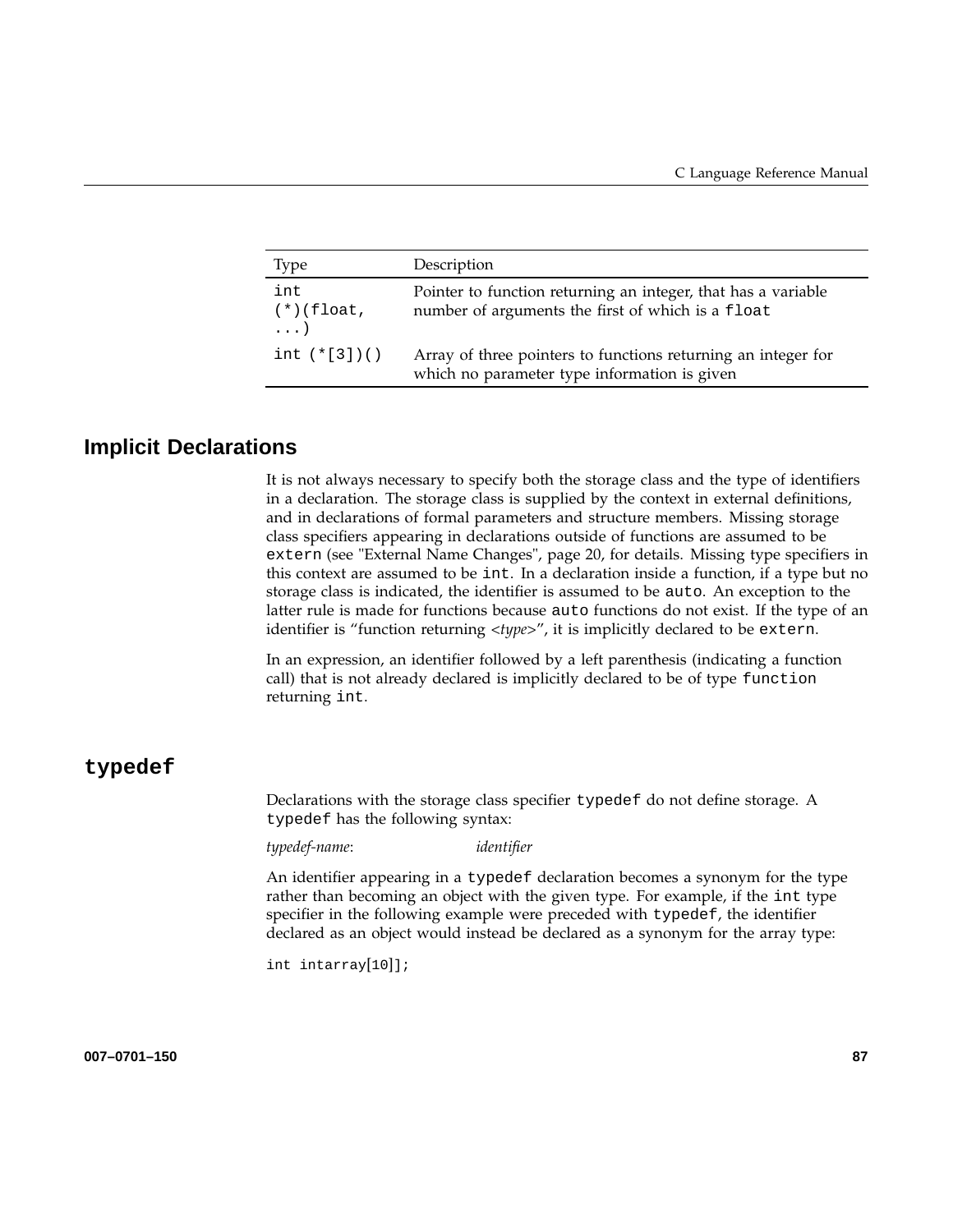| Type | Description |
| --- | --- |
| `int (*)(float, ...)` | Pointer to function returning an integer, that has a variable number of arguments the first of which is a `float` |
| `int (*[3])()` | Array of three pointers to functions returning an integer for which no parameter type information is given |

## Implicit Declarations

It is not always necessary to specify both the storage class and the type of identifiers in a declaration. The storage class is supplied by the context in external definitions, and in declarations of formal parameters and structure members. Missing storage class specifiers appearing in declarations outside of functions are assumed to be `extern` (see "External Name Changes", page 20, for details. Missing type specifiers in this context are assumed to be `int`. In a declaration inside a function, if a type but no storage class is indicated, the identifier is assumed to be `auto`. An exception to the latter rule is made for functions because `auto` functions do not exist. If the type of an identifier is "function returning <*type*>", it is implicitly declared to be `extern`.

In an expression, an identifier followed by a left parenthesis (indicating a function call) that is not already declared is implicitly declared to be of type `function` returning `int`.

## `typedef`

Declarations with the storage class specifier `typedef` do not define storage. A `typedef` has the following syntax:

*typedef-name*: *identifier*

An identifier appearing in a `typedef` declaration becomes a synonym for the type rather than becoming an object with the given type. For example, if the `int` type specifier in the following example were preceded with `typedef`, the identifier declared as an object would instead be declared as a synonym for the array type:

```
int intarray[10]];
```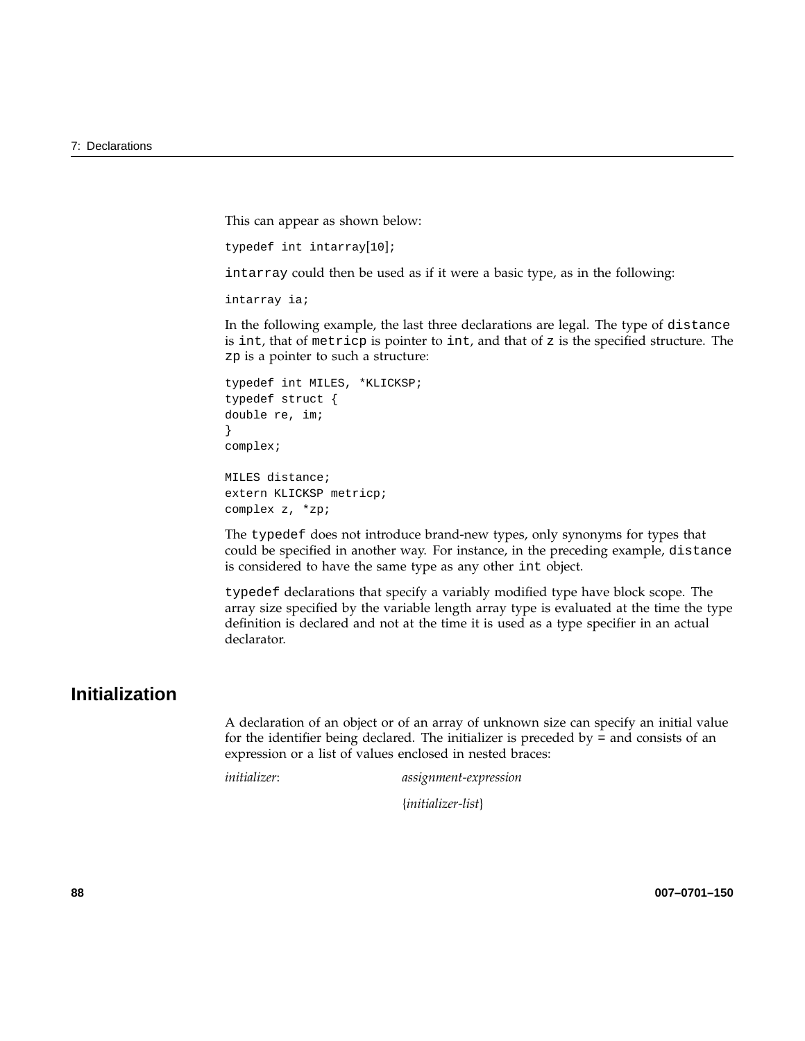This can appear as shown below:

```
typedef int intarray[10];
```

`intarray` could then be used as if it were a basic type, as in the following:

```
intarray ia;
```

In the following example, the last three declarations are legal. The type of `distance` is `int`, that of `metricp` is pointer to `int`, and that of `z` is the specified structure. The `zp` is a pointer to such a structure:

```
typedef int MILES, *KLICKSP;
typedef struct {
double re, im;
}
complex;

MILES distance;
extern KLICKSP metricp;
complex z, *zp;
```

The `typedef` does not introduce brand-new types, only synonyms for types that could be specified in another way. For instance, in the preceding example, `distance` is considered to have the same type as any other `int` object.

`typedef` declarations that specify a variably modified type have block scope. The array size specified by the variable length array type is evaluated at the time the type definition is declared and not at the time it is used as a type specifier in an actual declarator.

## Initialization

A declaration of an object or of an array of unknown size can specify an initial value for the identifier being declared. The initializer is preceded by = and consists of an expression or a list of values enclosed in nested braces:

*initializer*: *assignment-expression*

{*initializer-list*}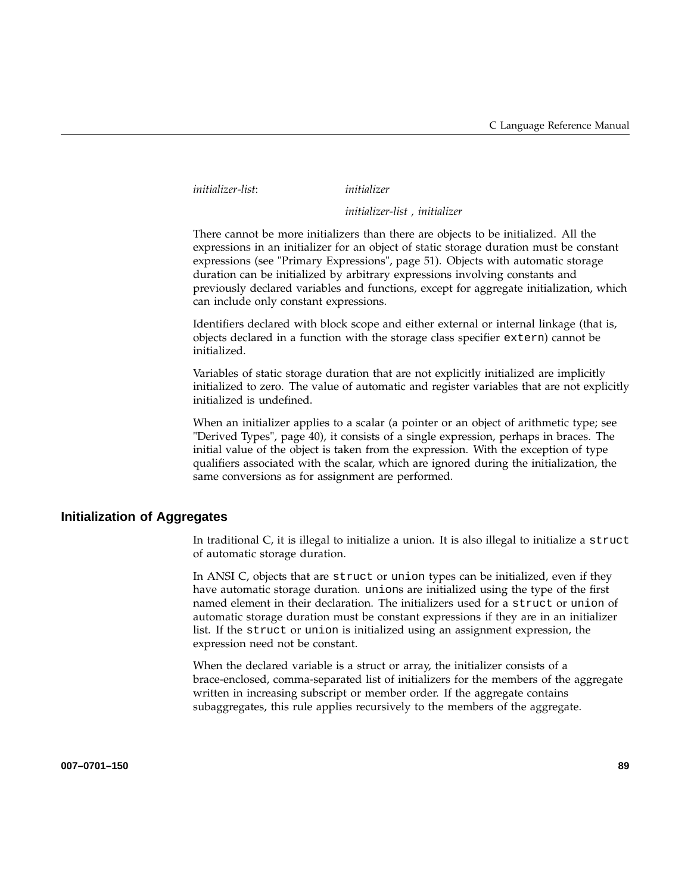*initializer-list*: *initializer*

*initializer-list* , *initializer*

There cannot be more initializers than there are objects to be initialized. All the expressions in an initializer for an object of static storage duration must be constant expressions (see "Primary Expressions", page 51). Objects with automatic storage duration can be initialized by arbitrary expressions involving constants and previously declared variables and functions, except for aggregate initialization, which can include only constant expressions.

Identifiers declared with block scope and either external or internal linkage (that is, objects declared in a function with the storage class specifier `extern`) cannot be initialized.

Variables of static storage duration that are not explicitly initialized are implicitly initialized to zero. The value of automatic and register variables that are not explicitly initialized is undefined.

When an initializer applies to a scalar (a pointer or an object of arithmetic type; see "Derived Types", page 40), it consists of a single expression, perhaps in braces. The initial value of the object is taken from the expression. With the exception of type qualifiers associated with the scalar, which are ignored during the initialization, the same conversions as for assignment are performed.

## Initialization of Aggregates

In traditional C, it is illegal to initialize a union. It is also illegal to initialize a `struct` of automatic storage duration.

In ANSI C, objects that are `struct` or `union` types can be initialized, even if they have automatic storage duration. `union`s are initialized using the type of the first named element in their declaration. The initializers used for a `struct` or `union` of automatic storage duration must be constant expressions if they are in an initializer list. If the `struct` or `union` is initialized using an assignment expression, the expression need not be constant.

When the declared variable is a struct or array, the initializer consists of a brace-enclosed, comma-separated list of initializers for the members of the aggregate written in increasing subscript or member order. If the aggregate contains subaggregates, this rule applies recursively to the members of the aggregate.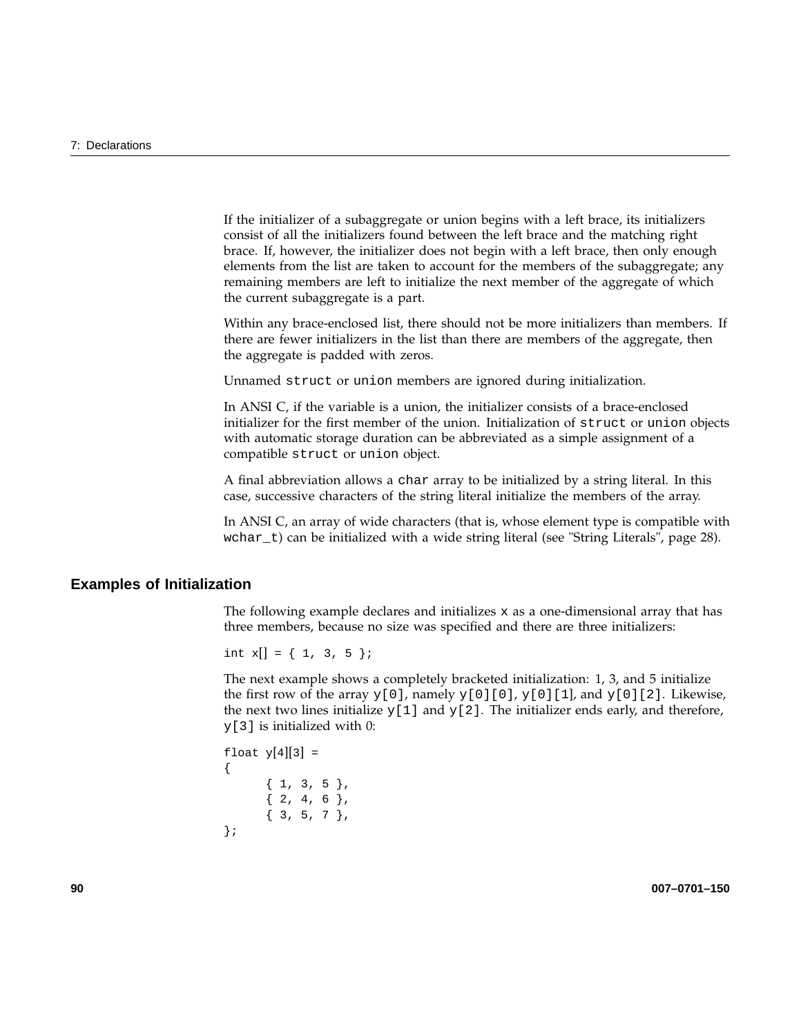If the initializer of a subaggregate or union begins with a left brace, its initializers consist of all the initializers found between the left brace and the matching right brace. If, however, the initializer does not begin with a left brace, then only enough elements from the list are taken to account for the members of the subaggregate; any remaining members are left to initialize the next member of the aggregate of which the current subaggregate is a part.

Within any brace-enclosed list, there should not be more initializers than members. If there are fewer initializers in the list than there are members of the aggregate, then the aggregate is padded with zeros.

Unnamed `struct` or `union` members are ignored during initialization.

In ANSI C, if the variable is a union, the initializer consists of a brace-enclosed initializer for the first member of the union. Initialization of `struct` or `union` objects with automatic storage duration can be abbreviated as a simple assignment of a compatible `struct` or `union` object.

A final abbreviation allows a `char` array to be initialized by a string literal. In this case, successive characters of the string literal initialize the members of the array.

In ANSI C, an array of wide characters (that is, whose element type is compatible with `wchar_t`) can be initialized with a wide string literal (see "String Literals", page 28).

## Examples of Initialization

The following example declares and initializes `x` as a one-dimensional array that has three members, because no size was specified and there are three initializers:

```
int x[] = { 1, 3, 5 };
```

The next example shows a completely bracketed initialization: 1, 3, and 5 initialize the first row of the array `y[0]`, namely `y[0][0]`, `y[0][1]`, and `y[0][2]`. Likewise, the next two lines initialize `y[1]` and `y[2]`. The initializer ends early, and therefore, `y[3]` is initialized with 0:

```
float y[4][3] =
{
      { 1, 3, 5 },
      { 2, 4, 6 },
      { 3, 5, 7 },
};
```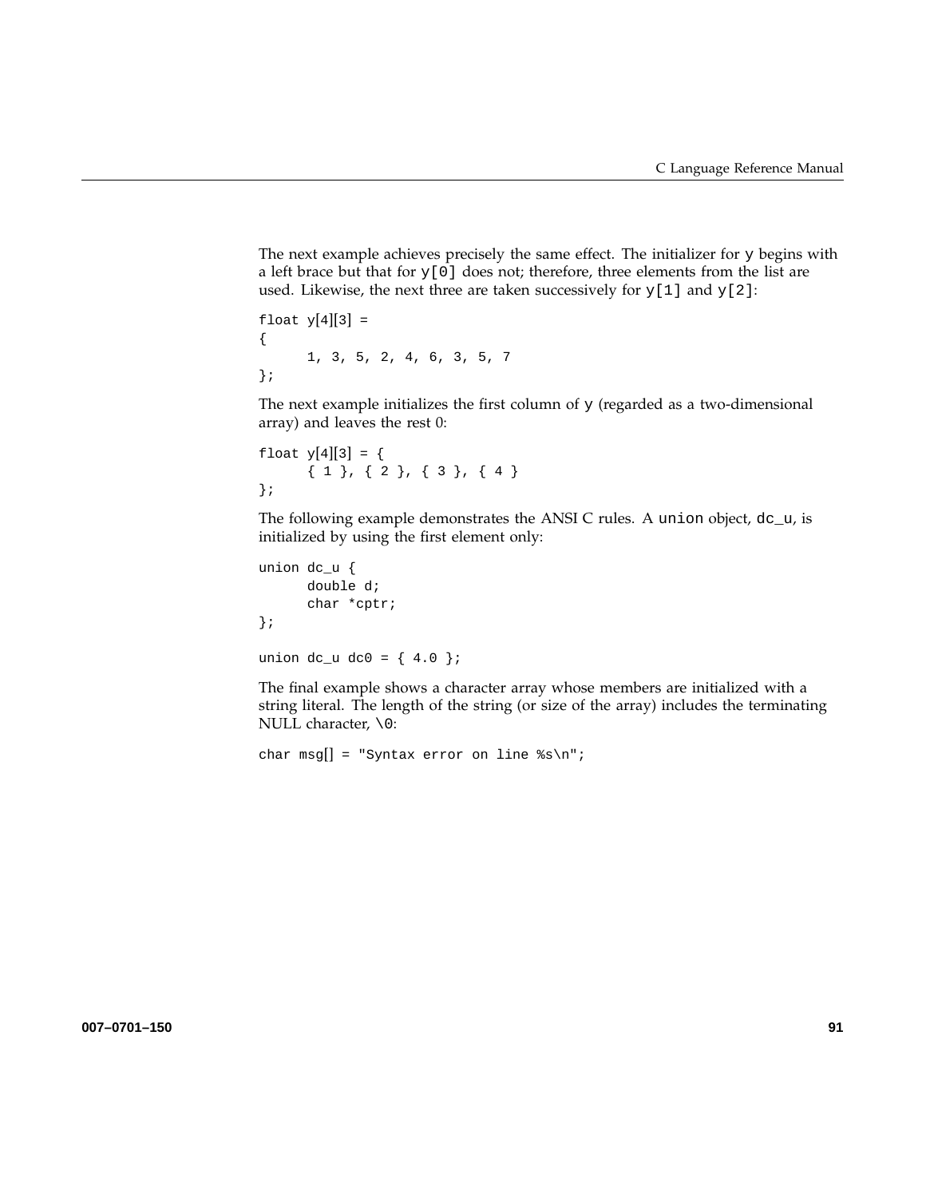The next example achieves precisely the same effect. The initializer for y begins with a left brace but that for y[0] does not; therefore, three elements from the list are used. Likewise, the next three are taken successively for y[1] and y[2]:

```
float y[4][3] =
{
      1, 3, 5, 2, 4, 6, 3, 5, 7
};
```

The next example initializes the first column of y (regarded as a two-dimensional array) and leaves the rest 0:

```
float y[4][3] = {
      { 1 }, { 2 }, { 3 }, { 4 }
};
```

The following example demonstrates the ANSI C rules. A union object, dc_u, is initialized by using the first element only:

```
union dc_u {
      double d;
      char *cptr;
};

union dc_u dc0 = { 4.0 };
```

The final example shows a character array whose members are initialized with a string literal. The length of the string (or size of the array) includes the terminating NULL character, \0:

```
char msg[] = "Syntax error on line %s\n";
```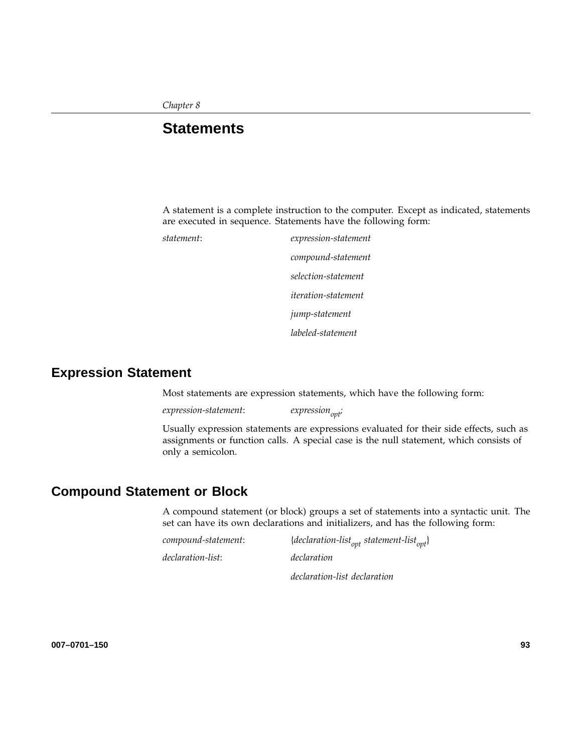*Chapter 8*

# Statements

A statement is a complete instruction to the computer. Except as indicated, statements are executed in sequence. Statements have the following form:

*statement*: *expression-statement*

*compound-statement*

*selection-statement*

*iteration-statement*

*jump-statement*

*labeled-statement*

## Expression Statement

Most statements are expression statements, which have the following form:

*expression-statement*: $expression_{opt}$;

Usually expression statements are expressions evaluated for their side effects, such as assignments or function calls. A special case is the null statement, which consists of only a semicolon.

## Compound Statement or Block

A compound statement (or block) groups a set of statements into a syntactic unit. The set can have its own declarations and initializers, and has the following form:

*compound-statement*: {$declaration\text{-}list_{opt}$ $statement\text{-}list_{opt}$}

*declaration-list*: *declaration*

*declaration-list declaration*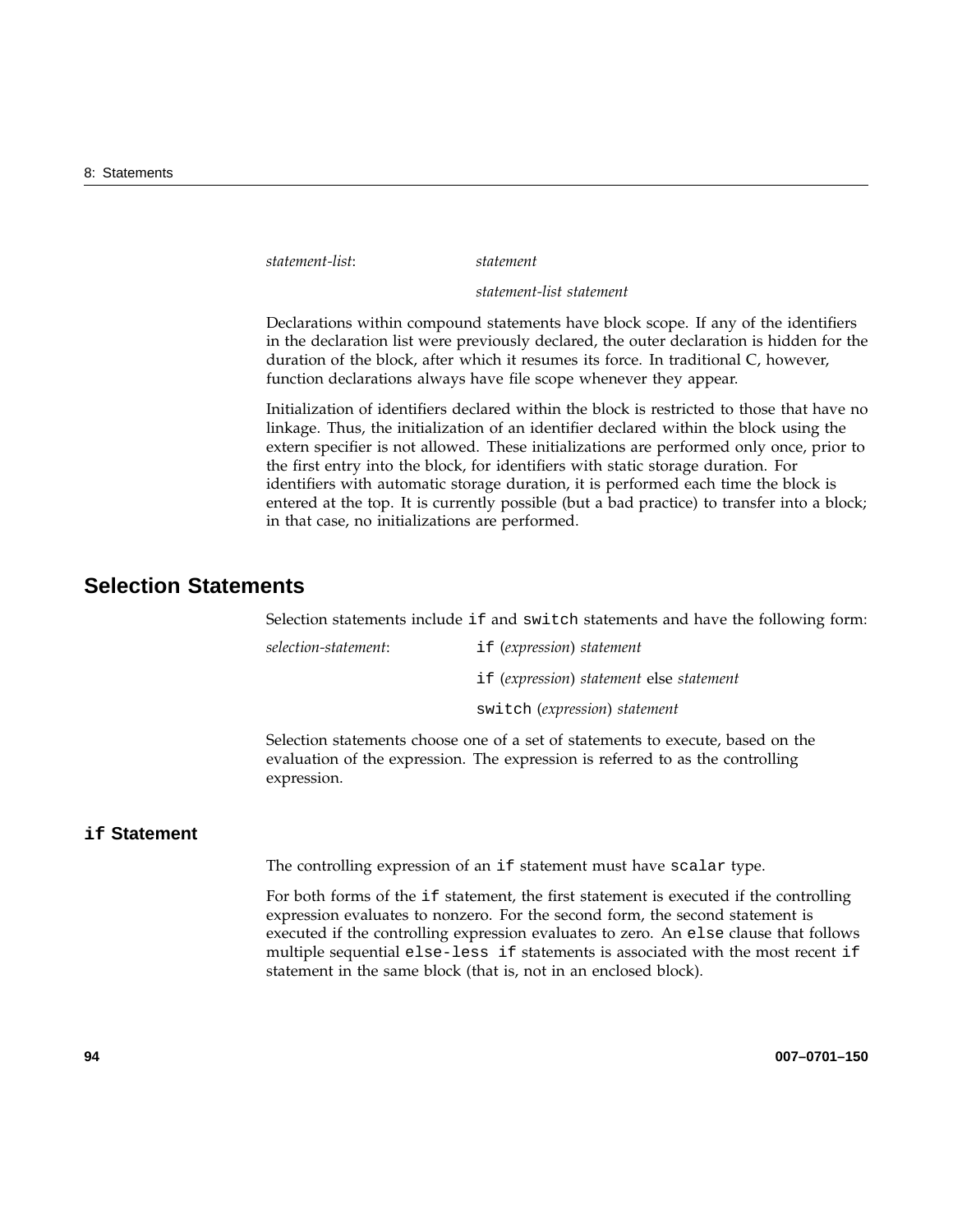*statement-list*: *statement*

*statement-list statement*

Declarations within compound statements have block scope. If any of the identifiers in the declaration list were previously declared, the outer declaration is hidden for the duration of the block, after which it resumes its force. In traditional C, however, function declarations always have file scope whenever they appear.

Initialization of identifiers declared within the block is restricted to those that have no linkage. Thus, the initialization of an identifier declared within the block using the extern specifier is not allowed. These initializations are performed only once, prior to the first entry into the block, for identifiers with static storage duration. For identifiers with automatic storage duration, it is performed each time the block is entered at the top. It is currently possible (but a bad practice) to transfer into a block; in that case, no initializations are performed.

## Selection Statements

Selection statements include `if` and `switch` statements and have the following form:

*selection-statement*: `if` (*expression*) *statement*

`if` (*expression*) *statement* else *statement*

`switch` (*expression*) *statement*

Selection statements choose one of a set of statements to execute, based on the evaluation of the expression. The expression is referred to as the controlling expression.

### `if` Statement

The controlling expression of an `if` statement must have `scalar` type.

For both forms of the `if` statement, the first statement is executed if the controlling expression evaluates to nonzero. For the second form, the second statement is executed if the controlling expression evaluates to zero. An `else` clause that follows multiple sequential `else-less if` statements is associated with the most recent `if` statement in the same block (that is, not in an enclosed block).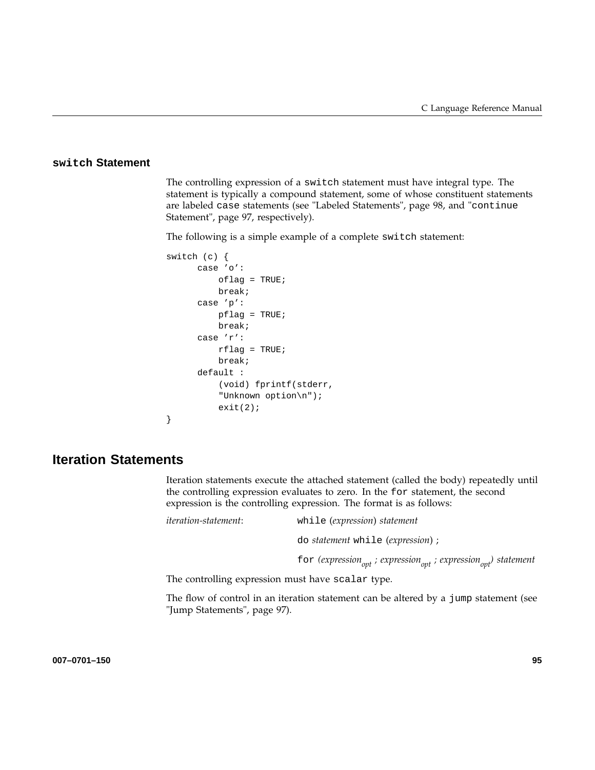### `switch` Statement

The controlling expression of a `switch` statement must have integral type. The statement is typically a compound statement, some of whose constituent statements are labeled `case` statements (see "Labeled Statements", page 98, and "`continue` Statement", page 97, respectively).

The following is a simple example of a complete `switch` statement:

```
switch (c) {
      case 'o':
          oflag = TRUE;
          break;
      case 'p':
          pflag = TRUE;
          break;
      case 'r':
          rflag = TRUE;
          break;
      default :
          (void) fprintf(stderr,
          "Unknown option\n");
          exit(2);
}
```

## Iteration Statements

Iteration statements execute the attached statement (called the body) repeatedly until the controlling expression evaluates to zero. In the `for` statement, the second expression is the controlling expression. The format is as follows:

*iteration-statement*:
`while` (*expression*) *statement*

`do` *statement* `while` (*expression*) ;

`for` ($expression_{opt}$ ; $expression_{opt}$ ; $expression_{opt}$) *statement*

The controlling expression must have `scalar` type.

The flow of control in an iteration statement can be altered by a `jump` statement (see "Jump Statements", page 97).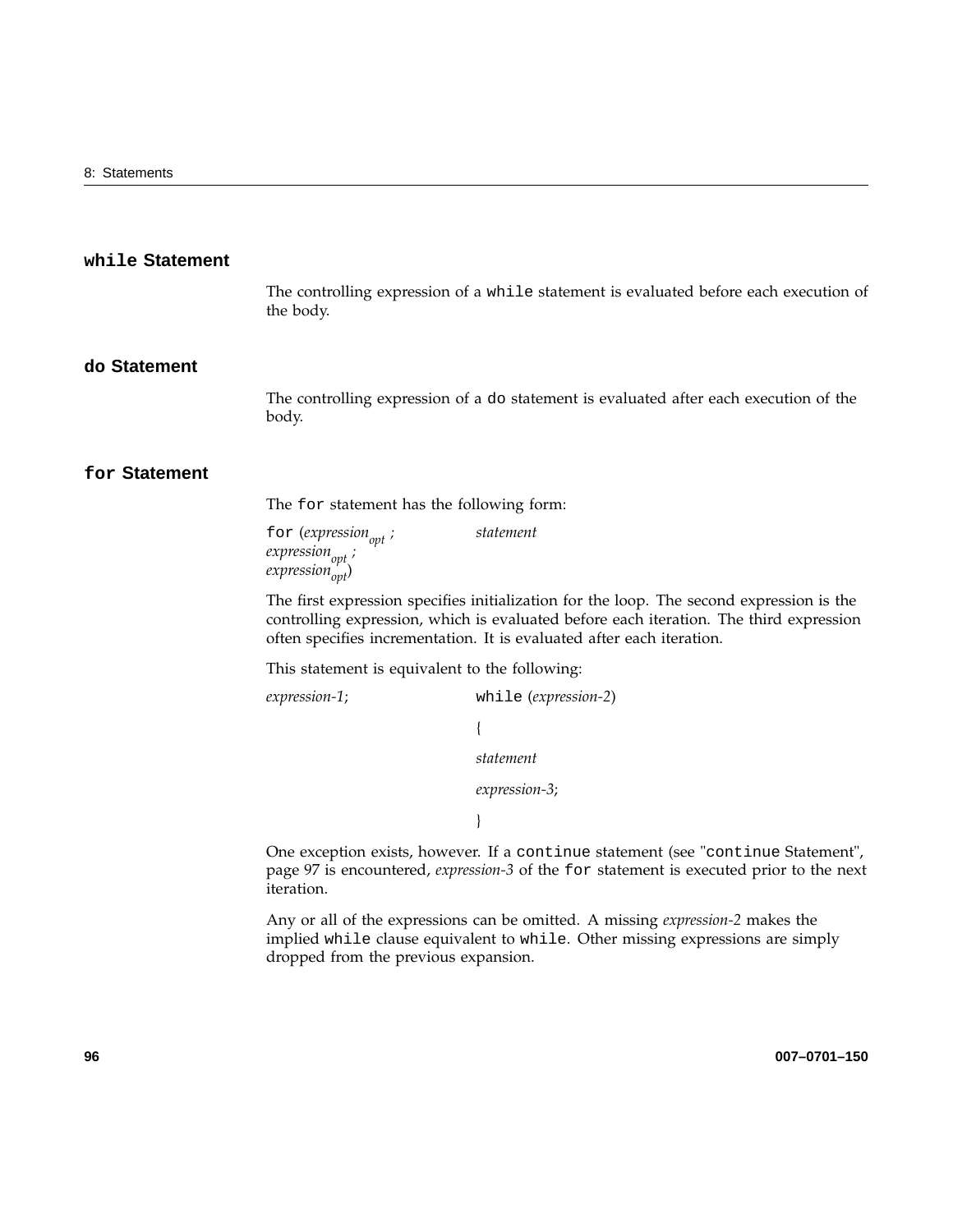## `while` Statement

The controlling expression of a `while` statement is evaluated before each execution of the body.

## `do` Statement

The controlling expression of a `do` statement is evaluated after each execution of the body.

## `for` Statement

The `for` statement has the following form:

`for` (*expression*$_{opt}$ ; *expression*$_{opt}$ ; *expression*$_{opt}$) *statement*

The first expression specifies initialization for the loop. The second expression is the controlling expression, which is evaluated before each iteration. The third expression often specifies incrementation. It is evaluated after each iteration.

This statement is equivalent to the following:

*expression-1*; `while` (*expression-2*)

{

*statement*

*expression-3*;

}

One exception exists, however. If a `continue` statement (see "`continue` Statement", page 97 is encountered, *expression-3* of the `for` statement is executed prior to the next iteration.

Any or all of the expressions can be omitted. A missing *expression-2* makes the implied `while` clause equivalent to `while`. Other missing expressions are simply dropped from the previous expansion.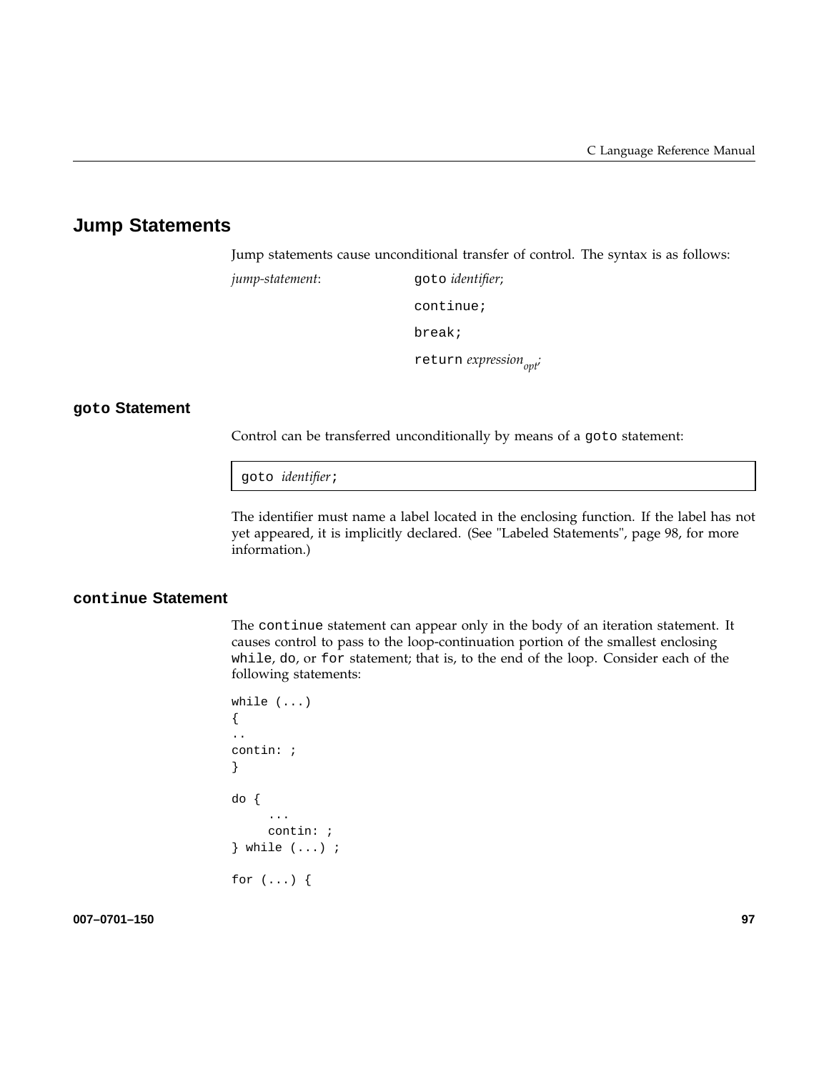## Jump Statements

Jump statements cause unconditional transfer of control. The syntax is as follows:

*jump-statement*: `goto` *identifier*;

`continue;`

`break;`

`return` $expression_{opt}$;

### `goto` Statement

Control can be transferred unconditionally by means of a `goto` statement:

```
goto identifier;
```

The identifier must name a label located in the enclosing function. If the label has not yet appeared, it is implicitly declared. (See "Labeled Statements", page 98, for more information.)

### `continue` Statement

The `continue` statement can appear only in the body of an iteration statement. It causes control to pass to the loop-continuation portion of the smallest enclosing `while`, `do`, or `for` statement; that is, to the end of the loop. Consider each of the following statements:

```
while (...)
{
..
contin: ;
}

do {
     ...
     contin: ;
} while (...) ;

for (...) {
```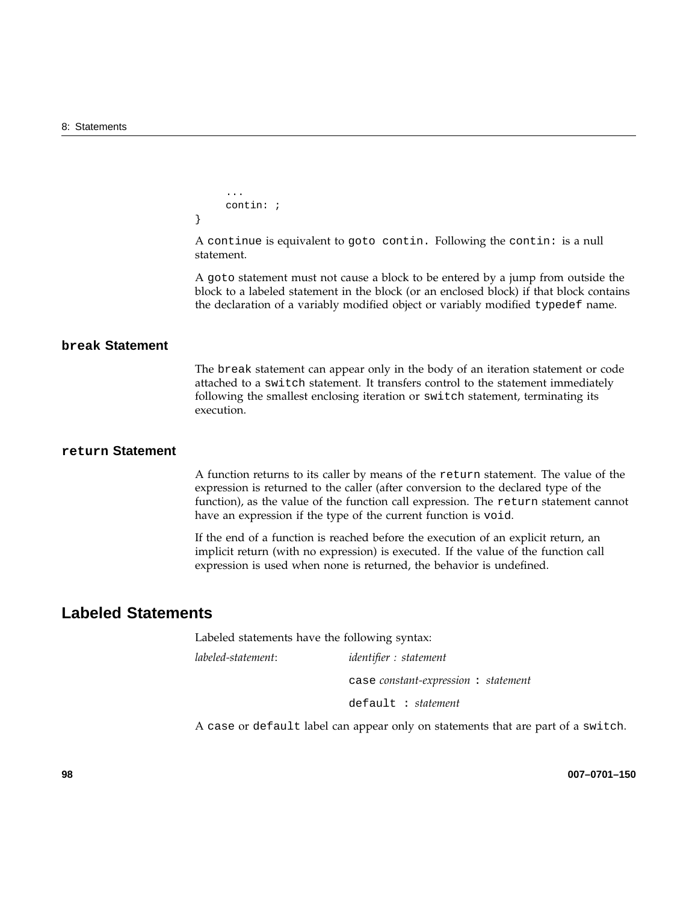```
    ...
    contin: ;
}
```

A `continue` is equivalent to `goto contin.` Following the `contin:` is a null statement.

A `goto` statement must not cause a block to be entered by a jump from outside the block to a labeled statement in the block (or an enclosed block) if that block contains the declaration of a variably modified object or variably modified `typedef` name.

### `break` Statement

The `break` statement can appear only in the body of an iteration statement or code attached to a `switch` statement. It transfers control to the statement immediately following the smallest enclosing iteration or `switch` statement, terminating its execution.

### `return` Statement

A function returns to its caller by means of the `return` statement. The value of the expression is returned to the caller (after conversion to the declared type of the function), as the value of the function call expression. The `return` statement cannot have an expression if the type of the current function is `void`.

If the end of a function is reached before the execution of an explicit return, an implicit return (with no expression) is executed. If the value of the function call expression is used when none is returned, the behavior is undefined.

## Labeled Statements

Labeled statements have the following syntax:

*labeled-statement*: *identifier : statement*

`case` *constant-expression* `:` *statement*

`default :` *statement*

A `case` or `default` label can appear only on statements that are part of a `switch`.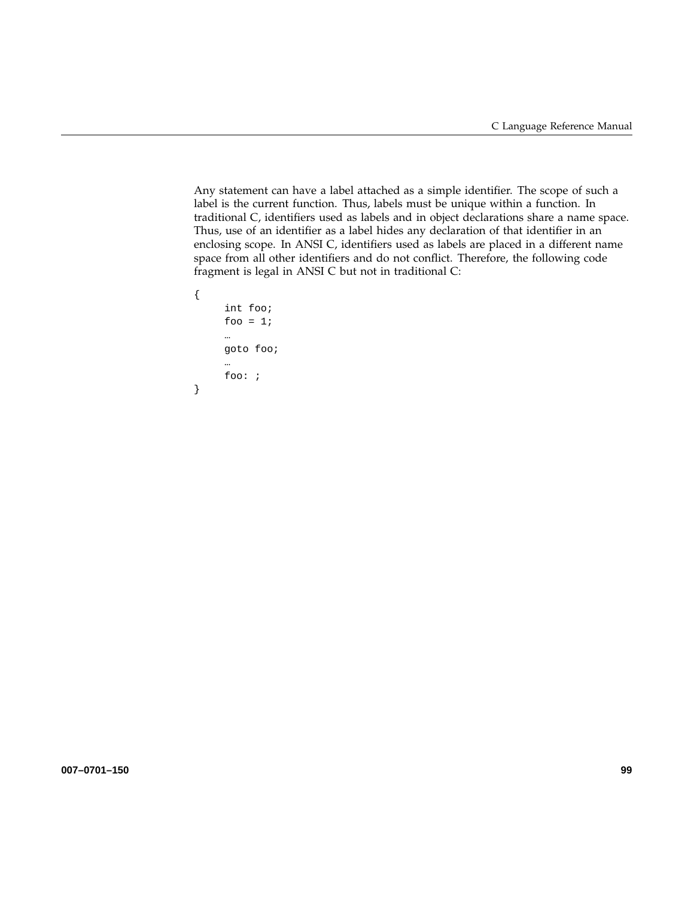Any statement can have a label attached as a simple identifier. The scope of such a label is the current function. Thus, labels must be unique within a function. In traditional C, identifiers used as labels and in object declarations share a name space. Thus, use of an identifier as a label hides any declaration of that identifier in an enclosing scope. In ANSI C, identifiers used as labels are placed in a different name space from all other identifiers and do not conflict. Therefore, the following code fragment is legal in ANSI C but not in traditional C:

```
{
     int foo;
     foo = 1;
     …
     goto foo;
     …
     foo: ;
}
```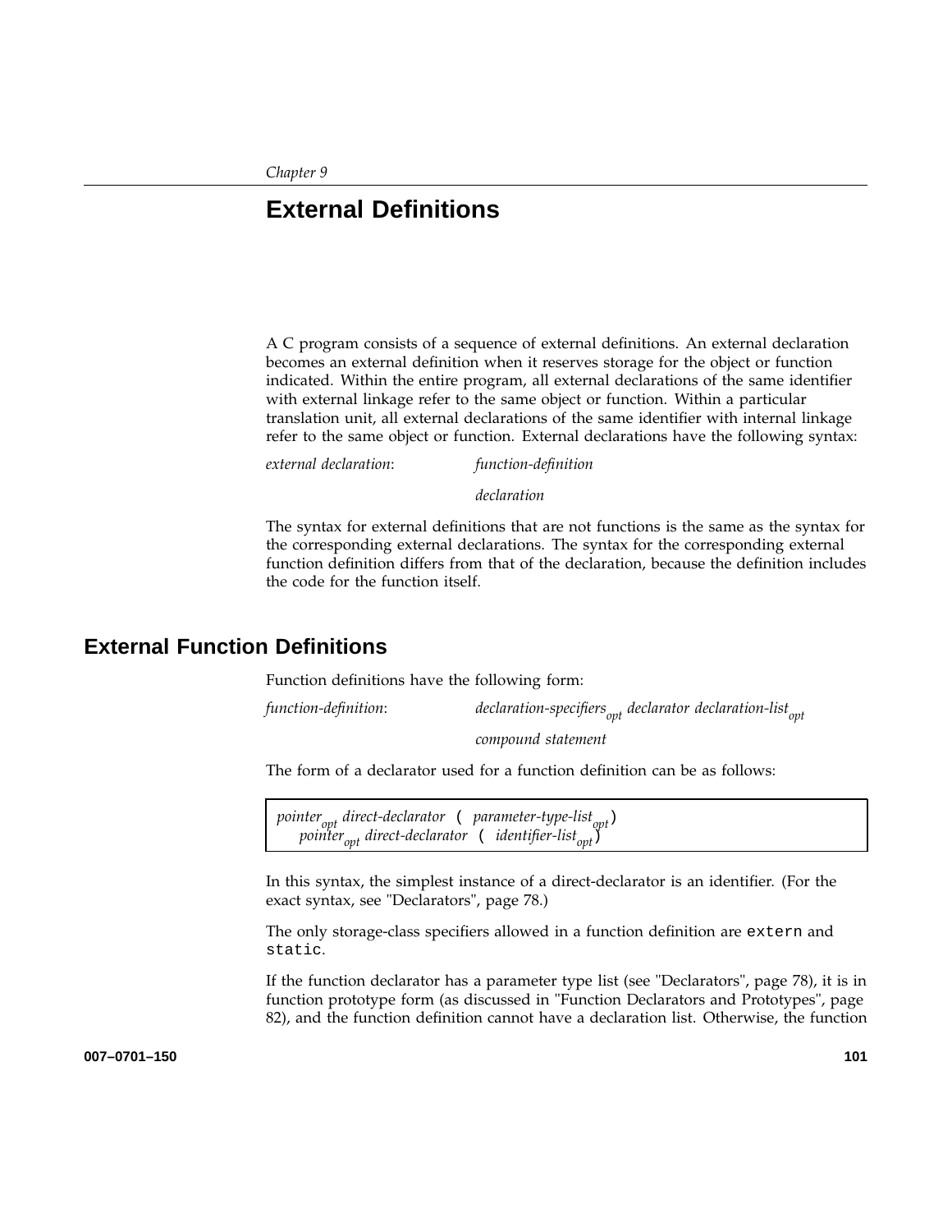*Chapter 9*

# External Definitions

A C program consists of a sequence of external definitions. An external declaration becomes an external definition when it reserves storage for the object or function indicated. Within the entire program, all external declarations of the same identifier with external linkage refer to the same object or function. Within a particular translation unit, all external declarations of the same identifier with internal linkage refer to the same object or function. External declarations have the following syntax:

*external declaration*: *function-definition*

*declaration*

The syntax for external definitions that are not functions is the same as the syntax for the corresponding external declarations. The syntax for the corresponding external function definition differs from that of the declaration, because the definition includes the code for the function itself.

## External Function Definitions

Function definitions have the following form:

*function-definition*: *declaration-specifiers*$_{opt}$ *declarator declaration-list*$_{opt}$

*compound statement*

The form of a declarator used for a function definition can be as follows:

```
pointer_opt direct-declarator ( parameter-type-list_opt)
    pointer_opt direct-declarator ( identifier-list_opt)
```

In this syntax, the simplest instance of a direct-declarator is an identifier. (For the exact syntax, see "Declarators", page 78.)

The only storage-class specifiers allowed in a function definition are `extern` and `static`.

If the function declarator has a parameter type list (see "Declarators", page 78), it is in function prototype form (as discussed in "Function Declarators and Prototypes", page 82), and the function definition cannot have a declaration list. Otherwise, the function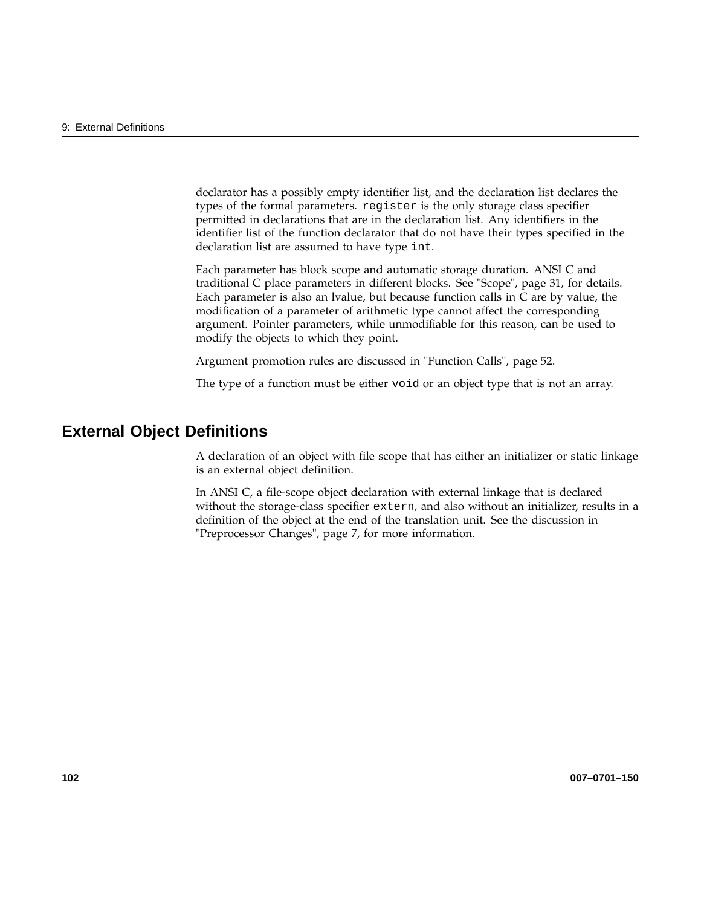declarator has a possibly empty identifier list, and the declaration list declares the types of the formal parameters. `register` is the only storage class specifier permitted in declarations that are in the declaration list. Any identifiers in the identifier list of the function declarator that do not have their types specified in the declaration list are assumed to have type `int`.

Each parameter has block scope and automatic storage duration. ANSI C and traditional C place parameters in different blocks. See "Scope", page 31, for details. Each parameter is also an lvalue, but because function calls in C are by value, the modification of a parameter of arithmetic type cannot affect the corresponding argument. Pointer parameters, while unmodifiable for this reason, can be used to modify the objects to which they point.

Argument promotion rules are discussed in "Function Calls", page 52.

The type of a function must be either `void` or an object type that is not an array.

## External Object Definitions

A declaration of an object with file scope that has either an initializer or static linkage is an external object definition.

In ANSI C, a file-scope object declaration with external linkage that is declared without the storage-class specifier `extern`, and also without an initializer, results in a definition of the object at the end of the translation unit. See the discussion in "Preprocessor Changes", page 7, for more information.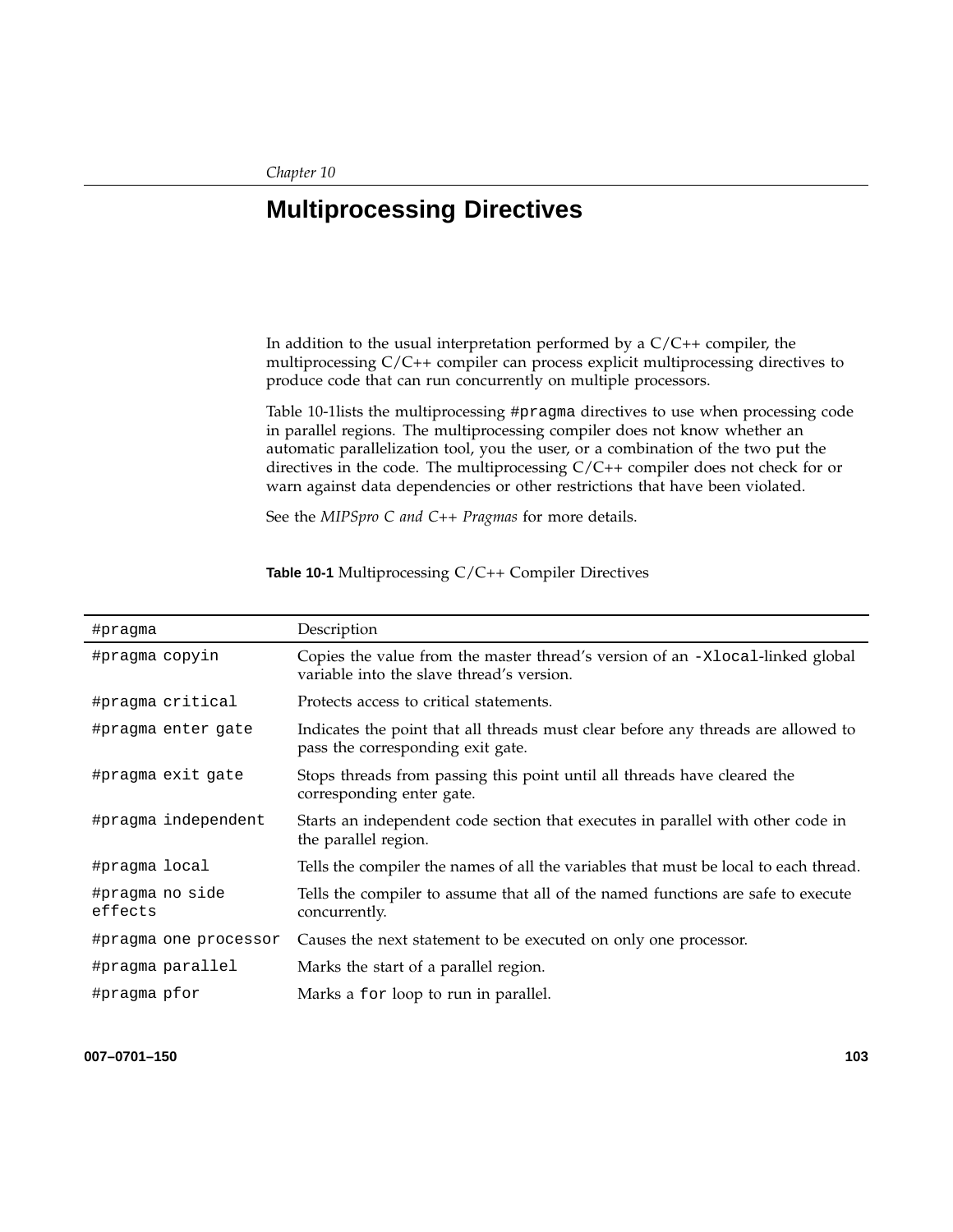*Chapter 10*

# Multiprocessing Directives

In addition to the usual interpretation performed by a C/C++ compiler, the multiprocessing C/C++ compiler can process explicit multiprocessing directives to produce code that can run concurrently on multiple processors.

Table 10-1lists the multiprocessing `#pragma` directives to use when processing code in parallel regions. The multiprocessing compiler does not know whether an automatic parallelization tool, you the user, or a combination of the two put the directives in the code. The multiprocessing C/C++ compiler does not check for or warn against data dependencies or other restrictions that have been violated.

See the *MIPSpro C and C++ Pragmas* for more details.

**Table 10-1** Multiprocessing C/C++ Compiler Directives

| #pragma | Description |
|---|---|
| `#pragma copyin` | Copies the value from the master thread's version of an `-Xlocal`-linked global variable into the slave thread's version. |
| `#pragma critical` | Protects access to critical statements. |
| `#pragma enter gate` | Indicates the point that all threads must clear before any threads are allowed to pass the corresponding exit gate. |
| `#pragma exit gate` | Stops threads from passing this point until all threads have cleared the corresponding enter gate. |
| `#pragma independent` | Starts an independent code section that executes in parallel with other code in the parallel region. |
| `#pragma local` | Tells the compiler the names of all the variables that must be local to each thread. |
| `#pragma no side effects` | Tells the compiler to assume that all of the named functions are safe to execute concurrently. |
| `#pragma one processor` | Causes the next statement to be executed on only one processor. |
| `#pragma parallel` | Marks the start of a parallel region. |
| `#pragma pfor` | Marks a `for` loop to run in parallel. |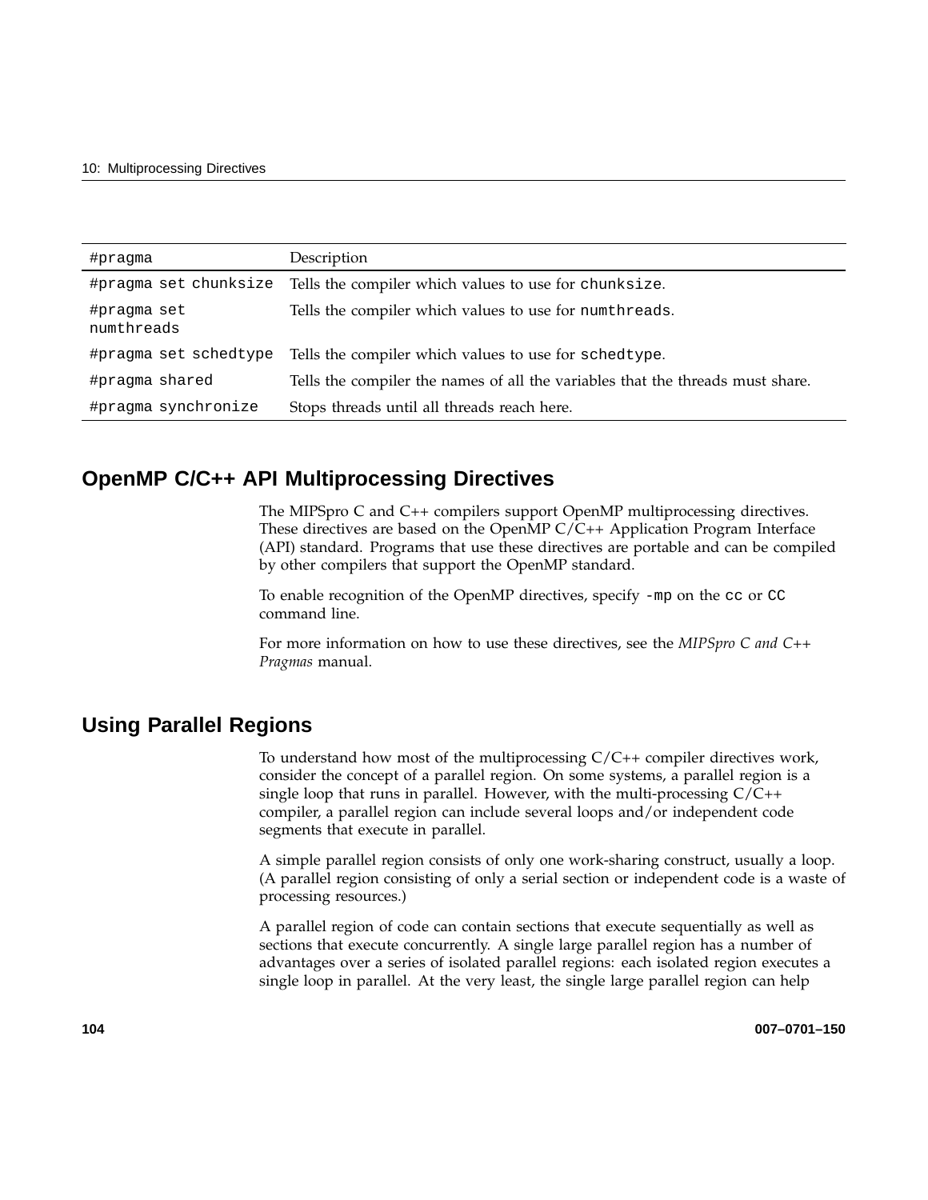| #pragma | Description |
| --- | --- |
| #pragma set chunksize | Tells the compiler which values to use for chunksize. |
| #pragma set numthreads | Tells the compiler which values to use for numthreads. |
| #pragma set schedtype | Tells the compiler which values to use for schedtype. |
| #pragma shared | Tells the compiler the names of all the variables that the threads must share. |
| #pragma synchronize | Stops threads until all threads reach here. |

## OpenMP C/C++ API Multiprocessing Directives

The MIPSpro C and C++ compilers support OpenMP multiprocessing directives. These directives are based on the OpenMP C/C++ Application Program Interface (API) standard. Programs that use these directives are portable and can be compiled by other compilers that support the OpenMP standard.

To enable recognition of the OpenMP directives, specify `-mp` on the `cc` or `CC` command line.

For more information on how to use these directives, see the *MIPSpro C and C++ Pragmas* manual.

## Using Parallel Regions

To understand how most of the multiprocessing C/C++ compiler directives work, consider the concept of a parallel region. On some systems, a parallel region is a single loop that runs in parallel. However, with the multi-processing C/C++ compiler, a parallel region can include several loops and/or independent code segments that execute in parallel.

A simple parallel region consists of only one work-sharing construct, usually a loop. (A parallel region consisting of only a serial section or independent code is a waste of processing resources.)

A parallel region of code can contain sections that execute sequentially as well as sections that execute concurrently. A single large parallel region has a number of advantages over a series of isolated parallel regions: each isolated region executes a single loop in parallel. At the very least, the single large parallel region can help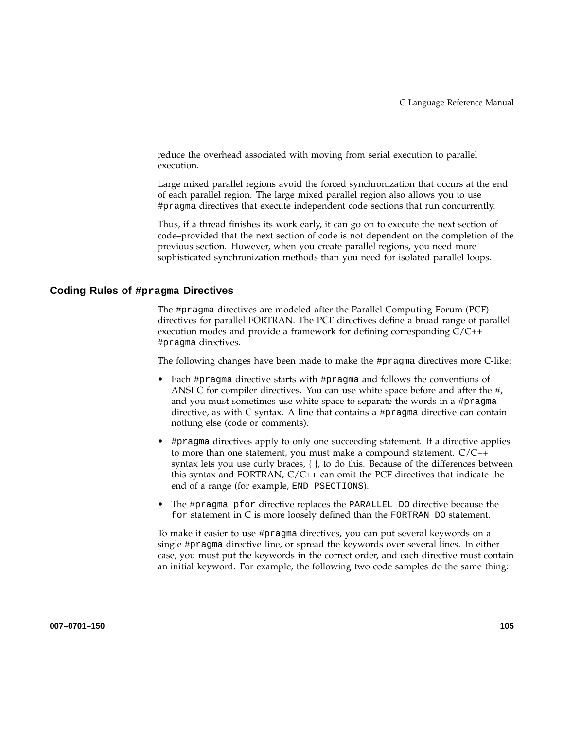reduce the overhead associated with moving from serial execution to parallel execution.

Large mixed parallel regions avoid the forced synchronization that occurs at the end of each parallel region. The large mixed parallel region also allows you to use `#pragma` directives that execute independent code sections that run concurrently.

Thus, if a thread finishes its work early, it can go on to execute the next section of code–provided that the next section of code is not dependent on the completion of the previous section. However, when you create parallel regions, you need more sophisticated synchronization methods than you need for isolated parallel loops.

## Coding Rules of `#pragma` Directives

The `#pragma` directives are modeled after the Parallel Computing Forum (PCF) directives for parallel FORTRAN. The PCF directives define a broad range of parallel execution modes and provide a framework for defining corresponding C/C++ `#pragma` directives.

The following changes have been made to make the `#pragma` directives more C-like:

- Each `#pragma` directive starts with `#pragma` and follows the conventions of ANSI C for compiler directives. You can use white space before and after the `#`, and you must sometimes use white space to separate the words in a `#pragma` directive, as with C syntax. A line that contains a `#pragma` directive can contain nothing else (code or comments).
- `#pragma` directives apply to only one succeeding statement. If a directive applies to more than one statement, you must make a compound statement. C/C++ syntax lets you use curly braces, { }, to do this. Because of the differences between this syntax and FORTRAN, C/C++ can omit the PCF directives that indicate the end of a range (for example, `END PSECTIONS`).
- The `#pragma pfor` directive replaces the `PARALLEL DO` directive because the `for` statement in C is more loosely defined than the `FORTRAN DO` statement.

To make it easier to use `#pragma` directives, you can put several keywords on a single `#pragma` directive line, or spread the keywords over several lines. In either case, you must put the keywords in the correct order, and each directive must contain an initial keyword. For example, the following two code samples do the same thing: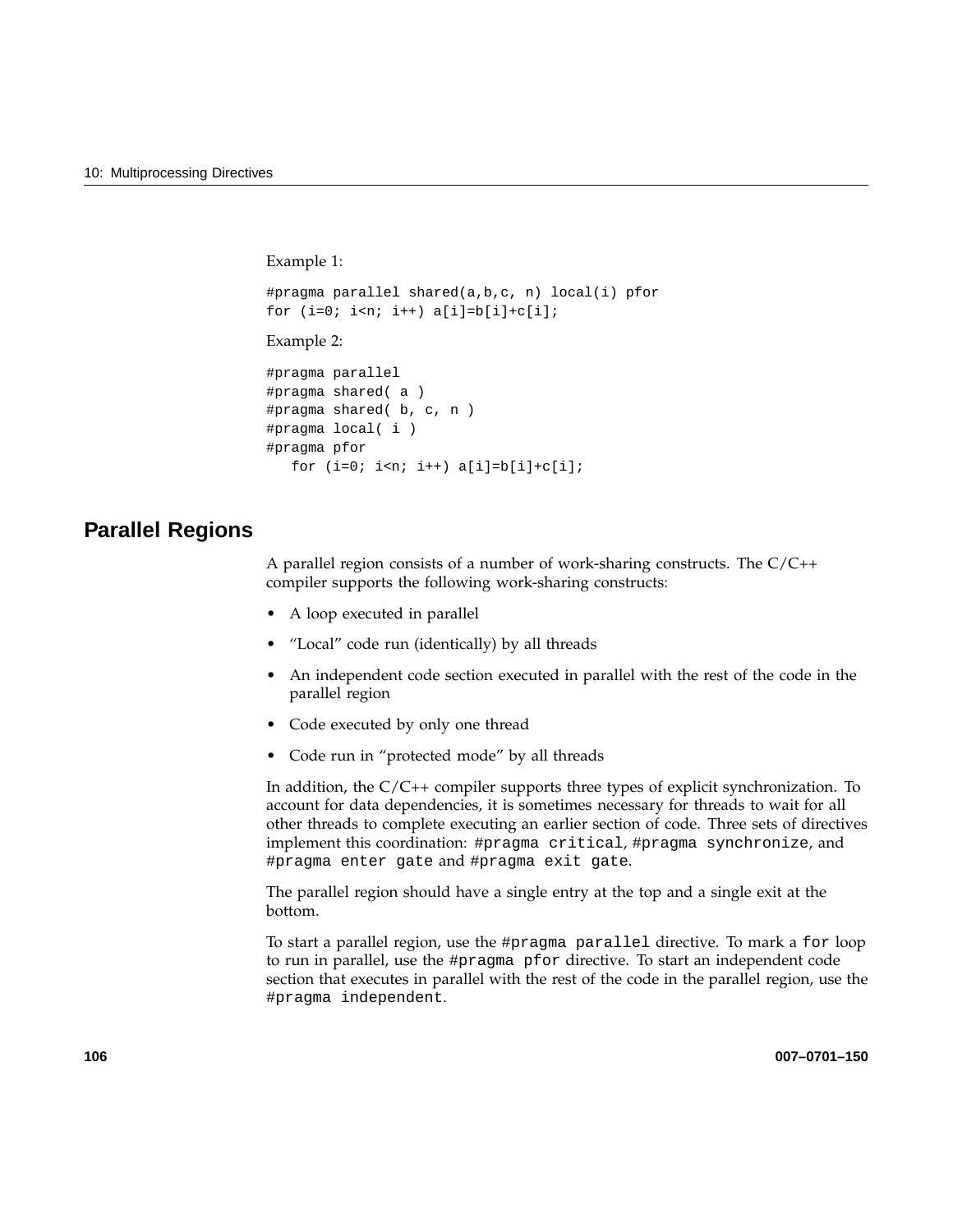Example 1:

```
#pragma parallel shared(a,b,c, n) local(i) pfor
for (i=0; i<n; i++) a[i]=b[i]+c[i];
```

Example 2:

```
#pragma parallel
#pragma shared( a )
#pragma shared( b, c, n )
#pragma local( i )
#pragma pfor
   for (i=0; i<n; i++) a[i]=b[i]+c[i];
```

## Parallel Regions

A parallel region consists of a number of work-sharing constructs. The C/C++ compiler supports the following work-sharing constructs:

- A loop executed in parallel
- "Local" code run (identically) by all threads
- An independent code section executed in parallel with the rest of the code in the parallel region
- Code executed by only one thread
- Code run in "protected mode" by all threads

In addition, the C/C++ compiler supports three types of explicit synchronization. To account for data dependencies, it is sometimes necessary for threads to wait for all other threads to complete executing an earlier section of code. Three sets of directives implement this coordination: `#pragma critical`, `#pragma synchronize`, and `#pragma enter gate` and `#pragma exit gate`.

The parallel region should have a single entry at the top and a single exit at the bottom.

To start a parallel region, use the `#pragma parallel` directive. To mark a `for` loop to run in parallel, use the `#pragma pfor` directive. To start an independent code section that executes in parallel with the rest of the code in the parallel region, use the `#pragma independent`.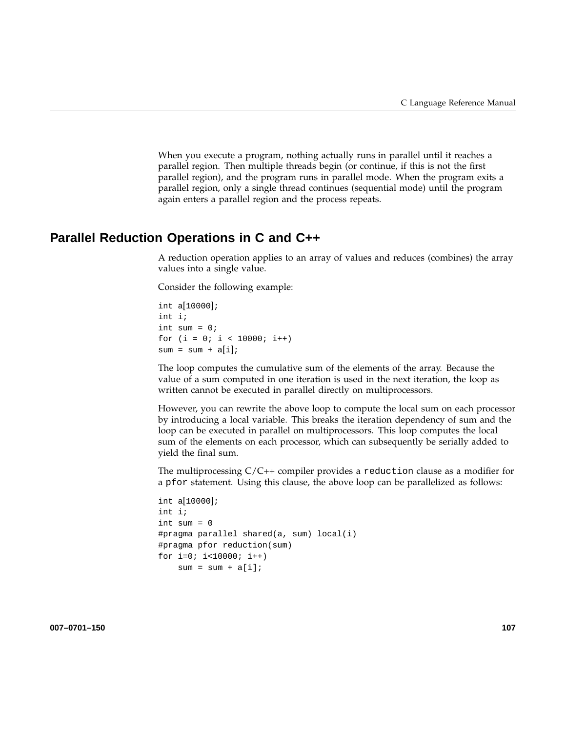When you execute a program, nothing actually runs in parallel until it reaches a parallel region. Then multiple threads begin (or continue, if this is not the first parallel region), and the program runs in parallel mode. When the program exits a parallel region, only a single thread continues (sequential mode) until the program again enters a parallel region and the process repeats.

## Parallel Reduction Operations in C and C++

A reduction operation applies to an array of values and reduces (combines) the array values into a single value.

Consider the following example:

```
int a[10000];
int i;
int sum = 0;
for (i = 0; i < 10000; i++)
sum = sum + a[i];
```

The loop computes the cumulative sum of the elements of the array. Because the value of a sum computed in one iteration is used in the next iteration, the loop as written cannot be executed in parallel directly on multiprocessors.

However, you can rewrite the above loop to compute the local sum on each processor by introducing a local variable. This breaks the iteration dependency of sum and the loop can be executed in parallel on multiprocessors. This loop computes the local sum of the elements on each processor, which can subsequently be serially added to yield the final sum.

The multiprocessing C/C++ compiler provides a `reduction` clause as a modifier for a `pfor` statement. Using this clause, the above loop can be parallelized as follows:

```
int a[10000];
int i;
int sum = 0
#pragma parallel shared(a, sum) local(i)
#pragma pfor reduction(sum)
for i=0; i<10000; i++)
    sum = sum + a[i];
```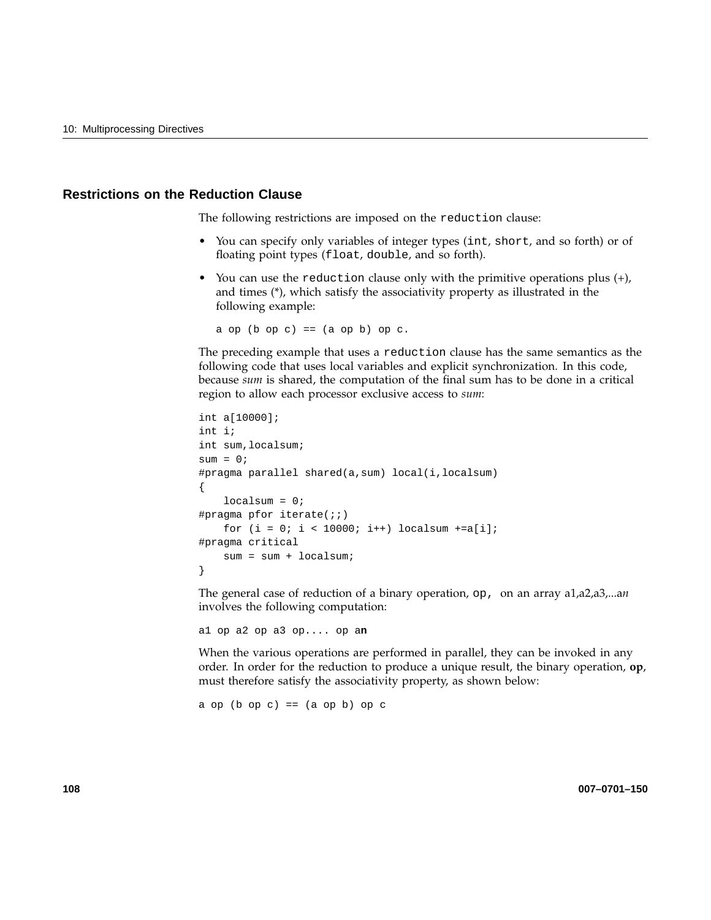### Restrictions on the Reduction Clause

The following restrictions are imposed on the `reduction` clause:

- You can specify only variables of integer types (`int`, `short`, and so forth) or of floating point types (`float`, `double`, and so forth).
- You can use the `reduction` clause only with the primitive operations plus (+), and times (*), which satisfy the associativity property as illustrated in the following example:

  ```
  a op (b op c) == (a op b) op c.
  ```

The preceding example that uses a `reduction` clause has the same semantics as the following code that uses local variables and explicit synchronization. In this code, because *sum* is shared, the computation of the final sum has to be done in a critical region to allow each processor exclusive access to *sum*:

```
int a[10000];
int i;
int sum,localsum;
sum = 0;
#pragma parallel shared(a,sum) local(i,localsum)
{
    localsum = 0;
#pragma pfor iterate(;;)
    for (i = 0; i < 10000; i++) localsum +=a[i];
#pragma critical
    sum = sum + localsum;
}
```

The general case of reduction of a binary operation, `op,` on an array a1,a2,a3,...a*n* involves the following computation:

```
a1 op a2 op a3 op.... op an
```

When the various operations are performed in parallel, they can be invoked in any order. In order for the reduction to produce a unique result, the binary operation, **op**, must therefore satisfy the associativity property, as shown below:

```
a op (b op c) == (a op b) op c
```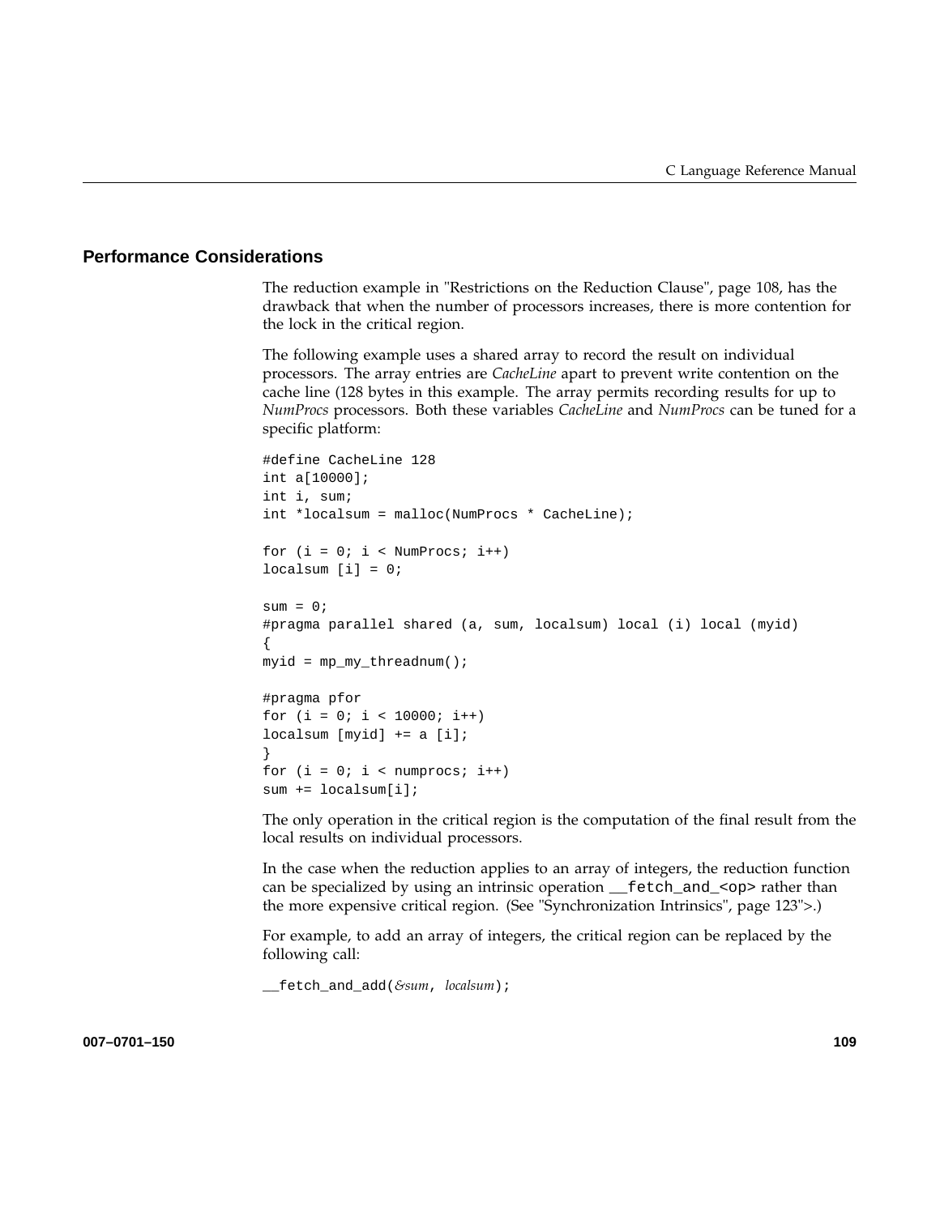## Performance Considerations

The reduction example in "Restrictions on the Reduction Clause", page 108, has the drawback that when the number of processors increases, there is more contention for the lock in the critical region.

The following example uses a shared array to record the result on individual processors. The array entries are *CacheLine* apart to prevent write contention on the cache line (128 bytes in this example. The array permits recording results for up to *NumProcs* processors. Both these variables *CacheLine* and *NumProcs* can be tuned for a specific platform:

```
#define CacheLine 128
int a[10000];
int i, sum;
int *localsum = malloc(NumProcs * CacheLine);

for (i = 0; i < NumProcs; i++)
localsum [i] = 0;

sum = 0;
#pragma parallel shared (a, sum, localsum) local (i) local (myid)
{
myid = mp_my_threadnum();

#pragma pfor
for (i = 0; i < 10000; i++)
localsum [myid] += a [i];
}
for (i = 0; i < numprocs; i++)
sum += localsum[i];
```

The only operation in the critical region is the computation of the final result from the local results on individual processors.

In the case when the reduction applies to an array of integers, the reduction function can be specialized by using an intrinsic operation `__fetch_and_<op>` rather than the more expensive critical region. (See "Synchronization Intrinsics", page 123">.)

For example, to add an array of integers, the critical region can be replaced by the following call:

`__fetch_and_add(`*&sum*`,` *localsum*`);`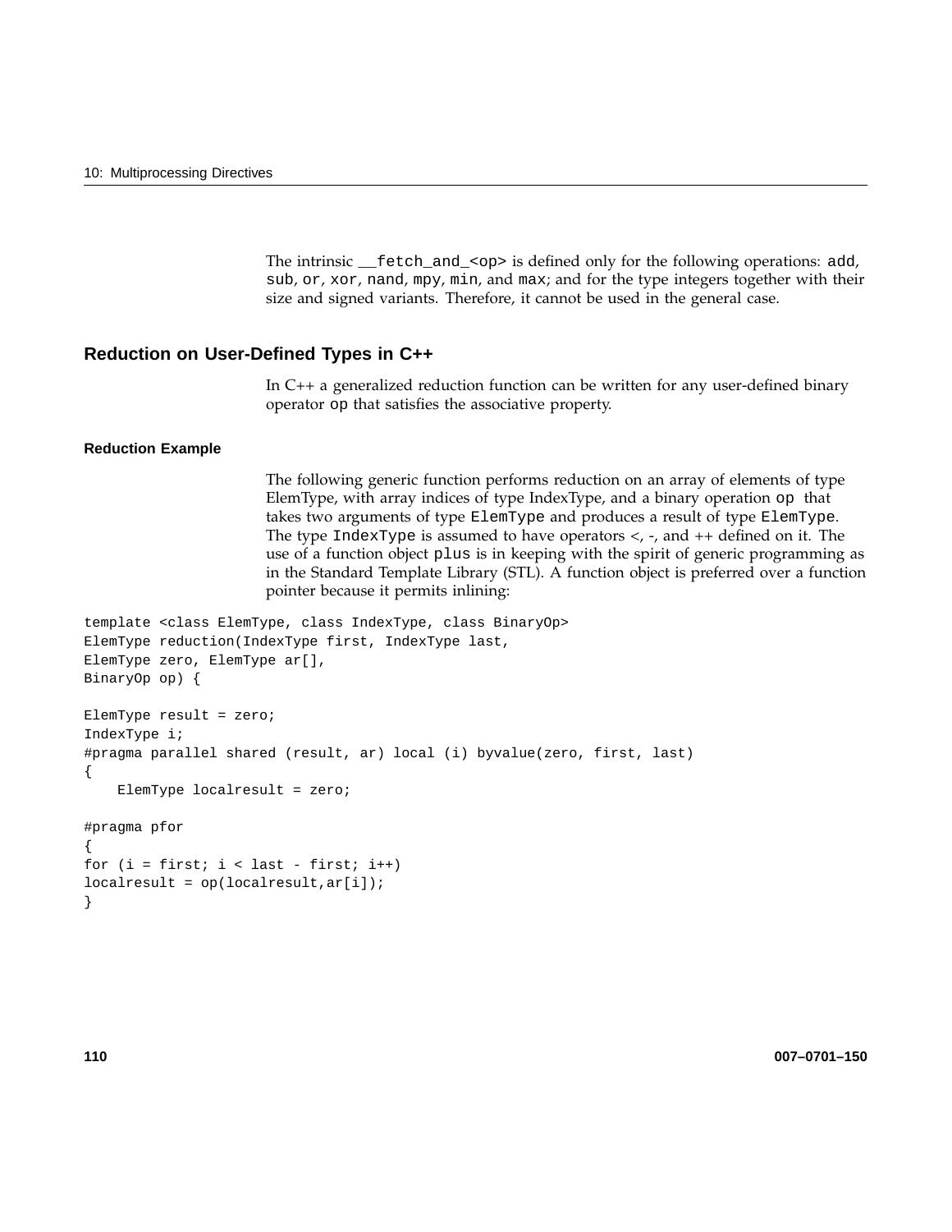The intrinsic `__fetch_and_<op>` is defined only for the following operations: `add`, `sub`, `or`, `xor`, `nand`, `mpy`, `min`, and `max`; and for the type integers together with their size and signed variants. Therefore, it cannot be used in the general case.

## Reduction on User-Defined Types in C++

In C++ a generalized reduction function can be written for any user-defined binary operator `op` that satisfies the associative property.

### Reduction Example

The following generic function performs reduction on an array of elements of type ElemType, with array indices of type IndexType, and a binary operation `op` that takes two arguments of type `ElemType` and produces a result of type `ElemType`. The type `IndexType` is assumed to have operators <, -, and ++ defined on it. The use of a function object `plus` is in keeping with the spirit of generic programming as in the Standard Template Library (STL). A function object is preferred over a function pointer because it permits inlining:

```
template <class ElemType, class IndexType, class BinaryOp>
ElemType reduction(IndexType first, IndexType last,
ElemType zero, ElemType ar[],
BinaryOp op) {

ElemType result = zero;
IndexType i;
#pragma parallel shared (result, ar) local (i) byvalue(zero, first, last)
{
    ElemType localresult = zero;

#pragma pfor
{
for (i = first; i < last - first; i++)
localresult = op(localresult,ar[i]);
}
```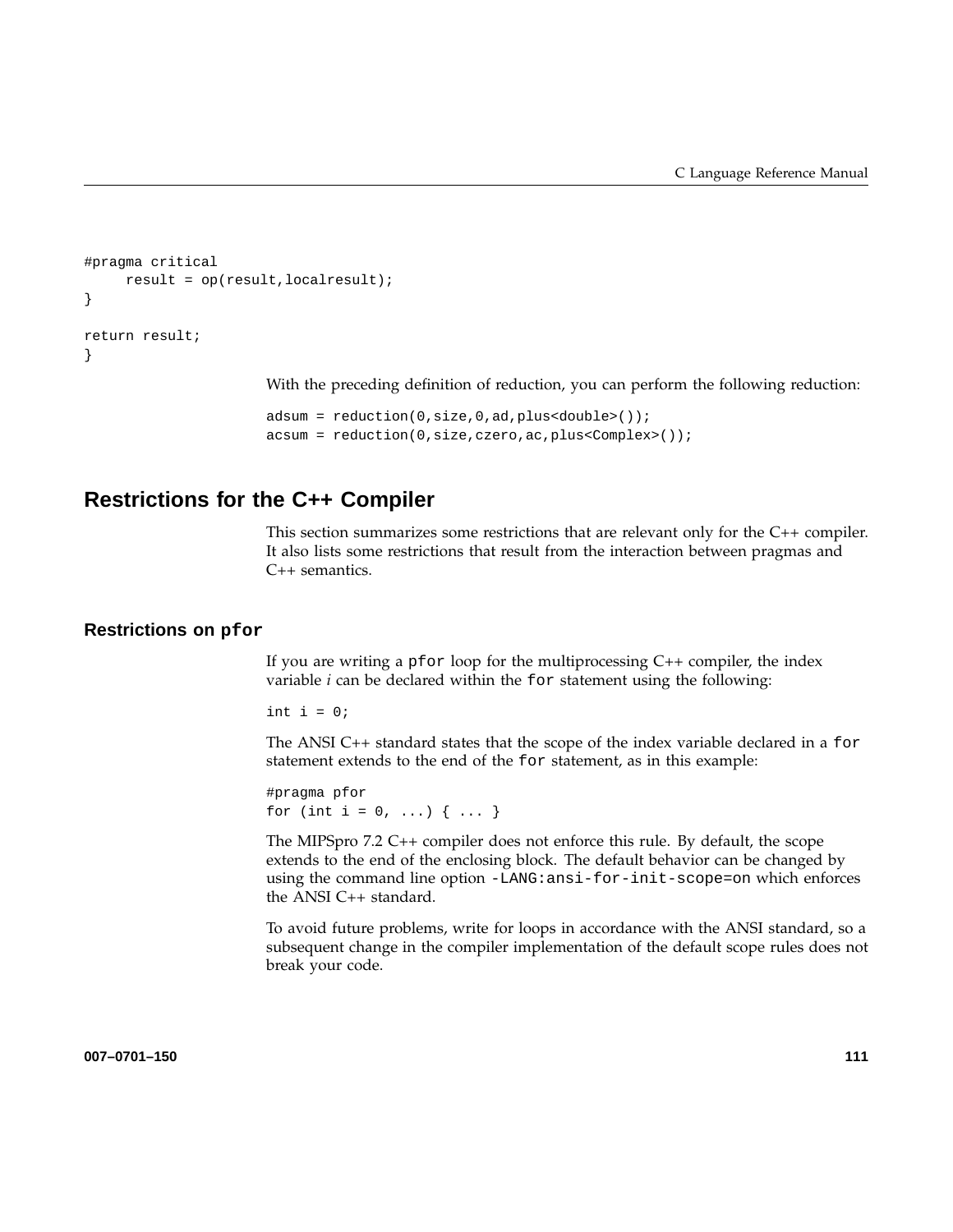```
#pragma critical
     result = op(result,localresult);
}

return result;
}
```

With the preceding definition of reduction, you can perform the following reduction:

```
adsum = reduction(0,size,0,ad,plus<double>());
acsum = reduction(0,size,czero,ac,plus<Complex>());
```

## Restrictions for the C++ Compiler

This section summarizes some restrictions that are relevant only for the C++ compiler. It also lists some restrictions that result from the interaction between pragmas and C++ semantics.

### Restrictions on `pfor`

If you are writing a `pfor` loop for the multiprocessing C++ compiler, the index variable *i* can be declared within the `for` statement using the following:

```
int i = 0;
```

The ANSI C++ standard states that the scope of the index variable declared in a `for` statement extends to the end of the `for` statement, as in this example:

```
#pragma pfor
for (int i = 0, ...) { ... }
```

The MIPSpro 7.2 C++ compiler does not enforce this rule. By default, the scope extends to the end of the enclosing block. The default behavior can be changed by using the command line option `-LANG:ansi-for-init-scope=on` which enforces the ANSI C++ standard.

To avoid future problems, write for loops in accordance with the ANSI standard, so a subsequent change in the compiler implementation of the default scope rules does not break your code.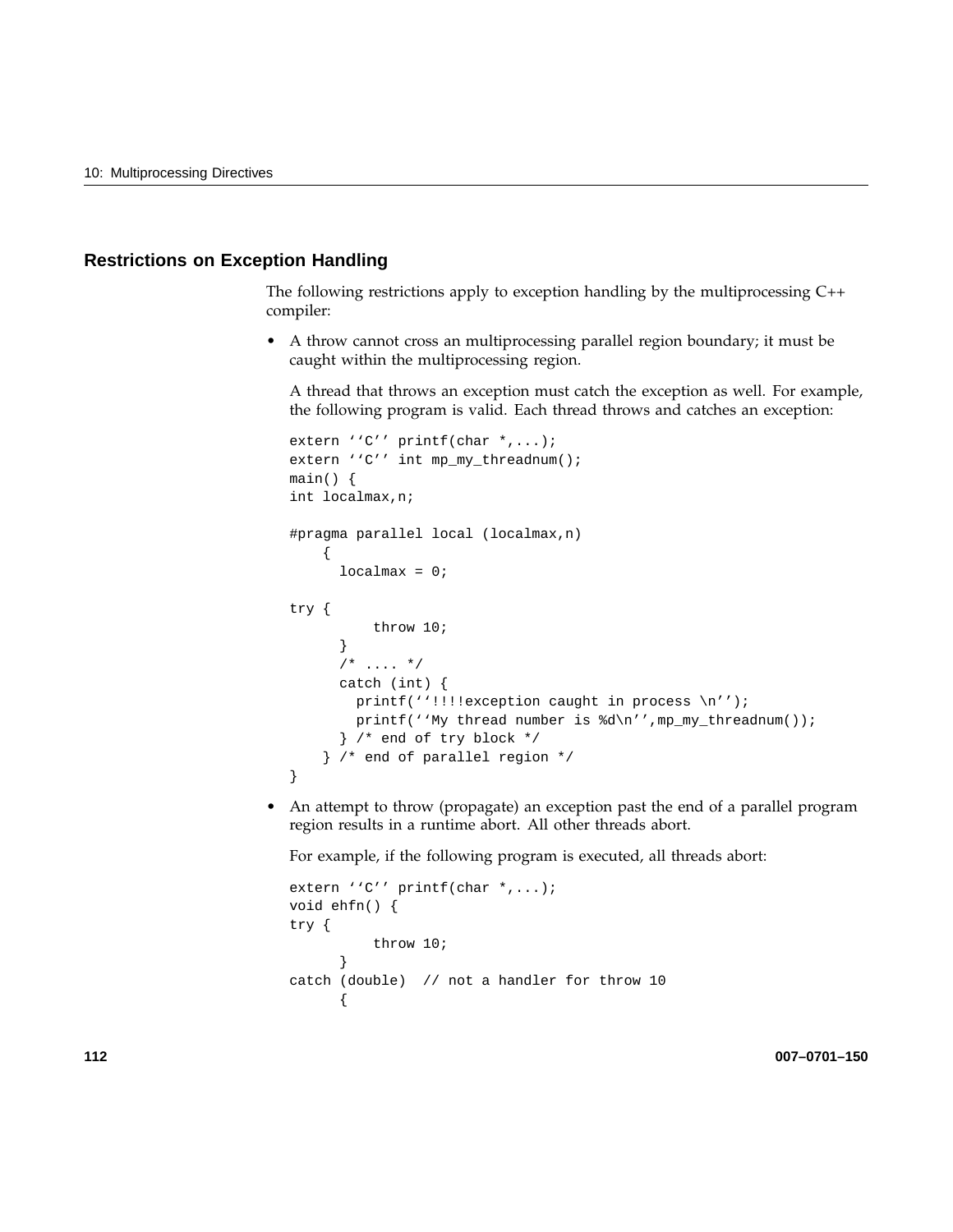## Restrictions on Exception Handling

The following restrictions apply to exception handling by the multiprocessing C++ compiler:

- A throw cannot cross an multiprocessing parallel region boundary; it must be caught within the multiprocessing region.

  A thread that throws an exception must catch the exception as well. For example, the following program is valid. Each thread throws and catches an exception:

```
extern ''C'' printf(char *,...);
extern ''C'' int mp_my_threadnum();
main() {
int localmax,n;

#pragma parallel local (localmax,n)
    {
      localmax = 0;

try {
          throw 10;
      }
      /* .... */
      catch (int) {
        printf(''!!!!exception caught in process \n'');
        printf(''My thread number is %d\n'',mp_my_threadnum());
      } /* end of try block */
    } /* end of parallel region */
}
```

- An attempt to throw (propagate) an exception past the end of a parallel program region results in a runtime abort. All other threads abort.

  For example, if the following program is executed, all threads abort:

```
extern ''C'' printf(char *,...);
void ehfn() {
try {
          throw 10;
      }
catch (double)  // not a handler for throw 10
      {
```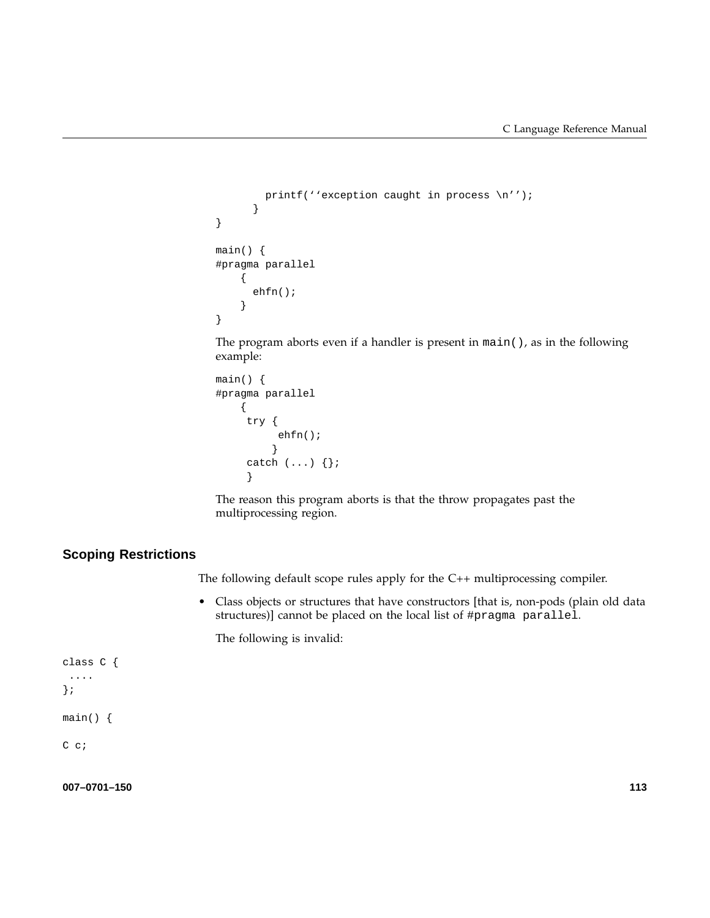```
        printf(''exception caught in process \n'');
      }
}

main() {
#pragma parallel
    {
      ehfn();
    }
}
```

The program aborts even if a handler is present in `main()`, as in the following example:

```
main() {
#pragma parallel
    {
     try {
          ehfn();
         }
     catch (...) {};
     }
```

The reason this program aborts is that the throw propagates past the multiprocessing region.

## Scoping Restrictions

The following default scope rules apply for the C++ multiprocessing compiler.

- Class objects or structures that have constructors [that is, non-pods (plain old data structures)] cannot be placed on the local list of `#pragma parallel`.

  The following is invalid:

```
class C {
 ....
};

main() {

C c;
```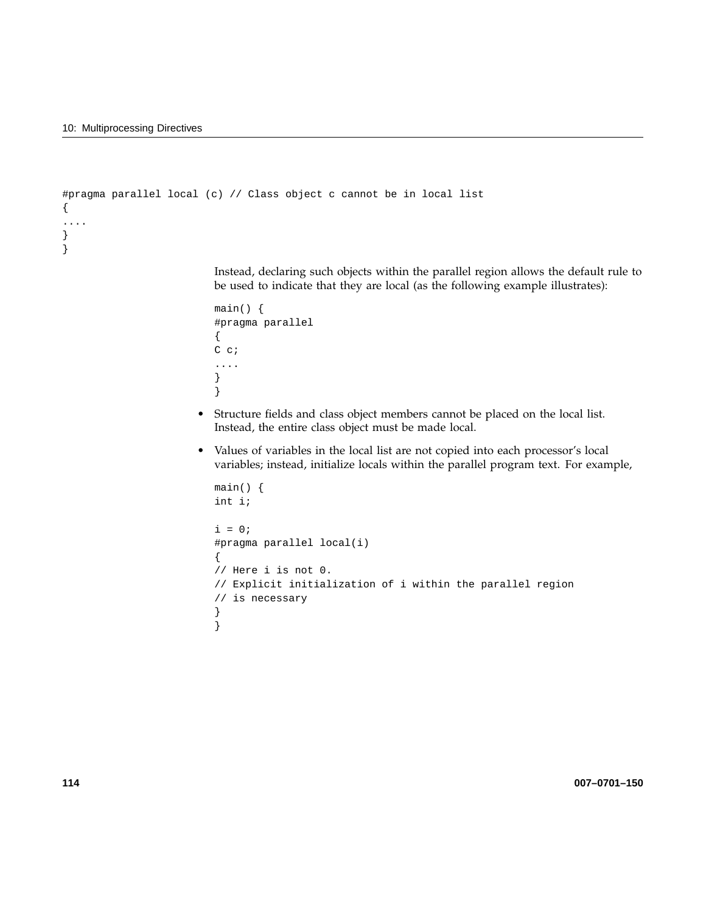```
#pragma parallel local (c) // Class object c cannot be in local list
{
....
}
}
```

Instead, declaring such objects within the parallel region allows the default rule to be used to indicate that they are local (as the following example illustrates):

```
main() {
#pragma parallel
{
C c;
....
}
}
```

- Structure fields and class object members cannot be placed on the local list. Instead, the entire class object must be made local.
- Values of variables in the local list are not copied into each processor's local variables; instead, initialize locals within the parallel program text. For example,

```
main() {
int i;

i = 0;
#pragma parallel local(i)
{
// Here i is not 0.
// Explicit initialization of i within the parallel region
// is necessary
}
}
```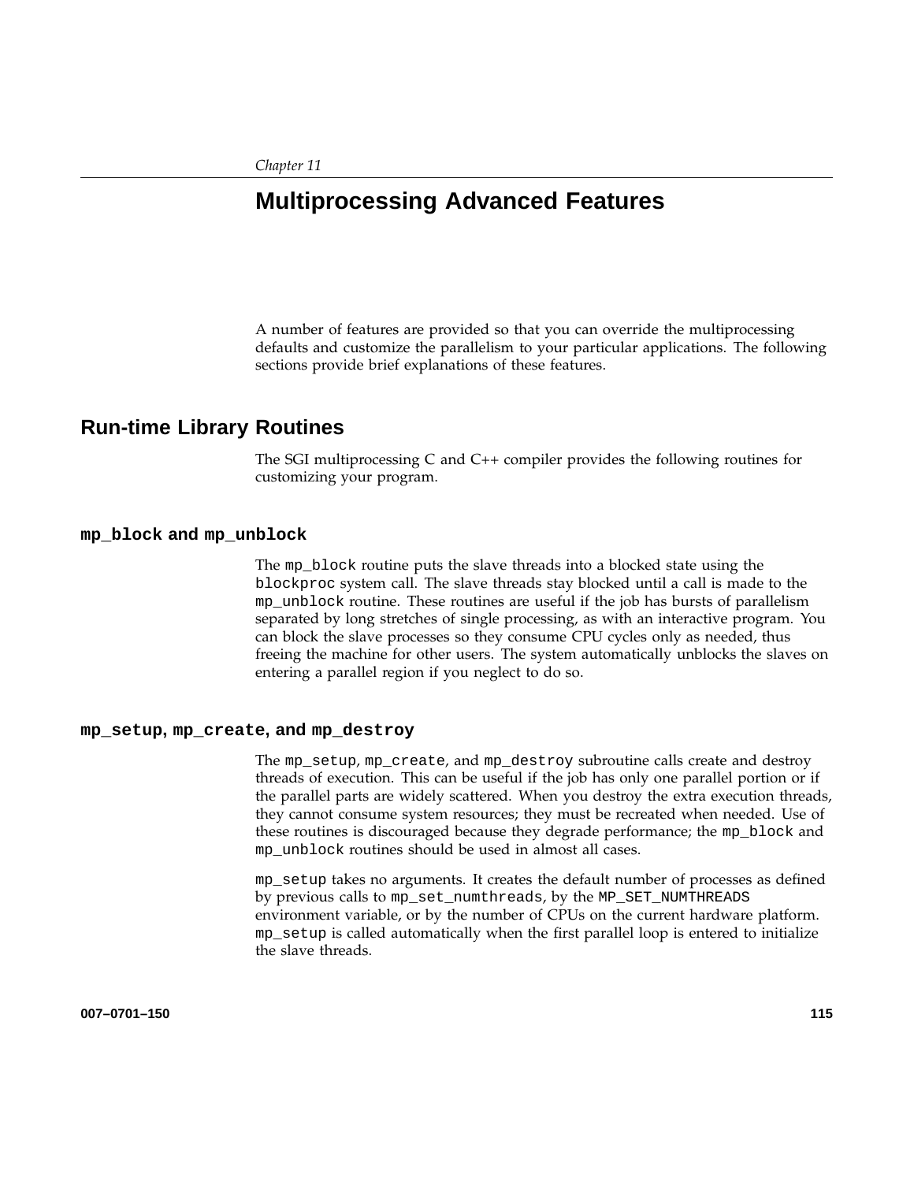*Chapter 11*

# Multiprocessing Advanced Features

A number of features are provided so that you can override the multiprocessing defaults and customize the parallelism to your particular applications. The following sections provide brief explanations of these features.

## Run-time Library Routines

The SGI multiprocessing C and C++ compiler provides the following routines for customizing your program.

### `mp_block` and `mp_unblock`

The `mp_block` routine puts the slave threads into a blocked state using the `blockproc` system call. The slave threads stay blocked until a call is made to the `mp_unblock` routine. These routines are useful if the job has bursts of parallelism separated by long stretches of single processing, as with an interactive program. You can block the slave processes so they consume CPU cycles only as needed, thus freeing the machine for other users. The system automatically unblocks the slaves on entering a parallel region if you neglect to do so.

### `mp_setup`, `mp_create`, and `mp_destroy`

The `mp_setup`, `mp_create`, and `mp_destroy` subroutine calls create and destroy threads of execution. This can be useful if the job has only one parallel portion or if the parallel parts are widely scattered. When you destroy the extra execution threads, they cannot consume system resources; they must be recreated when needed. Use of these routines is discouraged because they degrade performance; the `mp_block` and `mp_unblock` routines should be used in almost all cases.

`mp_setup` takes no arguments. It creates the default number of processes as defined by previous calls to `mp_set_numthreads`, by the `MP_SET_NUMTHREADS` environment variable, or by the number of CPUs on the current hardware platform. `mp_setup` is called automatically when the first parallel loop is entered to initialize the slave threads.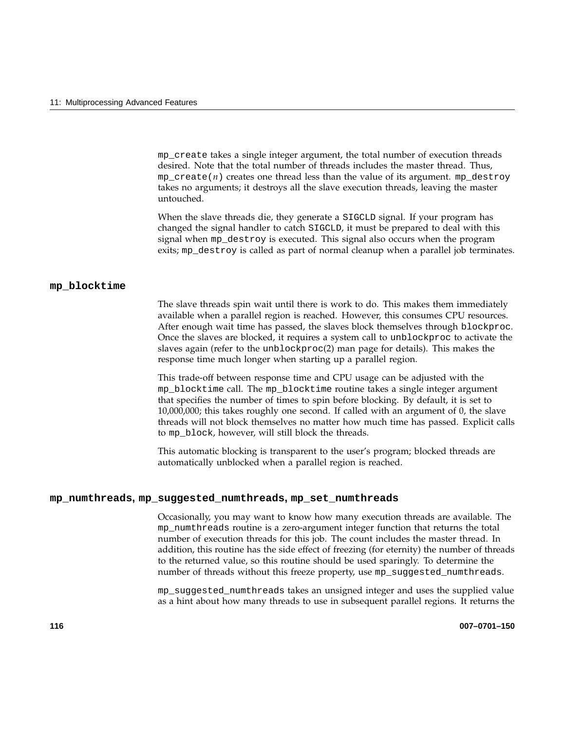mp_create takes a single integer argument, the total number of execution threads desired. Note that the total number of threads includes the master thread. Thus, mp_create(*n*) creates one thread less than the value of its argument. mp_destroy takes no arguments; it destroys all the slave execution threads, leaving the master untouched.

When the slave threads die, they generate a SIGCLD signal. If your program has changed the signal handler to catch SIGCLD, it must be prepared to deal with this signal when mp_destroy is executed. This signal also occurs when the program exits; mp_destroy is called as part of normal cleanup when a parallel job terminates.

## mp_blocktime

The slave threads spin wait until there is work to do. This makes them immediately available when a parallel region is reached. However, this consumes CPU resources. After enough wait time has passed, the slaves block themselves through blockproc. Once the slaves are blocked, it requires a system call to unblockproc to activate the slaves again (refer to the unblockproc(2) man page for details). This makes the response time much longer when starting up a parallel region.

This trade-off between response time and CPU usage can be adjusted with the mp_blocktime call. The mp_blocktime routine takes a single integer argument that specifies the number of times to spin before blocking. By default, it is set to 10,000,000; this takes roughly one second. If called with an argument of 0, the slave threads will not block themselves no matter how much time has passed. Explicit calls to mp_block, however, will still block the threads.

This automatic blocking is transparent to the user's program; blocked threads are automatically unblocked when a parallel region is reached.

## mp_numthreads, mp_suggested_numthreads, mp_set_numthreads

Occasionally, you may want to know how many execution threads are available. The mp_numthreads routine is a zero-argument integer function that returns the total number of execution threads for this job. The count includes the master thread. In addition, this routine has the side effect of freezing (for eternity) the number of threads to the returned value, so this routine should be used sparingly. To determine the number of threads without this freeze property, use mp_suggested_numthreads.

mp_suggested_numthreads takes an unsigned integer and uses the supplied value as a hint about how many threads to use in subsequent parallel regions. It returns the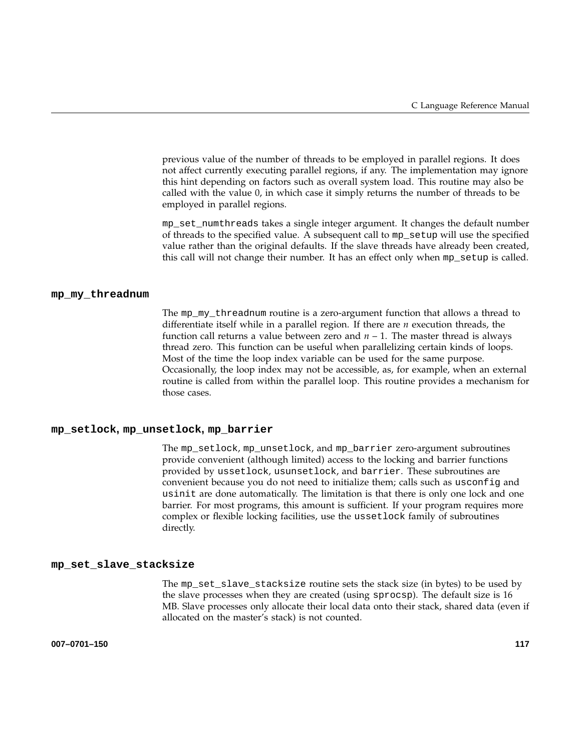previous value of the number of threads to be employed in parallel regions. It does not affect currently executing parallel regions, if any. The implementation may ignore this hint depending on factors such as overall system load. This routine may also be called with the value 0, in which case it simply returns the number of threads to be employed in parallel regions.

`mp_set_numthreads` takes a single integer argument. It changes the default number of threads to the specified value. A subsequent call to `mp_setup` will use the specified value rather than the original defaults. If the slave threads have already been created, this call will not change their number. It has an effect only when `mp_setup` is called.

### **mp_my_threadnum**

The `mp_my_threadnum` routine is a zero-argument function that allows a thread to differentiate itself while in a parallel region. If there are $n$ execution threads, the function call returns a value between zero and $n - 1$. The master thread is always thread zero. This function can be useful when parallelizing certain kinds of loops. Most of the time the loop index variable can be used for the same purpose. Occasionally, the loop index may not be accessible, as, for example, when an external routine is called from within the parallel loop. This routine provides a mechanism for those cases.

### **mp_setlock, mp_unsetlock, mp_barrier**

The `mp_setlock`, `mp_unsetlock`, and `mp_barrier` zero-argument subroutines provide convenient (although limited) access to the locking and barrier functions provided by `ussetlock`, `usunsetlock`, and `barrier`. These subroutines are convenient because you do not need to initialize them; calls such as `usconfig` and `usinit` are done automatically. The limitation is that there is only one lock and one barrier. For most programs, this amount is sufficient. If your program requires more complex or flexible locking facilities, use the `ussetlock` family of subroutines directly.

### **mp_set_slave_stacksize**

The `mp_set_slave_stacksize` routine sets the stack size (in bytes) to be used by the slave processes when they are created (using `sprocsp`). The default size is 16 MB. Slave processes only allocate their local data onto their stack, shared data (even if allocated on the master's stack) is not counted.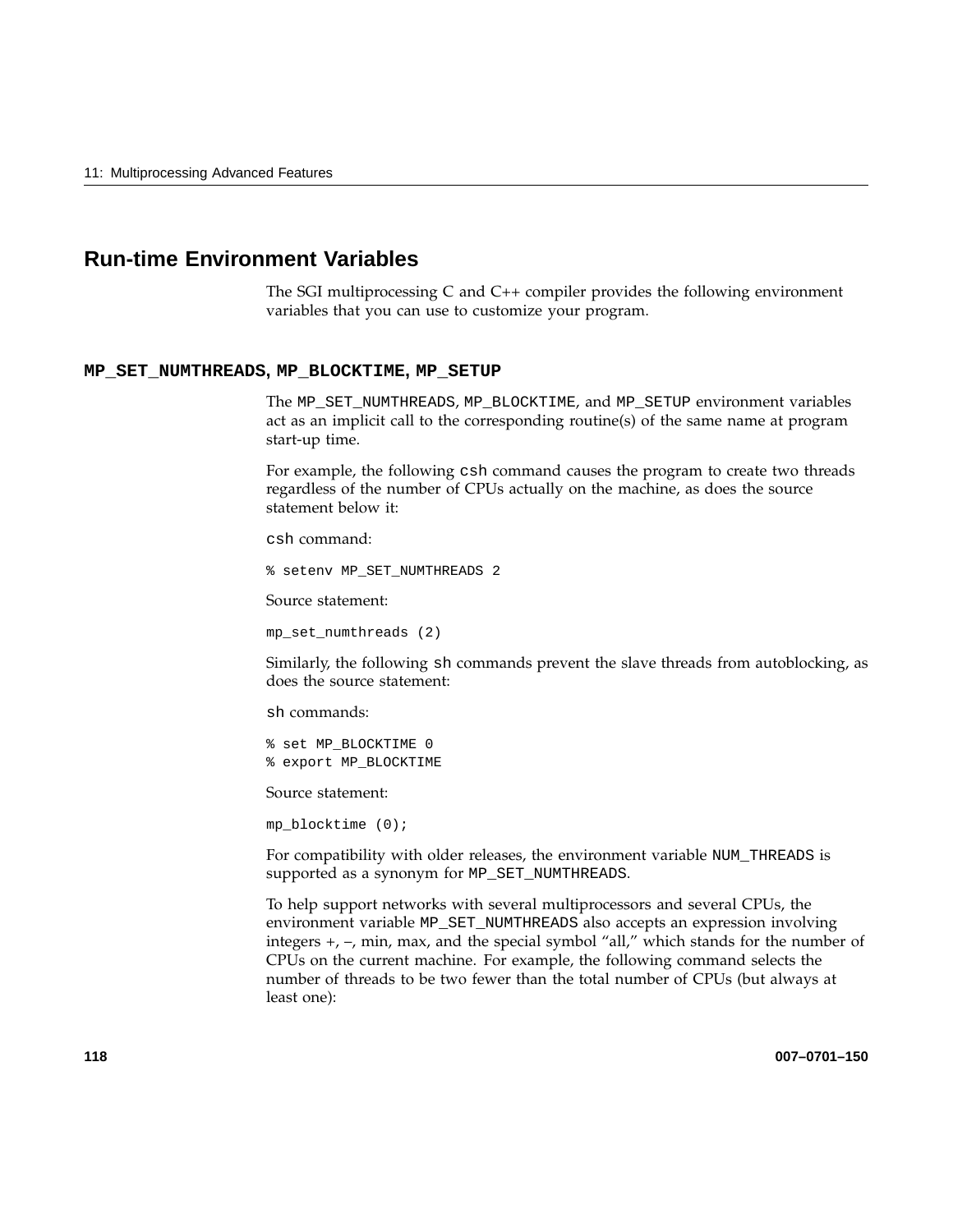## Run-time Environment Variables

The SGI multiprocessing C and C++ compiler provides the following environment variables that you can use to customize your program.

### MP_SET_NUMTHREADS, MP_BLOCKTIME, MP_SETUP

The `MP_SET_NUMTHREADS`, `MP_BLOCKTIME`, and `MP_SETUP` environment variables act as an implicit call to the corresponding routine(s) of the same name at program start-up time.

For example, the following `csh` command causes the program to create two threads regardless of the number of CPUs actually on the machine, as does the source statement below it:

`csh` command:

```
% setenv MP_SET_NUMTHREADS 2
```

Source statement:

```
mp_set_numthreads (2)
```

Similarly, the following `sh` commands prevent the slave threads from autoblocking, as does the source statement:

`sh` commands:

```
% set MP_BLOCKTIME 0
% export MP_BLOCKTIME
```

Source statement:

```
mp_blocktime (0);
```

For compatibility with older releases, the environment variable `NUM_THREADS` is supported as a synonym for `MP_SET_NUMTHREADS`.

To help support networks with several multiprocessors and several CPUs, the environment variable `MP_SET_NUMTHREADS` also accepts an expression involving integers +, –, min, max, and the special symbol "all," which stands for the number of CPUs on the current machine. For example, the following command selects the number of threads to be two fewer than the total number of CPUs (but always at least one):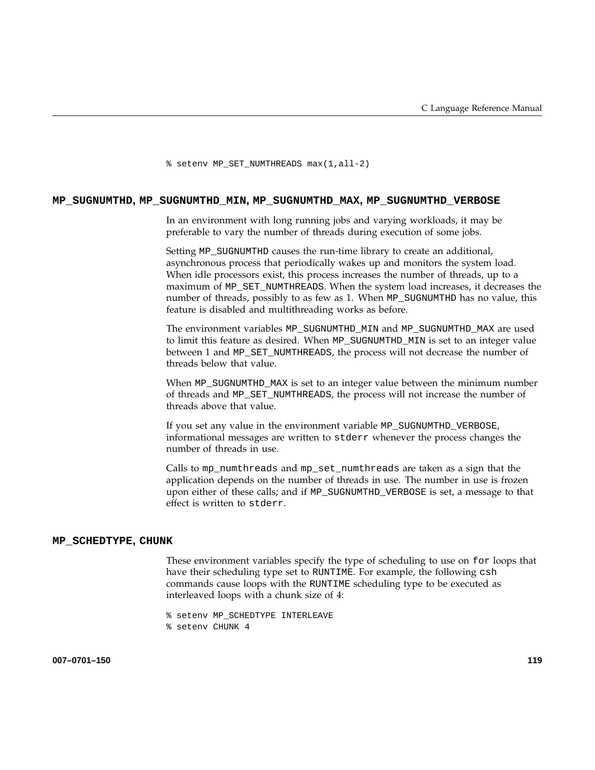```
% setenv MP_SET_NUMTHREADS max(1,all-2)
```

### MP_SUGNUMTHD, MP_SUGNUMTHD_MIN, MP_SUGNUMTHD_MAX, MP_SUGNUMTHD_VERBOSE

In an environment with long running jobs and varying workloads, it may be preferable to vary the number of threads during execution of some jobs.

Setting MP_SUGNUMTHD causes the run-time library to create an additional, asynchronous process that periodically wakes up and monitors the system load. When idle processors exist, this process increases the number of threads, up to a maximum of MP_SET_NUMTHREADS. When the system load increases, it decreases the number of threads, possibly to as few as 1. When MP_SUGNUMTHD has no value, this feature is disabled and multithreading works as before.

The environment variables MP_SUGNUMTHD_MIN and MP_SUGNUMTHD_MAX are used to limit this feature as desired. When MP_SUGNUMTHD_MIN is set to an integer value between 1 and MP_SET_NUMTHREADS, the process will not decrease the number of threads below that value.

When MP_SUGNUMTHD_MAX is set to an integer value between the minimum number of threads and MP_SET_NUMTHREADS, the process will not increase the number of threads above that value.

If you set any value in the environment variable MP_SUGNUMTHD_VERBOSE, informational messages are written to `stderr` whenever the process changes the number of threads in use.

Calls to `mp_numthreads` and `mp_set_numthreads` are taken as a sign that the application depends on the number of threads in use. The number in use is frozen upon either of these calls; and if MP_SUGNUMTHD_VERBOSE is set, a message to that effect is written to `stderr`.

### MP_SCHEDTYPE, CHUNK

These environment variables specify the type of scheduling to use on `for` loops that have their scheduling type set to RUNTIME. For example, the following `csh` commands cause loops with the RUNTIME scheduling type to be executed as interleaved loops with a chunk size of 4:

```
% setenv MP_SCHEDTYPE INTERLEAVE
% setenv CHUNK 4
```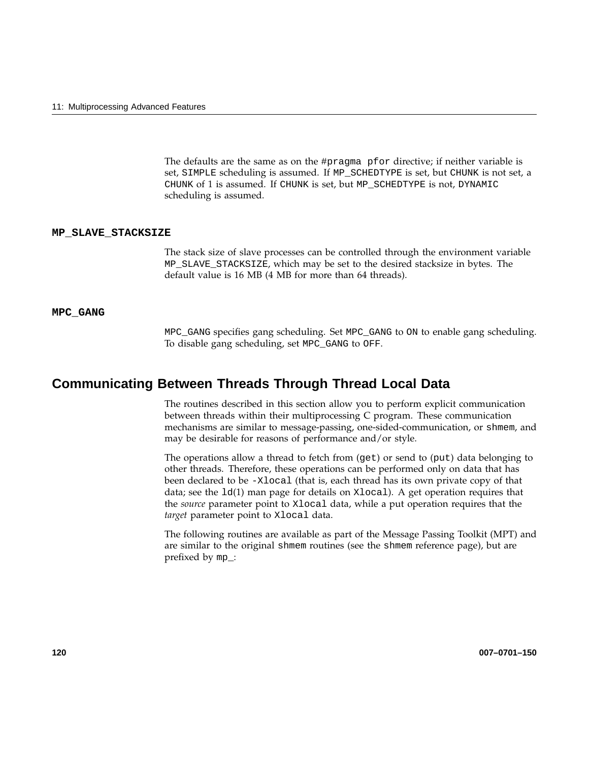The defaults are the same as on the #`pragma pfor` directive; if neither variable is set, `SIMPLE` scheduling is assumed. If `MP_SCHEDTYPE` is set, but `CHUNK` is not set, a `CHUNK` of 1 is assumed. If `CHUNK` is set, but `MP_SCHEDTYPE` is not, `DYNAMIC` scheduling is assumed.

### MP_SLAVE_STACKSIZE

The stack size of slave processes can be controlled through the environment variable `MP_SLAVE_STACKSIZE`, which may be set to the desired stacksize in bytes. The default value is 16 MB (4 MB for more than 64 threads).

### MPC_GANG

`MPC_GANG` specifies gang scheduling. Set `MPC_GANG` to `ON` to enable gang scheduling. To disable gang scheduling, set `MPC_GANG` to `OFF`.

## Communicating Between Threads Through Thread Local Data

The routines described in this section allow you to perform explicit communication between threads within their multiprocessing C program. These communication mechanisms are similar to message-passing, one-sided-communication, or `shmem`, and may be desirable for reasons of performance and/or style.

The operations allow a thread to fetch from (`get`) or send to (`put`) data belonging to other threads. Therefore, these operations can be performed only on data that has been declared to be `-Xlocal` (that is, each thread has its own private copy of that data; see the `ld`(1) man page for details on `Xlocal`). A get operation requires that the *source* parameter point to `Xlocal` data, while a put operation requires that the *target* parameter point to `Xlocal` data.

The following routines are available as part of the Message Passing Toolkit (MPT) and are similar to the original `shmem` routines (see the `shmem` reference page), but are prefixed by `mp_`: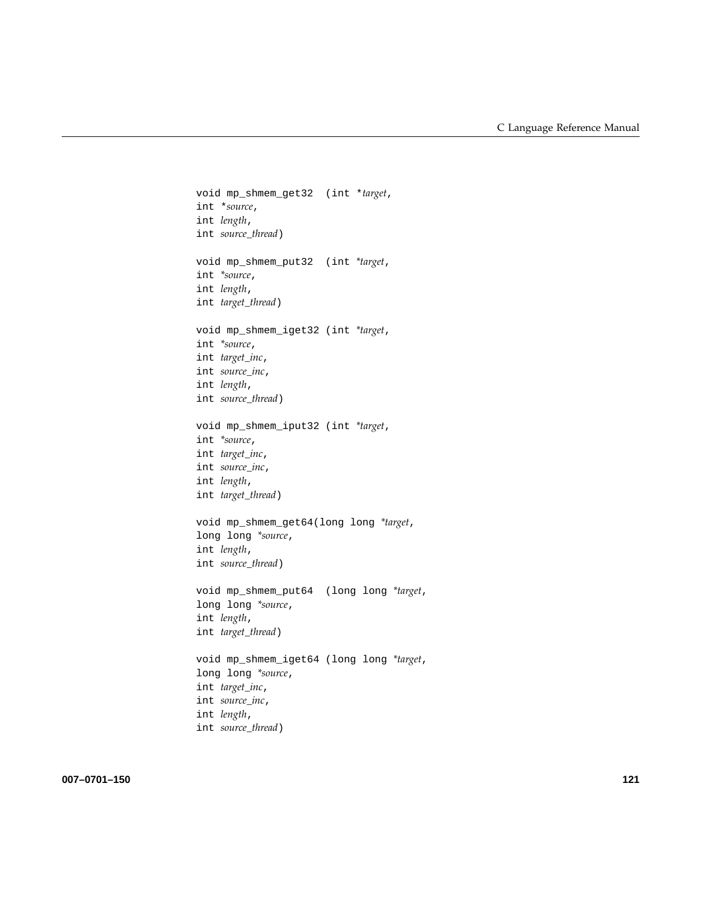```
void mp_shmem_get32  (int *target,
int *source,
int length,
int source_thread)

void mp_shmem_put32  (int *target,
int *source,
int length,
int target_thread)

void mp_shmem_iget32 (int *target,
int *source,
int target_inc,
int source_inc,
int length,
int source_thread)

void mp_shmem_iput32 (int *target,
int *source,
int target_inc,
int source_inc,
int length,
int target_thread)

void mp_shmem_get64(long long *target,
long long *source,
int length,
int source_thread)

void mp_shmem_put64  (long long *target,
long long *source,
int length,
int target_thread)

void mp_shmem_iget64 (long long *target,
long long *source,
int target_inc,
int source_inc,
int length,
int source_thread)
```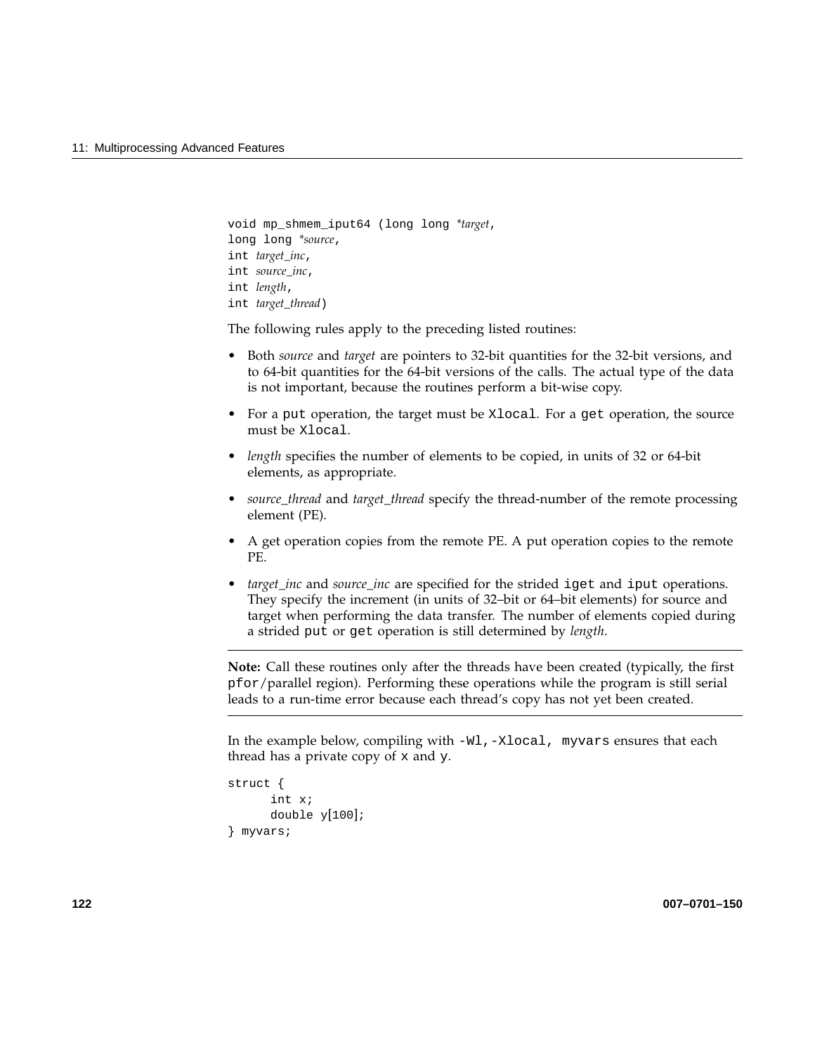```
void mp_shmem_iput64 (long long *target,
long long *source,
int target_inc,
int source_inc,
int length,
int target_thread)
```

The following rules apply to the preceding listed routines:

- Both *source* and *target* are pointers to 32-bit quantities for the 32-bit versions, and to 64-bit quantities for the 64-bit versions of the calls. The actual type of the data is not important, because the routines perform a bit-wise copy.
- For a `put` operation, the target must be `Xlocal`. For a `get` operation, the source must be `Xlocal`.
- *length* specifies the number of elements to be copied, in units of 32 or 64-bit elements, as appropriate.
- *source_thread* and *target_thread* specify the thread-number of the remote processing element (PE).
- A get operation copies from the remote PE. A put operation copies to the remote PE.
- *target_inc* and *source_inc* are specified for the strided `iget` and `iput` operations. They specify the increment (in units of 32–bit or 64–bit elements) for source and target when performing the data transfer. The number of elements copied during a strided `put` or `get` operation is still determined by *length*.

---

**Note:** Call these routines only after the threads have been created (typically, the first `pfor`/parallel region). Performing these operations while the program is still serial leads to a run-time error because each thread's copy has not yet been created.

---

In the example below, compiling with `-Wl,-Xlocal, myvars` ensures that each thread has a private copy of `x` and `y`.

```
struct {
      int x;
      double y[100];
} myvars;
```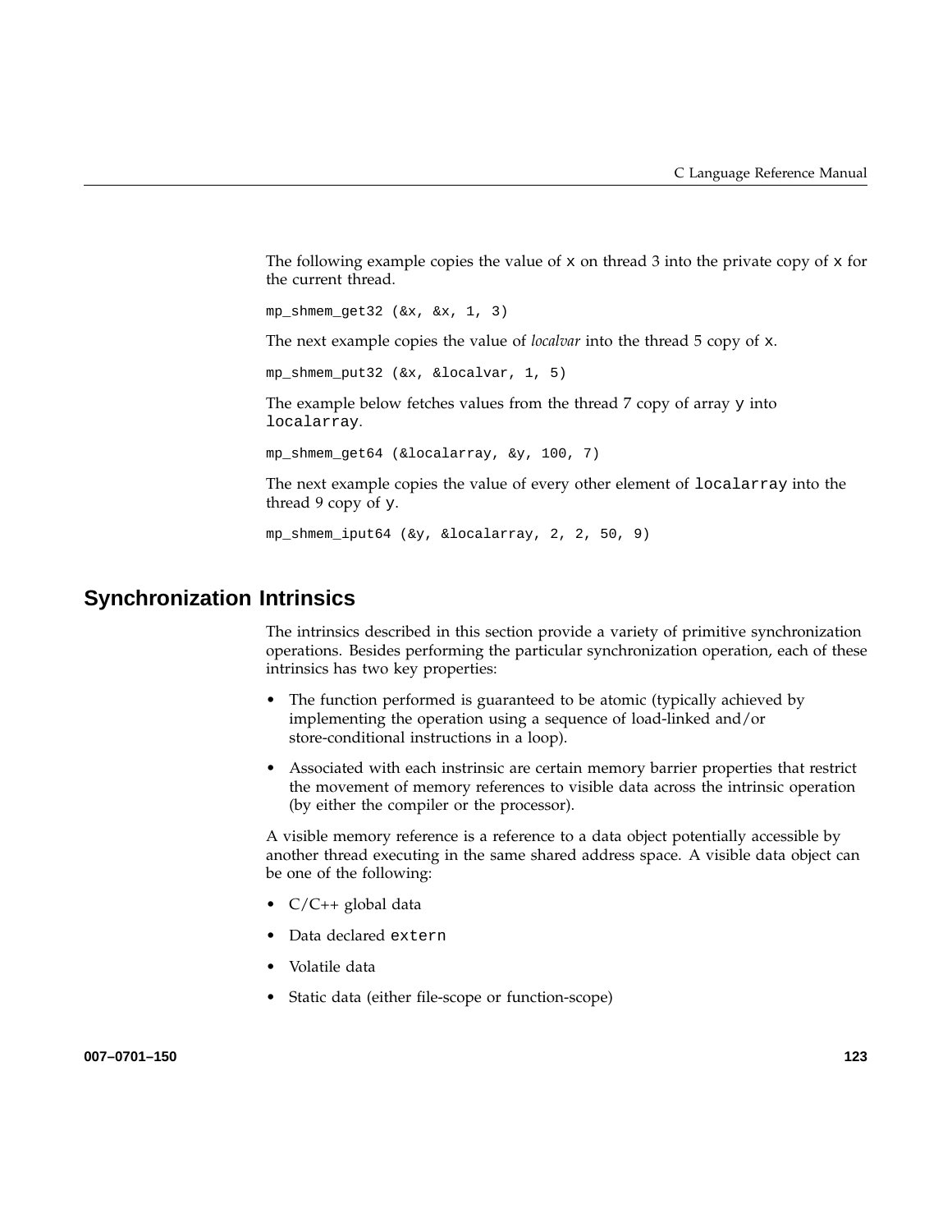The following example copies the value of `x` on thread 3 into the private copy of `x` for the current thread.

```
mp_shmem_get32 (&x, &x, 1, 3)
```

The next example copies the value of *localvar* into the thread 5 copy of `x`.

```
mp_shmem_put32 (&x, &localvar, 1, 5)
```

The example below fetches values from the thread 7 copy of array `y` into `localarray`.

```
mp_shmem_get64 (&localarray, &y, 100, 7)
```

The next example copies the value of every other element of `localarray` into the thread 9 copy of `y`.

```
mp_shmem_iput64 (&y, &localarray, 2, 2, 50, 9)
```

## Synchronization Intrinsics

The intrinsics described in this section provide a variety of primitive synchronization operations. Besides performing the particular synchronization operation, each of these intrinsics has two key properties:

- The function performed is guaranteed to be atomic (typically achieved by implementing the operation using a sequence of load-linked and/or store-conditional instructions in a loop).
- Associated with each instrinsic are certain memory barrier properties that restrict the movement of memory references to visible data across the intrinsic operation (by either the compiler or the processor).

A visible memory reference is a reference to a data object potentially accessible by another thread executing in the same shared address space. A visible data object can be one of the following:

- C/C++ global data
- Data declared `extern`
- Volatile data
- Static data (either file-scope or function-scope)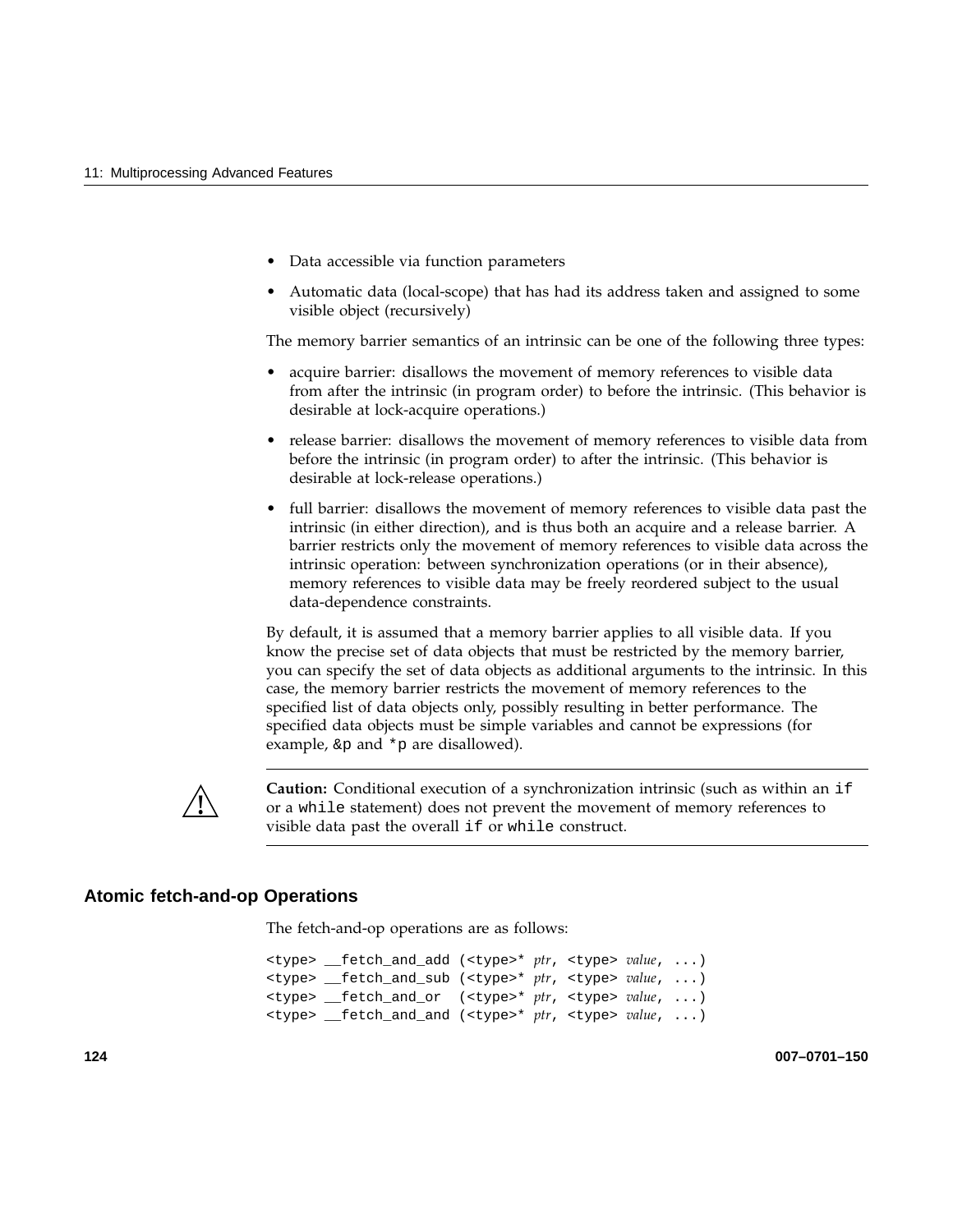- Data accessible via function parameters
- Automatic data (local-scope) that has had its address taken and assigned to some visible object (recursively)

The memory barrier semantics of an intrinsic can be one of the following three types:

- acquire barrier: disallows the movement of memory references to visible data from after the intrinsic (in program order) to before the intrinsic. (This behavior is desirable at lock-acquire operations.)
- release barrier: disallows the movement of memory references to visible data from before the intrinsic (in program order) to after the intrinsic. (This behavior is desirable at lock-release operations.)
- full barrier: disallows the movement of memory references to visible data past the intrinsic (in either direction), and is thus both an acquire and a release barrier. A barrier restricts only the movement of memory references to visible data across the intrinsic operation: between synchronization operations (or in their absence), memory references to visible data may be freely reordered subject to the usual data-dependence constraints.

By default, it is assumed that a memory barrier applies to all visible data. If you know the precise set of data objects that must be restricted by the memory barrier, you can specify the set of data objects as additional arguments to the intrinsic. In this case, the memory barrier restricts the movement of memory references to the specified list of data objects only, possibly resulting in better performance. The specified data objects must be simple variables and cannot be expressions (for example, `&p` and `*p` are disallowed).

**Caution:** Conditional execution of a synchronization intrinsic (such as within an `if` or a `while` statement) does not prevent the movement of memory references to visible data past the overall `if` or `while` construct.

### Atomic fetch-and-op Operations

The fetch-and-op operations are as follows:

```
<type> __fetch_and_add (<type>* ptr, <type> value, ...)
<type> __fetch_and_sub (<type>* ptr, <type> value, ...)
<type> __fetch_and_or  (<type>* ptr, <type> value, ...)
<type> __fetch_and_and (<type>* ptr, <type> value, ...)
```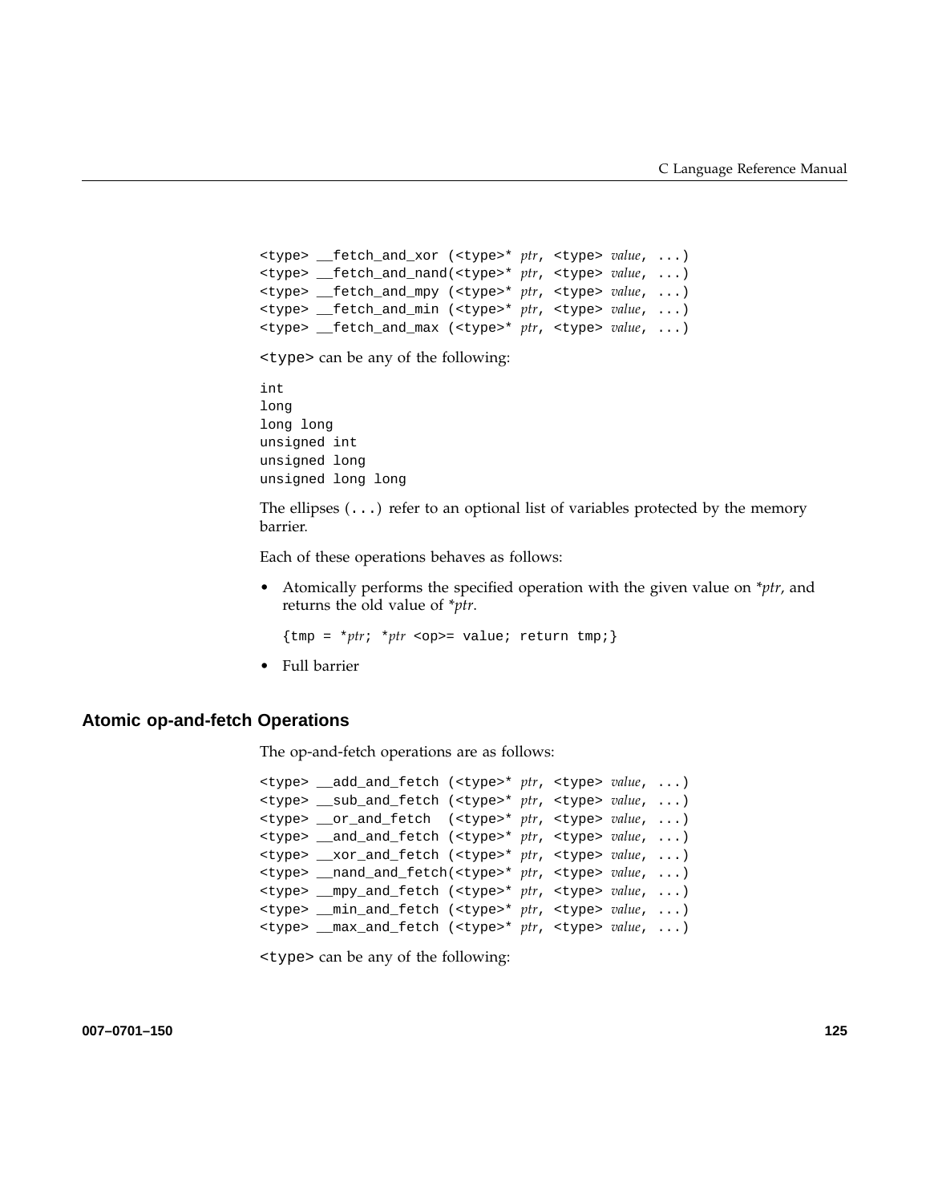```
<type> __fetch_and_xor (<type>* ptr, <type> value, ...)
<type> __fetch_and_nand(<type>* ptr, <type> value, ...)
<type> __fetch_and_mpy (<type>* ptr, <type> value, ...)
<type> __fetch_and_min (<type>* ptr, <type> value, ...)
<type> __fetch_and_max (<type>* ptr, <type> value, ...)
```

`<type>` can be any of the following:

```
int
long
long long
unsigned int
unsigned long
unsigned long long
```

The ellipses (`...`) refer to an optional list of variables protected by the memory barrier.

Each of these operations behaves as follows:

- Atomically performs the specified operation with the given value on **ptr*, and returns the old value of **ptr*.

  ```
  {tmp = *ptr; *ptr <op>= value; return tmp;}
  ```

- Full barrier

## Atomic op-and-fetch Operations

The op-and-fetch operations are as follows:

```
<type> __add_and_fetch (<type>* ptr, <type> value, ...)
<type> __sub_and_fetch (<type>* ptr, <type> value, ...)
<type> __or_and_fetch  (<type>* ptr, <type> value, ...)
<type> __and_and_fetch (<type>* ptr, <type> value, ...)
<type> __xor_and_fetch (<type>* ptr, <type> value, ...)
<type> __nand_and_fetch(<type>* ptr, <type> value, ...)
<type> __mpy_and_fetch (<type>* ptr, <type> value, ...)
<type> __min_and_fetch (<type>* ptr, <type> value, ...)
<type> __max_and_fetch (<type>* ptr, <type> value, ...)
```

`<type>` can be any of the following: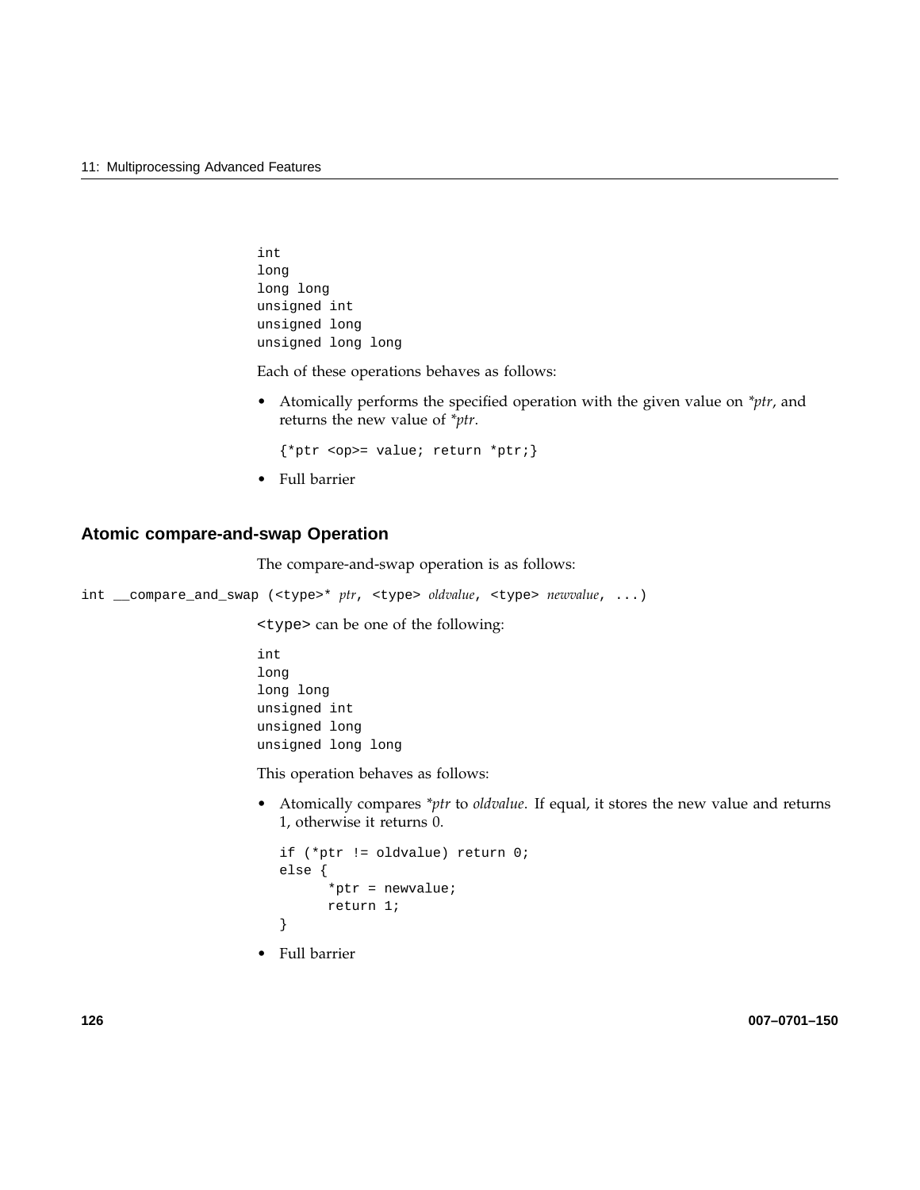```
int
long
long long
unsigned int
unsigned long
unsigned long long
```

Each of these operations behaves as follows:

- Atomically performs the specified operation with the given value on *\*ptr*, and returns the new value of *\*ptr*.

  ```
  {*ptr <op>= value; return *ptr;}
  ```

- Full barrier

## Atomic compare-and-swap Operation

The compare-and-swap operation is as follows:

```
int __compare_and_swap (<type>* ptr, <type> oldvalue, <type> newvalue, ...)
```

`<type>` can be one of the following:

```
int
long
long long
unsigned int
unsigned long
unsigned long long
```

This operation behaves as follows:

- Atomically compares *\*ptr* to *oldvalue*. If equal, it stores the new value and returns 1, otherwise it returns 0.

  ```
  if (*ptr != oldvalue) return 0;
  else {
        *ptr = newvalue;
        return 1;
  }
  ```

- Full barrier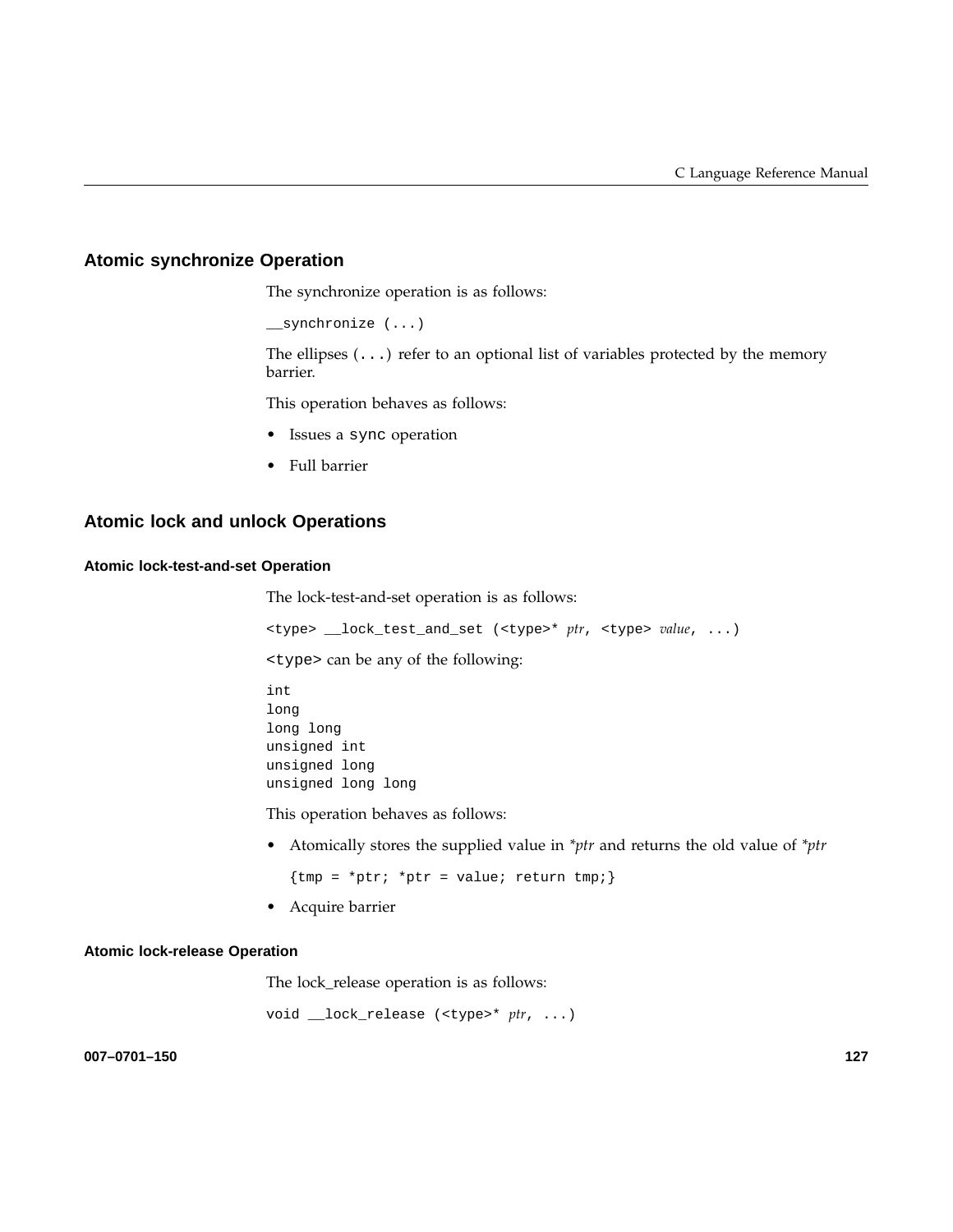## Atomic synchronize Operation

The synchronize operation is as follows:

```
__synchronize (...)
```

The ellipses (`...`) refer to an optional list of variables protected by the memory barrier.

This operation behaves as follows:

- Issues a `sync` operation
- Full barrier

## Atomic lock and unlock Operations

### Atomic lock-test-and-set Operation

The lock-test-and-set operation is as follows:

```
<type> __lock_test_and_set (<type>* ptr, <type> value, ...)
```

`<type>` can be any of the following:

```
int
long
long long
unsigned int
unsigned long
unsigned long long
```

This operation behaves as follows:

- Atomically stores the supplied value in *\*ptr* and returns the old value of *\*ptr*

  ```
  {tmp = *ptr; *ptr = value; return tmp;}
  ```

- Acquire barrier

### Atomic lock-release Operation

The lock_release operation is as follows:

```
void __lock_release (<type>* ptr, ...)
```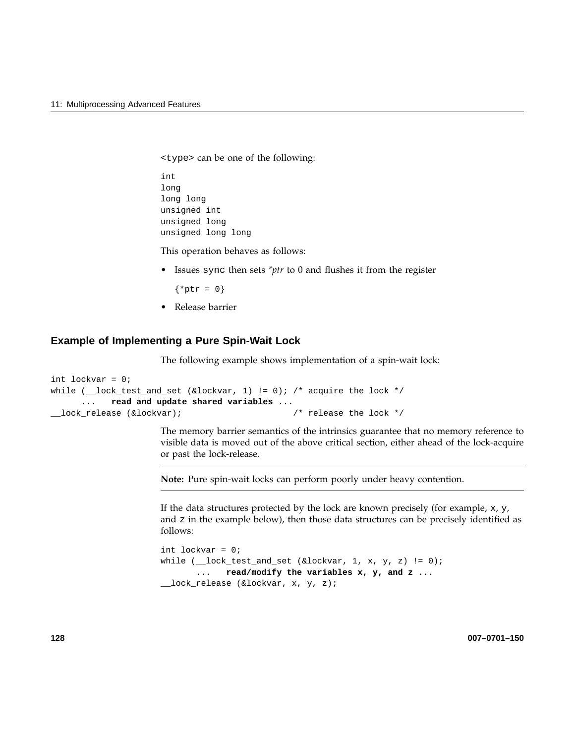`<type>` can be one of the following:

```
int
long
long long
unsigned int
unsigned long
unsigned long long
```

This operation behaves as follows:

- Issues `sync` then sets *\*ptr* to 0 and flushes it from the register

  `{*ptr = 0}`

- Release barrier

## Example of Implementing a Pure Spin-Wait Lock

The following example shows implementation of a spin-wait lock:

```
int lockvar = 0;
while (__lock_test_and_set (&lockvar, 1) != 0); /* acquire the lock */
      ...   read and update shared variables ...
__lock_release (&lockvar);                     /* release the lock */
```

The memory barrier semantics of the intrinsics guarantee that no memory reference to visible data is moved out of the above critical section, either ahead of the lock-acquire or past the lock-release.

---

**Note:** Pure spin-wait locks can perform poorly under heavy contention.

---

If the data structures protected by the lock are known precisely (for example, `x`, `y`, and `z` in the example below), then those data structures can be precisely identified as follows:

```
int lockvar = 0;
while (__lock_test_and_set (&lockvar, 1, x, y, z) != 0);
       ...   read/modify the variables x, y, and z ...
__lock_release (&lockvar, x, y, z);
```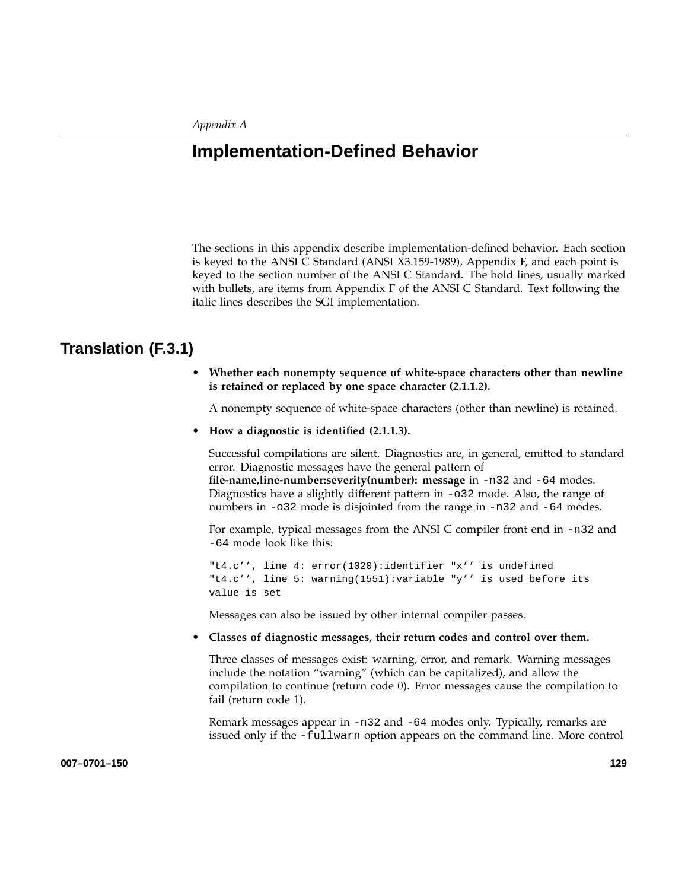*Appendix A*

# Implementation-Defined Behavior

The sections in this appendix describe implementation-defined behavior. Each section is keyed to the ANSI C Standard (ANSI X3.159-1989), Appendix F, and each point is keyed to the section number of the ANSI C Standard. The bold lines, usually marked with bullets, are items from Appendix F of the ANSI C Standard. Text following the italic lines describes the SGI implementation.

## Translation (F.3.1)

- **Whether each nonempty sequence of white-space characters other than newline is retained or replaced by one space character (2.1.1.2).**

  A nonempty sequence of white-space characters (other than newline) is retained.

- **How a diagnostic is identified (2.1.1.3).**

  Successful compilations are silent. Diagnostics are, in general, emitted to standard error. Diagnostic messages have the general pattern of **file-name,line-number:severity(number): message** in `-n32` and `-64` modes. Diagnostics have a slightly different pattern in `-o32` mode. Also, the range of numbers in `-o32` mode is disjointed from the range in `-n32` and `-64` modes.

  For example, typical messages from the ANSI C compiler front end in `-n32` and `-64` mode look like this:

  ```
  "t4.c'', line 4: error(1020):identifier "x'' is undefined
  "t4.c'', line 5: warning(1551):variable "y'' is used before its
  value is set
  ```

  Messages can also be issued by other internal compiler passes.

- **Classes of diagnostic messages, their return codes and control over them.**

  Three classes of messages exist: warning, error, and remark. Warning messages include the notation "warning" (which can be capitalized), and allow the compilation to continue (return code 0). Error messages cause the compilation to fail (return code 1).

  Remark messages appear in `-n32` and `-64` modes only. Typically, remarks are issued only if the `-fullwarn` option appears on the command line. More control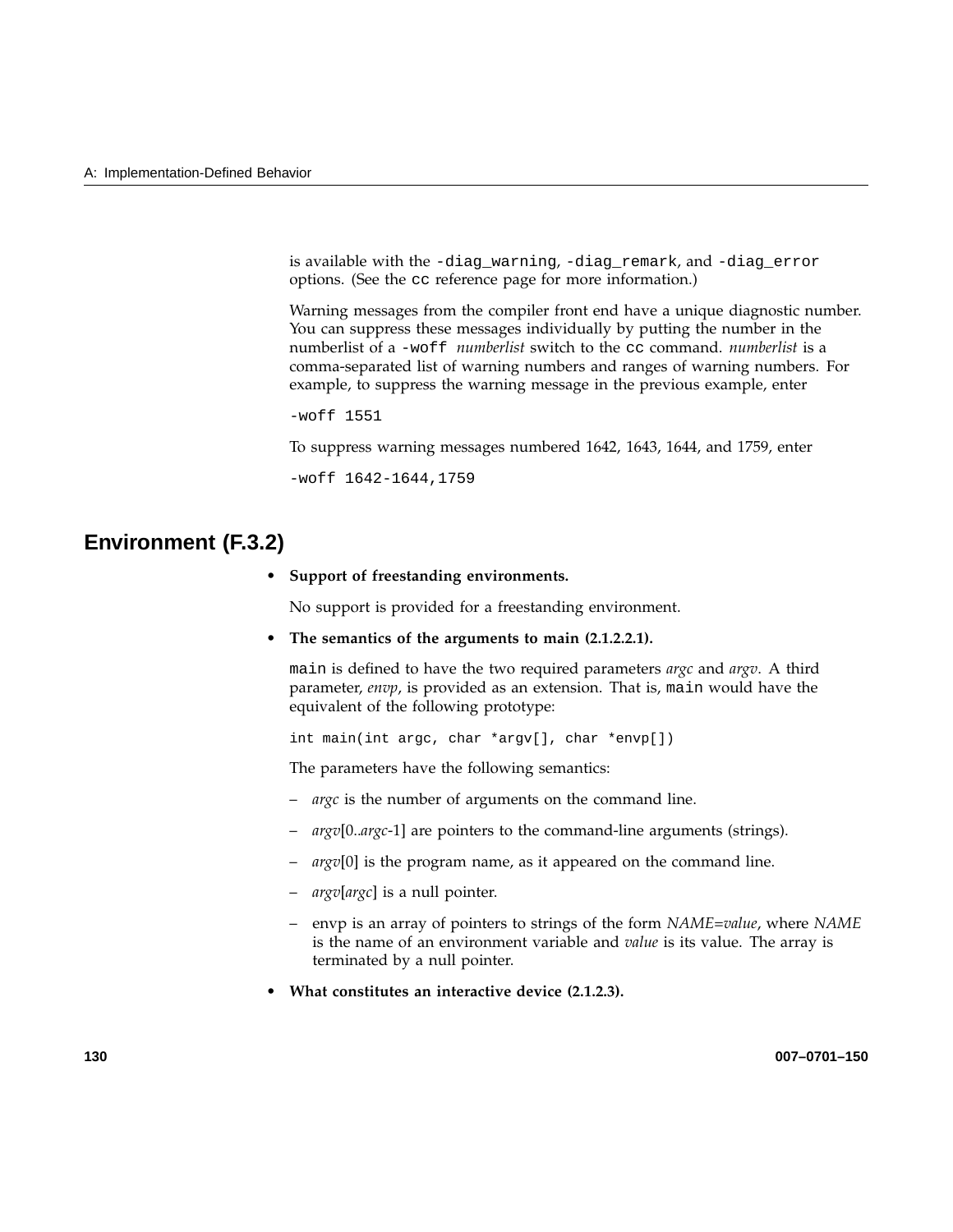is available with the `-diag_warning`, `-diag_remark`, and `-diag_error` options. (See the `cc` reference page for more information.)

Warning messages from the compiler front end have a unique diagnostic number. You can suppress these messages individually by putting the number in the numberlist of a `-woff` *numberlist* switch to the `cc` command. *numberlist* is a comma-separated list of warning numbers and ranges of warning numbers. For example, to suppress the warning message in the previous example, enter

```
-woff 1551
```

To suppress warning messages numbered 1642, 1643, 1644, and 1759, enter

```
-woff 1642-1644,1759
```

## Environment (F.3.2)

- **Support of freestanding environments.**

  No support is provided for a freestanding environment.

- **The semantics of the arguments to main (2.1.2.2.1).**

  `main` is defined to have the two required parameters *argc* and *argv*. A third parameter, *envp*, is provided as an extension. That is, `main` would have the equivalent of the following prototype:

  ```
  int main(int argc, char *argv[], char *envp[])
  ```

  The parameters have the following semantics:

  – *argc* is the number of arguments on the command line.

  – *argv*[0..*argc*-1] are pointers to the command-line arguments (strings).

  – *argv*[0] is the program name, as it appeared on the command line.

  – *argv*[*argc*] is a null pointer.

  – envp is an array of pointers to strings of the form *NAME*=*value*, where *NAME* is the name of an environment variable and *value* is its value. The array is terminated by a null pointer.

- **What constitutes an interactive device (2.1.2.3).**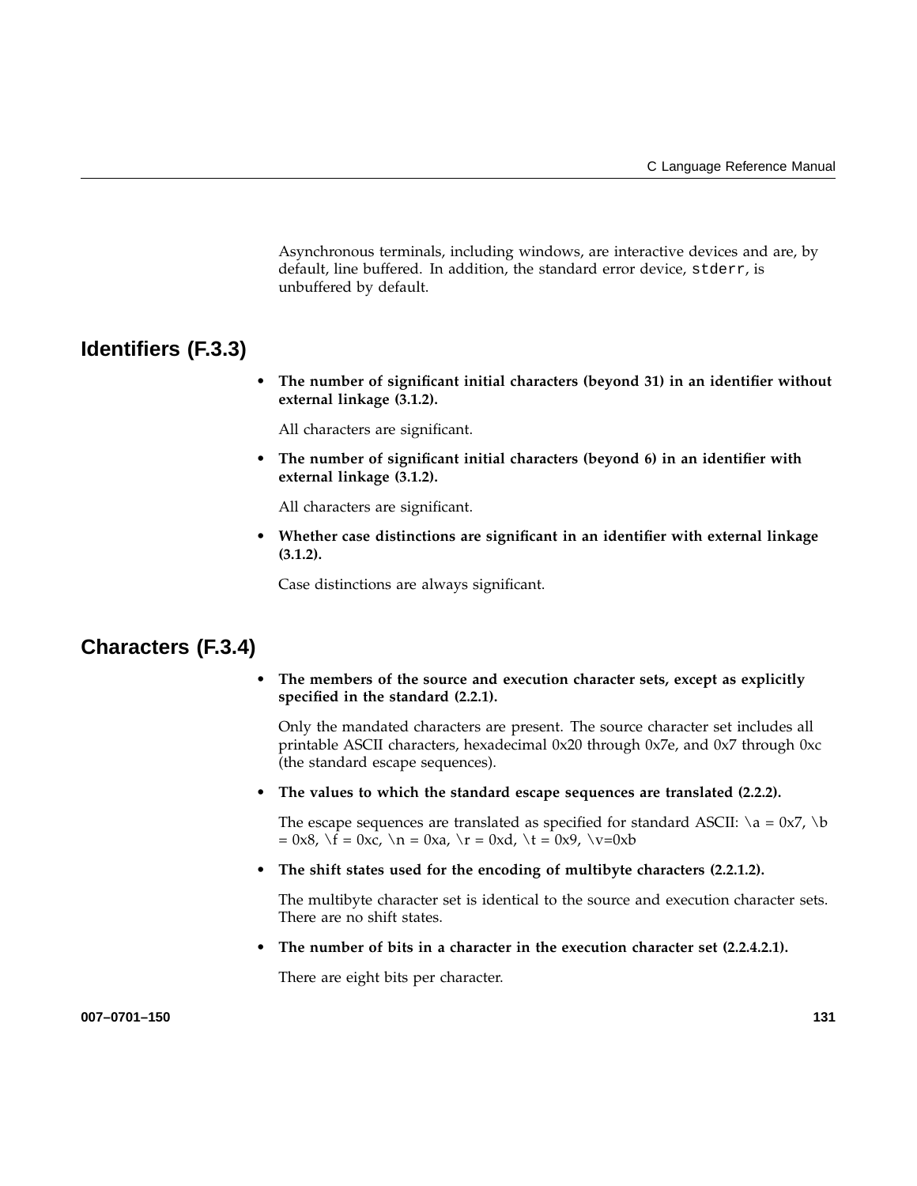Asynchronous terminals, including windows, are interactive devices and are, by default, line buffered. In addition, the standard error device, `stderr`, is unbuffered by default.

## Identifiers (F.3.3)

- **The number of significant initial characters (beyond 31) in an identifier without external linkage (3.1.2).**

  All characters are significant.

- **The number of significant initial characters (beyond 6) in an identifier with external linkage (3.1.2).**

  All characters are significant.

- **Whether case distinctions are significant in an identifier with external linkage (3.1.2).**

  Case distinctions are always significant.

## Characters (F.3.4)

- **The members of the source and execution character sets, except as explicitly specified in the standard (2.2.1).**

  Only the mandated characters are present. The source character set includes all printable ASCII characters, hexadecimal 0x20 through 0x7e, and 0x7 through 0xc (the standard escape sequences).

- **The values to which the standard escape sequences are translated (2.2.2).**

  The escape sequences are translated as specified for standard ASCII: \a = 0x7, \b = 0x8, \f = 0xc, \n = 0xa, \r = 0xd, \t = 0x9, \v=0xb

- **The shift states used for the encoding of multibyte characters (2.2.1.2).**

  The multibyte character set is identical to the source and execution character sets. There are no shift states.

- **The number of bits in a character in the execution character set (2.2.4.2.1).**

  There are eight bits per character.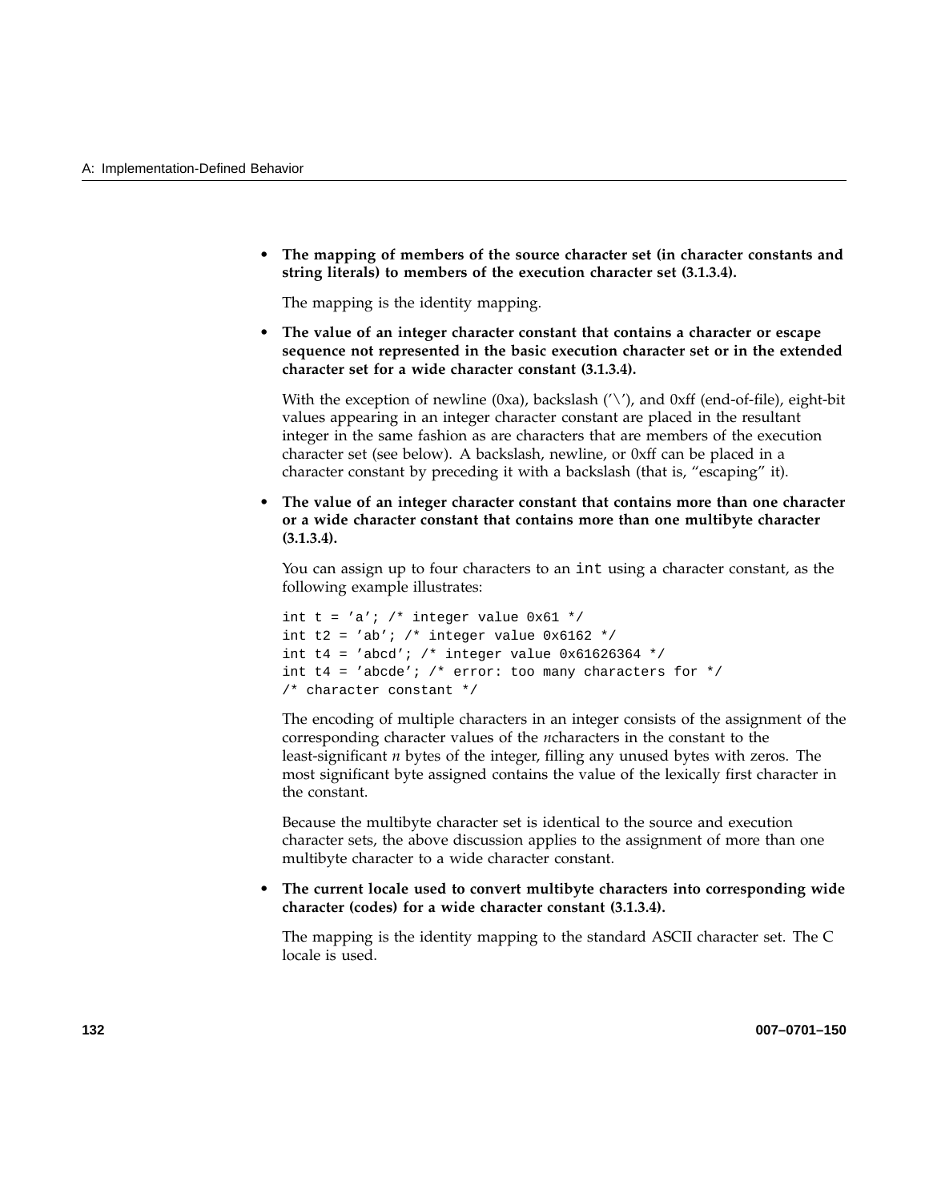- **The mapping of members of the source character set (in character constants and string literals) to members of the execution character set (3.1.3.4).**

  The mapping is the identity mapping.

- **The value of an integer character constant that contains a character or escape sequence not represented in the basic execution character set or in the extended character set for a wide character constant (3.1.3.4).**

  With the exception of newline (0xa), backslash ('\'), and 0xff (end-of-file), eight-bit values appearing in an integer character constant are placed in the resultant integer in the same fashion as are characters that are members of the execution character set (see below). A backslash, newline, or 0xff can be placed in a character constant by preceding it with a backslash (that is, "escaping" it).

- **The value of an integer character constant that contains more than one character or a wide character constant that contains more than one multibyte character (3.1.3.4).**

  You can assign up to four characters to an `int` using a character constant, as the following example illustrates:

  ```
  int t = 'a'; /* integer value 0x61 */
  int t2 = 'ab'; /* integer value 0x6162 */
  int t4 = 'abcd'; /* integer value 0x61626364 */
  int t4 = 'abcde'; /* error: too many characters for */
  /* character constant */
  ```

  The encoding of multiple characters in an integer consists of the assignment of the corresponding character values of the *n*characters in the constant to the least-significant *n* bytes of the integer, filling any unused bytes with zeros. The most significant byte assigned contains the value of the lexically first character in the constant.

  Because the multibyte character set is identical to the source and execution character sets, the above discussion applies to the assignment of more than one multibyte character to a wide character constant.

- **The current locale used to convert multibyte characters into corresponding wide character (codes) for a wide character constant (3.1.3.4).**

  The mapping is the identity mapping to the standard ASCII character set. The C locale is used.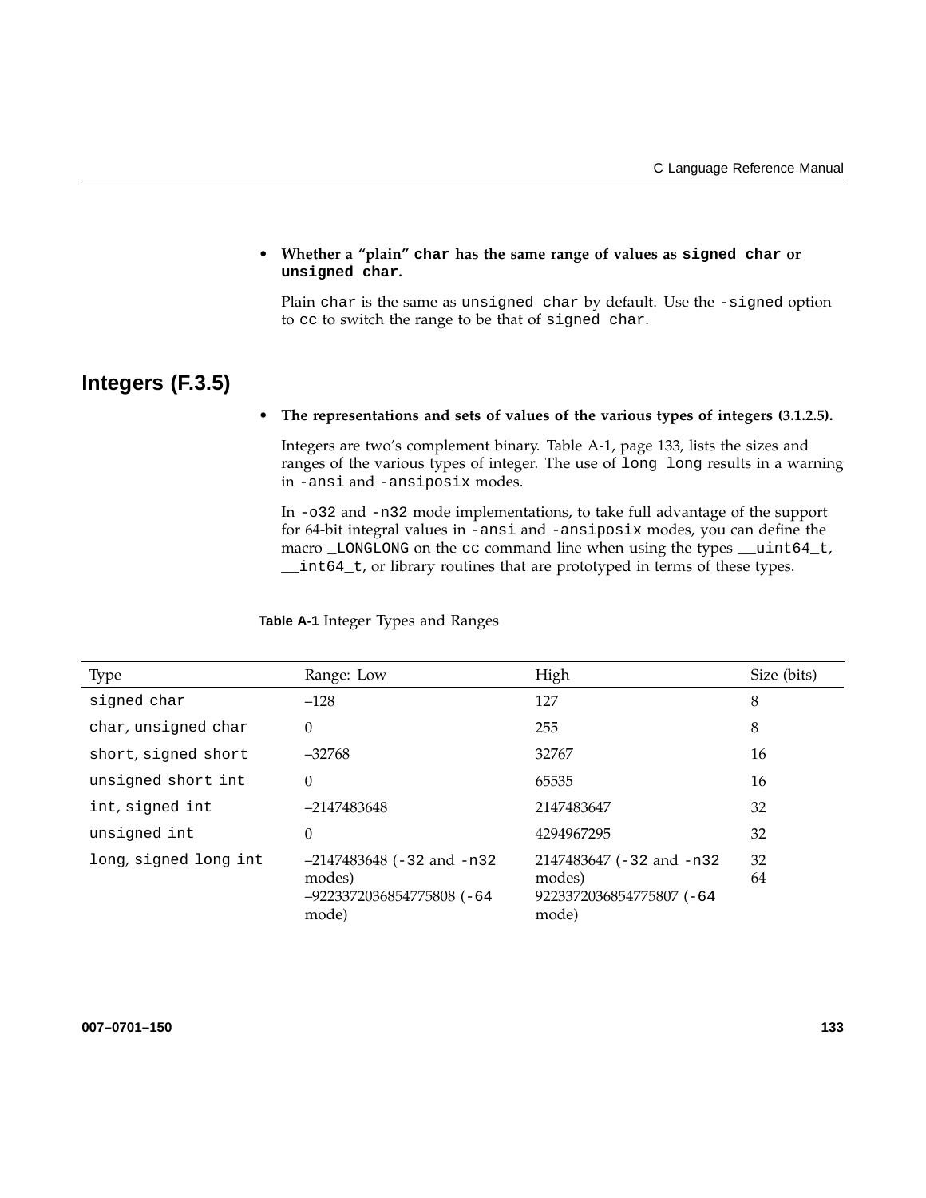- **Whether a "plain" `char` has the same range of values as `signed char` or `unsigned char`.**

  Plain `char` is the same as `unsigned char` by default. Use the `-signed` option to `cc` to switch the range to be that of `signed char`.

## Integers (F.3.5)

- **The representations and sets of values of the various types of integers (3.1.2.5).**

  Integers are two's complement binary. Table A-1, page 133, lists the sizes and ranges of the various types of integer. The use of `long long` results in a warning in `-ansi` and `-ansiposix` modes.

  In `-o32` and `-n32` mode implementations, to take full advantage of the support for 64-bit integral values in `-ansi` and `-ansiposix` modes, you can define the macro `_LONGLONG` on the `cc` command line when using the types `__uint64_t`, `__int64_t`, or library routines that are prototyped in terms of these types.

**Table A-1** Integer Types and Ranges

| Type | Range: Low | High | Size (bits) |
|---|---|---|---|
| `signed char` | –128 | 127 | 8 |
| `char`, `unsigned char` | 0 | 255 | 8 |
| `short`, `signed short` | –32768 | 32767 | 16 |
| `unsigned short int` | 0 | 65535 | 16 |
| `int`, `signed int` | –2147483648 | 2147483647 | 32 |
| `unsigned int` | 0 | 4294967295 | 32 |
| `long`, `signed long int` | –2147483648 (`-32` and `-n32` modes)<br>–9223372036854775808 (`-64` mode) | 2147483647 (`-32` and `-n32` modes)<br>9223372036854775807 (`-64` mode) | 32<br>64 |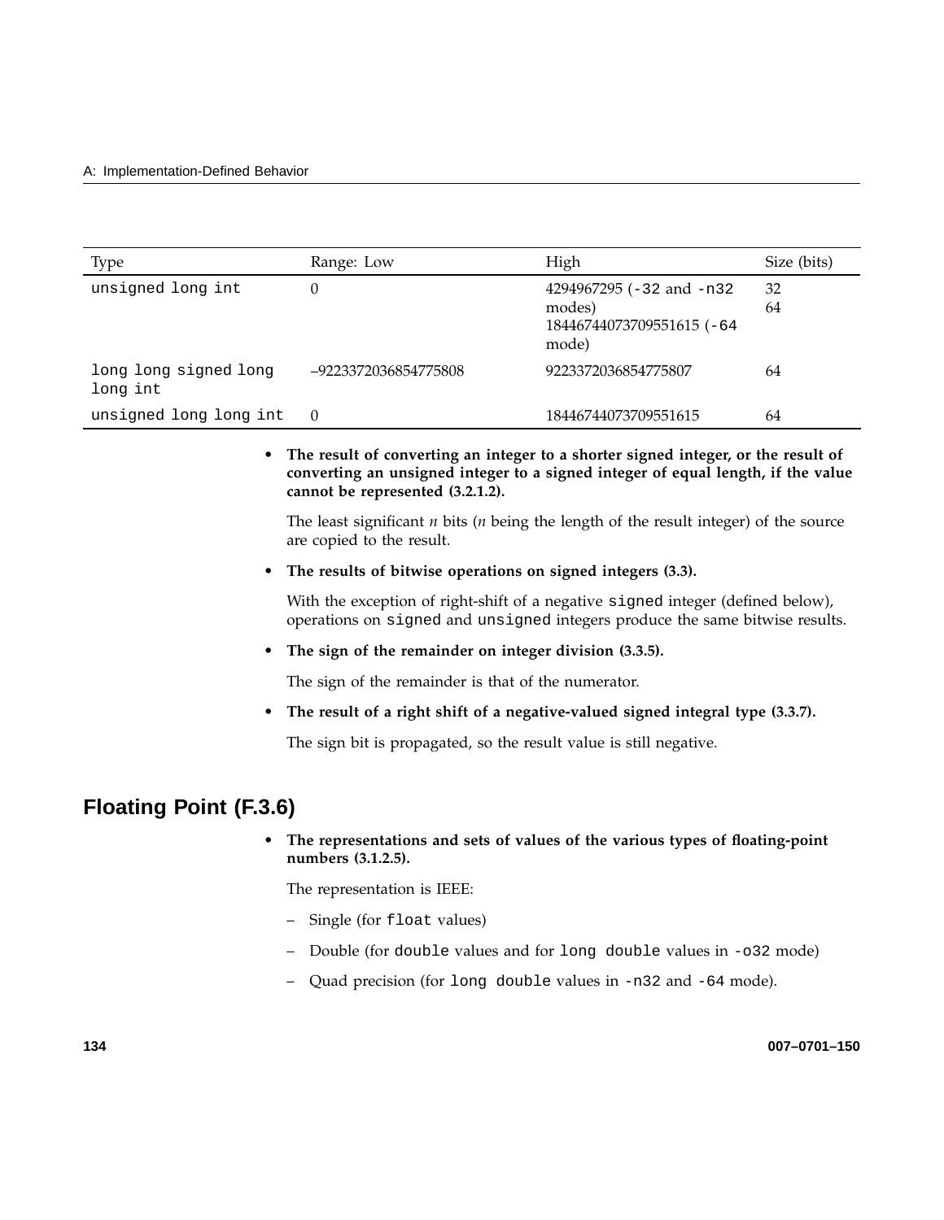| Type | Range: Low | High | Size (bits) |
| --- | --- | --- | --- |
| `unsigned long int` | 0 | 4294967295 (`-32` and `-n32` modes) 18446744073709551615 (`-64` mode) | 32 64 |
| `long long signed long long int` | –9223372036854775808 | 9223372036854775807 | 64 |
| `unsigned long long int` | 0 | 18446744073709551615 | 64 |

- **The result of converting an integer to a shorter signed integer, or the result of converting an unsigned integer to a signed integer of equal length, if the value cannot be represented (3.2.1.2).**

  The least significant *n* bits (*n* being the length of the result integer) of the source are copied to the result.

- **The results of bitwise operations on signed integers (3.3).**

  With the exception of right-shift of a negative `signed` integer (defined below), operations on `signed` and `unsigned` integers produce the same bitwise results.

- **The sign of the remainder on integer division (3.3.5).**

  The sign of the remainder is that of the numerator.

- **The result of a right shift of a negative-valued signed integral type (3.3.7).**

  The sign bit is propagated, so the result value is still negative.

## Floating Point (F.3.6)

- **The representations and sets of values of the various types of floating-point numbers (3.1.2.5).**

  The representation is IEEE:

  – Single (for `float` values)

  – Double (for `double` values and for `long double` values in `-o32` mode)

  – Quad precision (for `long double` values in `-n32` and `-64` mode).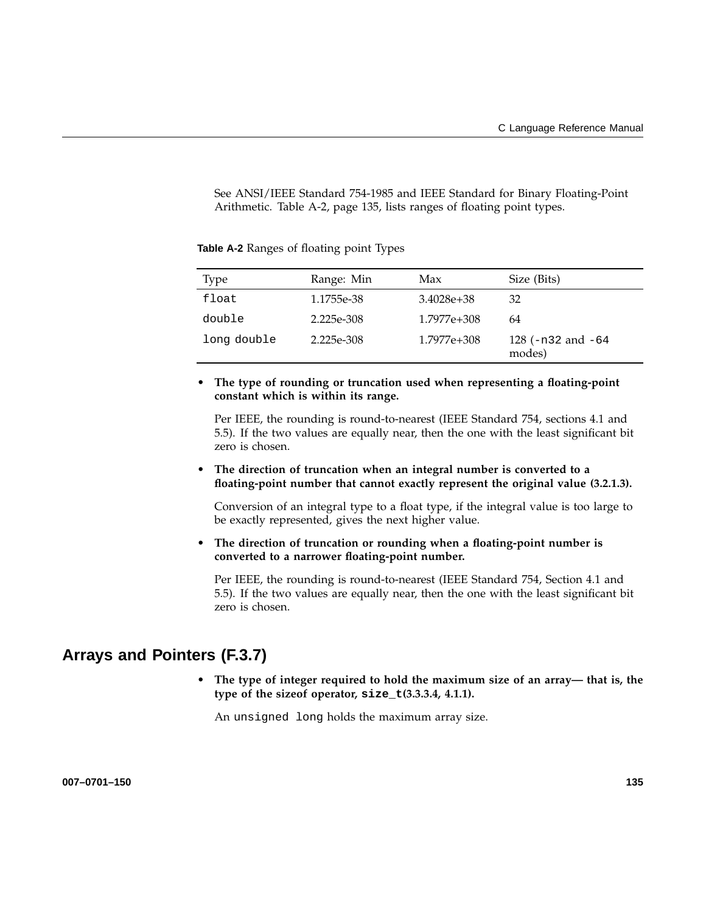See ANSI/IEEE Standard 754-1985 and IEEE Standard for Binary Floating-Point Arithmetic. Table A-2, page 135, lists ranges of floating point types.

**Table A-2** Ranges of floating point Types

| Type | Range: Min | Max | Size (Bits) |
|---|---|---|---|
| `float` | 1.1755e-38 | 3.4028e+38 | 32 |
| `double` | 2.225e-308 | 1.7977e+308 | 64 |
| `long double` | 2.225e-308 | 1.7977e+308 | 128 (`-n32` and `-64` modes) |

- **The type of rounding or truncation used when representing a floating-point constant which is within its range.**

  Per IEEE, the rounding is round-to-nearest (IEEE Standard 754, sections 4.1 and 5.5). If the two values are equally near, then the one with the least significant bit zero is chosen.

- **The direction of truncation when an integral number is converted to a floating-point number that cannot exactly represent the original value (3.2.1.3).**

  Conversion of an integral type to a float type, if the integral value is too large to be exactly represented, gives the next higher value.

- **The direction of truncation or rounding when a floating-point number is converted to a narrower floating-point number.**

  Per IEEE, the rounding is round-to-nearest (IEEE Standard 754, Section 4.1 and 5.5). If the two values are equally near, then the one with the least significant bit zero is chosen.

## Arrays and Pointers (F.3.7)

- **The type of integer required to hold the maximum size of an array— that is, the type of the sizeof operator, `size_t`(3.3.3.4, 4.1.1).**

  An `unsigned long` holds the maximum array size.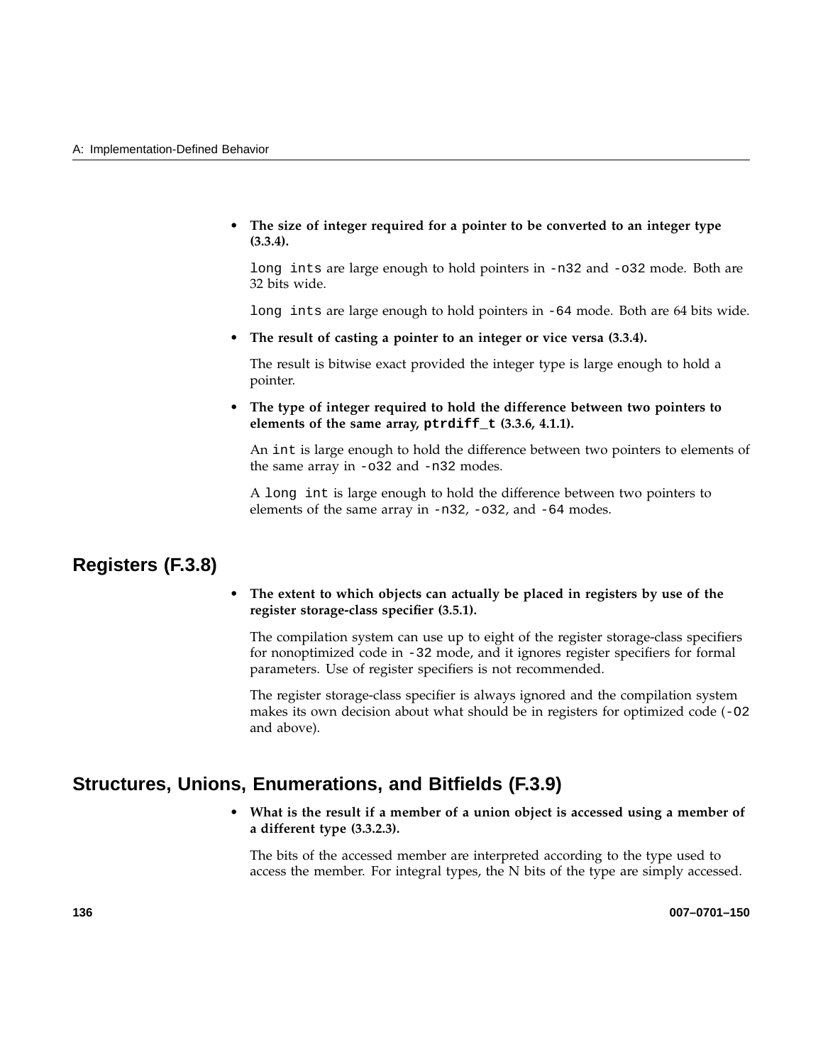- **The size of integer required for a pointer to be converted to an integer type (3.3.4).**

  `long ints` are large enough to hold pointers in `-n32` and `-o32` mode. Both are 32 bits wide.

  `long ints` are large enough to hold pointers in `-64` mode. Both are 64 bits wide.

- **The result of casting a pointer to an integer or vice versa (3.3.4).**

  The result is bitwise exact provided the integer type is large enough to hold a pointer.

- **The type of integer required to hold the difference between two pointers to elements of the same array, `ptrdiff_t` (3.3.6, 4.1.1).**

  An `int` is large enough to hold the difference between two pointers to elements of the same array in `-o32` and `-n32` modes.

  A `long int` is large enough to hold the difference between two pointers to elements of the same array in `-n32`, `-o32`, and `-64` modes.

## Registers (F.3.8)

- **The extent to which objects can actually be placed in registers by use of the register storage-class specifier (3.5.1).**

  The compilation system can use up to eight of the register storage-class specifiers for nonoptimized code in `-32` mode, and it ignores register specifiers for formal parameters. Use of register specifiers is not recommended.

  The register storage-class specifier is always ignored and the compilation system makes its own decision about what should be in registers for optimized code (`-O2` and above).

## Structures, Unions, Enumerations, and Bitfields (F.3.9)

- **What is the result if a member of a union object is accessed using a member of a different type (3.3.2.3).**

  The bits of the accessed member are interpreted according to the type used to access the member. For integral types, the N bits of the type are simply accessed.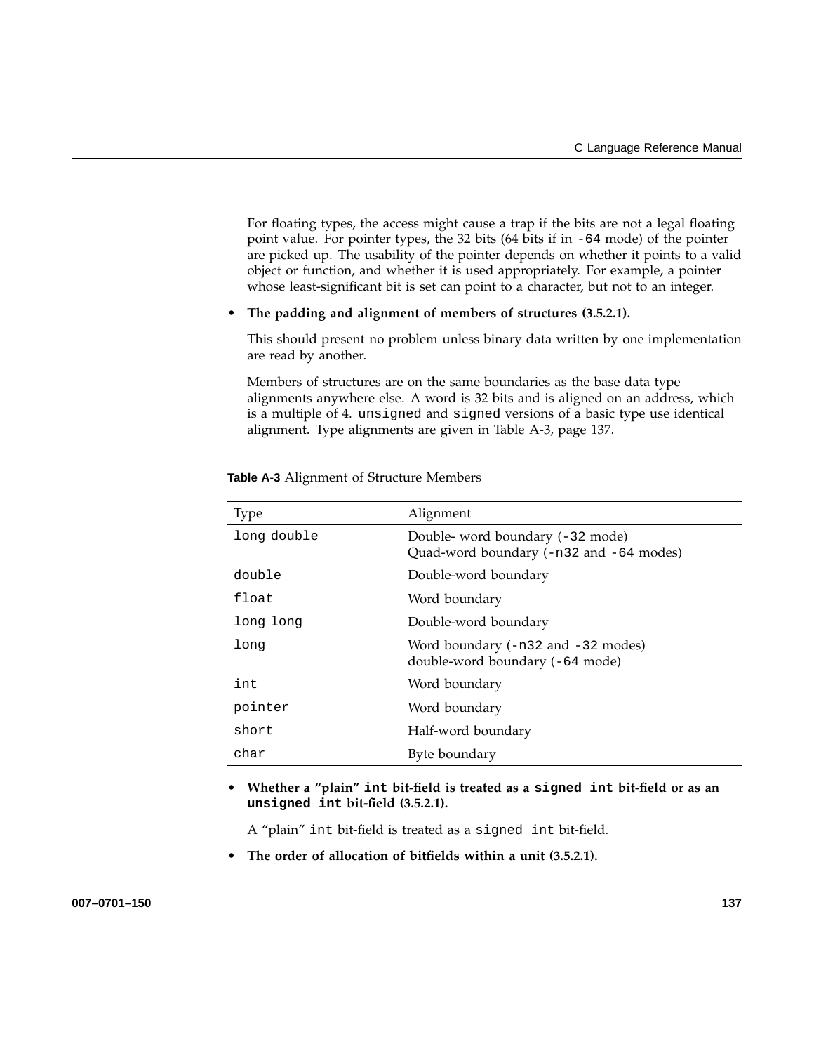For floating types, the access might cause a trap if the bits are not a legal floating point value. For pointer types, the 32 bits (64 bits if in `-64` mode) of the pointer are picked up. The usability of the pointer depends on whether it points to a valid object or function, and whether it is used appropriately. For example, a pointer whose least-significant bit is set can point to a character, but not to an integer.

- **The padding and alignment of members of structures (3.5.2.1).**

  This should present no problem unless binary data written by one implementation are read by another.

  Members of structures are on the same boundaries as the base data type alignments anywhere else. A word is 32 bits and is aligned on an address, which is a multiple of 4. `unsigned` and `signed` versions of a basic type use identical alignment. Type alignments are given in Table A-3, page 137.

**Table A-3** Alignment of Structure Members

| Type | Alignment |
| --- | --- |
| `long double` | Double- word boundary (`-32` mode)<br>Quad-word boundary (`-n32` and `-64` modes) |
| `double` | Double-word boundary |
| `float` | Word boundary |
| `long long` | Double-word boundary |
| `long` | Word boundary (`-n32` and `-32` modes)<br>double-word boundary (`-64` mode) |
| `int` | Word boundary |
| `pointer` | Word boundary |
| `short` | Half-word boundary |
| `char` | Byte boundary |

- **Whether a "plain" `int` bit-field is treated as a `signed int` bit-field or as an `unsigned int` bit-field (3.5.2.1).**

  A "plain" `int` bit-field is treated as a `signed int` bit-field.

- **The order of allocation of bitfields within a unit (3.5.2.1).**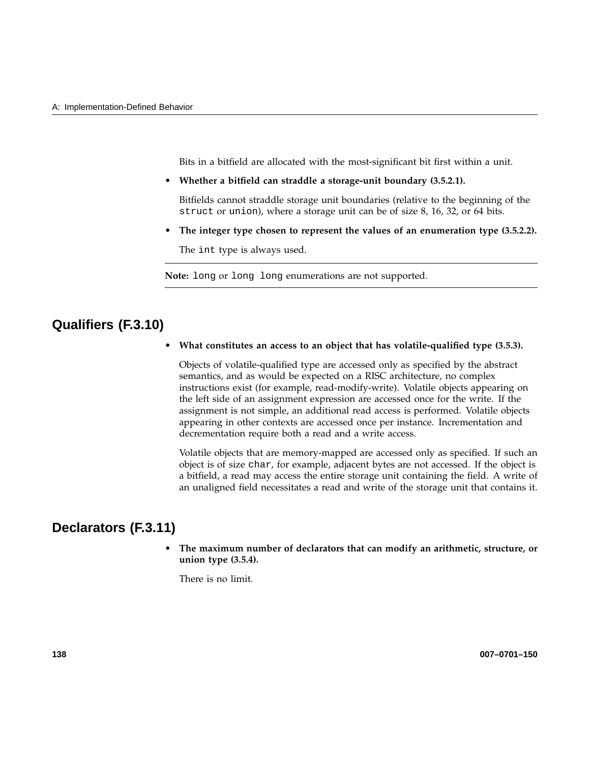Bits in a bitfield are allocated with the most-significant bit first within a unit.

- **Whether a bitfield can straddle a storage-unit boundary (3.5.2.1).**

  Bitfields cannot straddle storage unit boundaries (relative to the beginning of the `struct` or `union`), where a storage unit can be of size 8, 16, 32, or 64 bits.

- **The integer type chosen to represent the values of an enumeration type (3.5.2.2).**

  The `int` type is always used.

---

**Note:** `long` or `long long` enumerations are not supported.

---

## Qualifiers (F.3.10)

- **What constitutes an access to an object that has volatile-qualified type (3.5.3).**

  Objects of volatile-qualified type are accessed only as specified by the abstract semantics, and as would be expected on a RISC architecture, no complex instructions exist (for example, read-modify-write). Volatile objects appearing on the left side of an assignment expression are accessed once for the write. If the assignment is not simple, an additional read access is performed. Volatile objects appearing in other contexts are accessed once per instance. Incrementation and decrementation require both a read and a write access.

  Volatile objects that are memory-mapped are accessed only as specified. If such an object is of size `char`, for example, adjacent bytes are not accessed. If the object is a bitfield, a read may access the entire storage unit containing the field. A write of an unaligned field necessitates a read and write of the storage unit that contains it.

## Declarators (F.3.11)

- **The maximum number of declarators that can modify an arithmetic, structure, or union type (3.5.4).**

  There is no limit.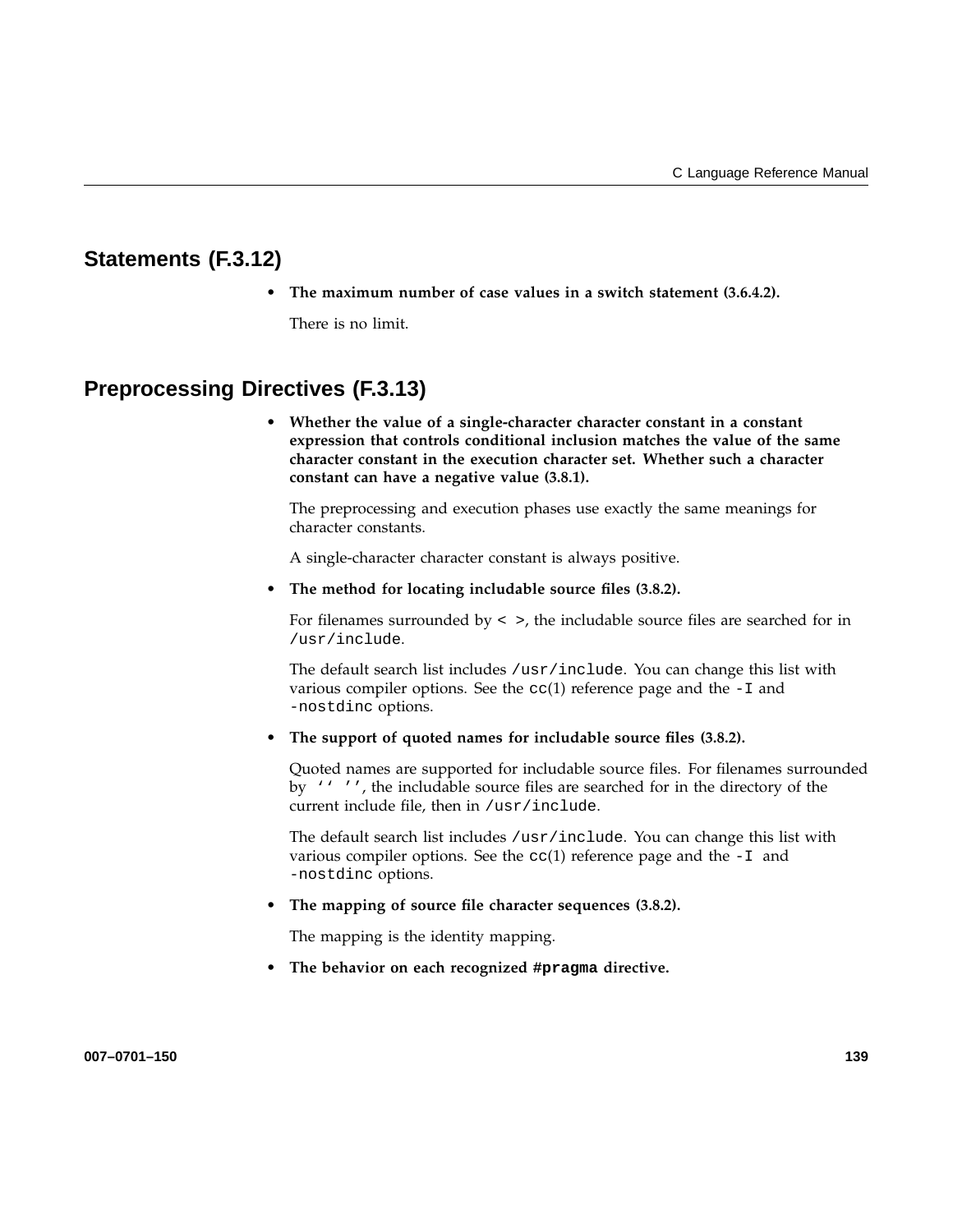## Statements (F.3.12)

- **The maximum number of case values in a switch statement (3.6.4.2).**

  There is no limit.

## Preprocessing Directives (F.3.13)

- **Whether the value of a single-character character constant in a constant expression that controls conditional inclusion matches the value of the same character constant in the execution character set. Whether such a character constant can have a negative value (3.8.1).**

  The preprocessing and execution phases use exactly the same meanings for character constants.

  A single-character character constant is always positive.

- **The method for locating includable source files (3.8.2).**

  For filenames surrounded by `< >`, the includable source files are searched for in `/usr/include`.

  The default search list includes `/usr/include`. You can change this list with various compiler options. See the `cc`(1) reference page and the `-I` and `-nostdinc` options.

- **The support of quoted names for includable source files (3.8.2).**

  Quoted names are supported for includable source files. For filenames surrounded by `‘‘ ’’`, the includable source files are searched for in the directory of the current include file, then in `/usr/include`.

  The default search list includes `/usr/include`. You can change this list with various compiler options. See the `cc`(1) reference page and the `-I` and `-nostdinc` options.

- **The mapping of source file character sequences (3.8.2).**

  The mapping is the identity mapping.

- **The behavior on each recognized `#pragma` directive.**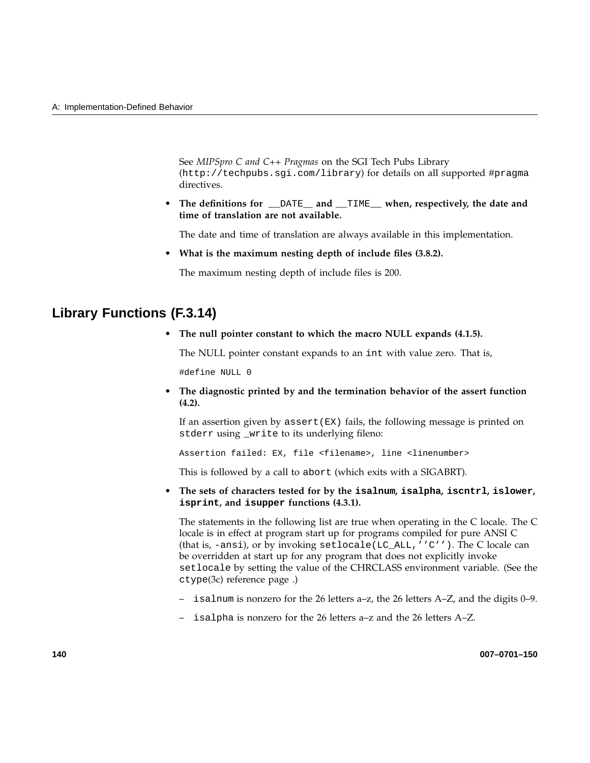See *MIPSpro C and C++ Pragmas* on the SGI Tech Pubs Library (`http://techpubs.sgi.com/library`) for details on all supported `#pragma` directives.

- **The definitions for `__DATE__` and `__TIME__` when, respectively, the date and time of translation are not available.**

  The date and time of translation are always available in this implementation.

- **What is the maximum nesting depth of include files (3.8.2).**

  The maximum nesting depth of include files is 200.

## Library Functions (F.3.14)

- **The null pointer constant to which the macro NULL expands (4.1.5).**

  The NULL pointer constant expands to an `int` with value zero. That is,

  ```
  #define NULL 0
  ```

- **The diagnostic printed by and the termination behavior of the assert function (4.2).**

  If an assertion given by `assert(EX)` fails, the following message is printed on `stderr` using `_write` to its underlying fileno:

  ```
  Assertion failed: EX, file <filename>, line <linenumber>
  ```

  This is followed by a call to `abort` (which exits with a SIGABRT).

- **The sets of characters tested for by the `isalnum`, `isalpha`, `iscntrl`, `islower`, `isprint`, and `isupper` functions (4.3.1).**

  The statements in the following list are true when operating in the C locale. The C locale is in effect at program start up for programs compiled for pure ANSI C (that is, `-ansi`), or by invoking `setlocale(LC_ALL,''C'')`. The C locale can be overridden at start up for any program that does not explicitly invoke `setlocale` by setting the value of the CHRCLASS environment variable. (See the `ctype`(3c) reference page .)

  - `isalnum` is nonzero for the 26 letters a–z, the 26 letters A–Z, and the digits 0–9.
  - `isalpha` is nonzero for the 26 letters a–z and the 26 letters A–Z.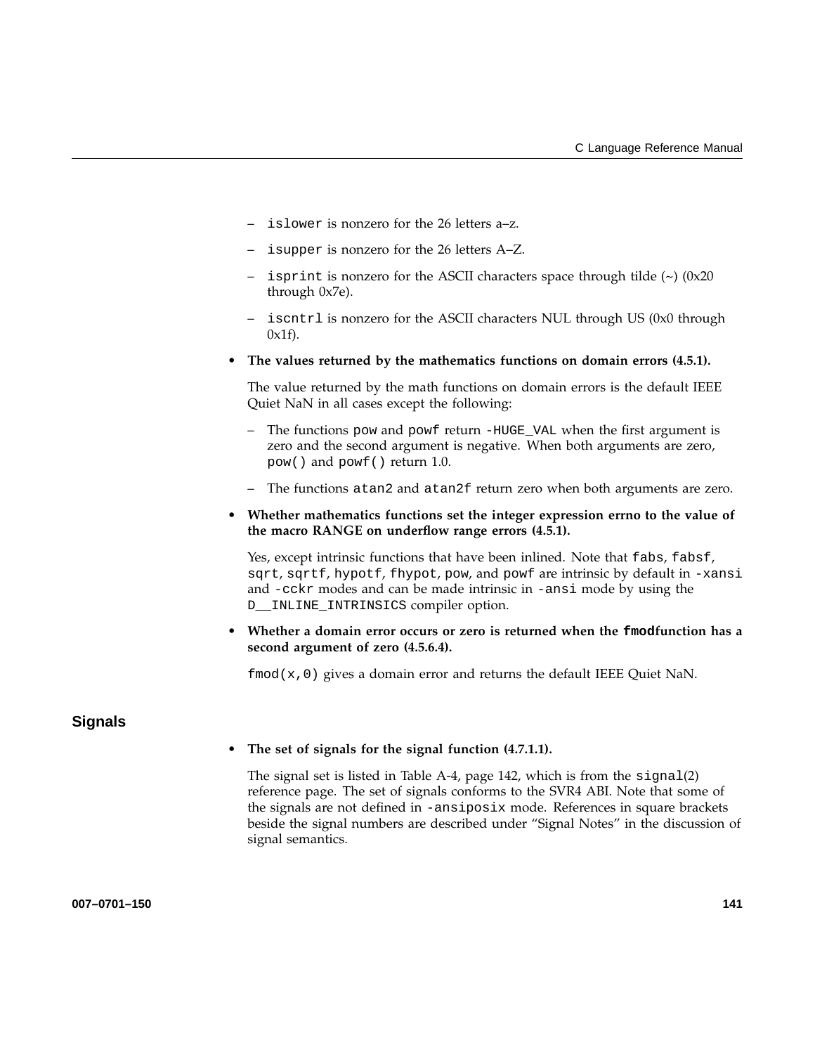- `islower` is nonzero for the 26 letters a–z.
  - `isupper` is nonzero for the 26 letters A–Z.
  - `isprint` is nonzero for the ASCII characters space through tilde (~) (0x20 through 0x7e).
  - `iscntrl` is nonzero for the ASCII characters NUL through US (0x0 through 0x1f).

- **The values returned by the mathematics functions on domain errors (4.5.1).**

  The value returned by the math functions on domain errors is the default IEEE Quiet NaN in all cases except the following:

  - The functions `pow` and `powf` return `-HUGE_VAL` when the first argument is zero and the second argument is negative. When both arguments are zero, `pow()` and `powf()` return 1.0.
  - The functions `atan2` and `atan2f` return zero when both arguments are zero.

- **Whether mathematics functions set the integer expression errno to the value of the macro RANGE on underflow range errors (4.5.1).**

  Yes, except intrinsic functions that have been inlined. Note that `fabs`, `fabsf`, `sqrt`, `sqrtf`, `hypotf`, `fhypot`, `pow`, and `powf` are intrinsic by default in `-xansi` and `-cckr` modes and can be made intrinsic in `-ansi` mode by using the `D__INLINE_INTRINSICS` compiler option.

- **Whether a domain error occurs or zero is returned when the `fmod`function has a second argument of zero (4.5.6.4).**

  `fmod(x,0)` gives a domain error and returns the default IEEE Quiet NaN.

## Signals

- **The set of signals for the signal function (4.7.1.1).**

  The signal set is listed in Table A-4, page 142, which is from the `signal`(2) reference page. The set of signals conforms to the SVR4 ABI. Note that some of the signals are not defined in `-ansiposix` mode. References in square brackets beside the signal numbers are described under "Signal Notes" in the discussion of signal semantics.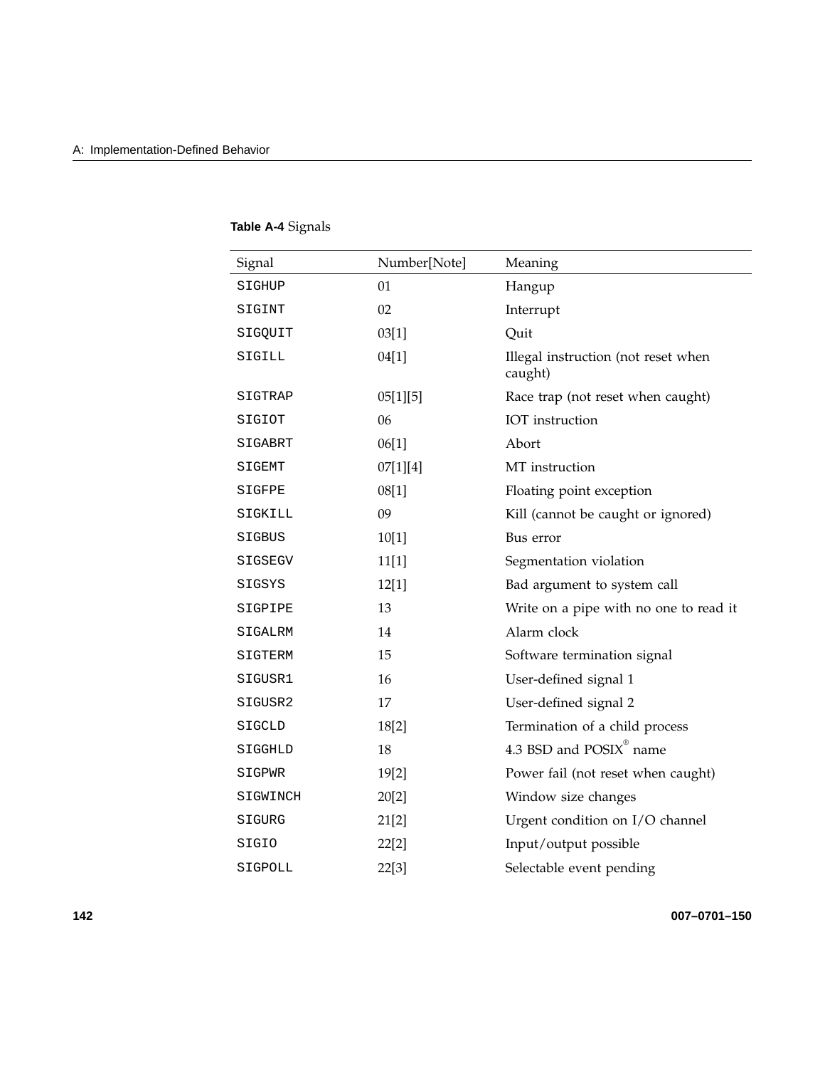**Table A-4** Signals

| Signal | Number[Note] | Meaning |
|---|---|---|
| SIGHUP | 01 | Hangup |
| SIGINT | 02 | Interrupt |
| SIGQUIT | 03[1] | Quit |
| SIGILL | 04[1] | Illegal instruction (not reset when caught) |
| SIGTRAP | 05[1][5] | Race trap (not reset when caught) |
| SIGIOT | 06 | IOT instruction |
| SIGABRT | 06[1] | Abort |
| SIGEMT | 07[1][4] | MT instruction |
| SIGFPE | 08[1] | Floating point exception |
| SIGKILL | 09 | Kill (cannot be caught or ignored) |
| SIGBUS | 10[1] | Bus error |
| SIGSEGV | 11[1] | Segmentation violation |
| SIGSYS | 12[1] | Bad argument to system call |
| SIGPIPE | 13 | Write on a pipe with no one to read it |
| SIGALRM | 14 | Alarm clock |
| SIGTERM | 15 | Software termination signal |
| SIGUSR1 | 16 | User-defined signal 1 |
| SIGUSR2 | 17 | User-defined signal 2 |
| SIGCLD | 18[2] | Termination of a child process |
| SIGGHLD | 18 | 4.3 BSD and POSIX® name |
| SIGPWR | 19[2] | Power fail (not reset when caught) |
| SIGWINCH | 20[2] | Window size changes |
| SIGURG | 21[2] | Urgent condition on I/O channel |
| SIGIO | 22[2] | Input/output possible |
| SIGPOLL | 22[3] | Selectable event pending |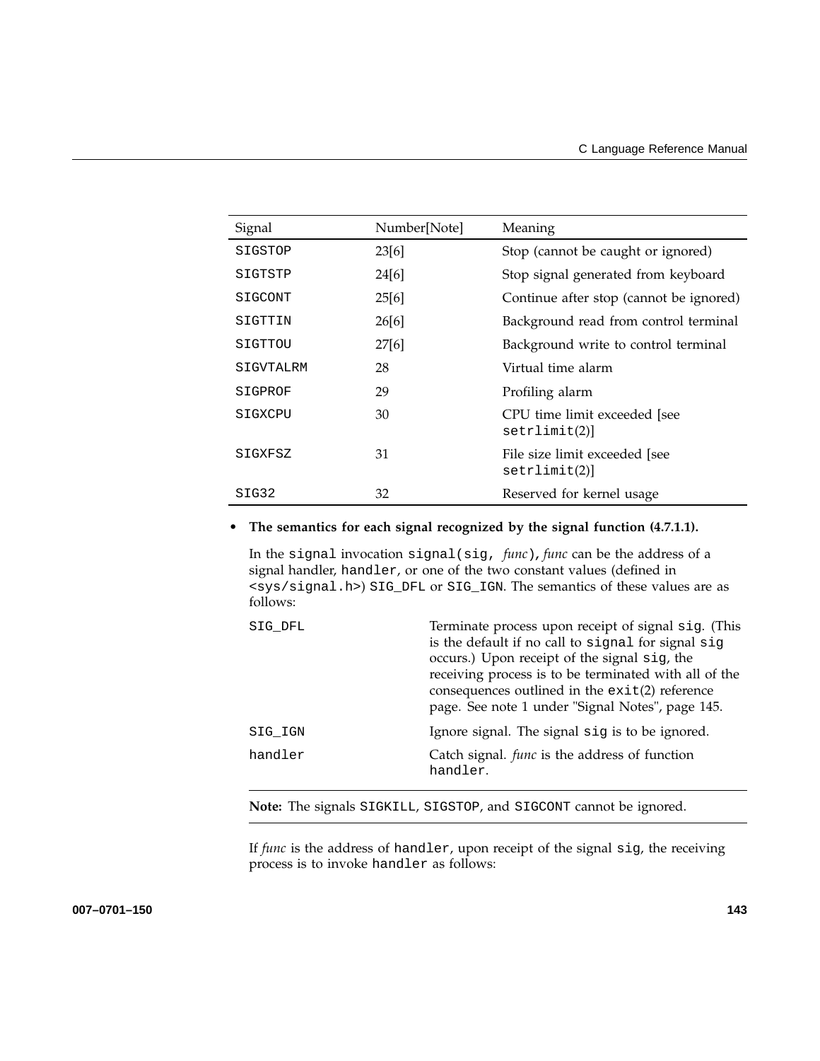| Signal | Number[Note] | Meaning |
| --- | --- | --- |
| SIGSTOP | 23[6] | Stop (cannot be caught or ignored) |
| SIGTSTP | 24[6] | Stop signal generated from keyboard |
| SIGCONT | 25[6] | Continue after stop (cannot be ignored) |
| SIGTTIN | 26[6] | Background read from control terminal |
| SIGTTOU | 27[6] | Background write to control terminal |
| SIGVTALRM | 28 | Virtual time alarm |
| SIGPROF | 29 | Profiling alarm |
| SIGXCPU | 30 | CPU time limit exceeded [see `setrlimit`(2)] |
| SIGXFSZ | 31 | File size limit exceeded [see `setrlimit`(2)] |
| SIG32 | 32 | Reserved for kernel usage |

- **The semantics for each signal recognized by the signal function (4.7.1.1).**

  In the `signal` invocation `signal(sig, ` *func*`)`, *func* can be the address of a signal handler, `handler`, or one of the two constant values (defined in `<sys/signal.h>`) `SIG_DFL` or `SIG_IGN`. The semantics of these values are as follows:

  | | |
  | --- | --- |
  | `SIG_DFL` | Terminate process upon receipt of signal `sig`. (This is the default if no call to `signal` for signal `sig` occurs.) Upon receipt of the signal `sig`, the receiving process is to be terminated with all of the consequences outlined in the `exit`(2) reference page. See note 1 under "Signal Notes", page 145. |
  | `SIG_IGN` | Ignore signal. The signal `sig` is to be ignored. |
  | `handler` | Catch signal. *func* is the address of function `handler`. |

  **Note:** The signals `SIGKILL`, `SIGSTOP`, and `SIGCONT` cannot be ignored.

  If *func* is the address of `handler`, upon receipt of the signal `sig`, the receiving process is to invoke `handler` as follows: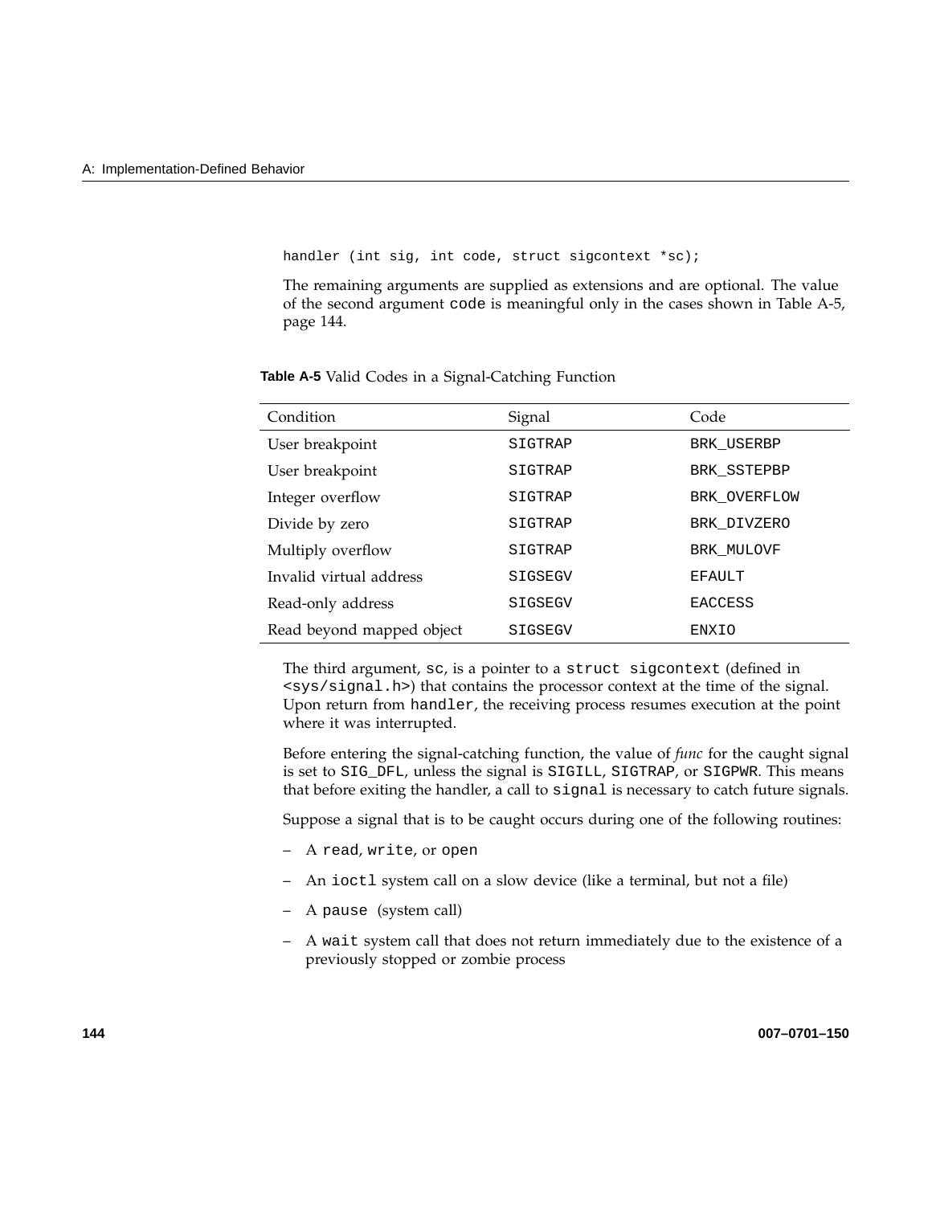```
handler (int sig, int code, struct sigcontext *sc);
```

The remaining arguments are supplied as extensions and are optional. The value of the second argument `code` is meaningful only in the cases shown in Table A-5, page 144.

**Table A-5** Valid Codes in a Signal-Catching Function

| Condition | Signal | Code |
|---|---|---|
| User breakpoint | SIGTRAP | BRK_USERBP |
| User breakpoint | SIGTRAP | BRK_SSTEPBP |
| Integer overflow | SIGTRAP | BRK_OVERFLOW |
| Divide by zero | SIGTRAP | BRK_DIVZERO |
| Multiply overflow | SIGTRAP | BRK_MULOVF |
| Invalid virtual address | SIGSEGV | EFAULT |
| Read-only address | SIGSEGV | EACCESS |
| Read beyond mapped object | SIGSEGV | ENXIO |

The third argument, `sc`, is a pointer to a `struct sigcontext` (defined in `<sys/signal.h>`) that contains the processor context at the time of the signal. Upon return from `handler`, the receiving process resumes execution at the point where it was interrupted.

Before entering the signal-catching function, the value of *func* for the caught signal is set to `SIG_DFL`, unless the signal is `SIGILL`, `SIGTRAP`, or `SIGPWR`. This means that before exiting the handler, a call to `signal` is necessary to catch future signals.

Suppose a signal that is to be caught occurs during one of the following routines:

- A `read`, `write`, or `open`
- An `ioctl` system call on a slow device (like a terminal, but not a file)
- A `pause` (system call)
- A `wait` system call that does not return immediately due to the existence of a previously stopped or zombie process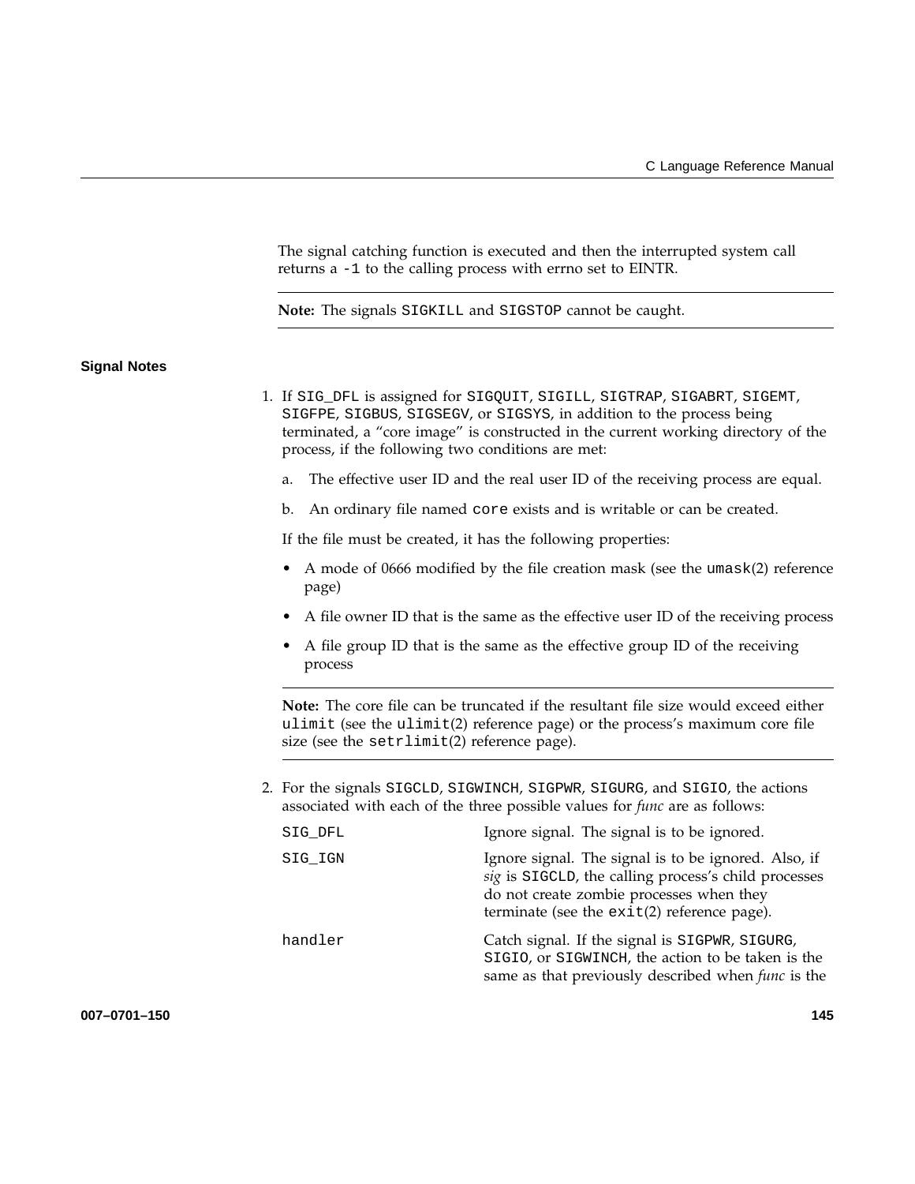The signal catching function is executed and then the interrupted system call returns a `-1` to the calling process with errno set to EINTR.

---

**Note:** The signals `SIGKILL` and `SIGSTOP` cannot be caught.

---

### Signal Notes

1. If `SIG_DFL` is assigned for `SIGQUIT`, `SIGILL`, `SIGTRAP`, `SIGABRT`, `SIGEMT`, `SIGFPE`, `SIGBUS`, `SIGSEGV`, or `SIGSYS`, in addition to the process being terminated, a "core image" is constructed in the current working directory of the process, if the following two conditions are met:

   a. The effective user ID and the real user ID of the receiving process are equal.

   b. An ordinary file named `core` exists and is writable or can be created.

   If the file must be created, it has the following properties:

   - A mode of 0666 modified by the file creation mask (see the `umask`(2) reference page)
   - A file owner ID that is the same as the effective user ID of the receiving process
   - A file group ID that is the same as the effective group ID of the receiving process

   ---

   **Note:** The core file can be truncated if the resultant file size would exceed either `ulimit` (see the `ulimit`(2) reference page) or the process's maximum core file size (see the `setrlimit`(2) reference page).

   ---

2. For the signals `SIGCLD`, `SIGWINCH`, `SIGPWR`, `SIGURG`, and `SIGIO`, the actions associated with each of the three possible values for *func* are as follows:

   `SIG_DFL` — Ignore signal. The signal is to be ignored.

   `SIG_IGN` — Ignore signal. The signal is to be ignored. Also, if *sig* is `SIGCLD`, the calling process's child processes do not create zombie processes when they terminate (see the `exit`(2) reference page).

   `handler` — Catch signal. If the signal is `SIGPWR`, `SIGURG`, `SIGIO`, or `SIGWINCH`, the action to be taken is the same as that previously described when *func* is the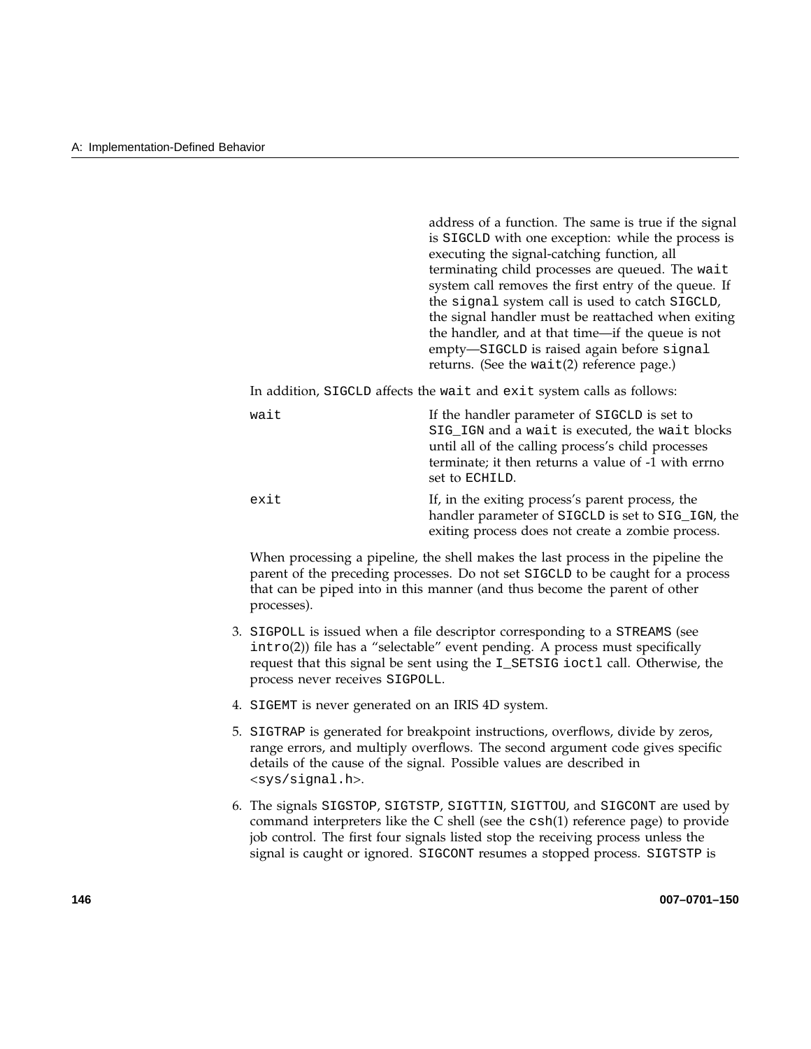address of a function. The same is true if the signal is SIGCLD with one exception: while the process is executing the signal-catching function, all terminating child processes are queued. The wait system call removes the first entry of the queue. If the signal system call is used to catch SIGCLD, the signal handler must be reattached when exiting the handler, and at that time—if the queue is not empty—SIGCLD is raised again before signal returns. (See the wait(2) reference page.)

In addition, SIGCLD affects the wait and exit system calls as follows:

wait
: If the handler parameter of SIGCLD is set to SIG_IGN and a wait is executed, the wait blocks until all of the calling process's child processes terminate; it then returns a value of -1 with errno set to ECHILD.

exit
: If, in the exiting process's parent process, the handler parameter of SIGCLD is set to SIG_IGN, the exiting process does not create a zombie process.

When processing a pipeline, the shell makes the last process in the pipeline the parent of the preceding processes. Do not set SIGCLD to be caught for a process that can be piped into in this manner (and thus become the parent of other processes).

3. SIGPOLL is issued when a file descriptor corresponding to a STREAMS (see intro(2)) file has a "selectable" event pending. A process must specifically request that this signal be sent using the I_SETSIG ioctl call. Otherwise, the process never receives SIGPOLL.

4. SIGEMT is never generated on an IRIS 4D system.

5. SIGTRAP is generated for breakpoint instructions, overflows, divide by zeros, range errors, and multiply overflows. The second argument code gives specific details of the cause of the signal. Possible values are described in <sys/signal.h>.

6. The signals SIGSTOP, SIGTSTP, SIGTTIN, SIGTTOU, and SIGCONT are used by command interpreters like the C shell (see the csh(1) reference page) to provide job control. The first four signals listed stop the receiving process unless the signal is caught or ignored. SIGCONT resumes a stopped process. SIGTSTP is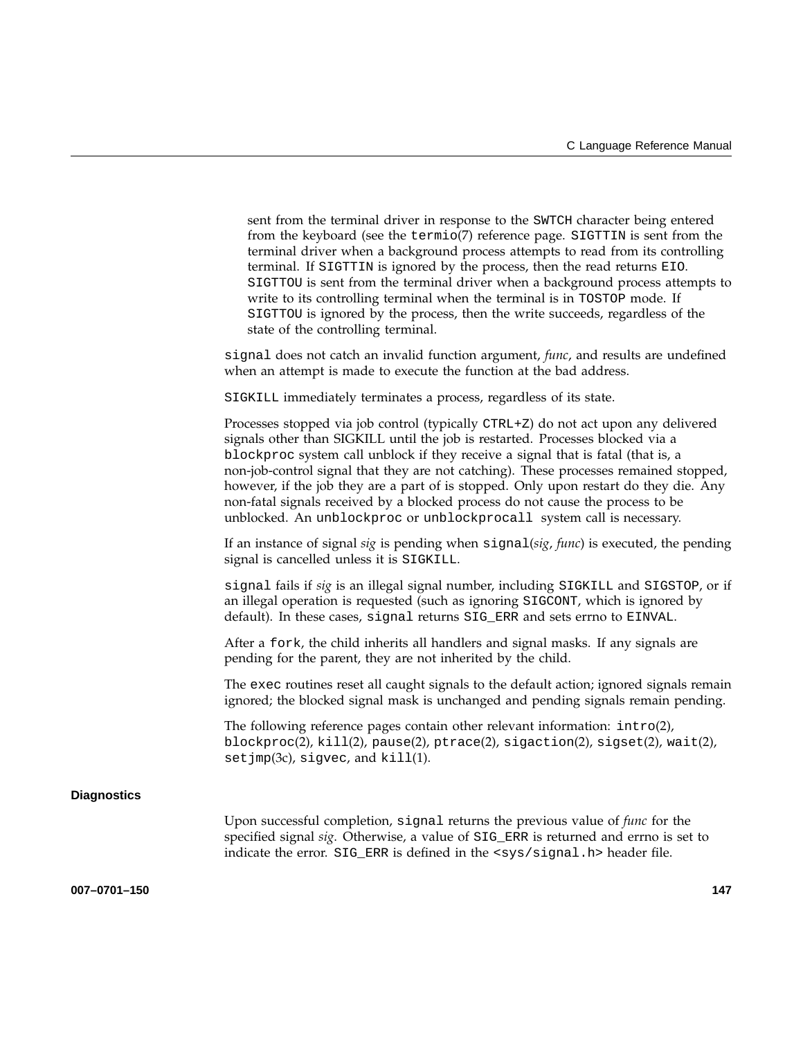sent from the terminal driver in response to the `SWTCH` character being entered from the keyboard (see the `termio`(7) reference page. `SIGTTIN` is sent from the terminal driver when a background process attempts to read from its controlling terminal. If `SIGTTIN` is ignored by the process, then the read returns `EIO`. `SIGTTOU` is sent from the terminal driver when a background process attempts to write to its controlling terminal when the terminal is in `TOSTOP` mode. If `SIGTTOU` is ignored by the process, then the write succeeds, regardless of the state of the controlling terminal.

`signal` does not catch an invalid function argument, *func*, and results are undefined when an attempt is made to execute the function at the bad address.

`SIGKILL` immediately terminates a process, regardless of its state.

Processes stopped via job control (typically `CTRL+Z`) do not act upon any delivered signals other than SIGKILL until the job is restarted. Processes blocked via a `blockproc` system call unblock if they receive a signal that is fatal (that is, a non-job-control signal that they are not catching). These processes remained stopped, however, if the job they are a part of is stopped. Only upon restart do they die. Any non-fatal signals received by a blocked process do not cause the process to be unblocked. An `unblockproc` or `unblockprocall` system call is necessary.

If an instance of signal *sig* is pending when `signal`(*sig*, *func*) is executed, the pending signal is cancelled unless it is `SIGKILL`.

`signal` fails if *sig* is an illegal signal number, including `SIGKILL` and `SIGSTOP`, or if an illegal operation is requested (such as ignoring `SIGCONT`, which is ignored by default). In these cases, `signal` returns `SIG_ERR` and sets errno to `EINVAL`.

After a `fork`, the child inherits all handlers and signal masks. If any signals are pending for the parent, they are not inherited by the child.

The `exec` routines reset all caught signals to the default action; ignored signals remain ignored; the blocked signal mask is unchanged and pending signals remain pending.

The following reference pages contain other relevant information: `intro`(2), `blockproc`(2), `kill`(2), `pause`(2), `ptrace`(2), `sigaction`(2), `sigset`(2), `wait`(2), `setjmp`(3c), `sigvec`, and `kill`(1).

#### Diagnostics

Upon successful completion, `signal` returns the previous value of *func* for the specified signal *sig*. Otherwise, a value of `SIG_ERR` is returned and errno is set to indicate the error. `SIG_ERR` is defined in the `<sys/signal.h>` header file.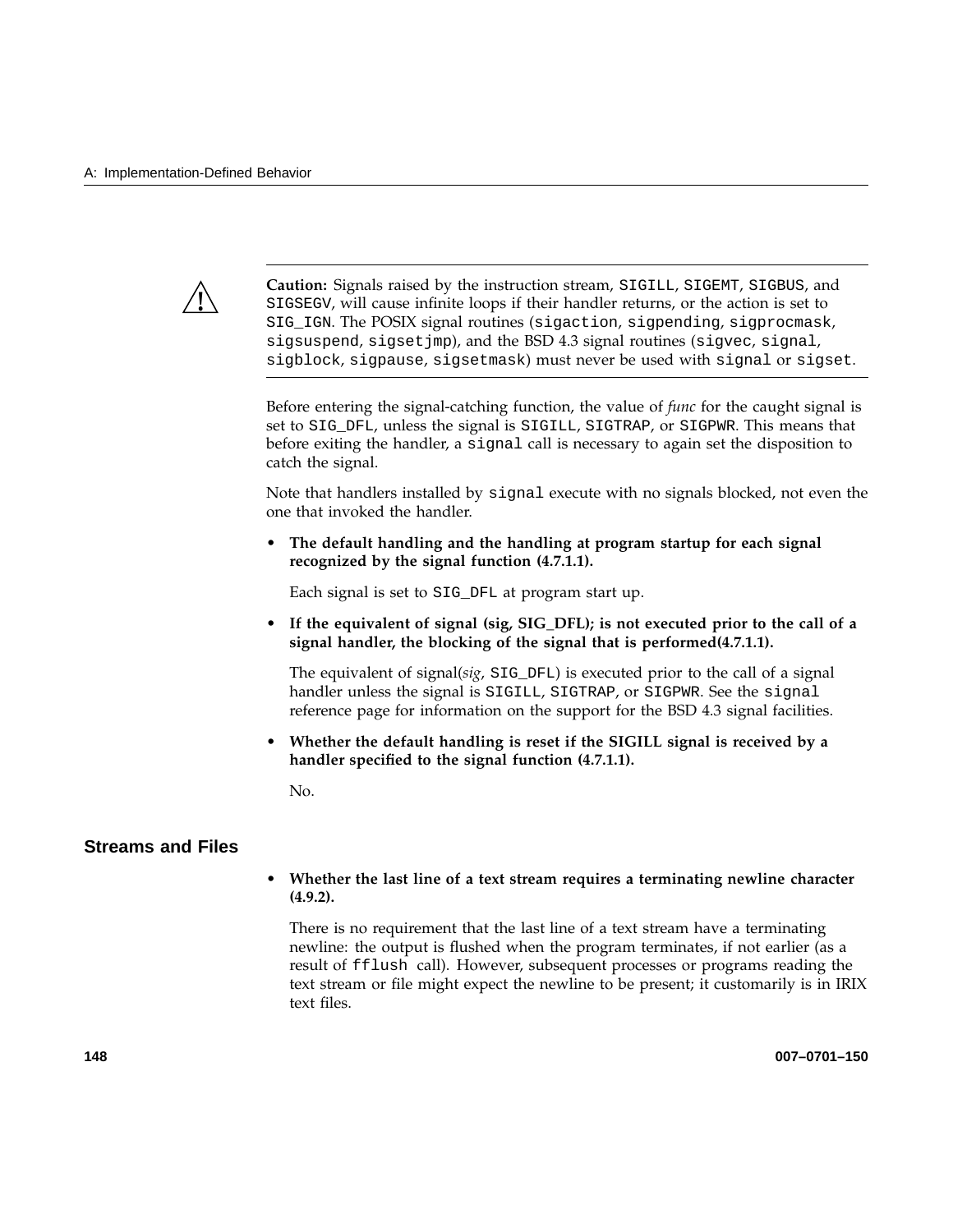**Caution:** Signals raised by the instruction stream, `SIGILL`, `SIGEMT`, `SIGBUS`, and `SIGSEGV`, will cause infinite loops if their handler returns, or the action is set to `SIG_IGN`. The POSIX signal routines (`sigaction`, `sigpending`, `sigprocmask`, `sigsuspend`, `sigsetjmp`), and the BSD 4.3 signal routines (`sigvec`, `signal`, `sigblock`, `sigpause`, `sigsetmask`) must never be used with `signal` or `sigset`.

Before entering the signal-catching function, the value of *func* for the caught signal is set to `SIG_DFL`, unless the signal is `SIGILL`, `SIGTRAP`, or `SIGPWR`. This means that before exiting the handler, a `signal` call is necessary to again set the disposition to catch the signal.

Note that handlers installed by `signal` execute with no signals blocked, not even the one that invoked the handler.

- **The default handling and the handling at program startup for each signal recognized by the signal function (4.7.1.1).**

  Each signal is set to `SIG_DFL` at program start up.

- **If the equivalent of signal (sig, SIG_DFL); is not executed prior to the call of a signal handler, the blocking of the signal that is performed(4.7.1.1).**

  The equivalent of signal(*sig*, `SIG_DFL`) is executed prior to the call of a signal handler unless the signal is `SIGILL`, `SIGTRAP`, or `SIGPWR`. See the `signal` reference page for information on the support for the BSD 4.3 signal facilities.

- **Whether the default handling is reset if the SIGILL signal is received by a handler specified to the signal function (4.7.1.1).**

  No.

## Streams and Files

- **Whether the last line of a text stream requires a terminating newline character (4.9.2).**

  There is no requirement that the last line of a text stream have a terminating newline: the output is flushed when the program terminates, if not earlier (as a result of `fflush` call). However, subsequent processes or programs reading the text stream or file might expect the newline to be present; it customarily is in IRIX text files.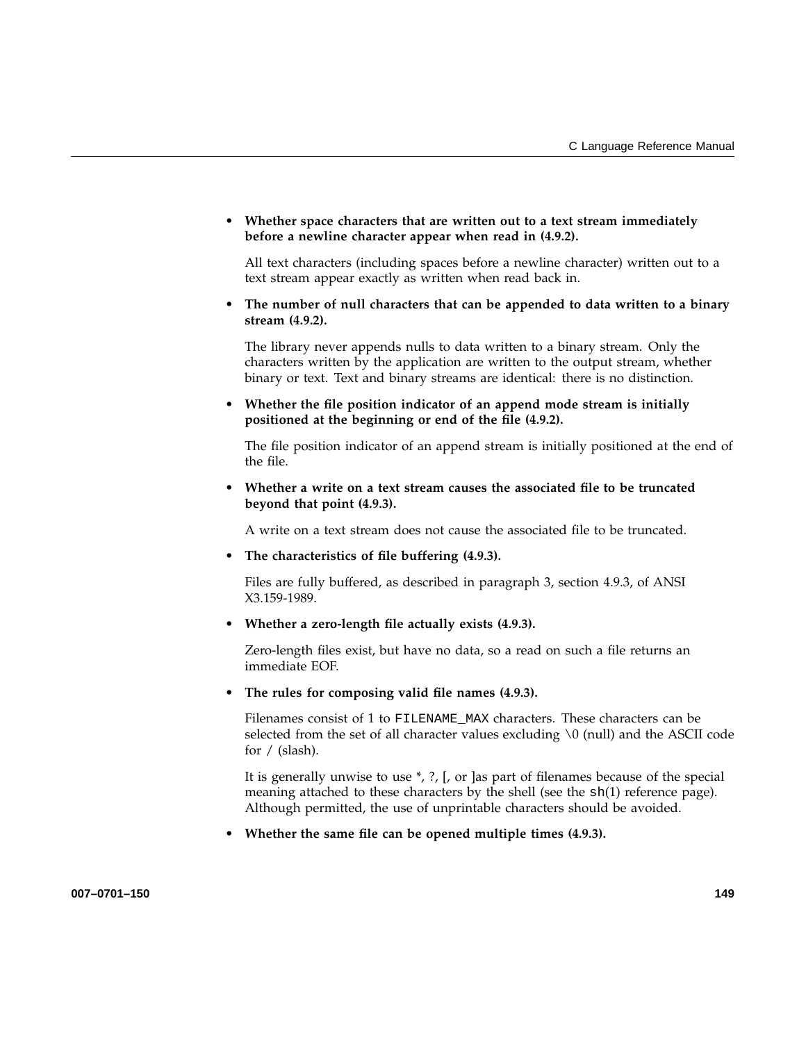- **Whether space characters that are written out to a text stream immediately before a newline character appear when read in (4.9.2).**

  All text characters (including spaces before a newline character) written out to a text stream appear exactly as written when read back in.

- **The number of null characters that can be appended to data written to a binary stream (4.9.2).**

  The library never appends nulls to data written to a binary stream. Only the characters written by the application are written to the output stream, whether binary or text. Text and binary streams are identical: there is no distinction.

- **Whether the file position indicator of an append mode stream is initially positioned at the beginning or end of the file (4.9.2).**

  The file position indicator of an append stream is initially positioned at the end of the file.

- **Whether a write on a text stream causes the associated file to be truncated beyond that point (4.9.3).**

  A write on a text stream does not cause the associated file to be truncated.

- **The characteristics of file buffering (4.9.3).**

  Files are fully buffered, as described in paragraph 3, section 4.9.3, of ANSI X3.159-1989.

- **Whether a zero-length file actually exists (4.9.3).**

  Zero-length files exist, but have no data, so a read on such a file returns an immediate EOF.

- **The rules for composing valid file names (4.9.3).**

  Filenames consist of 1 to `FILENAME_MAX` characters. These characters can be selected from the set of all character values excluding \0 (null) and the ASCII code for / (slash).

  It is generally unwise to use *, ?, [, or ]as part of filenames because of the special meaning attached to these characters by the shell (see the `sh`(1) reference page). Although permitted, the use of unprintable characters should be avoided.

- **Whether the same file can be opened multiple times (4.9.3).**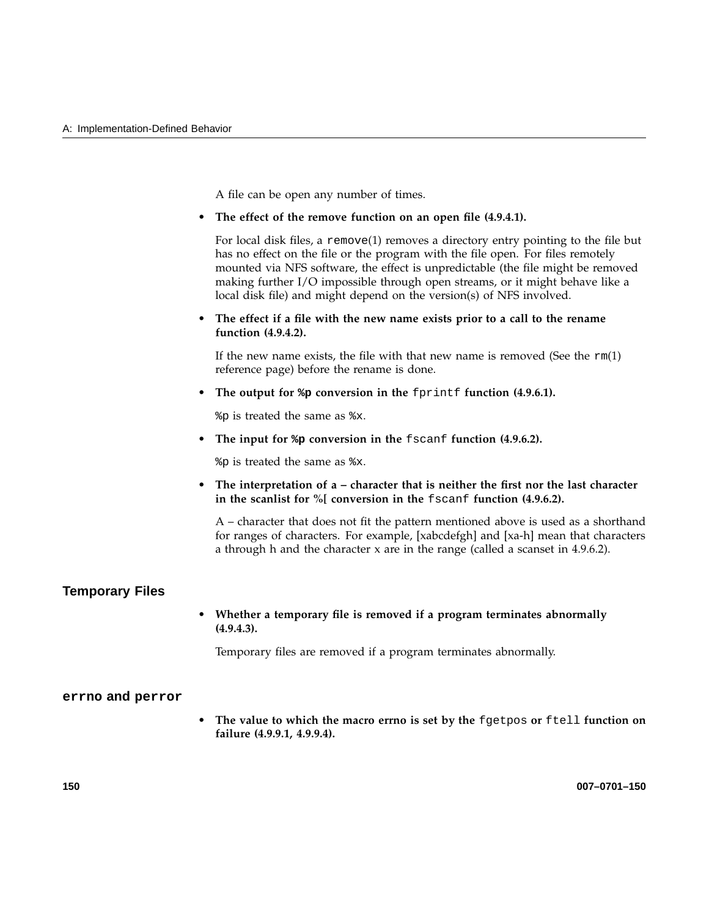A file can be open any number of times.

- **The effect of the remove function on an open file (4.9.4.1).**

  For local disk files, a `remove`(1) removes a directory entry pointing to the file but has no effect on the file or the program with the file open. For files remotely mounted via NFS software, the effect is unpredictable (the file might be removed making further I/O impossible through open streams, or it might behave like a local disk file) and might depend on the version(s) of NFS involved.

- **The effect if a file with the new name exists prior to a call to the rename function (4.9.4.2).**

  If the new name exists, the file with that new name is removed (See the `rm`(1) reference page) before the rename is done.

- **The output for `%p` conversion in the `fprintf` function (4.9.6.1).**

  `%p` is treated the same as `%x`.

- **The input for `%p` conversion in the `fscanf` function (4.9.6.2).**

  `%p` is treated the same as `%x`.

- **The interpretation of a – character that is neither the first nor the last character in the scanlist for %[ conversion in the `fscanf` function (4.9.6.2).**

  A – character that does not fit the pattern mentioned above is used as a shorthand for ranges of characters. For example, [xabcdefgh] and [xa-h] mean that characters a through h and the character x are in the range (called a scanset in 4.9.6.2).

## Temporary Files

- **Whether a temporary file is removed if a program terminates abnormally (4.9.4.3).**

  Temporary files are removed if a program terminates abnormally.

## `errno` and `perror`

- **The value to which the macro errno is set by the `fgetpos` or `ftell` function on failure (4.9.9.1, 4.9.9.4).**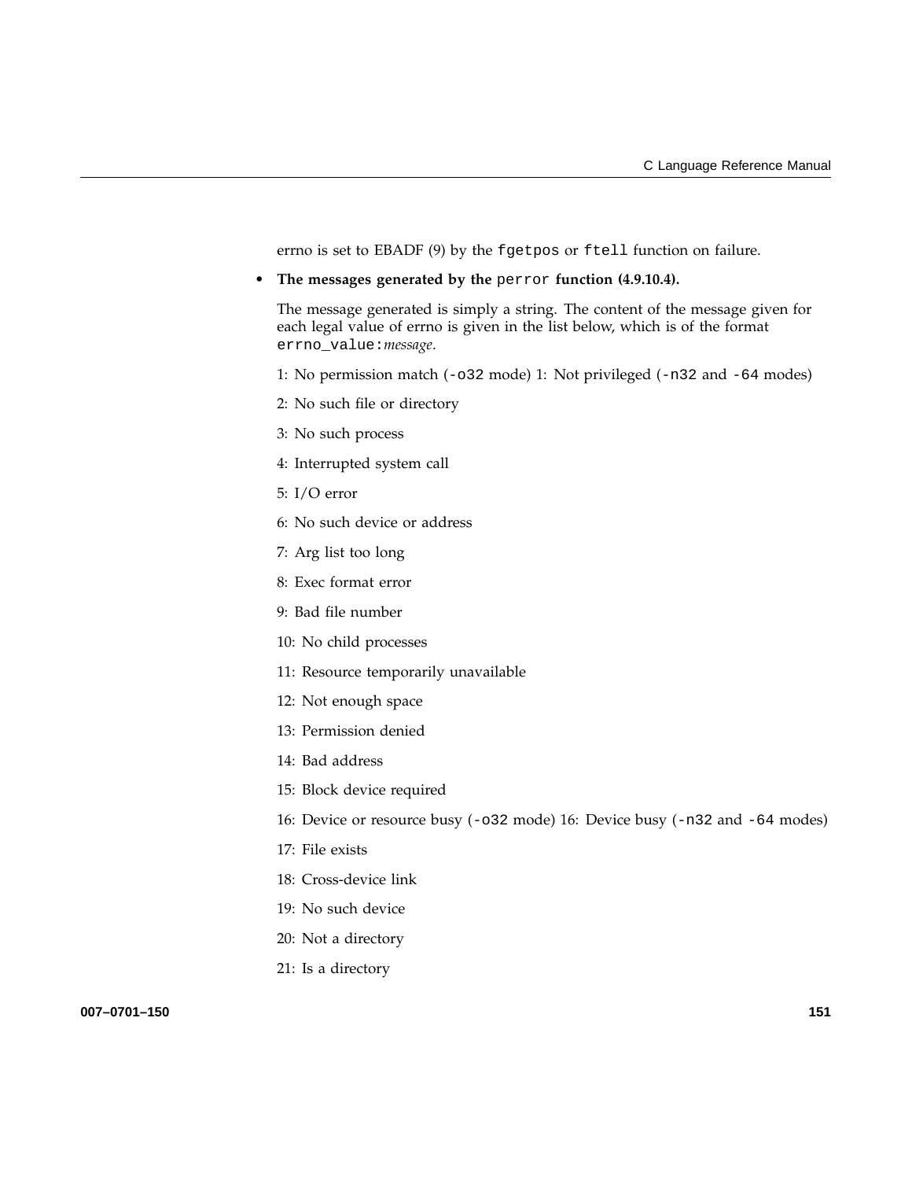errno is set to EBADF (9) by the `fgetpos` or `ftell` function on failure.

- **The messages generated by the `perror` function (4.9.10.4).**

  The message generated is simply a string. The content of the message given for each legal value of errno is given in the list below, which is of the format `errno_value:`*message*.

  1: No permission match (`-o32` mode) 1: Not privileged (`-n32` and `-64` modes)

  2: No such file or directory

  3: No such process

  4: Interrupted system call

  5: I/O error

  6: No such device or address

  7: Arg list too long

  8: Exec format error

  9: Bad file number

  10: No child processes

  11: Resource temporarily unavailable

  12: Not enough space

  13: Permission denied

  14: Bad address

  15: Block device required

  16: Device or resource busy (`-o32` mode) 16: Device busy (`-n32` and `-64` modes)

  17: File exists

  18: Cross-device link

  19: No such device

  20: Not a directory

  21: Is a directory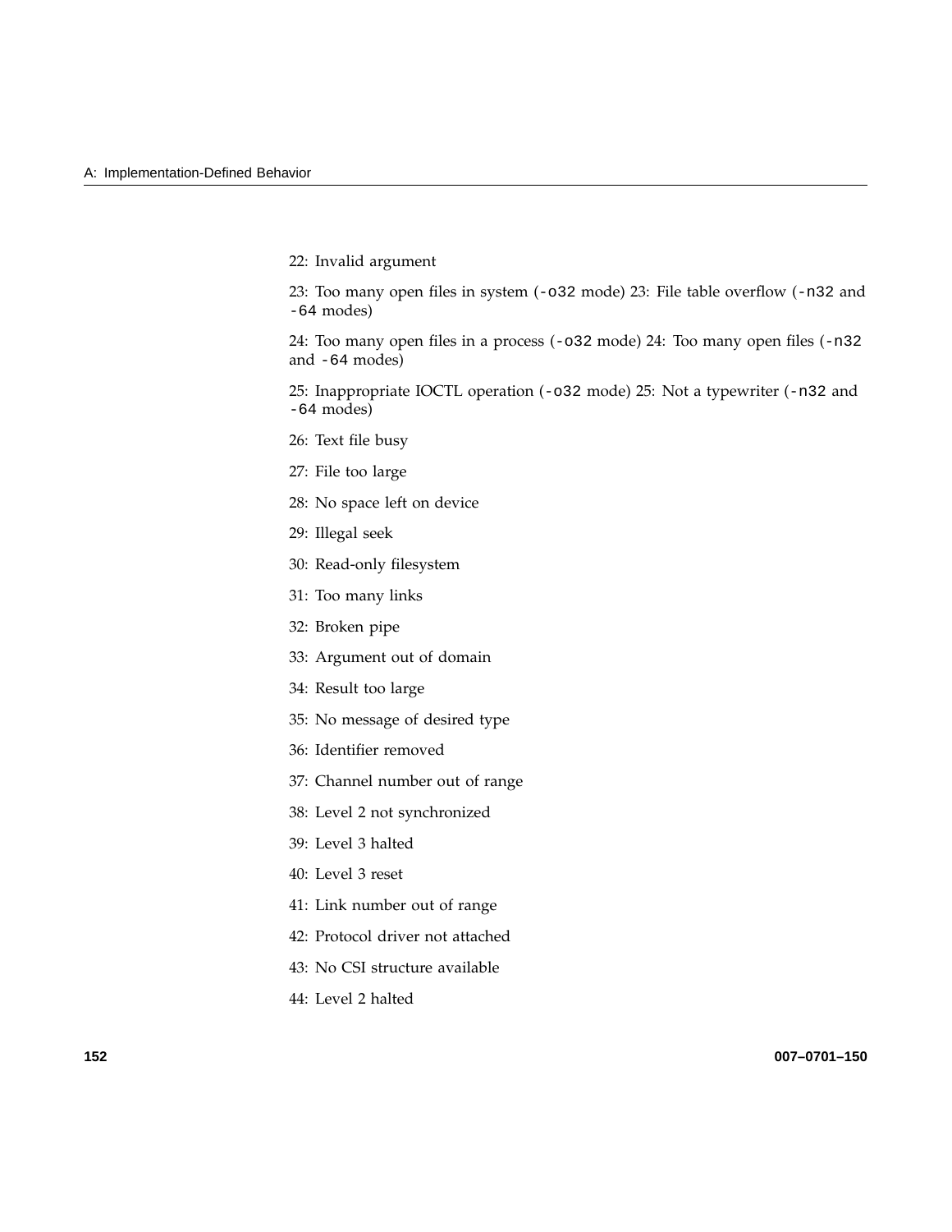22: Invalid argument

23: Too many open files in system (`-o32` mode) 23: File table overflow (`-n32` and `-64` modes)

24: Too many open files in a process (`-o32` mode) 24: Too many open files (`-n32` and `-64` modes)

25: Inappropriate IOCTL operation (`-o32` mode) 25: Not a typewriter (`-n32` and `-64` modes)

26: Text file busy

27: File too large

28: No space left on device

29: Illegal seek

30: Read-only filesystem

31: Too many links

32: Broken pipe

33: Argument out of domain

34: Result too large

35: No message of desired type

36: Identifier removed

37: Channel number out of range

38: Level 2 not synchronized

39: Level 3 halted

40: Level 3 reset

41: Link number out of range

42: Protocol driver not attached

43: No CSI structure available

44: Level 2 halted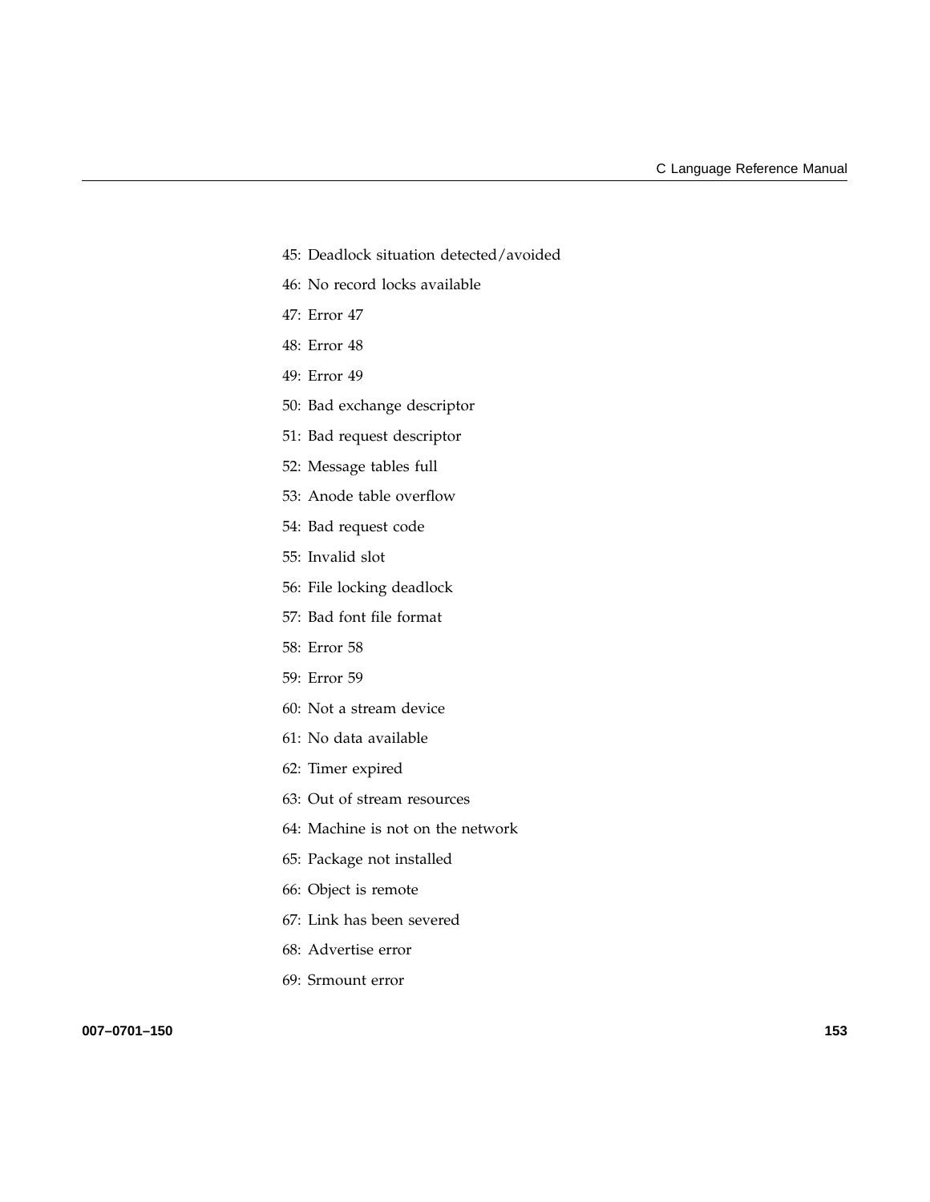45: Deadlock situation detected/avoided

46: No record locks available

47: Error 47

48: Error 48

49: Error 49

50: Bad exchange descriptor

51: Bad request descriptor

52: Message tables full

53: Anode table overflow

54: Bad request code

55: Invalid slot

56: File locking deadlock

57: Bad font file format

58: Error 58

59: Error 59

60: Not a stream device

61: No data available

62: Timer expired

63: Out of stream resources

64: Machine is not on the network

65: Package not installed

66: Object is remote

67: Link has been severed

68: Advertise error

69: Srmount error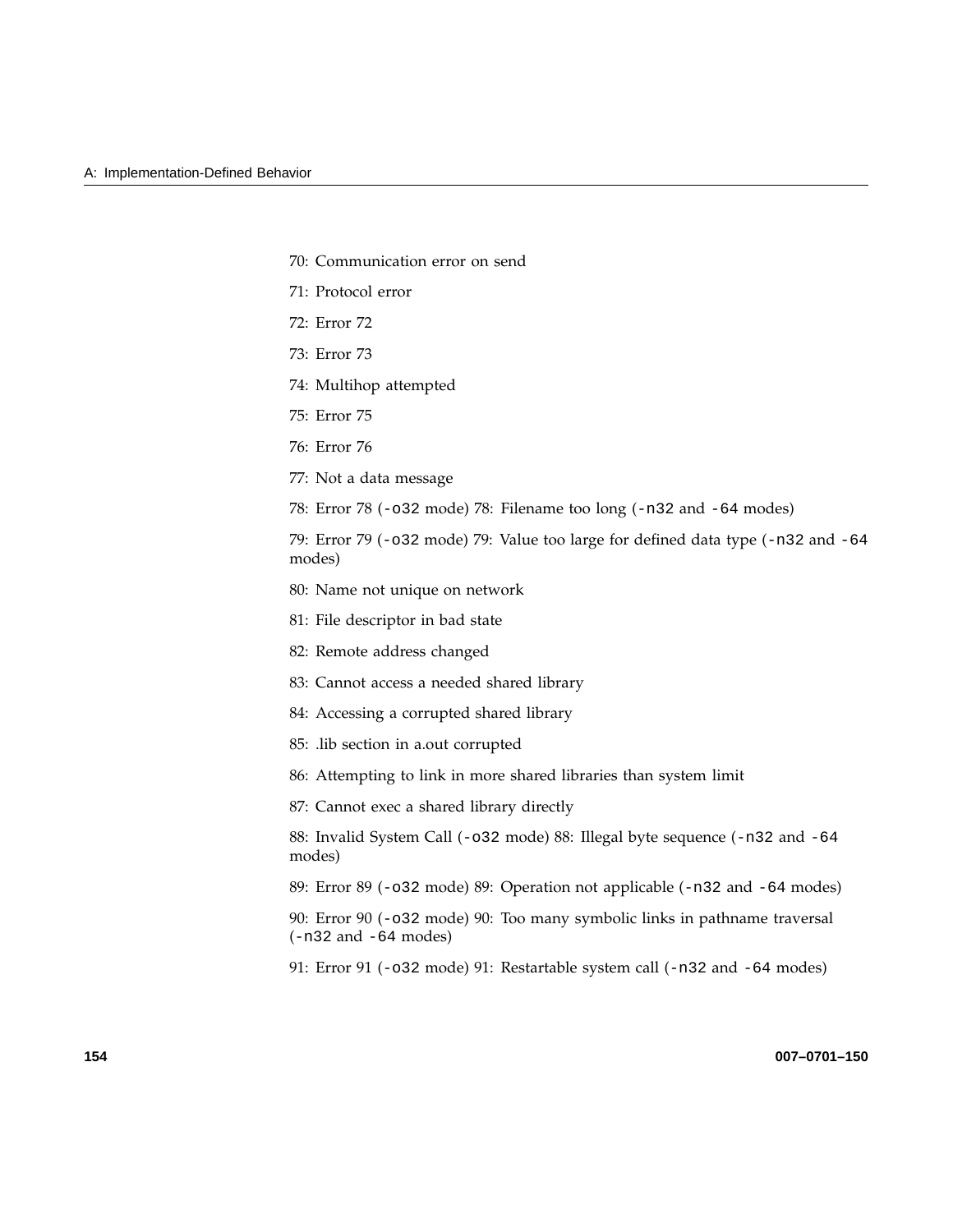70: Communication error on send

71: Protocol error

72: Error 72

73: Error 73

74: Multihop attempted

75: Error 75

76: Error 76

77: Not a data message

78: Error 78 (`-o32` mode) 78: Filename too long (`-n32` and `-64` modes)

79: Error 79 (`-o32` mode) 79: Value too large for defined data type (`-n32` and `-64` modes)

80: Name not unique on network

81: File descriptor in bad state

82: Remote address changed

83: Cannot access a needed shared library

84: Accessing a corrupted shared library

85: .lib section in a.out corrupted

86: Attempting to link in more shared libraries than system limit

87: Cannot exec a shared library directly

88: Invalid System Call (`-o32` mode) 88: Illegal byte sequence (`-n32` and `-64` modes)

89: Error 89 (`-o32` mode) 89: Operation not applicable (`-n32` and `-64` modes)

90: Error 90 (`-o32` mode) 90: Too many symbolic links in pathname traversal (`-n32` and `-64` modes)

91: Error 91 (`-o32` mode) 91: Restartable system call (`-n32` and `-64` modes)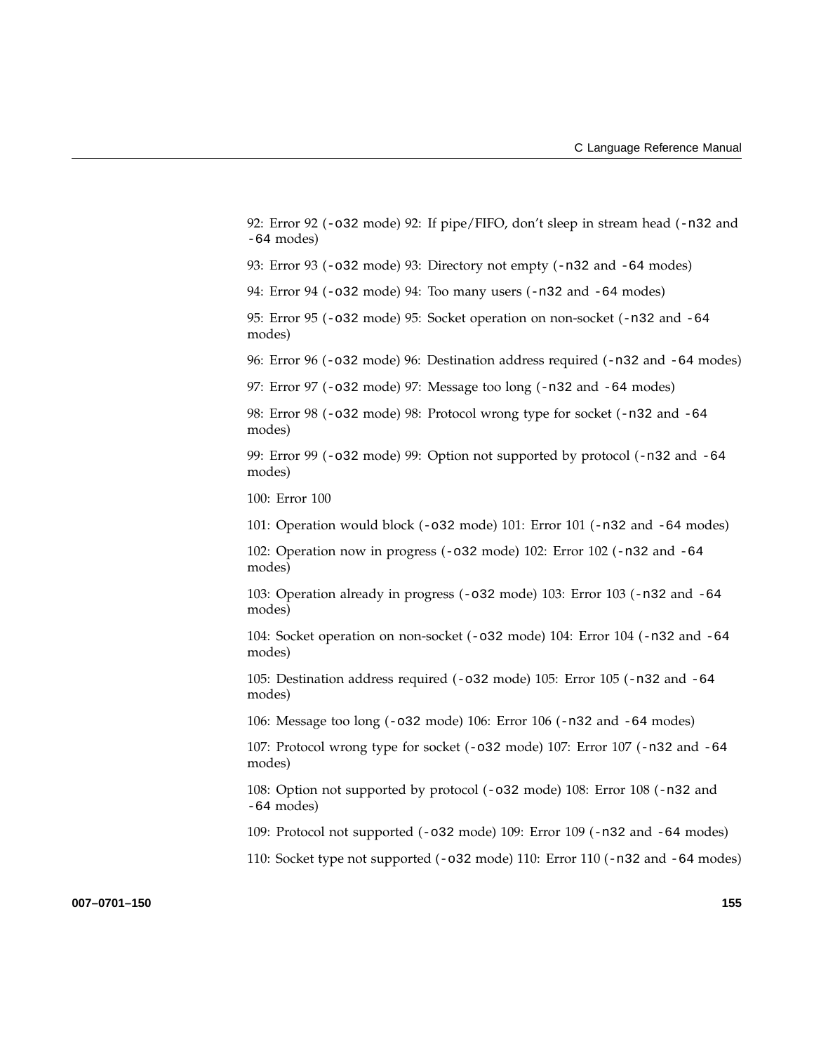92: Error 92 (`-o32` mode) 92: If pipe/FIFO, don't sleep in stream head (`-n32` and `-64` modes)

93: Error 93 (`-o32` mode) 93: Directory not empty (`-n32` and `-64` modes)

94: Error 94 (`-o32` mode) 94: Too many users (`-n32` and `-64` modes)

95: Error 95 (`-o32` mode) 95: Socket operation on non-socket (`-n32` and `-64` modes)

96: Error 96 (`-o32` mode) 96: Destination address required (`-n32` and `-64` modes)

97: Error 97 (`-o32` mode) 97: Message too long (`-n32` and `-64` modes)

98: Error 98 (`-o32` mode) 98: Protocol wrong type for socket (`-n32` and `-64` modes)

99: Error 99 (`-o32` mode) 99: Option not supported by protocol (`-n32` and `-64` modes)

100: Error 100

101: Operation would block (`-o32` mode) 101: Error 101 (`-n32` and `-64` modes)

102: Operation now in progress (`-o32` mode) 102: Error 102 (`-n32` and `-64` modes)

103: Operation already in progress (`-o32` mode) 103: Error 103 (`-n32` and `-64` modes)

104: Socket operation on non-socket (`-o32` mode) 104: Error 104 (`-n32` and `-64` modes)

105: Destination address required (`-o32` mode) 105: Error 105 (`-n32` and `-64` modes)

106: Message too long (`-o32` mode) 106: Error 106 (`-n32` and `-64` modes)

107: Protocol wrong type for socket (`-o32` mode) 107: Error 107 (`-n32` and `-64` modes)

108: Option not supported by protocol (`-o32` mode) 108: Error 108 (`-n32` and `-64` modes)

109: Protocol not supported (`-o32` mode) 109: Error 109 (`-n32` and `-64` modes)

110: Socket type not supported (`-o32` mode) 110: Error 110 (`-n32` and `-64` modes)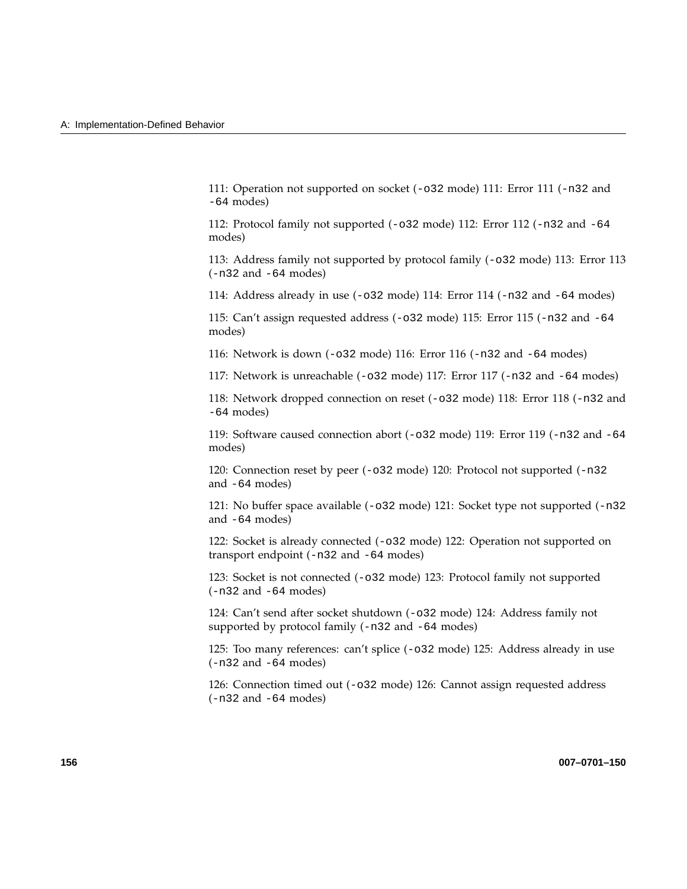111: Operation not supported on socket (-o32 mode) 111: Error 111 (-n32 and -64 modes)

112: Protocol family not supported (-o32 mode) 112: Error 112 (-n32 and -64 modes)

113: Address family not supported by protocol family (-o32 mode) 113: Error 113 (-n32 and -64 modes)

114: Address already in use (-o32 mode) 114: Error 114 (-n32 and -64 modes)

115: Can't assign requested address (-o32 mode) 115: Error 115 (-n32 and -64 modes)

116: Network is down (-o32 mode) 116: Error 116 (-n32 and -64 modes)

117: Network is unreachable (-o32 mode) 117: Error 117 (-n32 and -64 modes)

118: Network dropped connection on reset (-o32 mode) 118: Error 118 (-n32 and -64 modes)

119: Software caused connection abort (-o32 mode) 119: Error 119 (-n32 and -64 modes)

120: Connection reset by peer (-o32 mode) 120: Protocol not supported (-n32 and -64 modes)

121: No buffer space available (-o32 mode) 121: Socket type not supported (-n32 and -64 modes)

122: Socket is already connected (-o32 mode) 122: Operation not supported on transport endpoint (-n32 and -64 modes)

123: Socket is not connected (-o32 mode) 123: Protocol family not supported (-n32 and -64 modes)

124: Can't send after socket shutdown (-o32 mode) 124: Address family not supported by protocol family (-n32 and -64 modes)

125: Too many references: can't splice (-o32 mode) 125: Address already in use (-n32 and -64 modes)

126: Connection timed out (-o32 mode) 126: Cannot assign requested address (-n32 and -64 modes)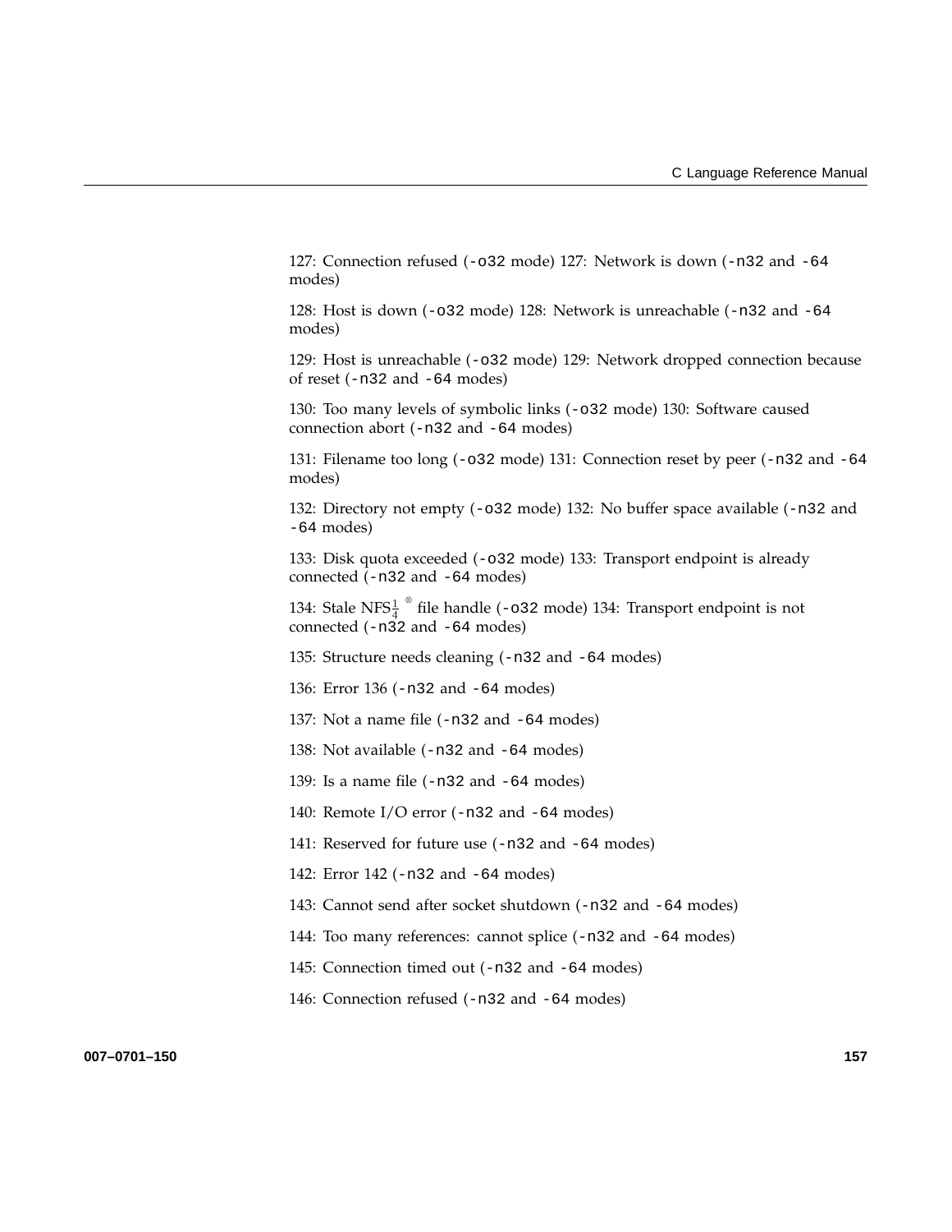127: Connection refused (`-o32` mode) 127: Network is down (`-n32` and `-64` modes)

128: Host is down (`-o32` mode) 128: Network is unreachable (`-n32` and `-64` modes)

129: Host is unreachable (`-o32` mode) 129: Network dropped connection because of reset (`-n32` and `-64` modes)

130: Too many levels of symbolic links (`-o32` mode) 130: Software caused connection abort (`-n32` and `-64` modes)

131: Filename too long (`-o32` mode) 131: Connection reset by peer (`-n32` and `-64` modes)

132: Directory not empty (`-o32` mode) 132: No buffer space available (`-n32` and `-64` modes)

133: Disk quota exceeded (`-o32` mode) 133: Transport endpoint is already connected (`-n32` and `-64` modes)

134: Stale NFS$\frac{1}{4}$ ® file handle (`-o32` mode) 134: Transport endpoint is not connected (`-n32` and `-64` modes)

135: Structure needs cleaning (`-n32` and `-64` modes)

136: Error 136 (`-n32` and `-64` modes)

137: Not a name file (`-n32` and `-64` modes)

138: Not available (`-n32` and `-64` modes)

139: Is a name file (`-n32` and `-64` modes)

140: Remote I/O error (`-n32` and `-64` modes)

141: Reserved for future use (`-n32` and `-64` modes)

142: Error 142 (`-n32` and `-64` modes)

143: Cannot send after socket shutdown (`-n32` and `-64` modes)

144: Too many references: cannot splice (`-n32` and `-64` modes)

145: Connection timed out (`-n32` and `-64` modes)

146: Connection refused (`-n32` and `-64` modes)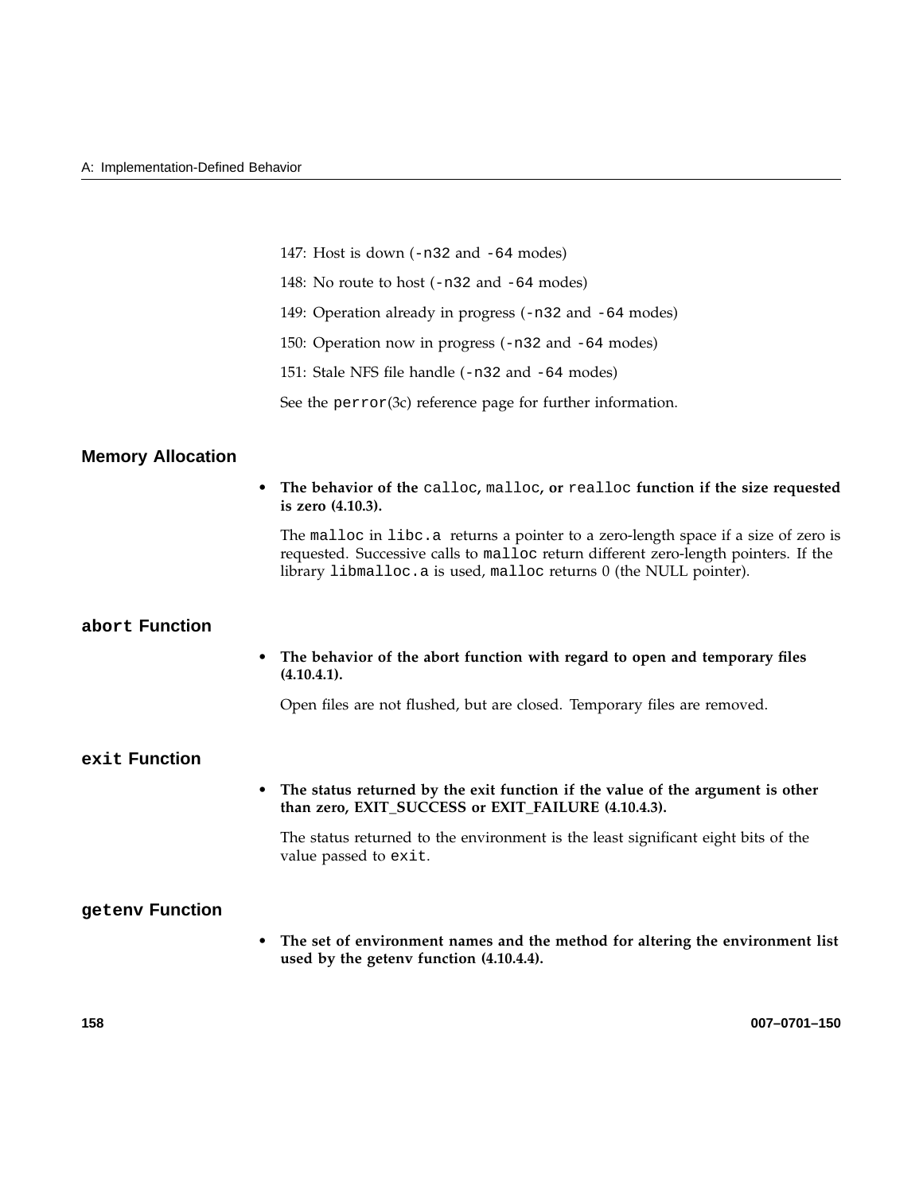147: Host is down (`-n32` and `-64` modes)

148: No route to host (`-n32` and `-64` modes)

149: Operation already in progress (`-n32` and `-64` modes)

150: Operation now in progress (`-n32` and `-64` modes)

151: Stale NFS file handle (`-n32` and `-64` modes)

See the `perror`(3c) reference page for further information.

## Memory Allocation

- **The behavior of the `calloc`, `malloc`, or `realloc` function if the size requested is zero (4.10.3).**

  The `malloc` in `libc.a` returns a pointer to a zero-length space if a size of zero is requested. Successive calls to `malloc` return different zero-length pointers. If the library `libmalloc.a` is used, `malloc` returns 0 (the NULL pointer).

## `abort` Function

- **The behavior of the abort function with regard to open and temporary files (4.10.4.1).**

  Open files are not flushed, but are closed. Temporary files are removed.

## `exit` Function

- **The status returned by the exit function if the value of the argument is other than zero, EXIT_SUCCESS or EXIT_FAILURE (4.10.4.3).**

  The status returned to the environment is the least significant eight bits of the value passed to `exit`.

## `getenv` Function

- **The set of environment names and the method for altering the environment list used by the getenv function (4.10.4.4).**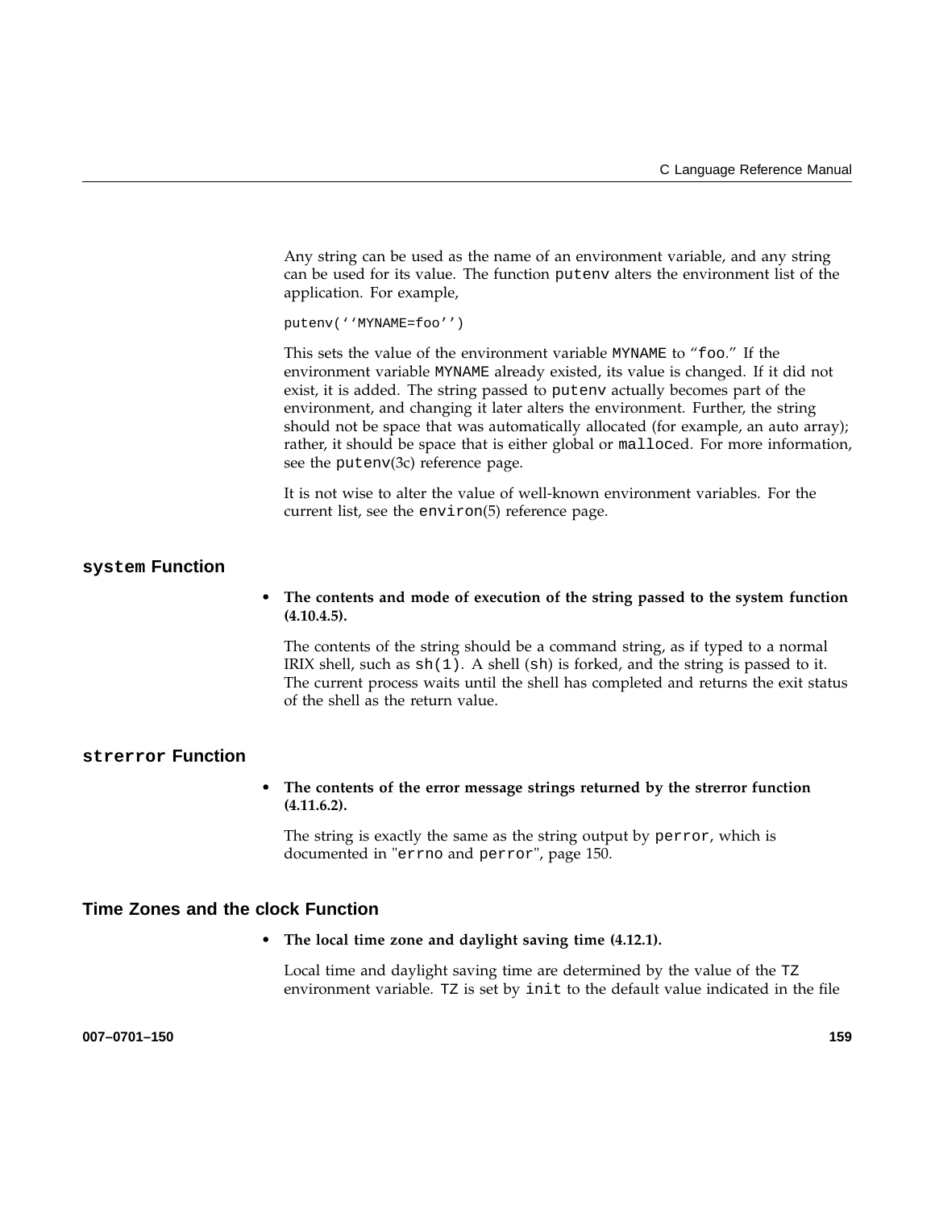Any string can be used as the name of an environment variable, and any string can be used for its value. The function `putenv` alters the environment list of the application. For example,

```
putenv(''MYNAME=foo'')
```

This sets the value of the environment variable `MYNAME` to "`foo`." If the environment variable `MYNAME` already existed, its value is changed. If it did not exist, it is added. The string passed to `putenv` actually becomes part of the environment, and changing it later alters the environment. Further, the string should not be space that was automatically allocated (for example, an auto array); rather, it should be space that is either global or `malloc`ed. For more information, see the `putenv`(3c) reference page.

It is not wise to alter the value of well-known environment variables. For the current list, see the `environ`(5) reference page.

## `system` Function

- **The contents and mode of execution of the string passed to the system function (4.10.4.5).**

  The contents of the string should be a command string, as if typed to a normal IRIX shell, such as `sh(1)`. A shell (`sh`) is forked, and the string is passed to it. The current process waits until the shell has completed and returns the exit status of the shell as the return value.

## `strerror` Function

- **The contents of the error message strings returned by the strerror function (4.11.6.2).**

  The string is exactly the same as the string output by `perror`, which is documented in "`errno` and `perror`", page 150.

## Time Zones and the clock Function

- **The local time zone and daylight saving time (4.12.1).**

  Local time and daylight saving time are determined by the value of the `TZ` environment variable. `TZ` is set by `init` to the default value indicated in the file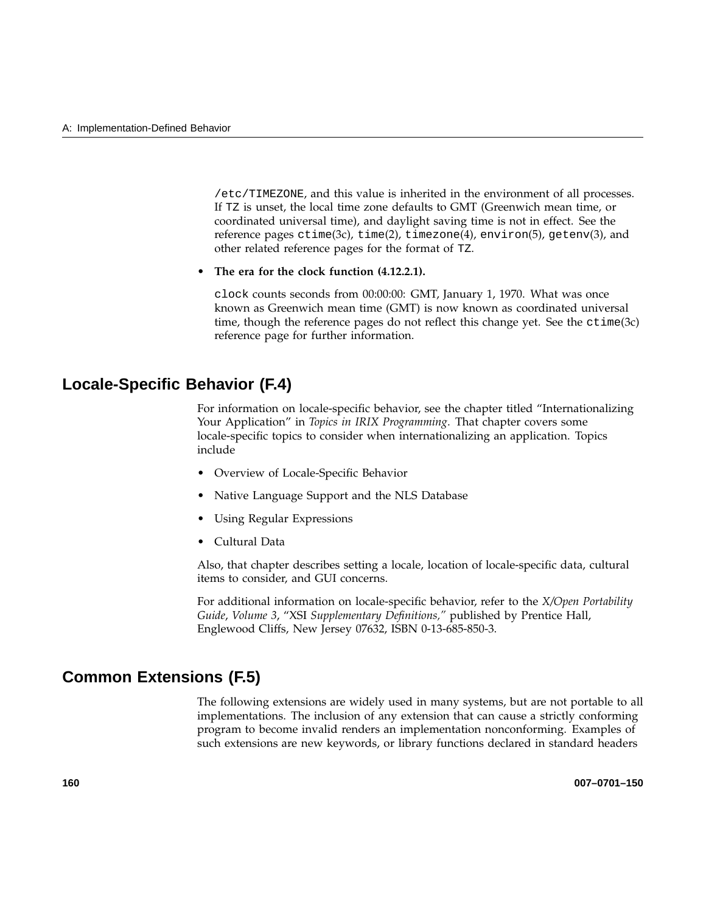/etc/TIMEZONE, and this value is inherited in the environment of all processes. If TZ is unset, the local time zone defaults to GMT (Greenwich mean time, or coordinated universal time), and daylight saving time is not in effect. See the reference pages ctime(3c), time(2), timezone(4), environ(5), getenv(3), and other related reference pages for the format of TZ.

- **The era for the clock function (4.12.2.1).**

  clock counts seconds from 00:00:00: GMT, January 1, 1970. What was once known as Greenwich mean time (GMT) is now known as coordinated universal time, though the reference pages do not reflect this change yet. See the ctime(3c) reference page for further information.

## Locale-Specific Behavior (F.4)

For information on locale-specific behavior, see the chapter titled "Internationalizing Your Application" in *Topics in IRIX Programming*. That chapter covers some locale-specific topics to consider when internationalizing an application. Topics include

- Overview of Locale-Specific Behavior
- Native Language Support and the NLS Database
- Using Regular Expressions
- Cultural Data

Also, that chapter describes setting a locale, location of locale-specific data, cultural items to consider, and GUI concerns.

For additional information on locale-specific behavior, refer to the *X/Open Portability Guide*, *Volume 3*, "XSI *Supplementary Definitions,"* published by Prentice Hall, Englewood Cliffs, New Jersey 07632, ISBN 0-13-685-850-3.

## Common Extensions (F.5)

The following extensions are widely used in many systems, but are not portable to all implementations. The inclusion of any extension that can cause a strictly conforming program to become invalid renders an implementation nonconforming. Examples of such extensions are new keywords, or library functions declared in standard headers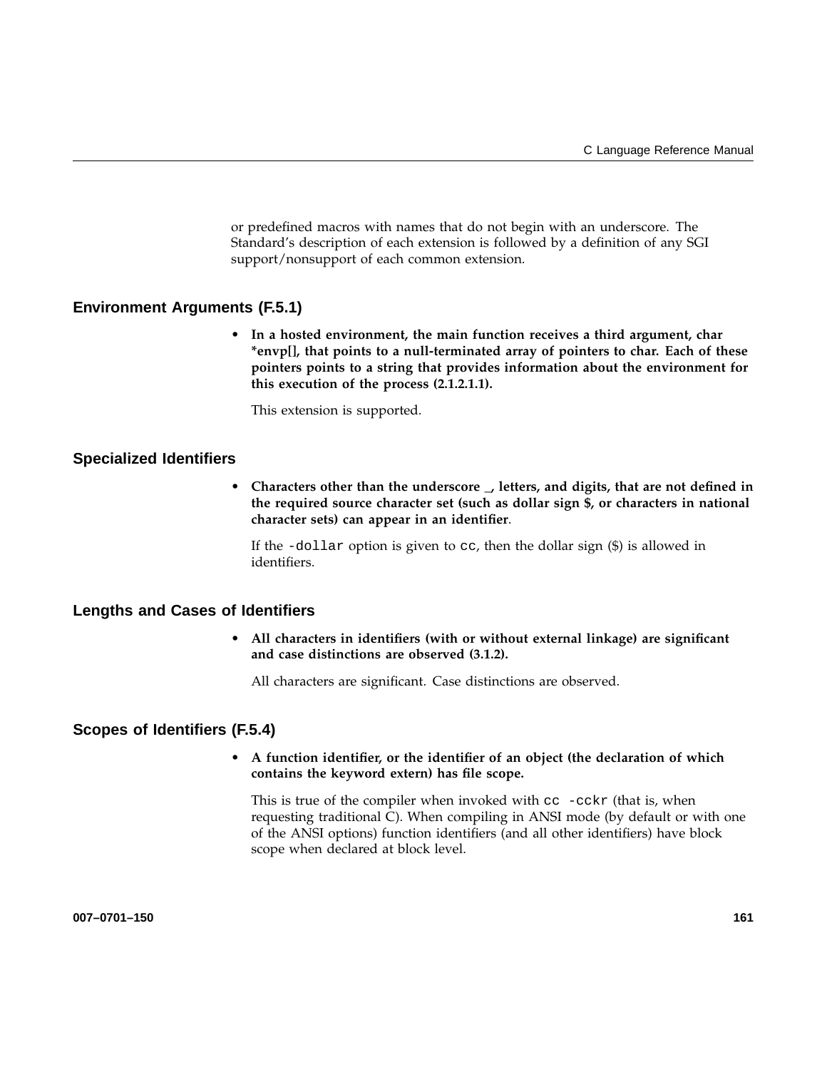or predefined macros with names that do not begin with an underscore. The Standard's description of each extension is followed by a definition of any SGI support/nonsupport of each common extension.

### Environment Arguments (F.5.1)

- **In a hosted environment, the main function receives a third argument, char *envp[], that points to a null-terminated array of pointers to char. Each of these pointers points to a string that provides information about the environment for this execution of the process (2.1.2.1.1).**

  This extension is supported.

### Specialized Identifiers

- **Characters other than the underscore _, letters, and digits, that are not defined in the required source character set (such as dollar sign $, or characters in national character sets) can appear in an identifier**.

  If the `-dollar` option is given to `cc`, then the dollar sign ($) is allowed in identifiers.

### Lengths and Cases of Identifiers

- **All characters in identifiers (with or without external linkage) are significant and case distinctions are observed (3.1.2).**

  All characters are significant. Case distinctions are observed.

### Scopes of Identifiers (F.5.4)

- **A function identifier, or the identifier of an object (the declaration of which contains the keyword extern) has file scope.**

  This is true of the compiler when invoked with `cc -cckr` (that is, when requesting traditional C). When compiling in ANSI mode (by default or with one of the ANSI options) function identifiers (and all other identifiers) have block scope when declared at block level.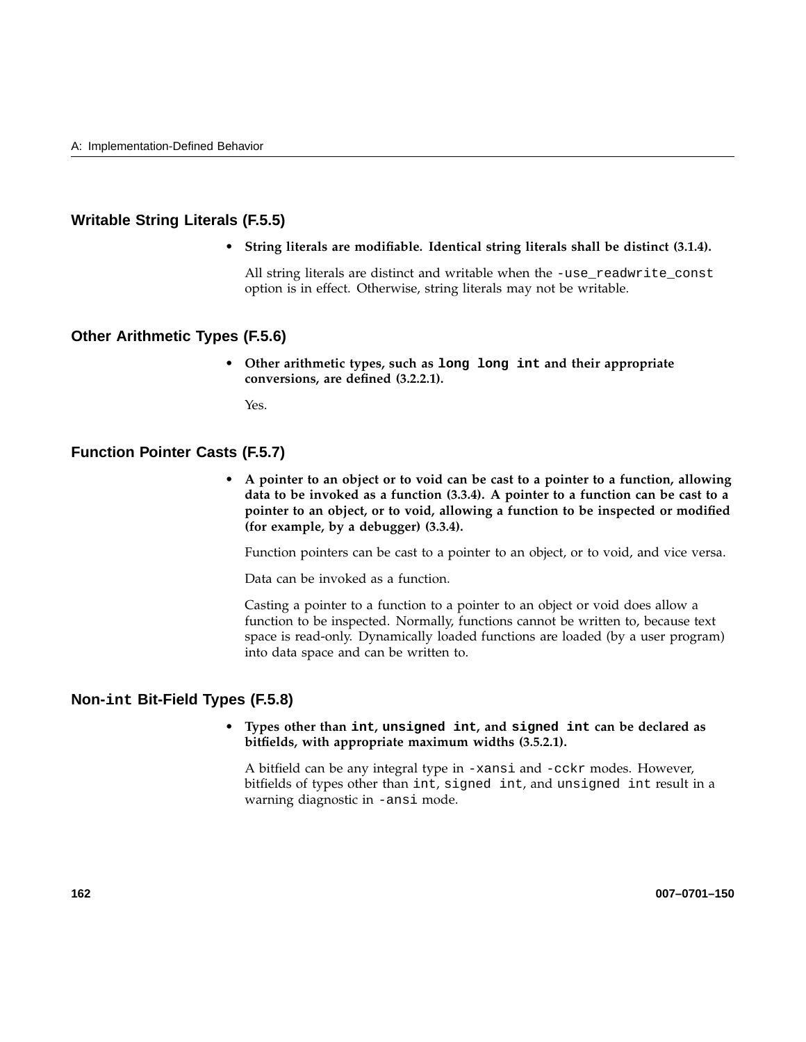## Writable String Literals (F.5.5)

- **String literals are modifiable. Identical string literals shall be distinct (3.1.4).**

  All string literals are distinct and writable when the `-use_readwrite_const` option is in effect. Otherwise, string literals may not be writable.

## Other Arithmetic Types (F.5.6)

- **Other arithmetic types, such as `long long int` and their appropriate conversions, are defined (3.2.2.1).**

  Yes.

## Function Pointer Casts (F.5.7)

- **A pointer to an object or to void can be cast to a pointer to a function, allowing data to be invoked as a function (3.3.4). A pointer to a function can be cast to a pointer to an object, or to void, allowing a function to be inspected or modified (for example, by a debugger) (3.3.4).**

  Function pointers can be cast to a pointer to an object, or to void, and vice versa.

  Data can be invoked as a function.

  Casting a pointer to a function to a pointer to an object or void does allow a function to be inspected. Normally, functions cannot be written to, because text space is read-only. Dynamically loaded functions are loaded (by a user program) into data space and can be written to.

## Non-`int` Bit-Field Types (F.5.8)

- **Types other than `int`, `unsigned int`, and `signed int` can be declared as bitfields, with appropriate maximum widths (3.5.2.1).**

  A bitfield can be any integral type in `-xansi` and `-cckr` modes. However, bitfields of types other than `int`, `signed int`, and `unsigned int` result in a warning diagnostic in `-ansi` mode.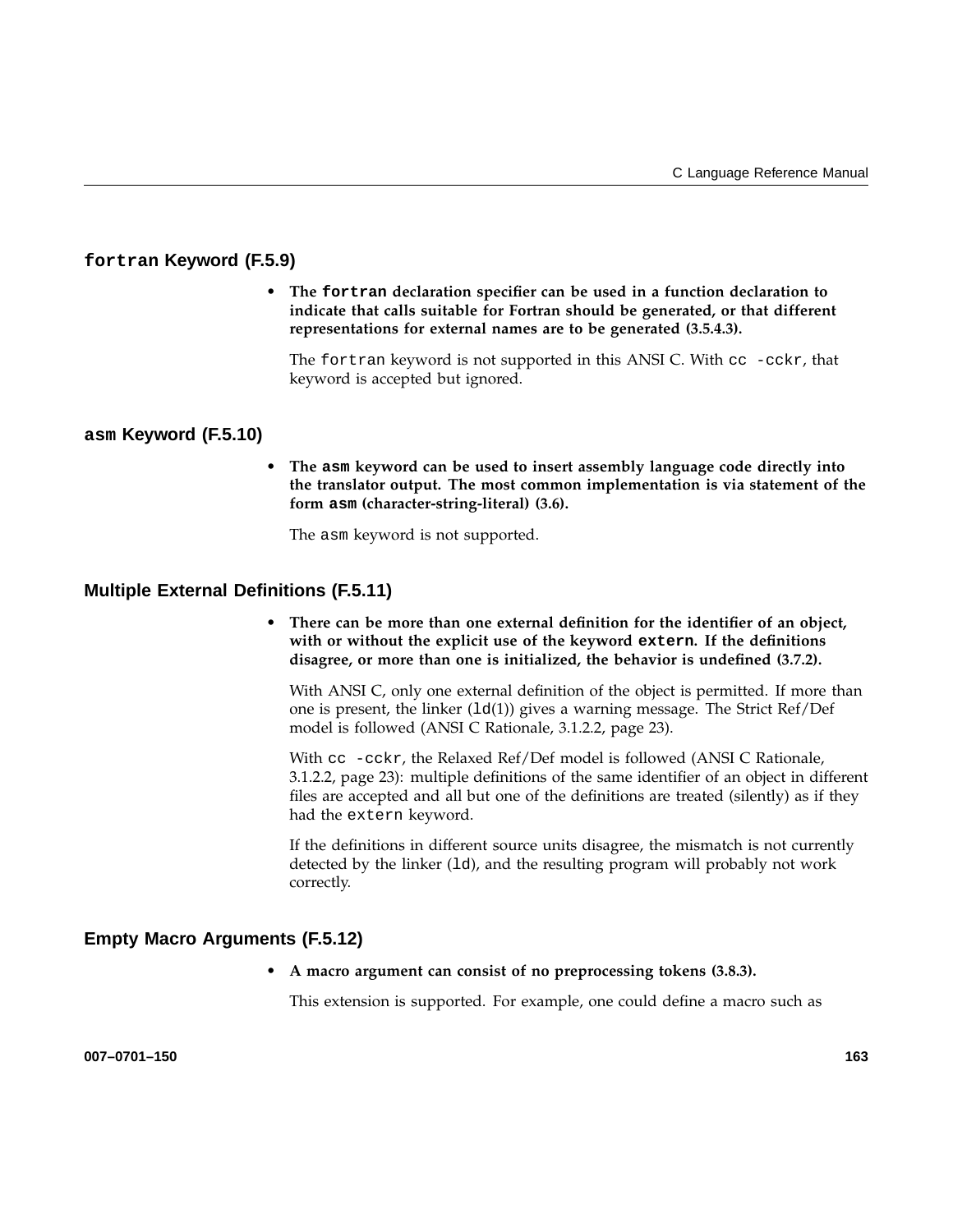### `fortran` Keyword (F.5.9)

- **The `fortran` declaration specifier can be used in a function declaration to indicate that calls suitable for Fortran should be generated, or that different representations for external names are to be generated (3.5.4.3).**

  The `fortran` keyword is not supported in this ANSI C. With `cc -cckr`, that keyword is accepted but ignored.

### `asm` Keyword (F.5.10)

- **The `asm` keyword can be used to insert assembly language code directly into the translator output. The most common implementation is via statement of the form `asm` (character-string-literal) (3.6).**

  The `asm` keyword is not supported.

### Multiple External Definitions (F.5.11)

- **There can be more than one external definition for the identifier of an object, with or without the explicit use of the keyword `extern`. If the definitions disagree, or more than one is initialized, the behavior is undefined (3.7.2).**

  With ANSI C, only one external definition of the object is permitted. If more than one is present, the linker (`ld`(1)) gives a warning message. The Strict Ref/Def model is followed (ANSI C Rationale, 3.1.2.2, page 23).

  With `cc -cckr`, the Relaxed Ref/Def model is followed (ANSI C Rationale, 3.1.2.2, page 23): multiple definitions of the same identifier of an object in different files are accepted and all but one of the definitions are treated (silently) as if they had the `extern` keyword.

  If the definitions in different source units disagree, the mismatch is not currently detected by the linker (`ld`), and the resulting program will probably not work correctly.

### Empty Macro Arguments (F.5.12)

- **A macro argument can consist of no preprocessing tokens (3.8.3).**

  This extension is supported. For example, one could define a macro such as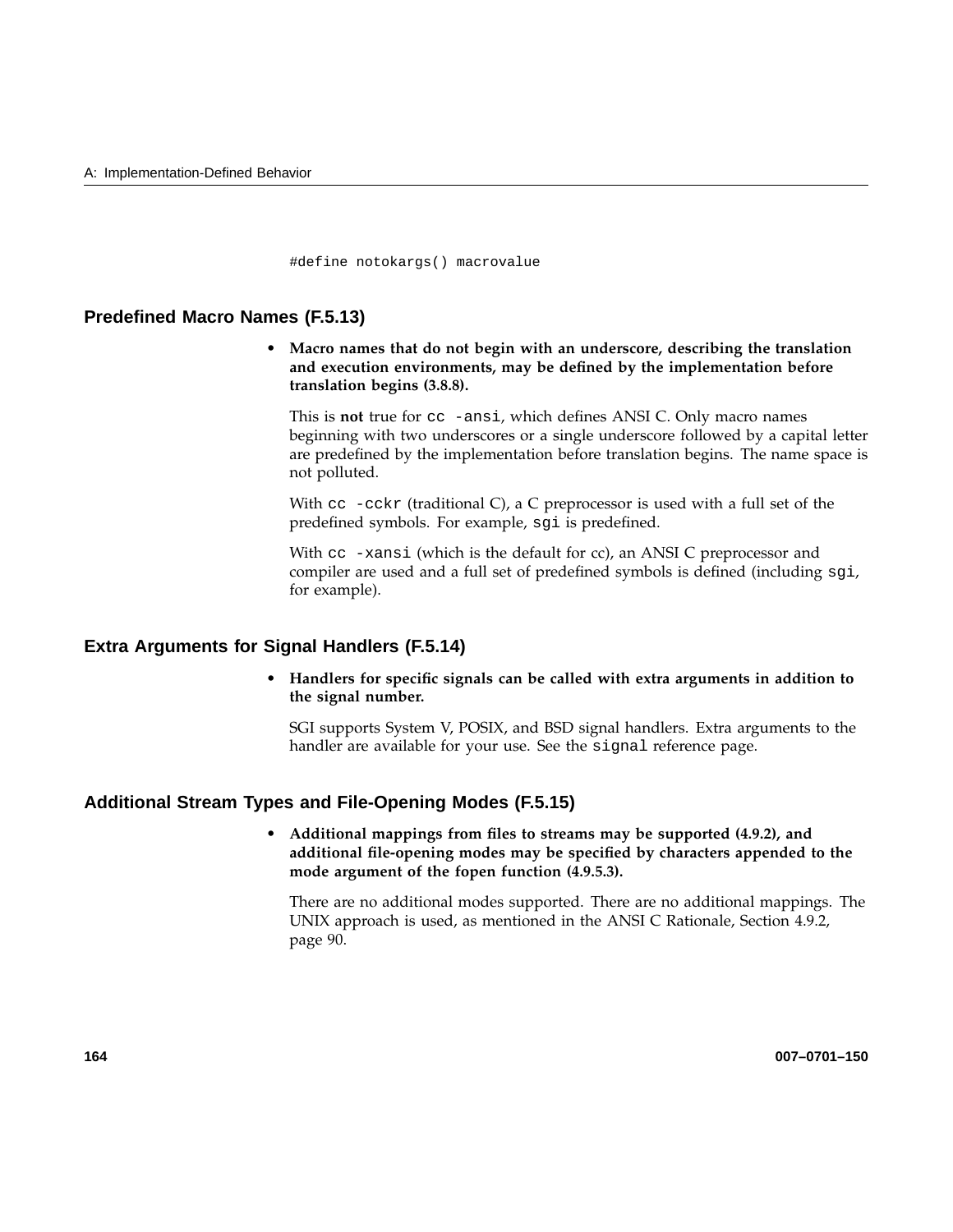```
#define notokargs() macrovalue
```

## Predefined Macro Names (F.5.13)

- **Macro names that do not begin with an underscore, describing the translation and execution environments, may be defined by the implementation before translation begins (3.8.8).**

  This is **not** true for `cc -ansi`, which defines ANSI C. Only macro names beginning with two underscores or a single underscore followed by a capital letter are predefined by the implementation before translation begins. The name space is not polluted.

  With `cc -cckr` (traditional C), a C preprocessor is used with a full set of the predefined symbols. For example, `sgi` is predefined.

  With `cc -xansi` (which is the default for cc), an ANSI C preprocessor and compiler are used and a full set of predefined symbols is defined (including `sgi`, for example).

## Extra Arguments for Signal Handlers (F.5.14)

- **Handlers for specific signals can be called with extra arguments in addition to the signal number.**

  SGI supports System V, POSIX, and BSD signal handlers. Extra arguments to the handler are available for your use. See the `signal` reference page.

## Additional Stream Types and File-Opening Modes (F.5.15)

- **Additional mappings from files to streams may be supported (4.9.2), and additional file-opening modes may be specified by characters appended to the mode argument of the fopen function (4.9.5.3).**

  There are no additional modes supported. There are no additional mappings. The UNIX approach is used, as mentioned in the ANSI C Rationale, Section 4.9.2, page 90.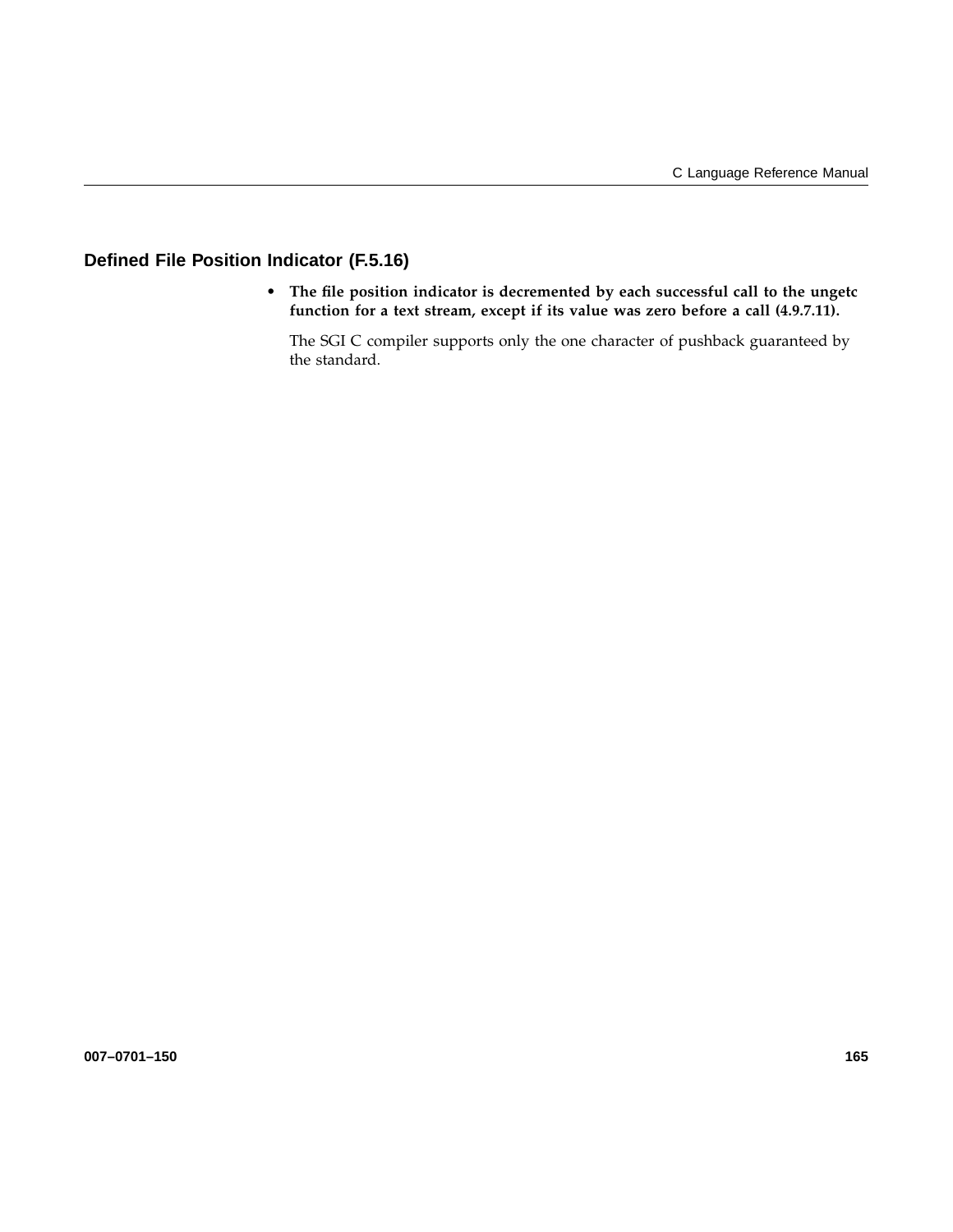## Defined File Position Indicator (F.5.16)

- **The file position indicator is decremented by each successful call to the ungetc function for a text stream, except if its value was zero before a call (4.9.7.11).**

  The SGI C compiler supports only the one character of pushback guaranteed by the standard.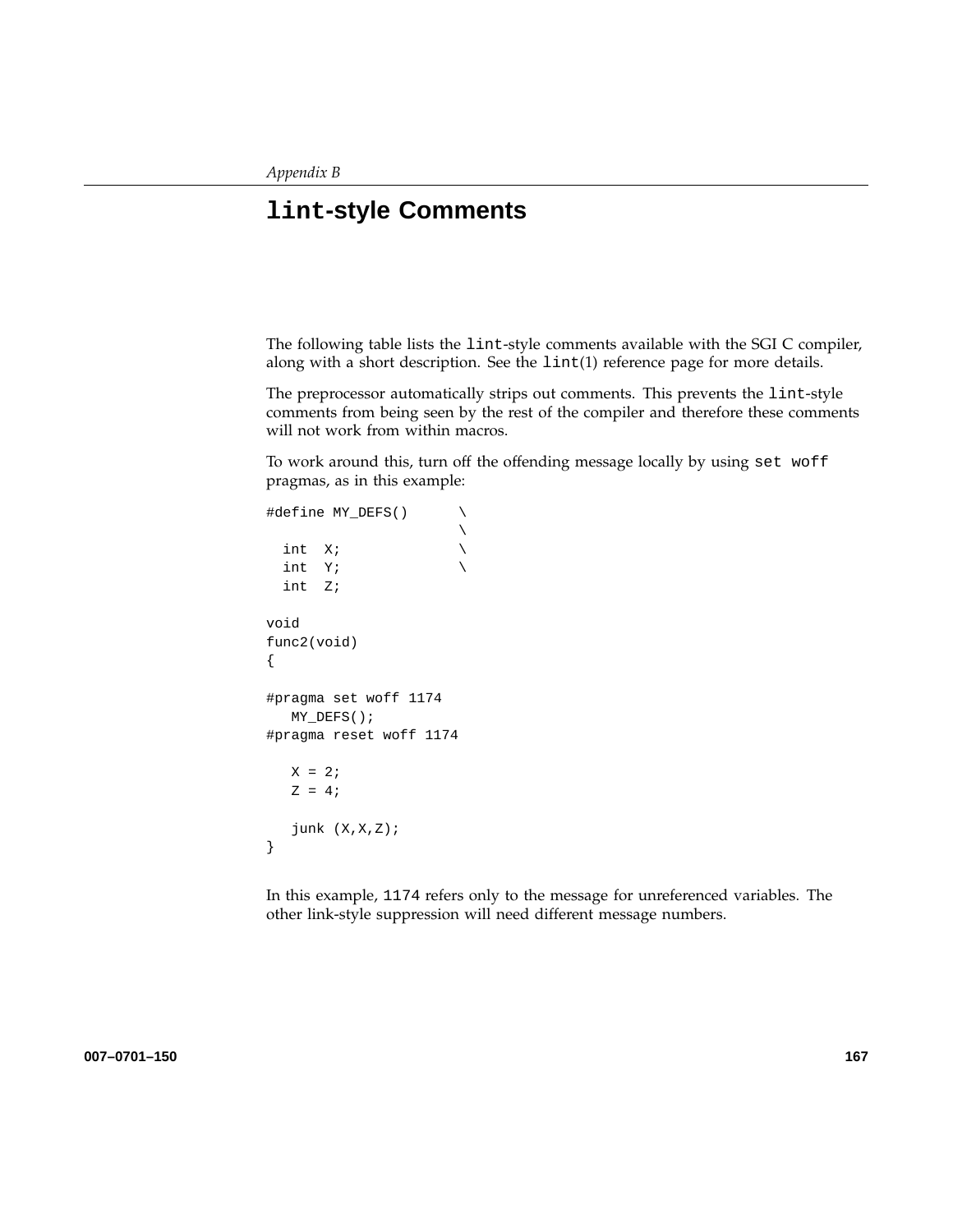*Appendix B*

# `lint`-style Comments

The following table lists the `lint`-style comments available with the SGI C compiler, along with a short description. See the `lint`(1) reference page for more details.

The preprocessor automatically strips out comments. This prevents the `lint`-style comments from being seen by the rest of the compiler and therefore these comments will not work from within macros.

To work around this, turn off the offending message locally by using `set woff` pragmas, as in this example:

```
#define MY_DEFS()      \
                       \
  int  X;              \
  int  Y;              \
  int  Z;

void
func2(void)
{

#pragma set woff 1174
   MY_DEFS();
#pragma reset woff 1174

   X = 2;
   Z = 4;

   junk (X,X,Z);
}
```

In this example, `1174` refers only to the message for unreferenced variables. The other link-style suppression will need different message numbers.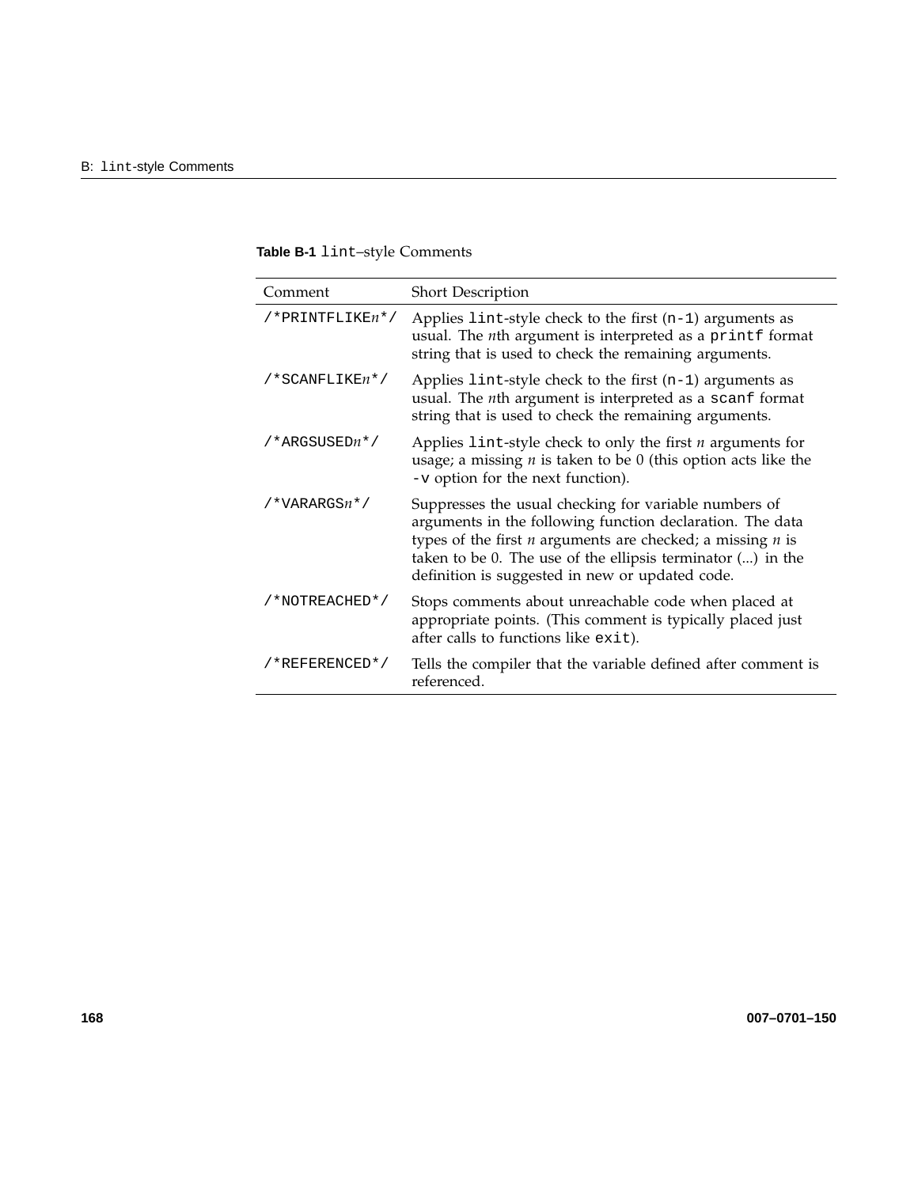**Table B-1** `lint`–style Comments

| Comment | Short Description |
|---|---|
| `/*PRINTFLIKE`*n*`*/` | Applies `lint`-style check to the first (`n-1`) arguments as usual. The *n*th argument is interpreted as a `printf` format string that is used to check the remaining arguments. |
| `/*SCANFLIKE`*n*`*/` | Applies `lint`-style check to the first (`n-1`) arguments as usual. The *n*th argument is interpreted as a `scanf` format string that is used to check the remaining arguments. |
| `/*ARGSUSED`*n*`*/` | Applies `lint`-style check to only the first *n* arguments for usage; a missing *n* is taken to be 0 (this option acts like the `-v` option for the next function). |
| `/*VARARGS`*n*`*/` | Suppresses the usual checking for variable numbers of arguments in the following function declaration. The data types of the first *n* arguments are checked; a missing *n* is taken to be 0. The use of the ellipsis terminator (...) in the definition is suggested in new or updated code. |
| `/*NOTREACHED*/` | Stops comments about unreachable code when placed at appropriate points. (This comment is typically placed just after calls to functions like `exit`). |
| `/*REFERENCED*/` | Tells the compiler that the variable defined after comment is referenced. |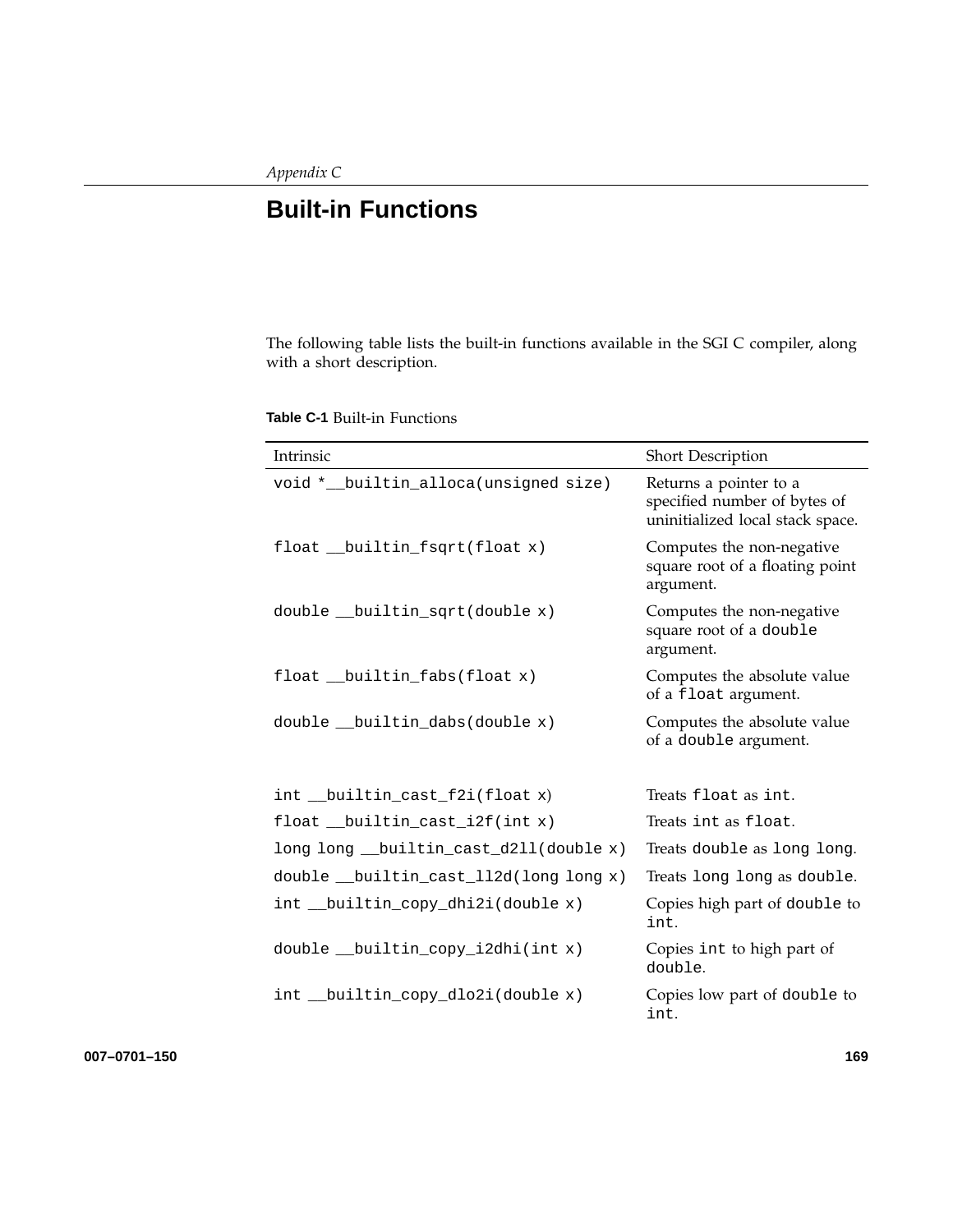*Appendix C*

# Built-in Functions

The following table lists the built-in functions available in the SGI C compiler, along with a short description.

**Table C-1** Built-in Functions

| Intrinsic | Short Description |
| --- | --- |
| `void *__builtin_alloca(unsigned size)` | Returns a pointer to a specified number of bytes of uninitialized local stack space. |
| `float __builtin_fsqrt(float x)` | Computes the non-negative square root of a floating point argument. |
| `double __builtin_sqrt(double x)` | Computes the non-negative square root of a `double` argument. |
| `float __builtin_fabs(float x)` | Computes the absolute value of a `float` argument. |
| `double __builtin_dabs(double x)` | Computes the absolute value of a `double` argument. |
| `int __builtin_cast_f2i(float x)` | Treats `float` as `int`. |
| `float __builtin_cast_i2f(int x)` | Treats `int` as `float`. |
| `long long __builtin_cast_d2ll(double x)` | Treats `double` as `long long`. |
| `double __builtin_cast_ll2d(long long x)` | Treats `long long` as `double`. |
| `int __builtin_copy_dhi2i(double x)` | Copies high part of `double` to `int`. |
| `double __builtin_copy_i2dhi(int x)` | Copies `int` to high part of `double`. |
| `int __builtin_copy_dlo2i(double x)` | Copies low part of `double` to `int`. |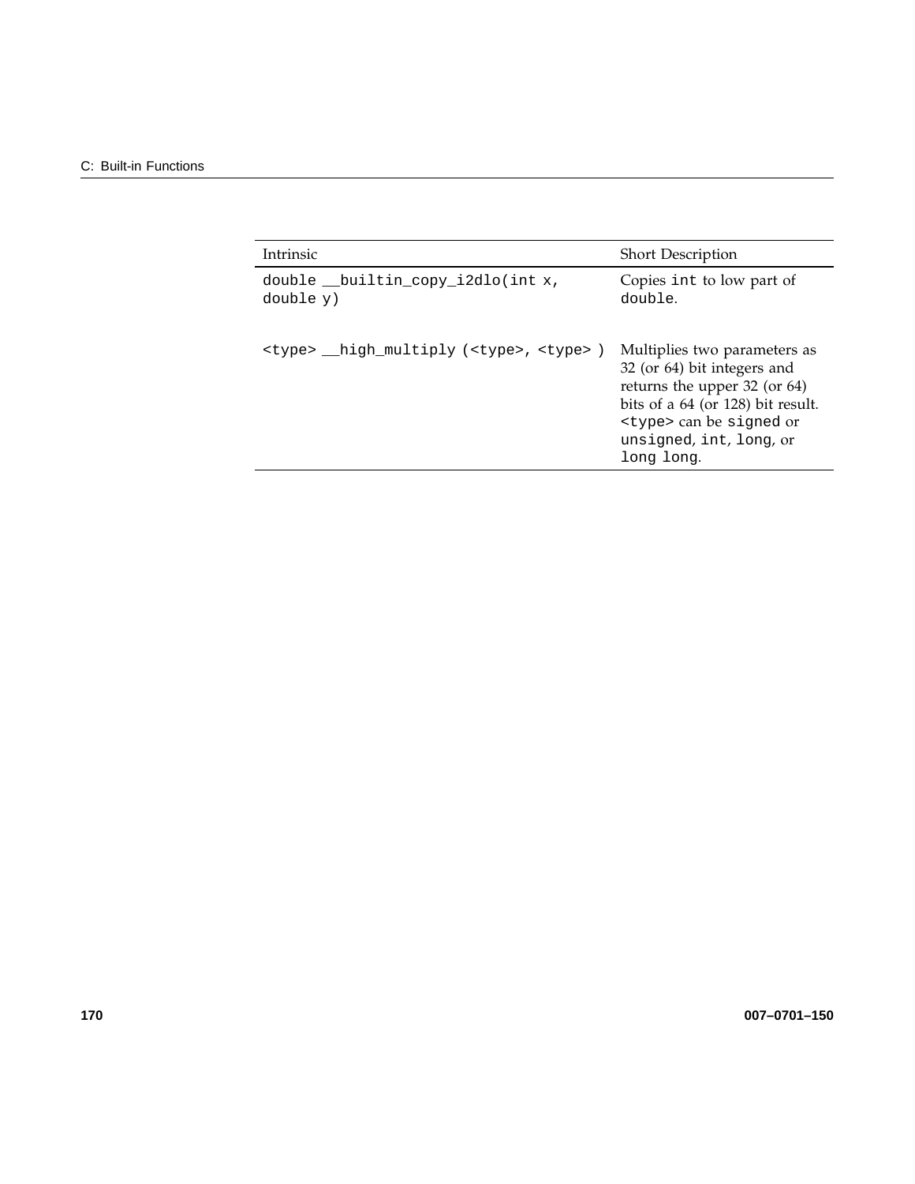| Intrinsic | Short Description |
| --- | --- |
| `double __builtin_copy_i2dlo(int x, double y)` | Copies `int` to low part of `double`. |
| `<type> __high_multiply (<type>, <type> )` | Multiplies two parameters as 32 (or 64) bit integers and returns the upper 32 (or 64) bits of a 64 (or 128) bit result. `<type>` can be `signed` or `unsigned`, `int`, `long`, or `long long`. |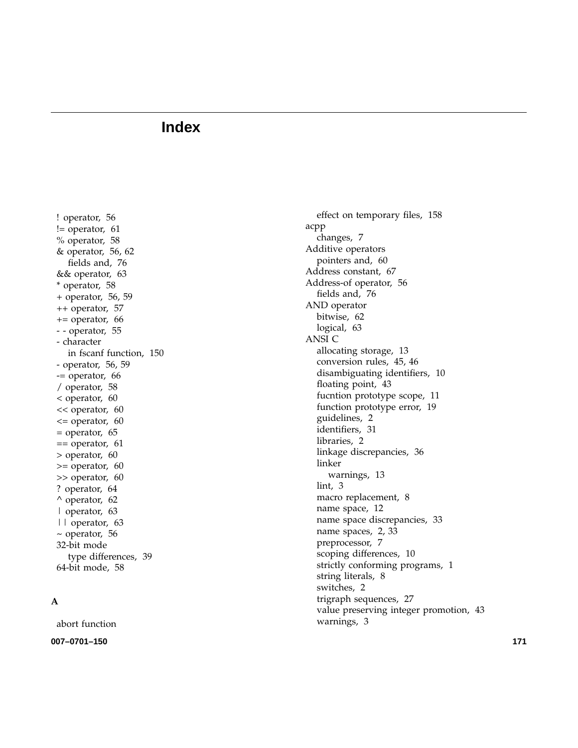# Index

! operator, 56
!= operator, 61
% operator, 58
& operator, 56, 62
  fields and, 76
&& operator, 63
* operator, 58
+ operator, 56, 59
++ operator, 57
+= operator, 66
- - operator, 55
- character
  in fscanf function, 150
- operator, 56, 59
-= operator, 66
/ operator, 58
< operator, 60
<< operator, 60
<= operator, 60
= operator, 65
== operator, 61
> operator, 60
>= operator, 60
>> operator, 60
? operator, 64
^ operator, 62
| operator, 63
| | operator, 63
~ operator, 56
32-bit mode
  type differences, 39
64-bit mode, 58

**A**

abort function
  effect on temporary files, 158
acpp
  changes, 7
Additive operators
  pointers and, 60
Address constant, 67
Address-of operator, 56
  fields and, 76
AND operator
  bitwise, 62
  logical, 63
ANSI C
  allocating storage, 13
  conversion rules, 45, 46
  disambiguating identifiers, 10
  floating point, 43
  fucntion prototype scope, 11
  function prototype error, 19
  guidelines, 2
  identifiers, 31
  libraries, 2
  linkage discrepancies, 36
  linker
    warnings, 13
  lint, 3
  macro replacement, 8
  name space, 12
  name space discrepancies, 33
  name spaces, 2, 33
  preprocessor, 7
  scoping differences, 10
  strictly conforming programs, 1
  string literals, 8
  switches, 2
  trigraph sequences, 27
  value preserving integer promotion, 43
  warnings, 3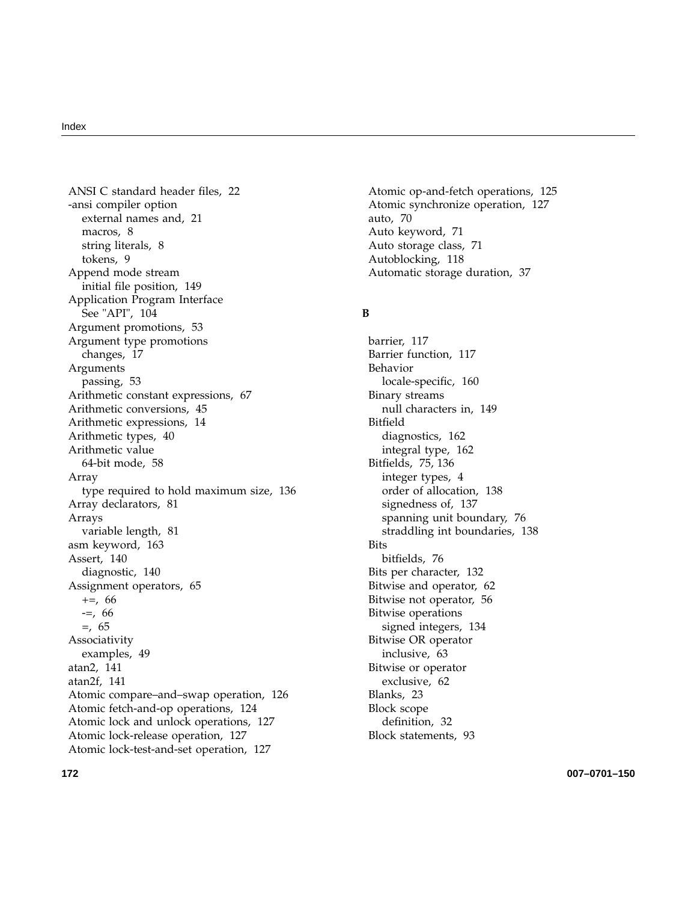ANSI C standard header files, 22
-ansi compiler option
  external names and, 21
  macros, 8
  string literals, 8
  tokens, 9
Append mode stream
  initial file position, 149
Application Program Interface
  See "API", 104
Argument promotions, 53
Argument type promotions
  changes, 17
Arguments
  passing, 53
Arithmetic constant expressions, 67
Arithmetic conversions, 45
Arithmetic expressions, 14
Arithmetic types, 40
Arithmetic value
  64-bit mode, 58
Array
  type required to hold maximum size, 136
Array declarators, 81
Arrays
  variable length, 81
asm keyword, 163
Assert, 140
  diagnostic, 140
Assignment operators, 65
  +=, 66
  -=, 66
  =, 65
Associativity
  examples, 49
atan2, 141
atan2f, 141
Atomic compare–and–swap operation, 126
Atomic fetch-and-op operations, 124
Atomic lock and unlock operations, 127
Atomic lock-release operation, 127
Atomic lock-test-and-set operation, 127
Atomic op-and-fetch operations, 125
Atomic synchronize operation, 127
auto, 70
Auto keyword, 71
Auto storage class, 71
Autoblocking, 118
Automatic storage duration, 37

**B**

barrier, 117
Barrier function, 117
Behavior
  locale-specific, 160
Binary streams
  null characters in, 149
Bitfield
  diagnostics, 162
  integral type, 162
Bitfields, 75, 136
  integer types, 4
  order of allocation, 138
  signedness of, 137
  spanning unit boundary, 76
  straddling int boundaries, 138
Bits
  bitfields, 76
Bits per character, 132
Bitwise and operator, 62
Bitwise not operator, 56
Bitwise operations
  signed integers, 134
Bitwise OR operator
  inclusive, 63
Bitwise or operator
  exclusive, 62
Blanks, 23
Block scope
  definition, 32
Block statements, 93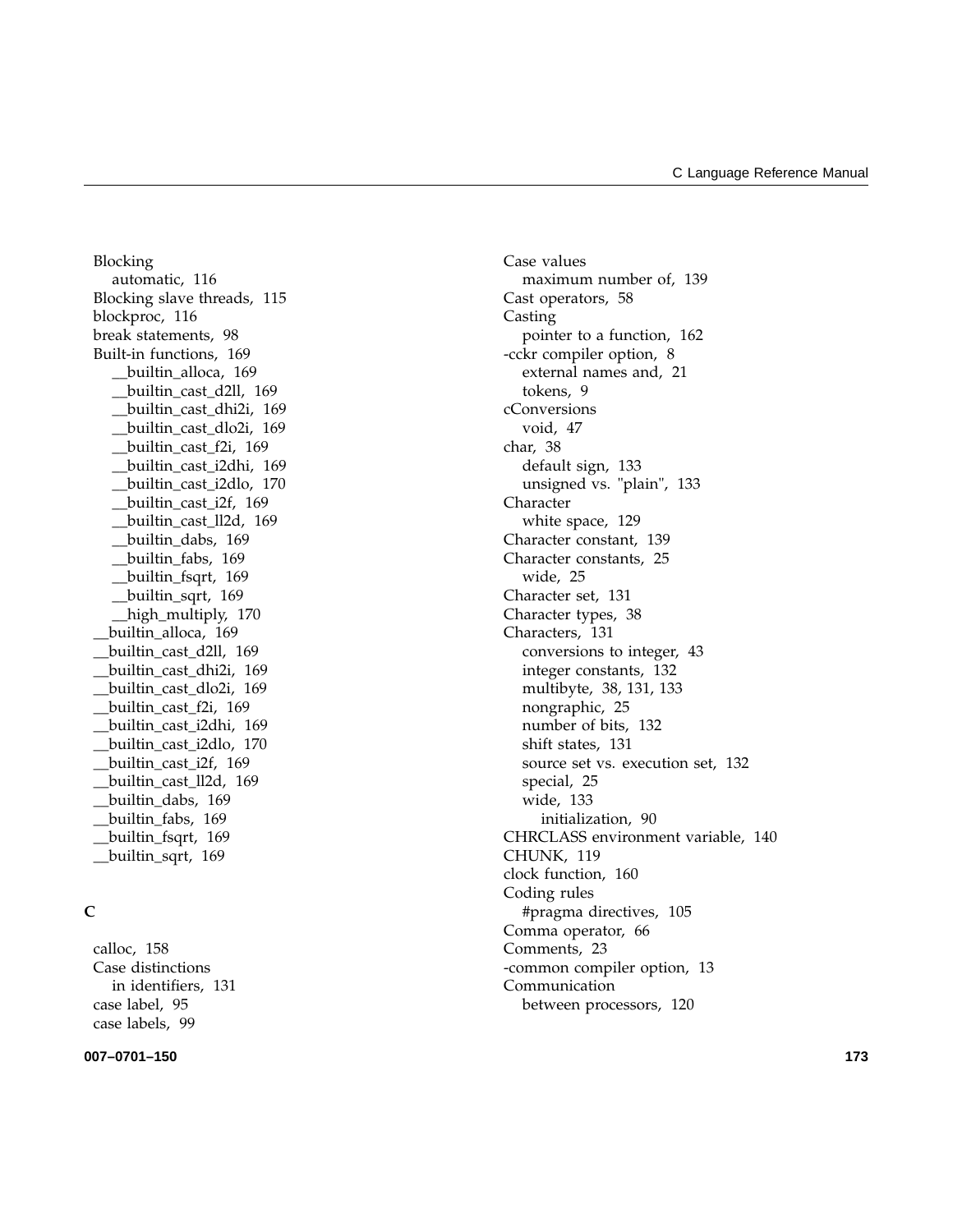Blocking
  automatic, 116
Blocking slave threads, 115
blockproc, 116
break statements, 98
Built-in functions, 169
  __builtin_alloca, 169
  __builtin_cast_d2ll, 169
  __builtin_cast_dhi2i, 169
  __builtin_cast_dlo2i, 169
  __builtin_cast_f2i, 169
  __builtin_cast_i2dhi, 169
  __builtin_cast_i2dlo, 170
  __builtin_cast_i2f, 169
  __builtin_cast_ll2d, 169
  __builtin_dabs, 169
  __builtin_fabs, 169
  __builtin_fsqrt, 169
  __builtin_sqrt, 169
  __high_multiply, 170
__builtin_alloca, 169
__builtin_cast_d2ll, 169
__builtin_cast_dhi2i, 169
__builtin_cast_dlo2i, 169
__builtin_cast_f2i, 169
__builtin_cast_i2dhi, 169
__builtin_cast_i2dlo, 170
__builtin_cast_i2f, 169
__builtin_cast_ll2d, 169
__builtin_dabs, 169
__builtin_fabs, 169
__builtin_fsqrt, 169
__builtin_sqrt, 169

**C**

calloc, 158
Case distinctions
  in identifiers, 131
case label, 95
case labels, 99
Case values
  maximum number of, 139
Cast operators, 58
Casting
  pointer to a function, 162
-cckr compiler option, 8
  external names and, 21
  tokens, 9
cConversions
  void, 47
char, 38
  default sign, 133
  unsigned vs. "plain", 133
Character
  white space, 129
Character constant, 139
Character constants, 25
  wide, 25
Character set, 131
Character types, 38
Characters, 131
  conversions to integer, 43
  integer constants, 132
  multibyte, 38, 131, 133
  nongraphic, 25
  number of bits, 132
  shift states, 131
  source set vs. execution set, 132
  special, 25
  wide, 133
    initialization, 90
CHRCLASS environment variable, 140
CHUNK, 119
clock function, 160
Coding rules
  #pragma directives, 105
Comma operator, 66
Comments, 23
-common compiler option, 13
Communication
  between processors, 120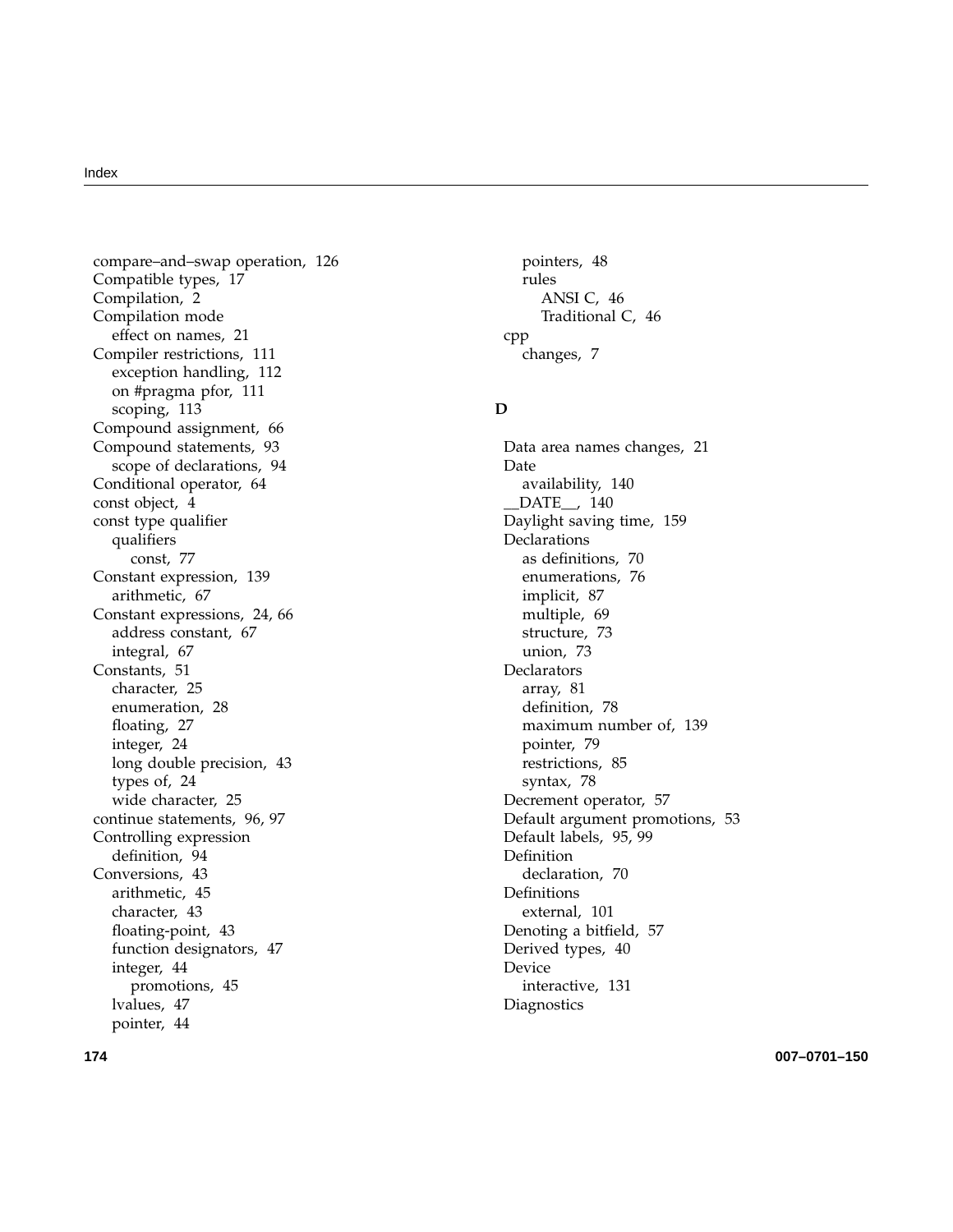compare–and–swap operation, 126
Compatible types, 17
Compilation, 2
Compilation mode
  effect on names, 21
Compiler restrictions, 111
  exception handling, 112
  on #pragma pfor, 111
  scoping, 113
Compound assignment, 66
Compound statements, 93
  scope of declarations, 94
Conditional operator, 64
const object, 4
const type qualifier
  qualifiers
    const, 77
Constant expression, 139
  arithmetic, 67
Constant expressions, 24, 66
  address constant, 67
  integral, 67
Constants, 51
  character, 25
  enumeration, 28
  floating, 27
  integer, 24
  long double precision, 43
  types of, 24
  wide character, 25
continue statements, 96, 97
Controlling expression
  definition, 94
Conversions, 43
  arithmetic, 45
  character, 43
  floating-point, 43
  function designators, 47
  integer, 44
    promotions, 45
  lvalues, 47
  pointer, 44
  pointers, 48
  rules
    ANSI C, 46
    Traditional C, 46
cpp
  changes, 7

**D**

Data area names changes, 21
Date
  availability, 140
__DATE__, 140
Daylight saving time, 159
Declarations
  as definitions, 70
  enumerations, 76
  implicit, 87
  multiple, 69
  structure, 73
  union, 73
Declarators
  array, 81
  definition, 78
  maximum number of, 139
  pointer, 79
  restrictions, 85
  syntax, 78
Decrement operator, 57
Default argument promotions, 53
Default labels, 95, 99
Definition
  declaration, 70
Definitions
  external, 101
Denoting a bitfield, 57
Derived types, 40
Device
  interactive, 131
Diagnostics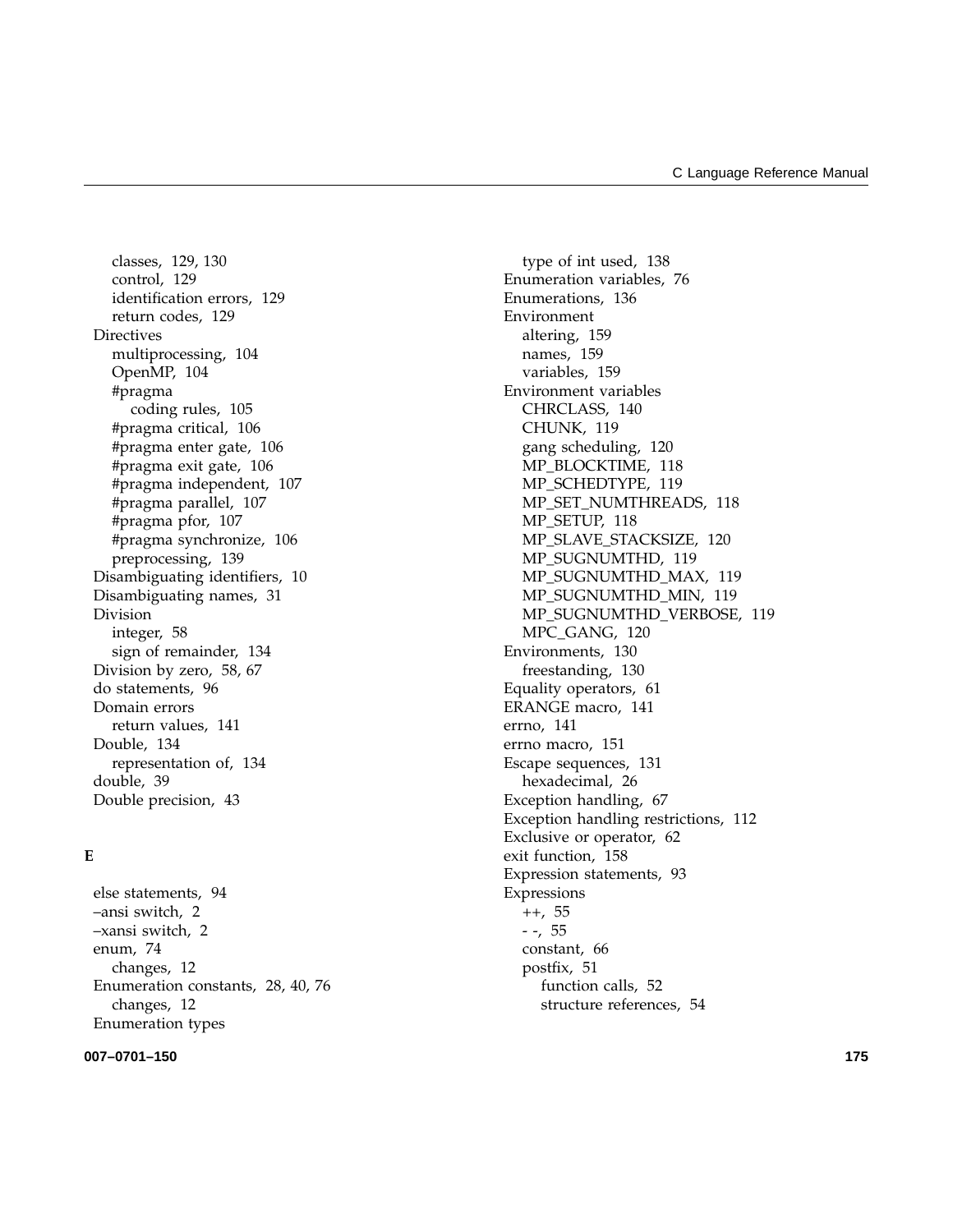classes, 129, 130
  control, 129
  identification errors, 129
  return codes, 129
Directives
  multiprocessing, 104
  OpenMP, 104
  #pragma
    coding rules, 105
  #pragma critical, 106
  #pragma enter gate, 106
  #pragma exit gate, 106
  #pragma independent, 107
  #pragma parallel, 107
  #pragma pfor, 107
  #pragma synchronize, 106
  preprocessing, 139
Disambiguating identifiers, 10
Disambiguating names, 31
Division
  integer, 58
  sign of remainder, 134
Division by zero, 58, 67
do statements, 96
Domain errors
  return values, 141
Double, 134
  representation of, 134
double, 39
Double precision, 43

**E**

else statements, 94
–ansi switch, 2
–xansi switch, 2
enum, 74
  changes, 12
Enumeration constants, 28, 40, 76
  changes, 12
Enumeration types
  type of int used, 138
Enumeration variables, 76
Enumerations, 136
Environment
  altering, 159
  names, 159
  variables, 159
Environment variables
  CHRCLASS, 140
  CHUNK, 119
  gang scheduling, 120
  MP_BLOCKTIME, 118
  MP_SCHEDTYPE, 119
  MP_SET_NUMTHREADS, 118
  MP_SETUP, 118
  MP_SLAVE_STACKSIZE, 120
  MP_SUGNUMTHD, 119
  MP_SUGNUMTHD_MAX, 119
  MP_SUGNUMTHD_MIN, 119
  MP_SUGNUMTHD_VERBOSE, 119
  MPC_GANG, 120
Environments, 130
  freestanding, 130
Equality operators, 61
ERANGE macro, 141
errno, 141
errno macro, 151
Escape sequences, 131
  hexadecimal, 26
Exception handling, 67
Exception handling restrictions, 112
Exclusive or operator, 62
exit function, 158
Expression statements, 93
Expressions
  ++, 55
  - -, 55
  constant, 66
  postfix, 51
    function calls, 52
    structure references, 54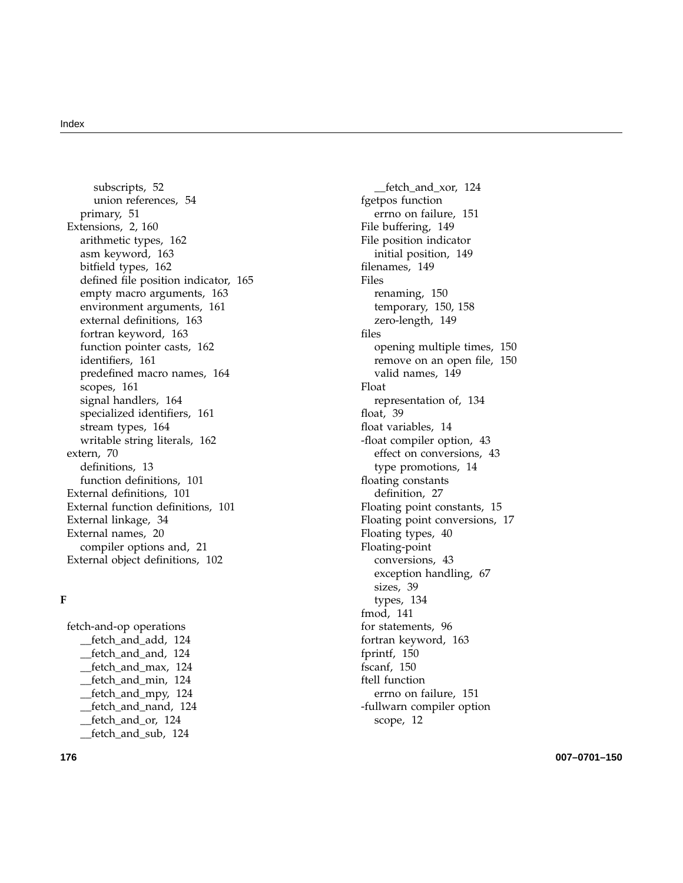subscripts, 52
union references, 54
primary, 51
Extensions, 2, 160
arithmetic types, 162
asm keyword, 163
bitfield types, 162
defined file position indicator, 165
empty macro arguments, 163
environment arguments, 161
external definitions, 163
fortran keyword, 163
function pointer casts, 162
identifiers, 161
predefined macro names, 164
scopes, 161
signal handlers, 164
specialized identifiers, 161
stream types, 164
writable string literals, 162
extern, 70
definitions, 13
function definitions, 101
External definitions, 101
External function definitions, 101
External linkage, 34
External names, 20
compiler options and, 21
External object definitions, 102

**F**

fetch-and-op operations
__fetch_and_add, 124
__fetch_and_and, 124
__fetch_and_max, 124
__fetch_and_min, 124
__fetch_and_mpy, 124
__fetch_and_nand, 124
__fetch_and_or, 124
__fetch_and_sub, 124
__fetch_and_xor, 124
fgetpos function
errno on failure, 151
File buffering, 149
File position indicator
initial position, 149
filenames, 149
Files
renaming, 150
temporary, 150, 158
zero-length, 149
files
opening multiple times, 150
remove on an open file, 150
valid names, 149
Float
representation of, 134
float, 39
float variables, 14
-float compiler option, 43
effect on conversions, 43
type promotions, 14
floating constants
definition, 27
Floating point constants, 15
Floating point conversions, 17
Floating types, 40
Floating-point
conversions, 43
exception handling, 67
sizes, 39
types, 134
fmod, 141
for statements, 96
fortran keyword, 163
fprintf, 150
fscanf, 150
ftell function
errno on failure, 151
-fullwarn compiler option
scope, 12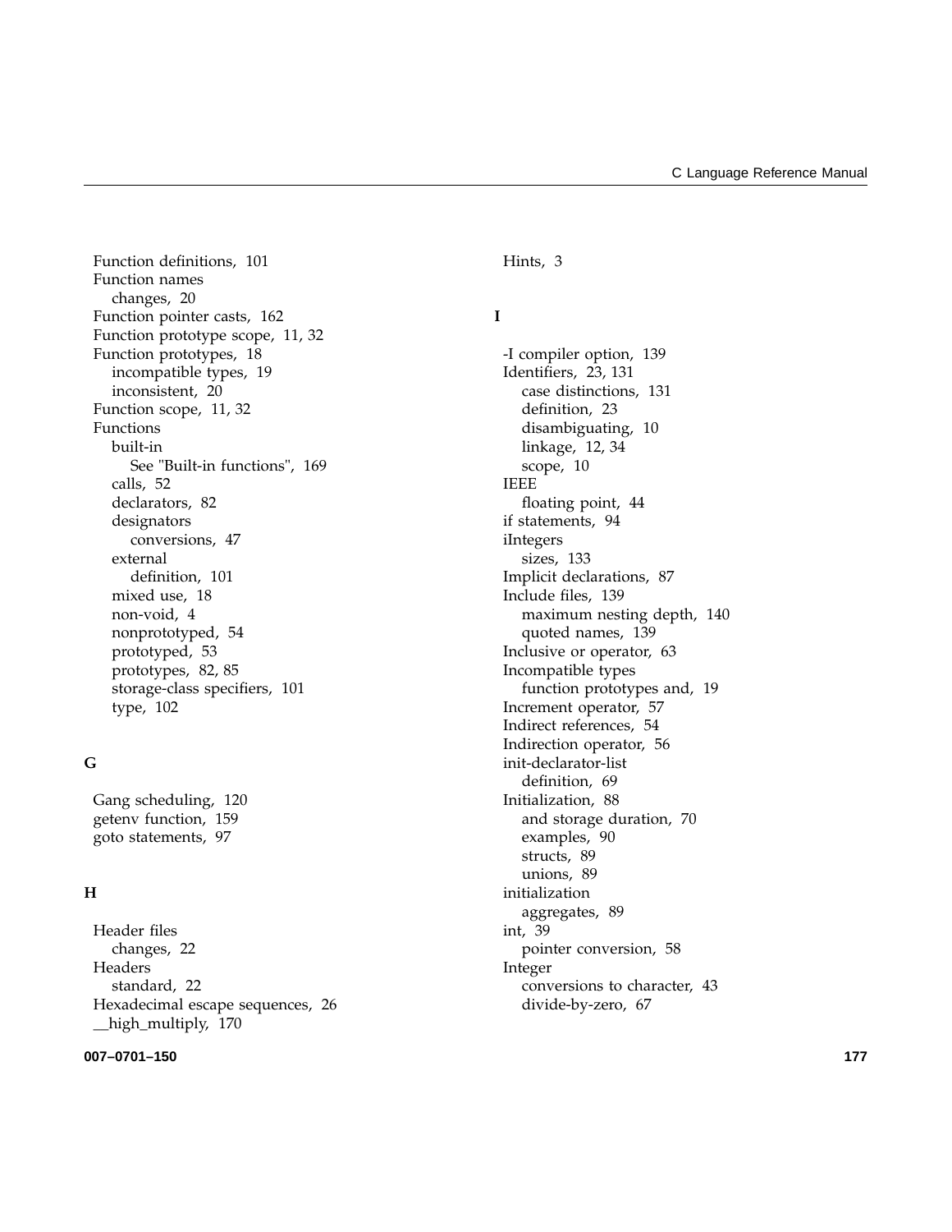Function definitions, 101
Function names
  changes, 20
Function pointer casts, 162
Function prototype scope, 11, 32
Function prototypes, 18
  incompatible types, 19
  inconsistent, 20
Function scope, 11, 32
Functions
  built-in
    See "Built-in functions", 169
  calls, 52
  declarators, 82
  designators
    conversions, 47
  external
    definition, 101
  mixed use, 18
  non-void, 4
  nonprototyped, 54
  prototyped, 53
  prototypes, 82, 85
  storage-class specifiers, 101
  type, 102

## G

Gang scheduling, 120
getenv function, 159
goto statements, 97

## H

Header files
  changes, 22
Headers
  standard, 22
Hexadecimal escape sequences, 26
__high_multiply, 170
Hints, 3

## I

-I compiler option, 139
Identifiers, 23, 131
  case distinctions, 131
  definition, 23
  disambiguating, 10
  linkage, 12, 34
  scope, 10
IEEE
  floating point, 44
if statements, 94
iIntegers
  sizes, 133
Implicit declarations, 87
Include files, 139
  maximum nesting depth, 140
  quoted names, 139
Inclusive or operator, 63
Incompatible types
  function prototypes and, 19
Increment operator, 57
Indirect references, 54
Indirection operator, 56
init-declarator-list
  definition, 69
Initialization, 88
  and storage duration, 70
  examples, 90
  structs, 89
  unions, 89
initialization
  aggregates, 89
int, 39
  pointer conversion, 58
Integer
  conversions to character, 43
  divide-by-zero, 67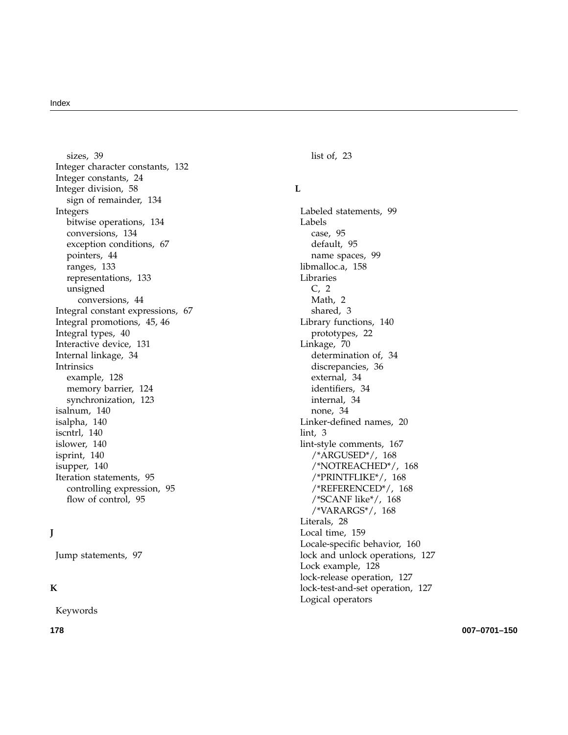sizes, 39
Integer character constants, 132
Integer constants, 24
Integer division, 58
  sign of remainder, 134
Integers
  bitwise operations, 134
  conversions, 134
  exception conditions, 67
  pointers, 44
  ranges, 133
  representations, 133
  unsigned
    conversions, 44
Integral constant expressions, 67
Integral promotions, 45, 46
Integral types, 40
Interactive device, 131
Internal linkage, 34
Intrinsics
  example, 128
  memory barrier, 124
  synchronization, 123
isalnum, 140
isalpha, 140
iscntrl, 140
islower, 140
isprint, 140
isupper, 140
Iteration statements, 95
  controlling expression, 95
  flow of control, 95

**J**

Jump statements, 97

**K**

Keywords
  list of, 23

**L**

Labeled statements, 99
Labels
  case, 95
  default, 95
  name spaces, 99
libmalloc.a, 158
Libraries
  C, 2
  Math, 2
  shared, 3
Library functions, 140
  prototypes, 22
Linkage, 70
  determination of, 34
  discrepancies, 36
  external, 34
  identifiers, 34
  internal, 34
  none, 34
Linker-defined names, 20
lint, 3
lint-style comments, 167
  /*ARGUSED*/, 168
  /*NOTREACHED*/, 168
  /*PRINTFLIKE*/, 168
  /*REFERENCED*/, 168
  /*SCANF like*/, 168
  /*VARARGS*/, 168
Literals, 28
Local time, 159
Locale-specific behavior, 160
lock and unlock operations, 127
Lock example, 128
lock-release operation, 127
lock-test-and-set operation, 127
Logical operators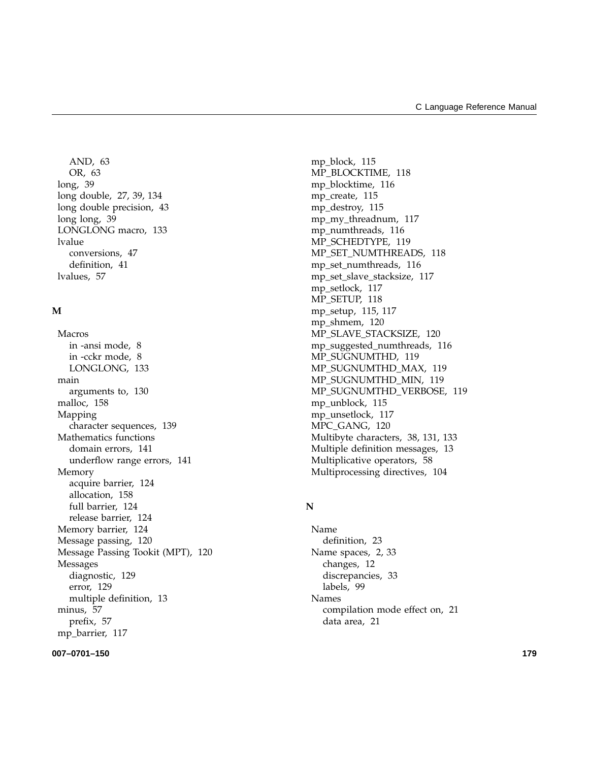AND, 63
OR, 63

long, 39
long double, 27, 39, 134
long double precision, 43
long long, 39
LONGLONG macro, 133
lvalue
  conversions, 47
  definition, 41
lvalues, 57

## M

Macros
  in -ansi mode, 8
  in -cckr mode, 8
  LONGLONG, 133
main
  arguments to, 130
malloc, 158
Mapping
  character sequences, 139
Mathematics functions
  domain errors, 141
  underflow range errors, 141
Memory
  acquire barrier, 124
  allocation, 158
  full barrier, 124
  release barrier, 124
Memory barrier, 124
Message passing, 120
Message Passing Tookit (MPT), 120
Messages
  diagnostic, 129
  error, 129
  multiple definition, 13
minus, 57
  prefix, 57
mp_barrier, 117
mp_block, 115
MP_BLOCKTIME, 118
mp_blocktime, 116
mp_create, 115
mp_destroy, 115
mp_my_threadnum, 117
mp_numthreads, 116
MP_SCHEDTYPE, 119
MP_SET_NUMTHREADS, 118
mp_set_numthreads, 116
mp_set_slave_stacksize, 117
mp_setlock, 117
MP_SETUP, 118
mp_setup, 115, 117
mp_shmem, 120
MP_SLAVE_STACKSIZE, 120
mp_suggested_numthreads, 116
MP_SUGNUMTHD, 119
MP_SUGNUMTHD_MAX, 119
MP_SUGNUMTHD_MIN, 119
MP_SUGNUMTHD_VERBOSE, 119
mp_unblock, 115
mp_unsetlock, 117
MPC_GANG, 120
Multibyte characters, 38, 131, 133
Multiple definition messages, 13
Multiplicative operators, 58
Multiprocessing directives, 104

## N

Name
  definition, 23
Name spaces, 2, 33
  changes, 12
  discrepancies, 33
  labels, 99
Names
  compilation mode effect on, 21
  data area, 21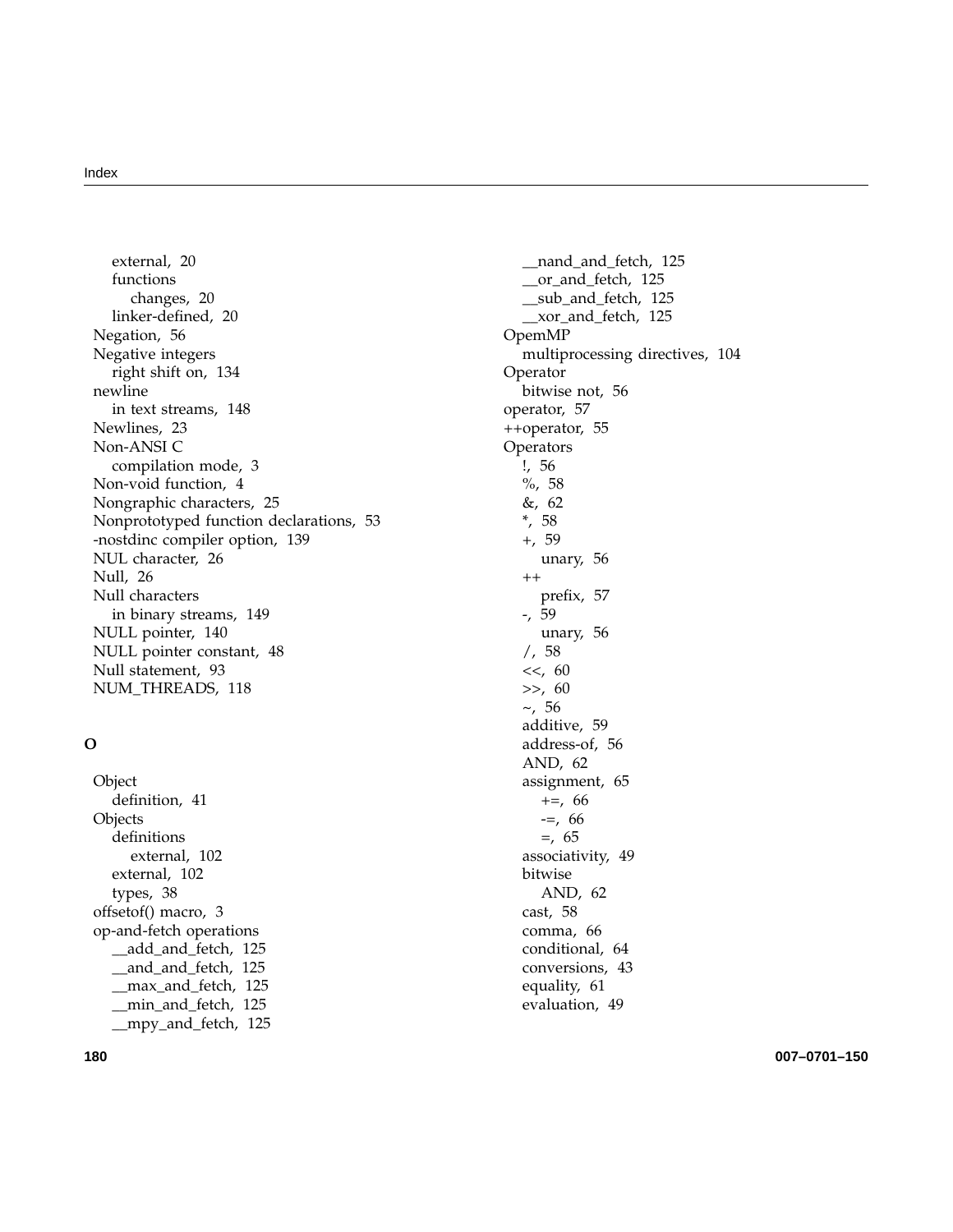external, 20
functions
changes, 20
linker-defined, 20
Negation, 56
Negative integers
right shift on, 134
newline
in text streams, 148
Newlines, 23
Non-ANSI C
compilation mode, 3
Non-void function, 4
Nongraphic characters, 25
Nonprototyped function declarations, 53
-nostdinc compiler option, 139
NUL character, 26
Null, 26
Null characters
in binary streams, 149
NULL pointer, 140
NULL pointer constant, 48
Null statement, 93
NUM_THREADS, 118

## O

Object
definition, 41
Objects
definitions
external, 102
external, 102
types, 38
offsetof() macro, 3
op-and-fetch operations
__add_and_fetch, 125
__and_and_fetch, 125
__max_and_fetch, 125
__min_and_fetch, 125
__mpy_and_fetch, 125
__nand_and_fetch, 125
__or_and_fetch, 125
__sub_and_fetch, 125
__xor_and_fetch, 125
OpemMP
multiprocessing directives, 104
Operator
bitwise not, 56
operator, 57
++operator, 55
Operators
!, 56
%, 58
&, 62
*, 58
+, 59
unary, 56
++
prefix, 57
-, 59
unary, 56
/, 58
<<, 60
>>, 60
~, 56
additive, 59
address-of, 56
AND, 62
assignment, 65
+=, 66
-=, 66
=, 65
associativity, 49
bitwise
AND, 62
cast, 58
comma, 66
conditional, 64
conversions, 43
equality, 61
evaluation, 49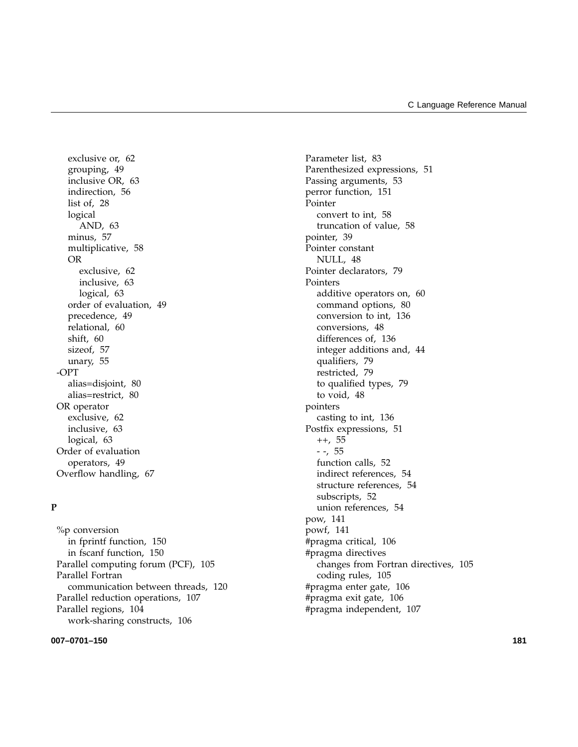exclusive or, 62
grouping, 49
inclusive OR, 63
indirection, 56
list of, 28
logical
AND, 63
minus, 57
multiplicative, 58
OR
exclusive, 62
inclusive, 63
logical, 63
order of evaluation, 49
precedence, 49
relational, 60
shift, 60
sizeof, 57
unary, 55

-OPT
alias=disjoint, 80
alias=restrict, 80

OR operator
exclusive, 62
inclusive, 63
logical, 63

Order of evaluation
operators, 49

Overflow handling, 67

**P**

%p conversion
in fprintf function, 150
in fscanf function, 150

Parallel computing forum (PCF), 105

Parallel Fortran
communication between threads, 120

Parallel reduction operations, 107

Parallel regions, 104
work-sharing constructs, 106

Parameter list, 83

Parenthesized expressions, 51

Passing arguments, 53

perror function, 151

Pointer
convert to int, 58
truncation of value, 58

pointer, 39

Pointer constant
NULL, 48

Pointer declarators, 79

Pointers
additive operators on, 60
command options, 80
conversion to int, 136
conversions, 48
differences of, 136
integer additions and, 44
qualifiers, 79
restricted, 79
to qualified types, 79
to void, 48

pointers
casting to int, 136

Postfix expressions, 51
++, 55
- -, 55
function calls, 52
indirect references, 54
structure references, 54
subscripts, 52
union references, 54

pow, 141

powf, 141

#pragma critical, 106

#pragma directives
changes from Fortran directives, 105
coding rules, 105

#pragma enter gate, 106

#pragma exit gate, 106

#pragma independent, 107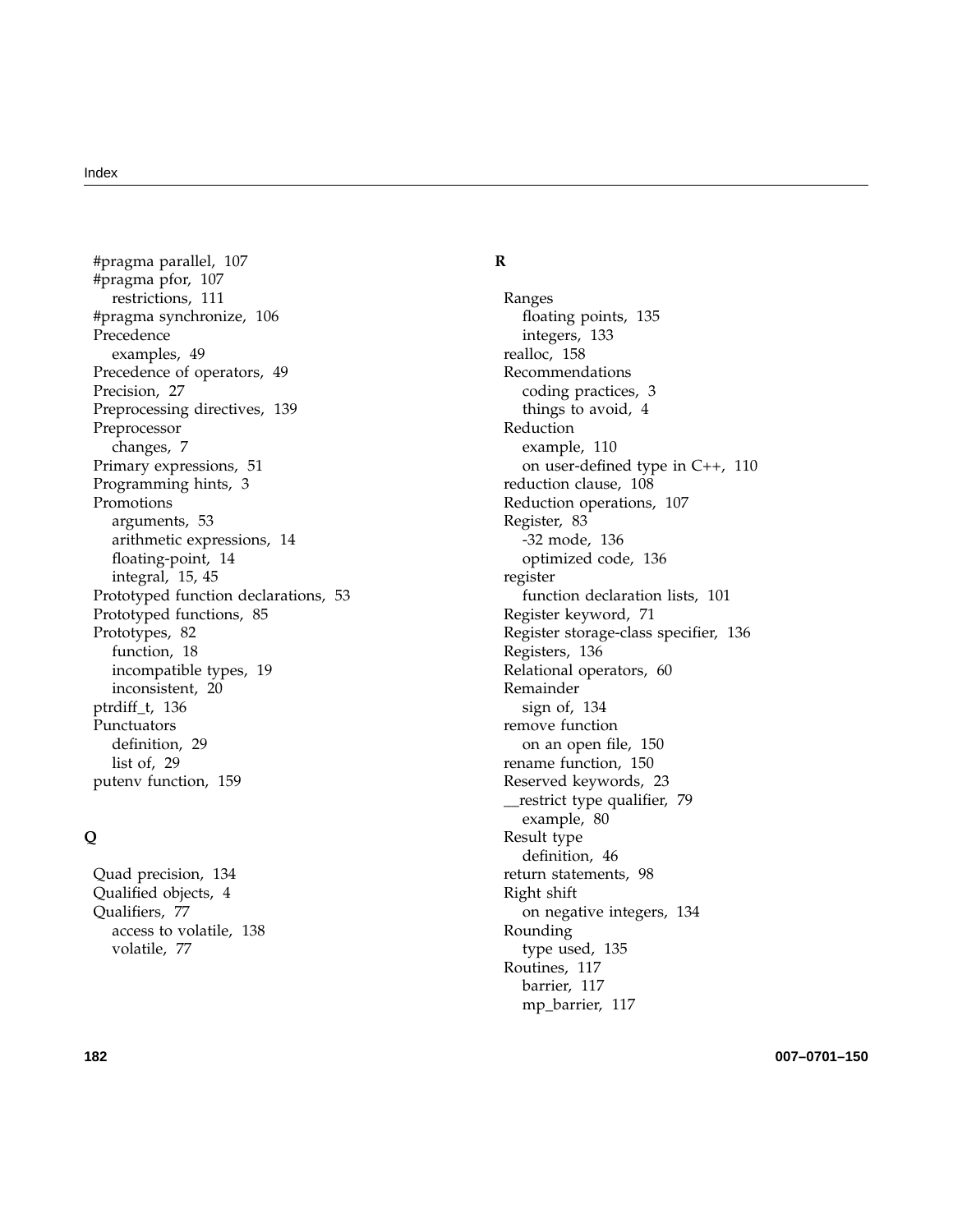#pragma parallel, 107
#pragma pfor, 107
  restrictions, 111
#pragma synchronize, 106
Precedence
  examples, 49
Precedence of operators, 49
Precision, 27
Preprocessing directives, 139
Preprocessor
  changes, 7
Primary expressions, 51
Programming hints, 3
Promotions
  arguments, 53
  arithmetic expressions, 14
  floating-point, 14
  integral, 15, 45
Prototyped function declarations, 53
Prototyped functions, 85
Prototypes, 82
  function, 18
  incompatible types, 19
  inconsistent, 20
ptrdiff_t, 136
Punctuators
  definition, 29
  list of, 29
putenv function, 159

**Q**

Quad precision, 134
Qualified objects, 4
Qualifiers, 77
  access to volatile, 138
  volatile, 77

**R**

Ranges
  floating points, 135
  integers, 133
realloc, 158
Recommendations
  coding practices, 3
  things to avoid, 4
Reduction
  example, 110
  on user-defined type in C++, 110
reduction clause, 108
Reduction operations, 107
Register, 83
  -32 mode, 136
  optimized code, 136
register
  function declaration lists, 101
Register keyword, 71
Register storage-class specifier, 136
Registers, 136
Relational operators, 60
Remainder
  sign of, 134
remove function
  on an open file, 150
rename function, 150
Reserved keywords, 23
__restrict type qualifier, 79
  example, 80
Result type
  definition, 46
return statements, 98
Right shift
  on negative integers, 134
Rounding
  type used, 135
Routines, 117
  barrier, 117
  mp_barrier, 117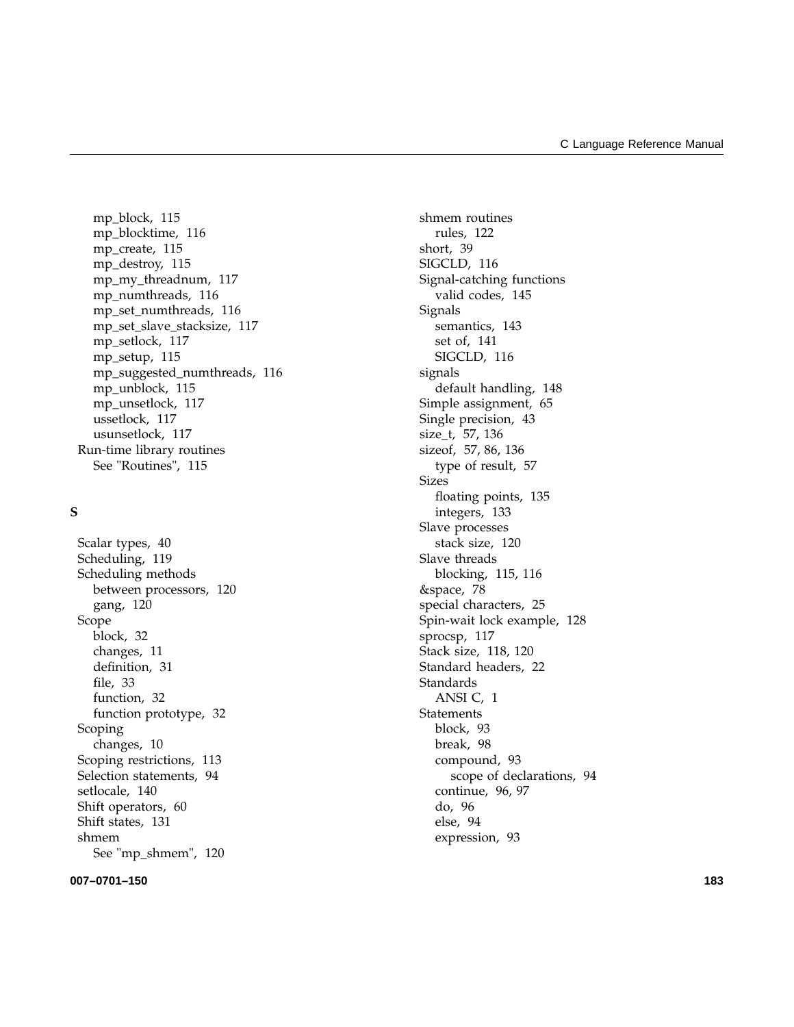mp_block, 115
mp_blocktime, 116
mp_create, 115
mp_destroy, 115
mp_my_threadnum, 117
mp_numthreads, 116
mp_set_numthreads, 116
mp_set_slave_stacksize, 117
mp_setlock, 117
mp_setup, 115
mp_suggested_numthreads, 116
mp_unblock, 115
mp_unsetlock, 117
ussetlock, 117
usunsetlock, 117

Run-time library routines
See "Routines", 115

**S**

Scalar types, 40
Scheduling, 119
Scheduling methods
between processors, 120
gang, 120
Scope
block, 32
changes, 11
definition, 31
file, 33
function, 32
function prototype, 32
Scoping
changes, 10
Scoping restrictions, 113
Selection statements, 94
setlocale, 140
Shift operators, 60
Shift states, 131
shmem
See "mp_shmem", 120
shmem routines
rules, 122
short, 39
SIGCLD, 116
Signal-catching functions
valid codes, 145
Signals
semantics, 143
set of, 141
SIGCLD, 116
signals
default handling, 148
Simple assignment, 65
Single precision, 43
size_t, 57, 136
sizeof, 57, 86, 136
type of result, 57
Sizes
floating points, 135
integers, 133
Slave processes
stack size, 120
Slave threads
blocking, 115, 116
&space, 78
special characters, 25
Spin-wait lock example, 128
sprocsp, 117
Stack size, 118, 120
Standard headers, 22
Standards
ANSI C, 1
Statements
block, 93
break, 98
compound, 93
scope of declarations, 94
continue, 96, 97
do, 96
else, 94
expression, 93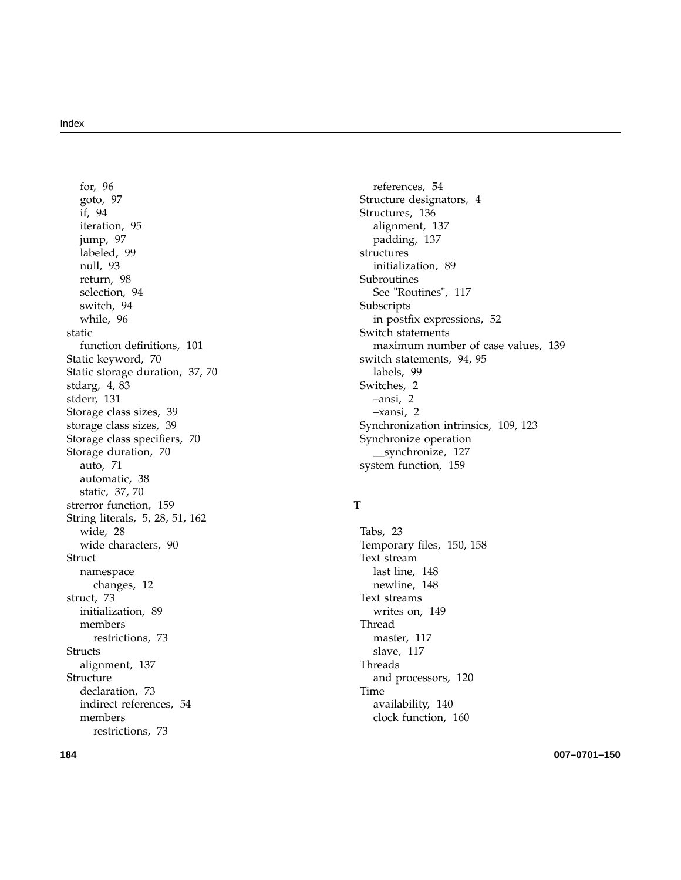for, 96
  goto, 97
  if, 94
  iteration, 95
  jump, 97
  labeled, 99
  null, 93
  return, 98
  selection, 94
  switch, 94
  while, 96

static
  function definitions, 101

Static keyword, 70

Static storage duration, 37, 70

stdarg, 4, 83

stderr, 131

Storage class sizes, 39

storage class sizes, 39

Storage class specifiers, 70

Storage duration, 70
  auto, 71
  automatic, 38
  static, 37, 70

strerror function, 159

String literals, 5, 28, 51, 162
  wide, 28
  wide characters, 90

Struct
  namespace
    changes, 12

struct, 73
  initialization, 89
  members
    restrictions, 73

Structs
  alignment, 137

Structure
  declaration, 73
  indirect references, 54
  members
    restrictions, 73
  references, 54

Structure designators, 4

Structures, 136
  alignment, 137
  padding, 137

structures
  initialization, 89

Subroutines
  See "Routines", 117

Subscripts
  in postfix expressions, 52

Switch statements
  maximum number of case values, 139

switch statements, 94, 95
  labels, 99

Switches, 2
  –ansi, 2
  –xansi, 2

Synchronization intrinsics, 109, 123

Synchronize operation
  __synchronize, 127

system function, 159

**T**

Tabs, 23

Temporary files, 150, 158

Text stream
  last line, 148
  newline, 148

Text streams
  writes on, 149

Thread
  master, 117
  slave, 117

Threads
  and processors, 120

Time
  availability, 140
  clock function, 160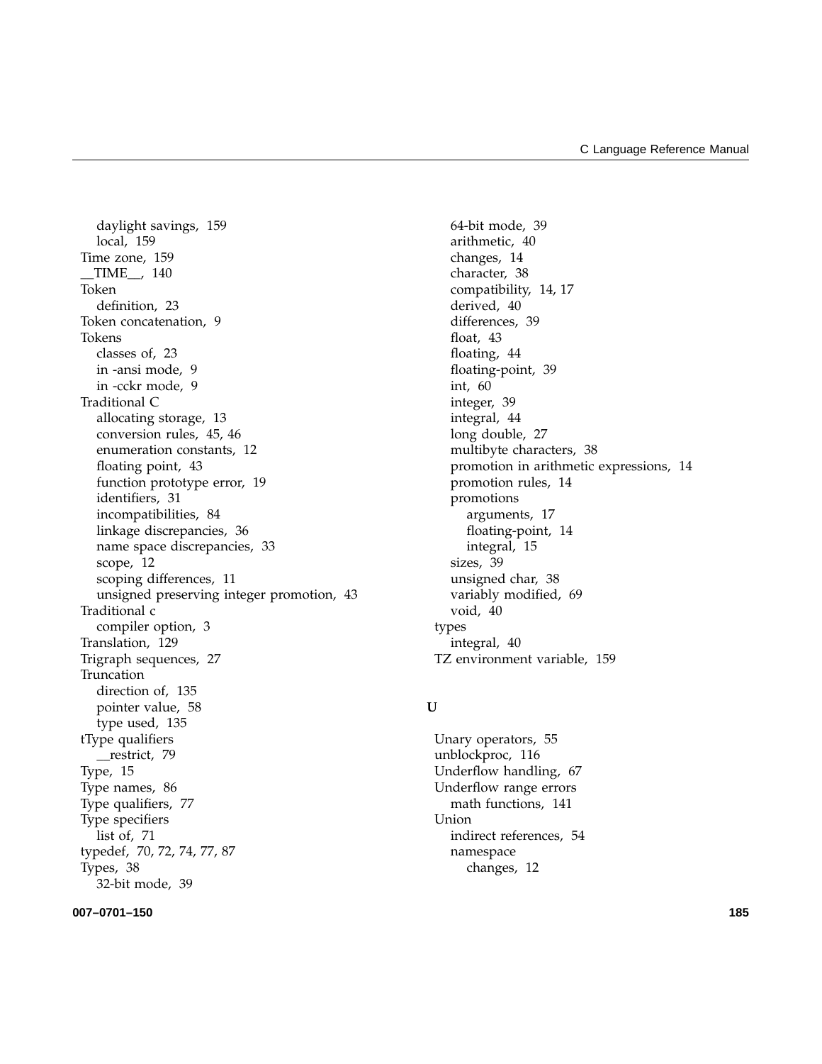daylight savings, 159
  local, 159
Time zone, 159
__TIME__, 140
Token
  definition, 23
Token concatenation, 9
Tokens
  classes of, 23
  in -ansi mode, 9
  in -cckr mode, 9
Traditional C
  allocating storage, 13
  conversion rules, 45, 46
  enumeration constants, 12
  floating point, 43
  function prototype error, 19
  identifiers, 31
  incompatibilities, 84
  linkage discrepancies, 36
  name space discrepancies, 33
  scope, 12
  scoping differences, 11
  unsigned preserving integer promotion, 43
Traditional c
  compiler option, 3
Translation, 129
Trigraph sequences, 27
Truncation
  direction of, 135
  pointer value, 58
  type used, 135
tType qualifiers
  __restrict, 79
Type, 15
Type names, 86
Type qualifiers, 77
Type specifiers
  list of, 71
typedef, 70, 72, 74, 77, 87
Types, 38
  32-bit mode, 39
  64-bit mode, 39
  arithmetic, 40
  changes, 14
  character, 38
  compatibility, 14, 17
  derived, 40
  differences, 39
  float, 43
  floating, 44
  floating-point, 39
  int, 60
  integer, 39
  integral, 44
  long double, 27
  multibyte characters, 38
  promotion in arithmetic expressions, 14
  promotion rules, 14
  promotions
    arguments, 17
    floating-point, 14
    integral, 15
  sizes, 39
  unsigned char, 38
  variably modified, 69
  void, 40
types
  integral, 40
TZ environment variable, 159

**U**

Unary operators, 55
unblockproc, 116
Underflow handling, 67
Underflow range errors
  math functions, 141
Union
  indirect references, 54
  namespace
    changes, 12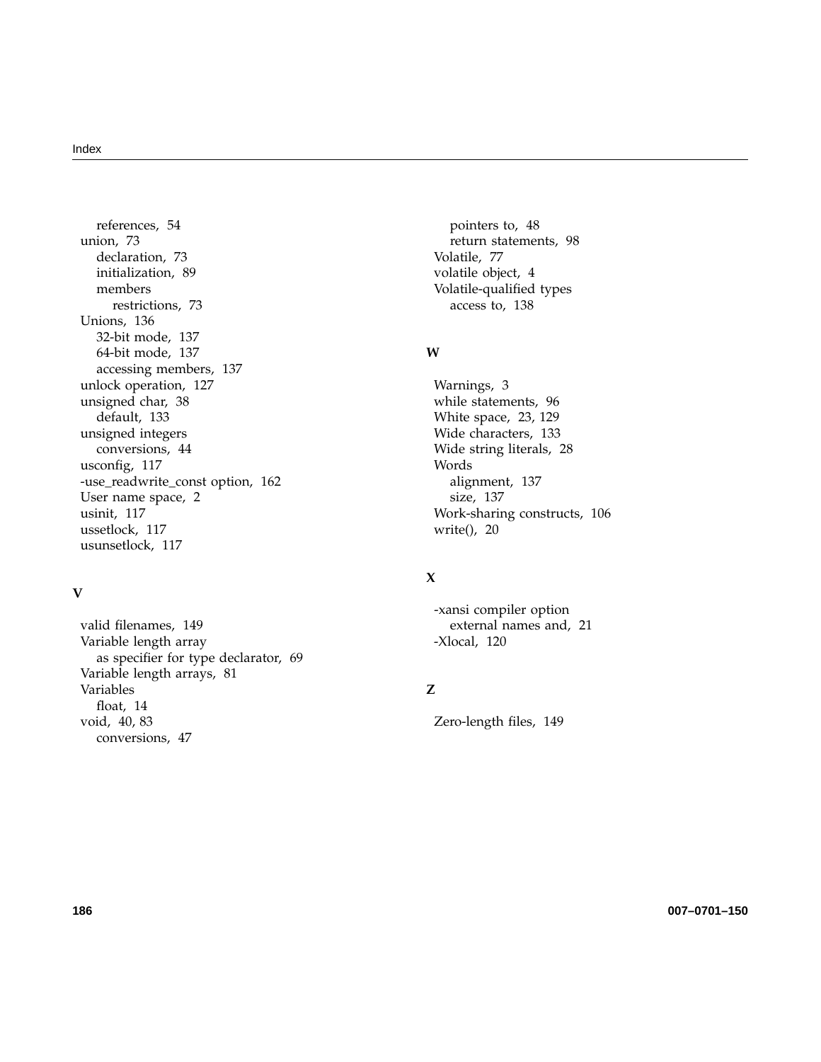references, 54
union, 73
  declaration, 73
  initialization, 89
  members
    restrictions, 73
Unions, 136
  32-bit mode, 137
  64-bit mode, 137
  accessing members, 137
unlock operation, 127
unsigned char, 38
  default, 133
unsigned integers
  conversions, 44
usconfig, 117
-use_readwrite_const option, 162
User name space, 2
usinit, 117
ussetlock, 117
usunsetlock, 117

**V**

valid filenames, 149
Variable length array
  as specifier for type declarator, 69
Variable length arrays, 81
Variables
  float, 14
void, 40, 83
  conversions, 47
  pointers to, 48
  return statements, 98
Volatile, 77
volatile object, 4
Volatile-qualified types
  access to, 138

**W**

Warnings, 3
while statements, 96
White space, 23, 129
Wide characters, 133
Wide string literals, 28
Words
  alignment, 137
  size, 137
Work-sharing constructs, 106
write(), 20

**X**

-xansi compiler option
  external names and, 21
-Xlocal, 120

**Z**

Zero-length files, 149